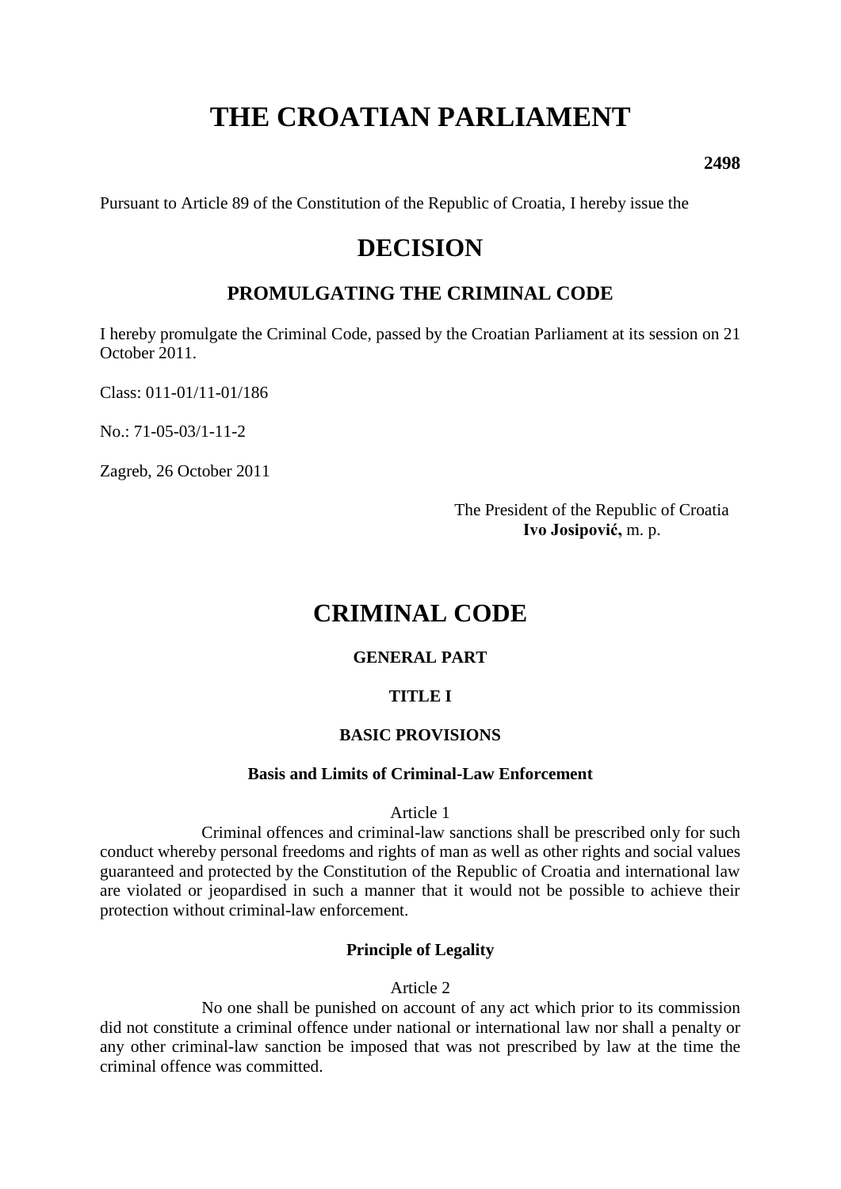# THE CROATIAN PARLIAMENT

**2498**

Pursuant to Article 89 of the Constitution of the Republic of Croatia, I hereby issue the

# DECISION

## PROMULGATING THE CRIMINAL CODE

I hereby promulgate the Criminal Code, passed by the Croatian Parliament at its session on 21 October 2011.

Class: 011-01/11-01/186

No.: 71-05-03/1-11-2

Zagreb, 26 October 2011

The President of the Republic of Croatia
**Ivo Josipović,** m. p.

# CRIMINAL CODE

## GENERAL PART

## TITLE I

## BASIC PROVISIONS

### Basis and Limits of Criminal-Law Enforcement

Article 1

Criminal offences and criminal-law sanctions shall be prescribed only for such conduct whereby personal freedoms and rights of man as well as other rights and social values guaranteed and protected by the Constitution of the Republic of Croatia and international law are violated or jeopardised in such a manner that it would not be possible to achieve their protection without criminal-law enforcement.

### Principle of Legality

Article 2

No one shall be punished on account of any act which prior to its commission did not constitute a criminal offence under national or international law nor shall a penalty or any other criminal-law sanction be imposed that was not prescribed by law at the time the criminal offence was committed.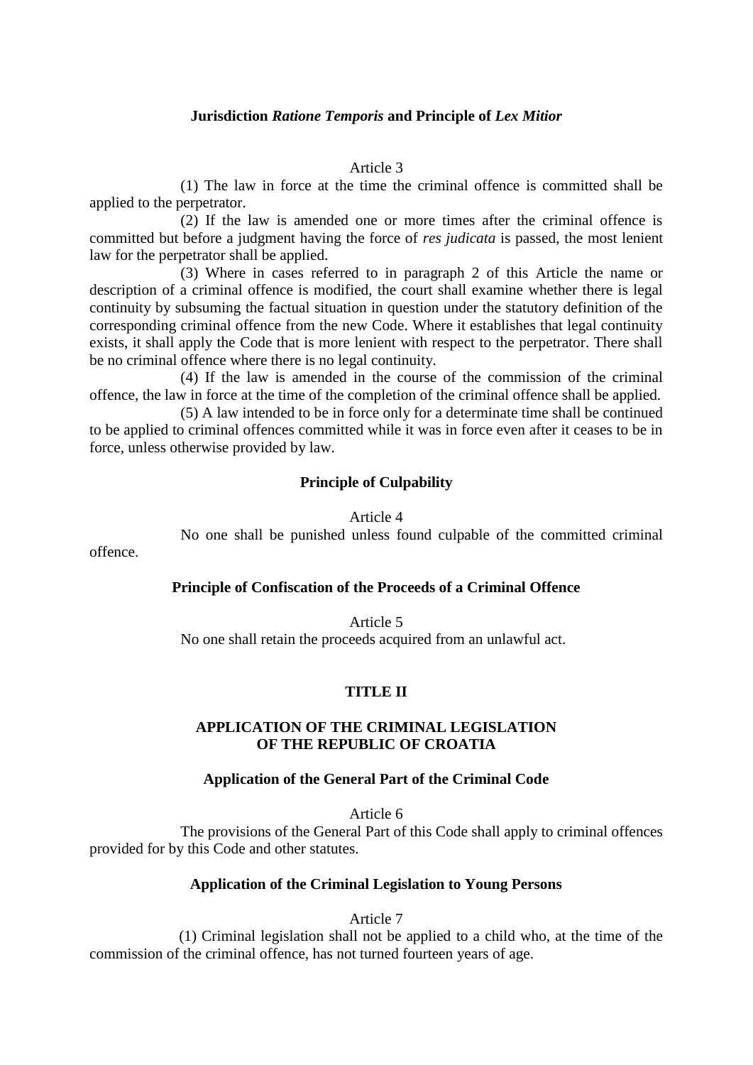**Jurisdiction *Ratione Temporis* and Principle of *Lex Mitior***

Article 3

(1) The law in force at the time the criminal offence is committed shall be applied to the perpetrator.

(2) If the law is amended one or more times after the criminal offence is committed but before a judgment having the force of *res judicata* is passed, the most lenient law for the perpetrator shall be applied.

(3) Where in cases referred to in paragraph 2 of this Article the name or description of a criminal offence is modified, the court shall examine whether there is legal continuity by subsuming the factual situation in question under the statutory definition of the corresponding criminal offence from the new Code. Where it establishes that legal continuity exists, it shall apply the Code that is more lenient with respect to the perpetrator. There shall be no criminal offence where there is no legal continuity.

(4) If the law is amended in the course of the commission of the criminal offence, the law in force at the time of the completion of the criminal offence shall be applied.

(5) A law intended to be in force only for a determinate time shall be continued to be applied to criminal offences committed while it was in force even after it ceases to be in force, unless otherwise provided by law.

**Principle of Culpability**

Article 4

No one shall be punished unless found culpable of the committed criminal offence.

**Principle of Confiscation of the Proceeds of a Criminal Offence**

Article 5

No one shall retain the proceeds acquired from an unlawful act.

## TITLE II

## APPLICATION OF THE CRIMINAL LEGISLATION OF THE REPUBLIC OF CROATIA

**Application of the General Part of the Criminal Code**

Article 6

The provisions of the General Part of this Code shall apply to criminal offences provided for by this Code and other statutes.

**Application of the Criminal Legislation to Young Persons**

Article 7

(1) Criminal legislation shall not be applied to a child who, at the time of the commission of the criminal offence, has not turned fourteen years of age.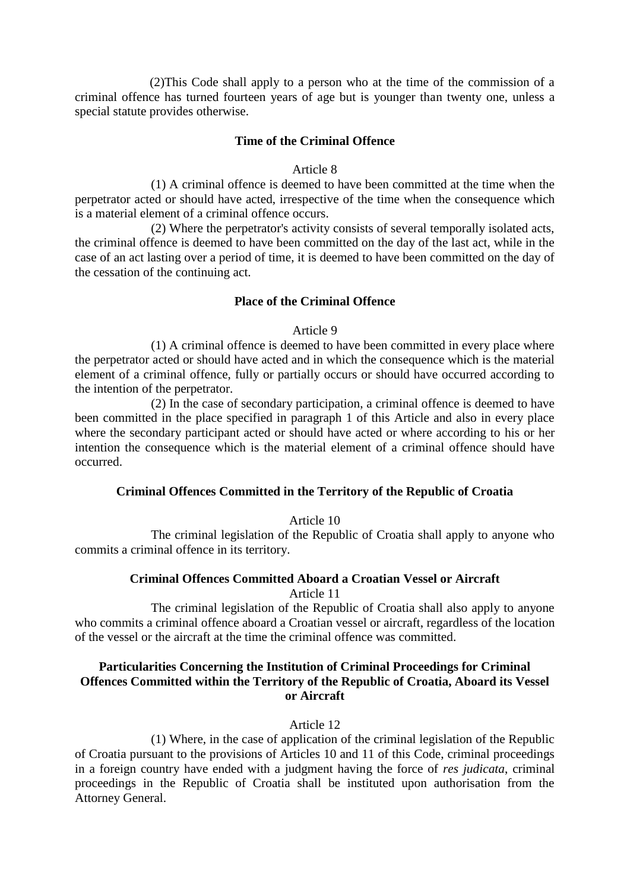(2)This Code shall apply to a person who at the time of the commission of a criminal offence has turned fourteen years of age but is younger than twenty one, unless a special statute provides otherwise.

### Time of the Criminal Offence

Article 8

(1) A criminal offence is deemed to have been committed at the time when the perpetrator acted or should have acted, irrespective of the time when the consequence which is a material element of a criminal offence occurs.

(2) Where the perpetrator's activity consists of several temporally isolated acts, the criminal offence is deemed to have been committed on the day of the last act, while in the case of an act lasting over a period of time, it is deemed to have been committed on the day of the cessation of the continuing act.

### Place of the Criminal Offence

Article 9

(1) A criminal offence is deemed to have been committed in every place where the perpetrator acted or should have acted and in which the consequence which is the material element of a criminal offence, fully or partially occurs or should have occurred according to the intention of the perpetrator.

(2) In the case of secondary participation, a criminal offence is deemed to have been committed in the place specified in paragraph 1 of this Article and also in every place where the secondary participant acted or should have acted or where according to his or her intention the consequence which is the material element of a criminal offence should have occurred.

### Criminal Offences Committed in the Territory of the Republic of Croatia

Article 10

The criminal legislation of the Republic of Croatia shall apply to anyone who commits a criminal offence in its territory.

### Criminal Offences Committed Aboard a Croatian Vessel or Aircraft

Article 11

The criminal legislation of the Republic of Croatia shall also apply to anyone who commits a criminal offence aboard a Croatian vessel or aircraft, regardless of the location of the vessel or the aircraft at the time the criminal offence was committed.

### Particularities Concerning the Institution of Criminal Proceedings for Criminal Offences Committed within the Territory of the Republic of Croatia, Aboard its Vessel or Aircraft

Article 12

(1) Where, in the case of application of the criminal legislation of the Republic of Croatia pursuant to the provisions of Articles 10 and 11 of this Code, criminal proceedings in a foreign country have ended with a judgment having the force of *res judicata*, criminal proceedings in the Republic of Croatia shall be instituted upon authorisation from the Attorney General.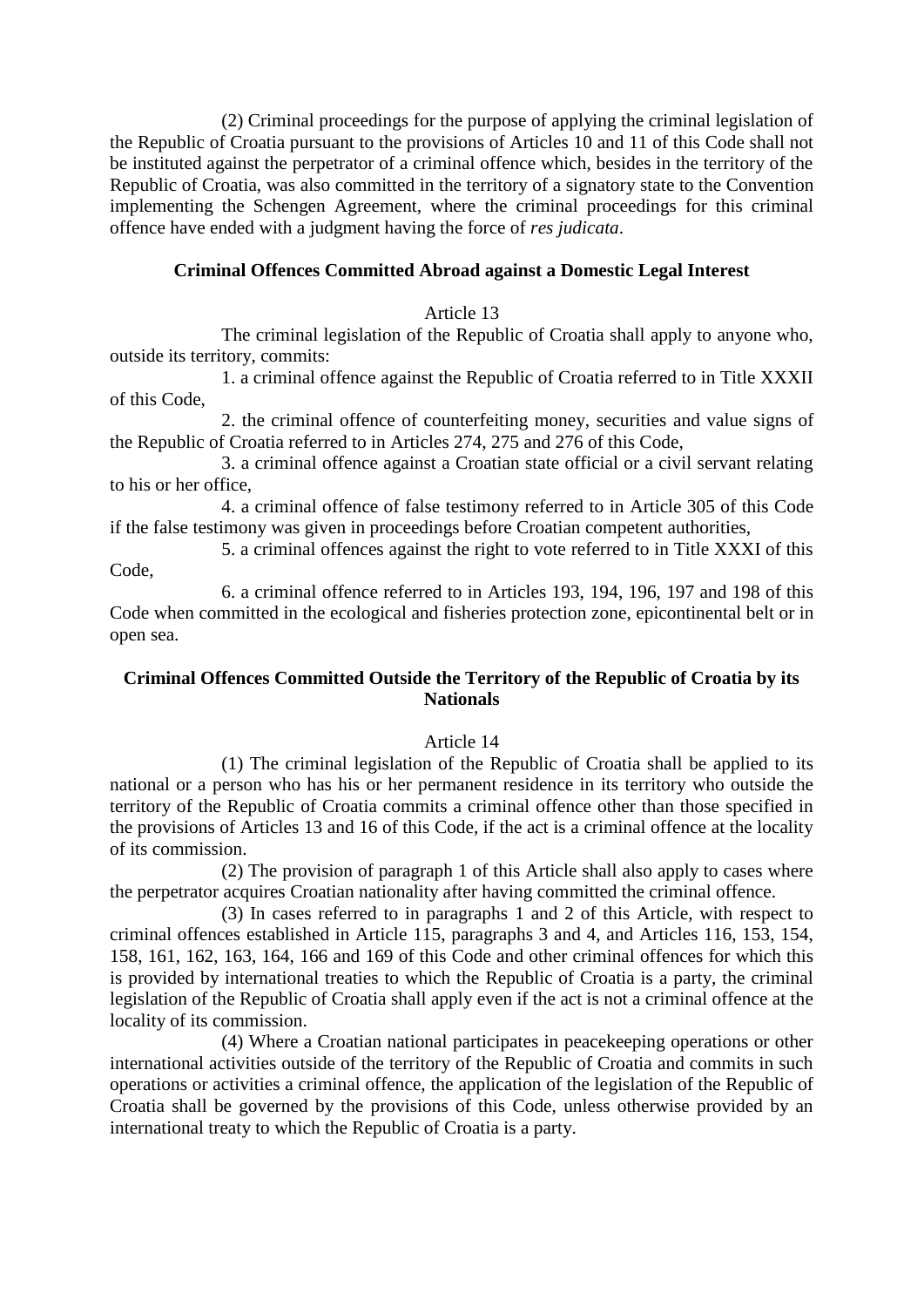(2) Criminal proceedings for the purpose of applying the criminal legislation of the Republic of Croatia pursuant to the provisions of Articles 10 and 11 of this Code shall not be instituted against the perpetrator of a criminal offence which, besides in the territory of the Republic of Croatia, was also committed in the territory of a signatory state to the Convention implementing the Schengen Agreement, where the criminal proceedings for this criminal offence have ended with a judgment having the force of *res judicata*.

### Criminal Offences Committed Abroad against a Domestic Legal Interest

Article 13

The criminal legislation of the Republic of Croatia shall apply to anyone who, outside its territory, commits:

1. a criminal offence against the Republic of Croatia referred to in Title XXXII of this Code,

2. the criminal offence of counterfeiting money, securities and value signs of the Republic of Croatia referred to in Articles 274, 275 and 276 of this Code,

3. a criminal offence against a Croatian state official or a civil servant relating to his or her office,

4. a criminal offence of false testimony referred to in Article 305 of this Code if the false testimony was given in proceedings before Croatian competent authorities,

5. a criminal offences against the right to vote referred to in Title XXXI of this Code,

6. a criminal offence referred to in Articles 193, 194, 196, 197 and 198 of this Code when committed in the ecological and fisheries protection zone, epicontinental belt or in open sea.

### Criminal Offences Committed Outside the Territory of the Republic of Croatia by its Nationals

Article 14

(1) The criminal legislation of the Republic of Croatia shall be applied to its national or a person who has his or her permanent residence in its territory who outside the territory of the Republic of Croatia commits a criminal offence other than those specified in the provisions of Articles 13 and 16 of this Code, if the act is a criminal offence at the locality of its commission.

(2) The provision of paragraph 1 of this Article shall also apply to cases where the perpetrator acquires Croatian nationality after having committed the criminal offence.

(3) In cases referred to in paragraphs 1 and 2 of this Article, with respect to criminal offences established in Article 115, paragraphs 3 and 4, and Articles 116, 153, 154, 158, 161, 162, 163, 164, 166 and 169 of this Code and other criminal offences for which this is provided by international treaties to which the Republic of Croatia is a party, the criminal legislation of the Republic of Croatia shall apply even if the act is not a criminal offence at the locality of its commission.

(4) Where a Croatian national participates in peacekeeping operations or other international activities outside of the territory of the Republic of Croatia and commits in such operations or activities a criminal offence, the application of the legislation of the Republic of Croatia shall be governed by the provisions of this Code, unless otherwise provided by an international treaty to which the Republic of Croatia is a party.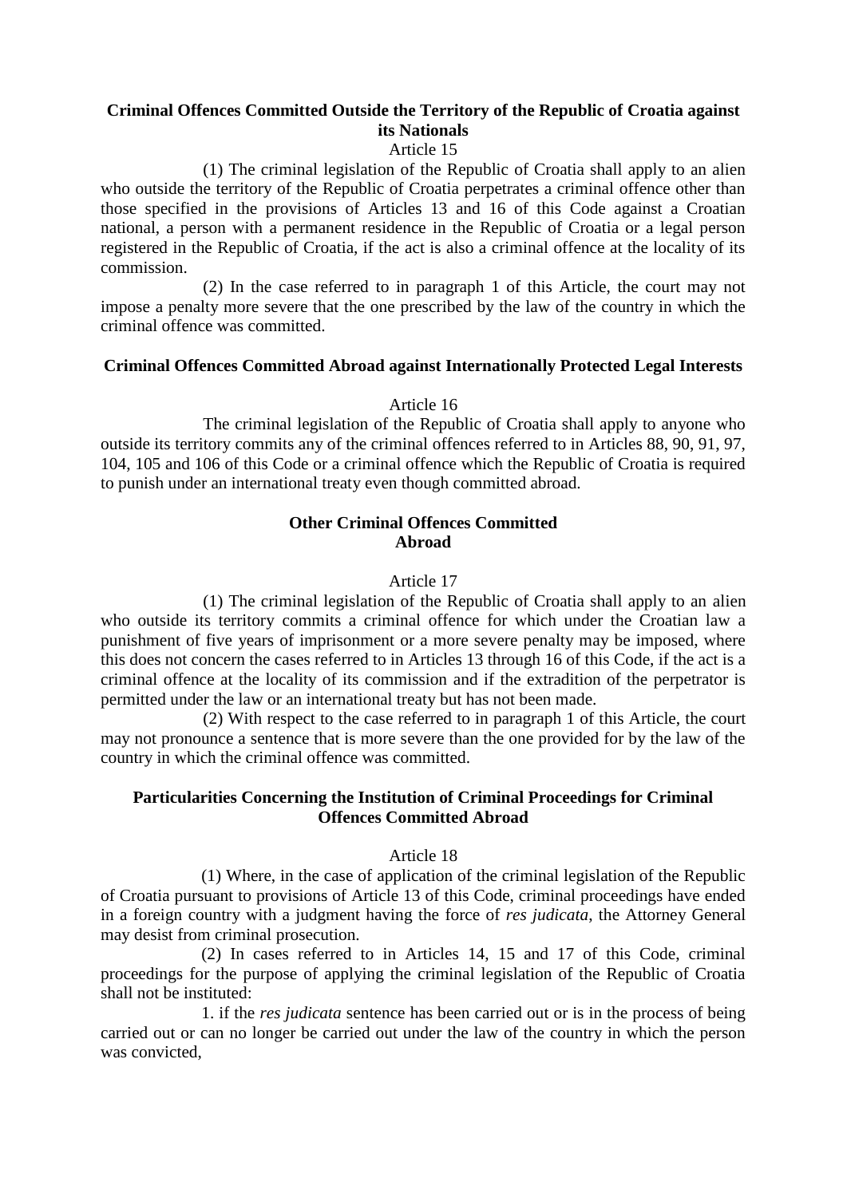**Criminal Offences Committed Outside the Territory of the Republic of Croatia against its Nationals**

Article 15

(1) The criminal legislation of the Republic of Croatia shall apply to an alien who outside the territory of the Republic of Croatia perpetrates a criminal offence other than those specified in the provisions of Articles 13 and 16 of this Code against a Croatian national, a person with a permanent residence in the Republic of Croatia or a legal person registered in the Republic of Croatia, if the act is also a criminal offence at the locality of its commission.

(2) In the case referred to in paragraph 1 of this Article, the court may not impose a penalty more severe that the one prescribed by the law of the country in which the criminal offence was committed.

**Criminal Offences Committed Abroad against Internationally Protected Legal Interests**

Article 16

The criminal legislation of the Republic of Croatia shall apply to anyone who outside its territory commits any of the criminal offences referred to in Articles 88, 90, 91, 97, 104, 105 and 106 of this Code or a criminal offence which the Republic of Croatia is required to punish under an international treaty even though committed abroad.

**Other Criminal Offences Committed Abroad**

Article 17

(1) The criminal legislation of the Republic of Croatia shall apply to an alien who outside its territory commits a criminal offence for which under the Croatian law a punishment of five years of imprisonment or a more severe penalty may be imposed, where this does not concern the cases referred to in Articles 13 through 16 of this Code, if the act is a criminal offence at the locality of its commission and if the extradition of the perpetrator is permitted under the law or an international treaty but has not been made.

(2) With respect to the case referred to in paragraph 1 of this Article, the court may not pronounce a sentence that is more severe than the one provided for by the law of the country in which the criminal offence was committed.

**Particularities Concerning the Institution of Criminal Proceedings for Criminal Offences Committed Abroad**

Article 18

(1) Where, in the case of application of the criminal legislation of the Republic of Croatia pursuant to provisions of Article 13 of this Code, criminal proceedings have ended in a foreign country with a judgment having the force of *res judicata*, the Attorney General may desist from criminal prosecution.

(2) In cases referred to in Articles 14, 15 and 17 of this Code, criminal proceedings for the purpose of applying the criminal legislation of the Republic of Croatia shall not be instituted:

1. if the *res judicata* sentence has been carried out or is in the process of being carried out or can no longer be carried out under the law of the country in which the person was convicted,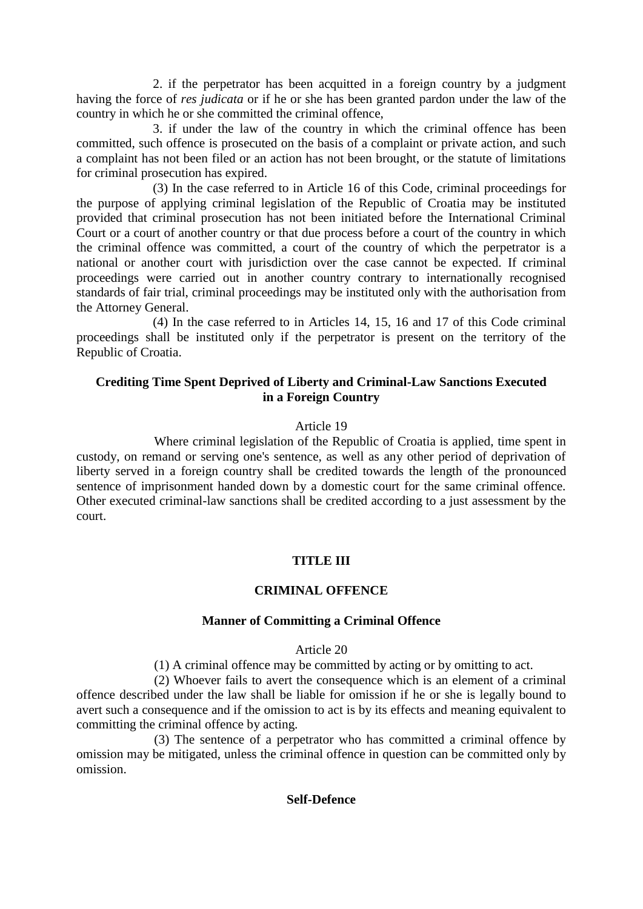2. if the perpetrator has been acquitted in a foreign country by a judgment having the force of *res judicata* or if he or she has been granted pardon under the law of the country in which he or she committed the criminal offence,

3. if under the law of the country in which the criminal offence has been committed, such offence is prosecuted on the basis of a complaint or private action, and such a complaint has not been filed or an action has not been brought, or the statute of limitations for criminal prosecution has expired.

(3) In the case referred to in Article 16 of this Code, criminal proceedings for the purpose of applying criminal legislation of the Republic of Croatia may be instituted provided that criminal prosecution has not been initiated before the International Criminal Court or a court of another country or that due process before a court of the country in which the criminal offence was committed, a court of the country of which the perpetrator is a national or another court with jurisdiction over the case cannot be expected. If criminal proceedings were carried out in another country contrary to internationally recognised standards of fair trial, criminal proceedings may be instituted only with the authorisation from the Attorney General.

(4) In the case referred to in Articles 14, 15, 16 and 17 of this Code criminal proceedings shall be instituted only if the perpetrator is present on the territory of the Republic of Croatia.

### Crediting Time Spent Deprived of Liberty and Criminal-Law Sanctions Executed in a Foreign Country

Article 19

Where criminal legislation of the Republic of Croatia is applied, time spent in custody, on remand or serving one's sentence, as well as any other period of deprivation of liberty served in a foreign country shall be credited towards the length of the pronounced sentence of imprisonment handed down by a domestic court for the same criminal offence. Other executed criminal-law sanctions shall be credited according to a just assessment by the court.

## TITLE III

## CRIMINAL OFFENCE

### Manner of Committing a Criminal Offence

Article 20

(1) A criminal offence may be committed by acting or by omitting to act.

(2) Whoever fails to avert the consequence which is an element of a criminal offence described under the law shall be liable for omission if he or she is legally bound to avert such a consequence and if the omission to act is by its effects and meaning equivalent to committing the criminal offence by acting.

(3) The sentence of a perpetrator who has committed a criminal offence by omission may be mitigated, unless the criminal offence in question can be committed only by omission.

### Self-Defence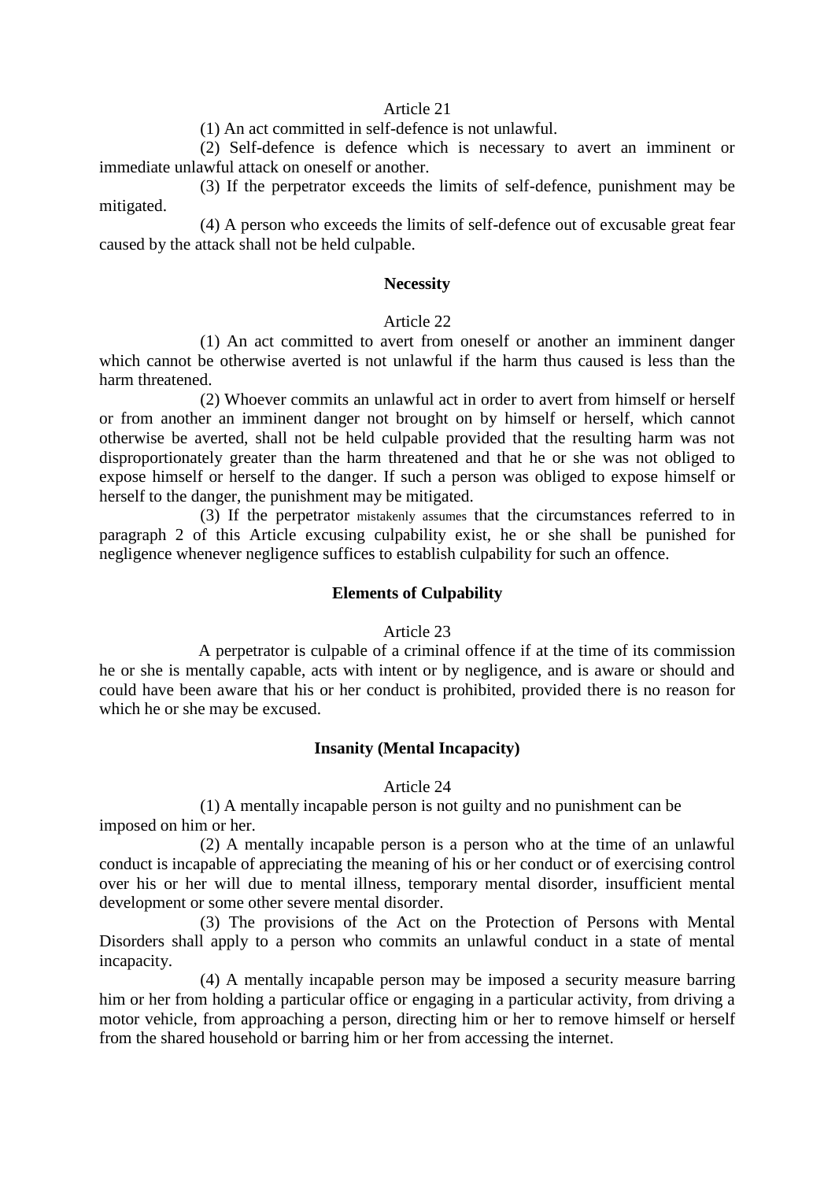Article 21

(1) An act committed in self-defence is not unlawful.

(2) Self-defence is defence which is necessary to avert an imminent or immediate unlawful attack on oneself or another.

(3) If the perpetrator exceeds the limits of self-defence, punishment may be mitigated.

(4) A person who exceeds the limits of self-defence out of excusable great fear caused by the attack shall not be held culpable.

**Necessity**

Article 22

(1) An act committed to avert from oneself or another an imminent danger which cannot be otherwise averted is not unlawful if the harm thus caused is less than the harm threatened.

(2) Whoever commits an unlawful act in order to avert from himself or herself or from another an imminent danger not brought on by himself or herself, which cannot otherwise be averted, shall not be held culpable provided that the resulting harm was not disproportionately greater than the harm threatened and that he or she was not obliged to expose himself or herself to the danger. If such a person was obliged to expose himself or herself to the danger, the punishment may be mitigated.

(3) If the perpetrator mistakenly assumes that the circumstances referred to in paragraph 2 of this Article excusing culpability exist, he or she shall be punished for negligence whenever negligence suffices to establish culpability for such an offence.

**Elements of Culpability**

Article 23

A perpetrator is culpable of a criminal offence if at the time of its commission he or she is mentally capable, acts with intent or by negligence, and is aware or should and could have been aware that his or her conduct is prohibited, provided there is no reason for which he or she may be excused.

**Insanity (Mental Incapacity)**

Article 24

(1) A mentally incapable person is not guilty and no punishment can be imposed on him or her.

(2) A mentally incapable person is a person who at the time of an unlawful conduct is incapable of appreciating the meaning of his or her conduct or of exercising control over his or her will due to mental illness, temporary mental disorder, insufficient mental development or some other severe mental disorder.

(3) The provisions of the Act on the Protection of Persons with Mental Disorders shall apply to a person who commits an unlawful conduct in a state of mental incapacity.

(4) A mentally incapable person may be imposed a security measure barring him or her from holding a particular office or engaging in a particular activity, from driving a motor vehicle, from approaching a person, directing him or her to remove himself or herself from the shared household or barring him or her from accessing the internet.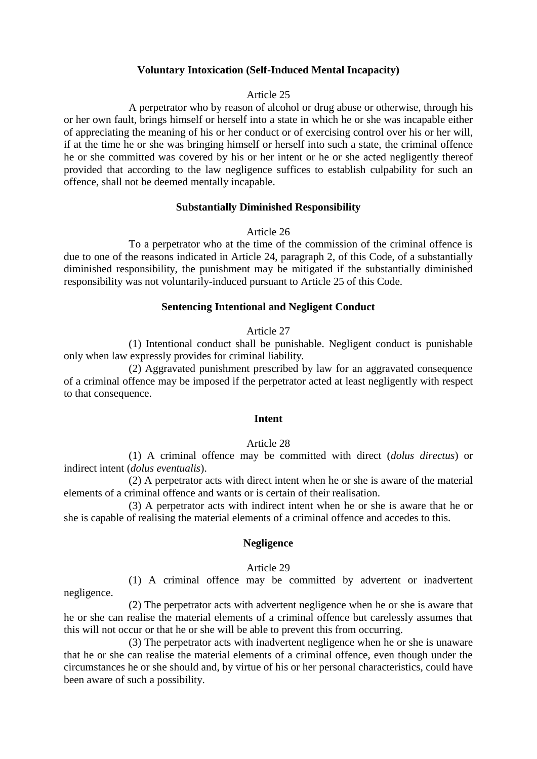**Voluntary Intoxication (Self-Induced Mental Incapacity)**

Article 25

A perpetrator who by reason of alcohol or drug abuse or otherwise, through his or her own fault, brings himself or herself into a state in which he or she was incapable either of appreciating the meaning of his or her conduct or of exercising control over his or her will, if at the time he or she was bringing himself or herself into such a state, the criminal offence he or she committed was covered by his or her intent or he or she acted negligently thereof provided that according to the law negligence suffices to establish culpability for such an offence, shall not be deemed mentally incapable.

**Substantially Diminished Responsibility**

Article 26

To a perpetrator who at the time of the commission of the criminal offence is due to one of the reasons indicated in Article 24, paragraph 2, of this Code, of a substantially diminished responsibility, the punishment may be mitigated if the substantially diminished responsibility was not voluntarily-induced pursuant to Article 25 of this Code.

**Sentencing Intentional and Negligent Conduct**

Article 27

(1) Intentional conduct shall be punishable. Negligent conduct is punishable only when law expressly provides for criminal liability.

(2) Aggravated punishment prescribed by law for an aggravated consequence of a criminal offence may be imposed if the perpetrator acted at least negligently with respect to that consequence.

**Intent**

Article 28

(1) A criminal offence may be committed with direct (*dolus directus*) or indirect intent (*dolus eventualis*).

(2) A perpetrator acts with direct intent when he or she is aware of the material elements of a criminal offence and wants or is certain of their realisation.

(3) A perpetrator acts with indirect intent when he or she is aware that he or she is capable of realising the material elements of a criminal offence and accedes to this.

**Negligence**

Article 29

(1) A criminal offence may be committed by advertent or inadvertent negligence.

(2) The perpetrator acts with advertent negligence when he or she is aware that he or she can realise the material elements of a criminal offence but carelessly assumes that this will not occur or that he or she will be able to prevent this from occurring.

(3) The perpetrator acts with inadvertent negligence when he or she is unaware that he or she can realise the material elements of a criminal offence, even though under the circumstances he or she should and, by virtue of his or her personal characteristics, could have been aware of such a possibility.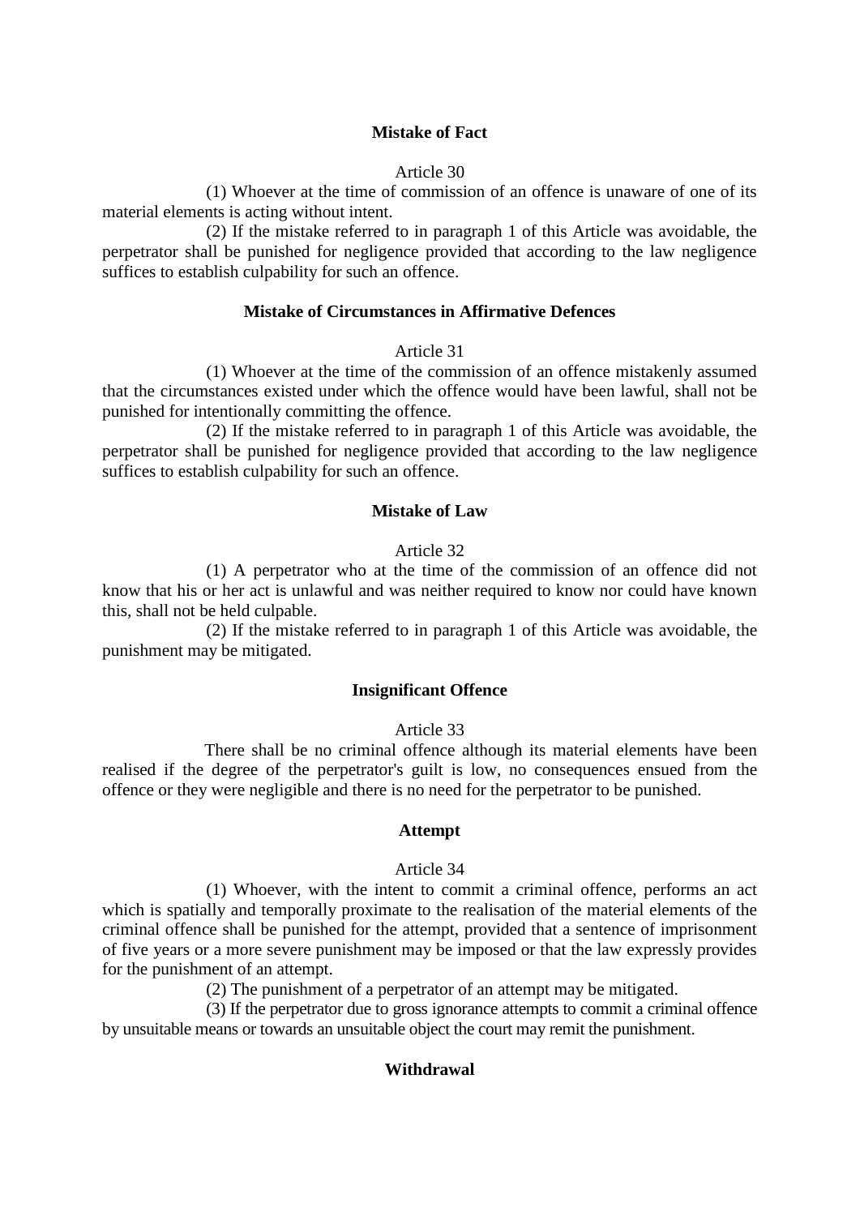### Mistake of Fact

Article 30

(1) Whoever at the time of commission of an offence is unaware of one of its material elements is acting without intent.

(2) If the mistake referred to in paragraph 1 of this Article was avoidable, the perpetrator shall be punished for negligence provided that according to the law negligence suffices to establish culpability for such an offence.

### Mistake of Circumstances in Affirmative Defences

Article 31

(1) Whoever at the time of the commission of an offence mistakenly assumed that the circumstances existed under which the offence would have been lawful, shall not be punished for intentionally committing the offence.

(2) If the mistake referred to in paragraph 1 of this Article was avoidable, the perpetrator shall be punished for negligence provided that according to the law negligence suffices to establish culpability for such an offence.

### Mistake of Law

Article 32

(1) A perpetrator who at the time of the commission of an offence did not know that his or her act is unlawful and was neither required to know nor could have known this, shall not be held culpable.

(2) If the mistake referred to in paragraph 1 of this Article was avoidable, the punishment may be mitigated.

### Insignificant Offence

Article 33

There shall be no criminal offence although its material elements have been realised if the degree of the perpetrator's guilt is low, no consequences ensued from the offence or they were negligible and there is no need for the perpetrator to be punished.

### Attempt

Article 34

(1) Whoever, with the intent to commit a criminal offence, performs an act which is spatially and temporally proximate to the realisation of the material elements of the criminal offence shall be punished for the attempt, provided that a sentence of imprisonment of five years or a more severe punishment may be imposed or that the law expressly provides for the punishment of an attempt.

(2) The punishment of a perpetrator of an attempt may be mitigated.

(3) If the perpetrator due to gross ignorance attempts to commit a criminal offence by unsuitable means or towards an unsuitable object the court may remit the punishment.

### Withdrawal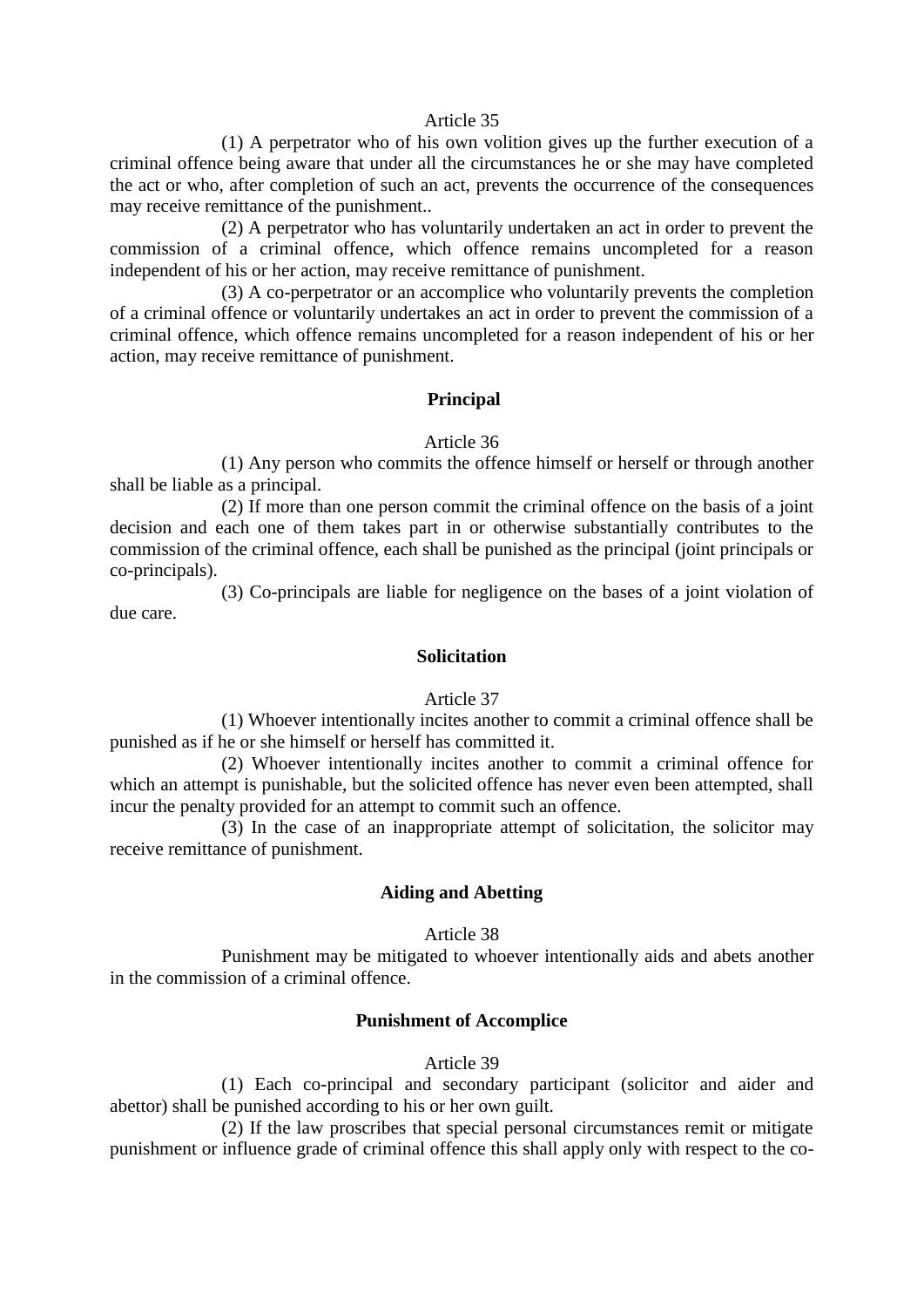Article 35

(1) A perpetrator who of his own volition gives up the further execution of a criminal offence being aware that under all the circumstances he or she may have completed the act or who, after completion of such an act, prevents the occurrence of the consequences may receive remittance of the punishment..

(2) A perpetrator who has voluntarily undertaken an act in order to prevent the commission of a criminal offence, which offence remains uncompleted for a reason independent of his or her action, may receive remittance of punishment.

(3) A co-perpetrator or an accomplice who voluntarily prevents the completion of a criminal offence or voluntarily undertakes an act in order to prevent the commission of a criminal offence, which offence remains uncompleted for a reason independent of his or her action, may receive remittance of punishment.

**Principal**

Article 36

(1) Any person who commits the offence himself or herself or through another shall be liable as a principal.

(2) If more than one person commit the criminal offence on the basis of a joint decision and each one of them takes part in or otherwise substantially contributes to the commission of the criminal offence, each shall be punished as the principal (joint principals or co-principals).

(3) Co-principals are liable for negligence on the bases of a joint violation of due care.

**Solicitation**

Article 37

(1) Whoever intentionally incites another to commit a criminal offence shall be punished as if he or she himself or herself has committed it.

(2) Whoever intentionally incites another to commit a criminal offence for which an attempt is punishable, but the solicited offence has never even been attempted, shall incur the penalty provided for an attempt to commit such an offence.

(3) In the case of an inappropriate attempt of solicitation, the solicitor may receive remittance of punishment.

**Aiding and Abetting**

Article 38

Punishment may be mitigated to whoever intentionally aids and abets another in the commission of a criminal offence.

**Punishment of Accomplice**

Article 39

(1) Each co-principal and secondary participant (solicitor and aider and abettor) shall be punished according to his or her own guilt.

(2) If the law proscribes that special personal circumstances remit or mitigate punishment or influence grade of criminal offence this shall apply only with respect to the co-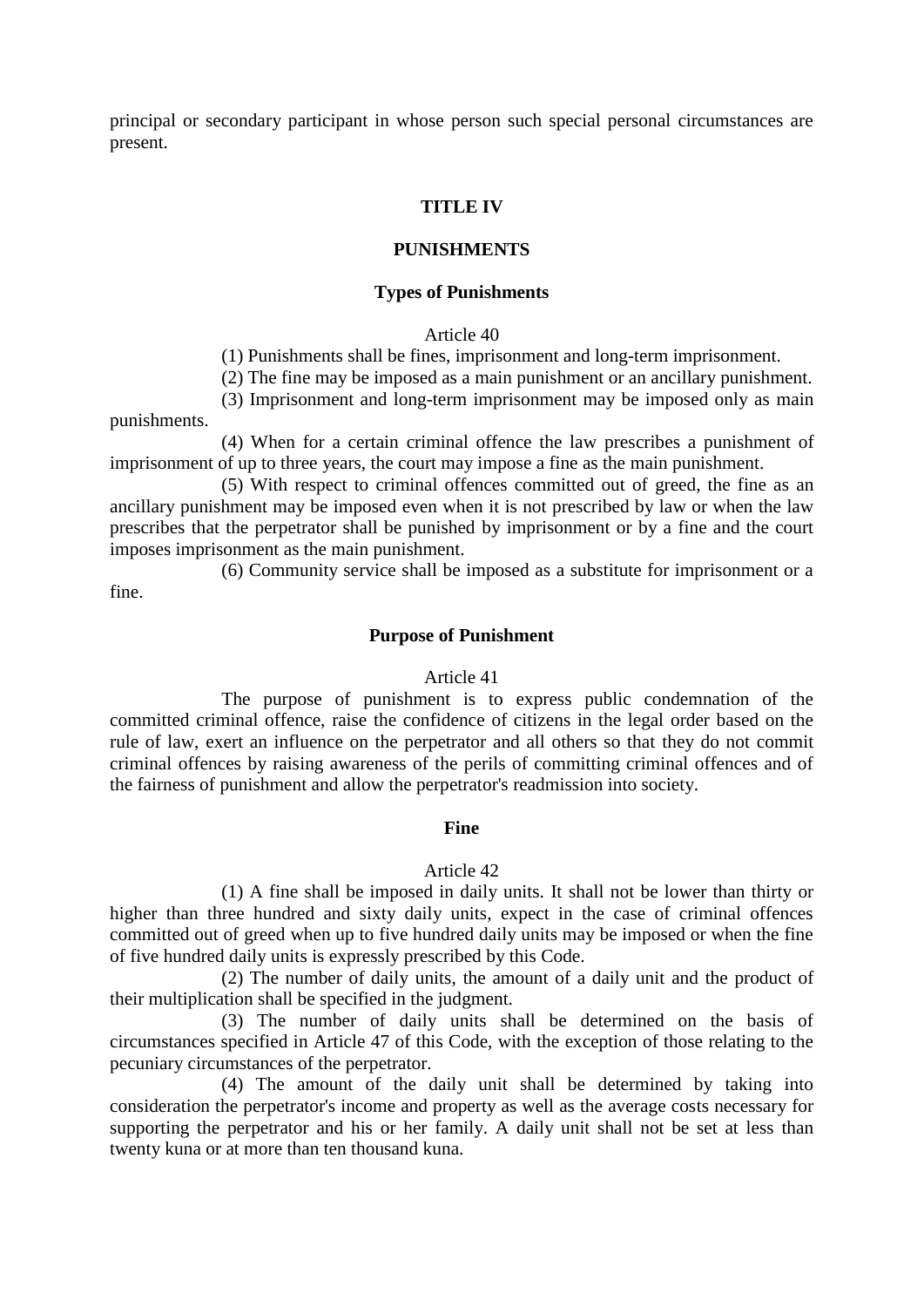principal or secondary participant in whose person such special personal circumstances are present.

## TITLE IV

## PUNISHMENTS

### Types of Punishments

Article 40

(1) Punishments shall be fines, imprisonment and long-term imprisonment.

(2) The fine may be imposed as a main punishment or an ancillary punishment.

(3) Imprisonment and long-term imprisonment may be imposed only as main punishments.

(4) When for a certain criminal offence the law prescribes a punishment of imprisonment of up to three years, the court may impose a fine as the main punishment.

(5) With respect to criminal offences committed out of greed, the fine as an ancillary punishment may be imposed even when it is not prescribed by law or when the law prescribes that the perpetrator shall be punished by imprisonment or by a fine and the court imposes imprisonment as the main punishment.

(6) Community service shall be imposed as a substitute for imprisonment or a fine.

### Purpose of Punishment

Article 41

The purpose of punishment is to express public condemnation of the committed criminal offence, raise the confidence of citizens in the legal order based on the rule of law, exert an influence on the perpetrator and all others so that they do not commit criminal offences by raising awareness of the perils of committing criminal offences and of the fairness of punishment and allow the perpetrator's readmission into society.

### Fine

Article 42

(1) A fine shall be imposed in daily units. It shall not be lower than thirty or higher than three hundred and sixty daily units, expect in the case of criminal offences committed out of greed when up to five hundred daily units may be imposed or when the fine of five hundred daily units is expressly prescribed by this Code.

(2) The number of daily units, the amount of a daily unit and the product of their multiplication shall be specified in the judgment.

(3) The number of daily units shall be determined on the basis of circumstances specified in Article 47 of this Code, with the exception of those relating to the pecuniary circumstances of the perpetrator.

(4) The amount of the daily unit shall be determined by taking into consideration the perpetrator's income and property as well as the average costs necessary for supporting the perpetrator and his or her family. A daily unit shall not be set at less than twenty kuna or at more than ten thousand kuna.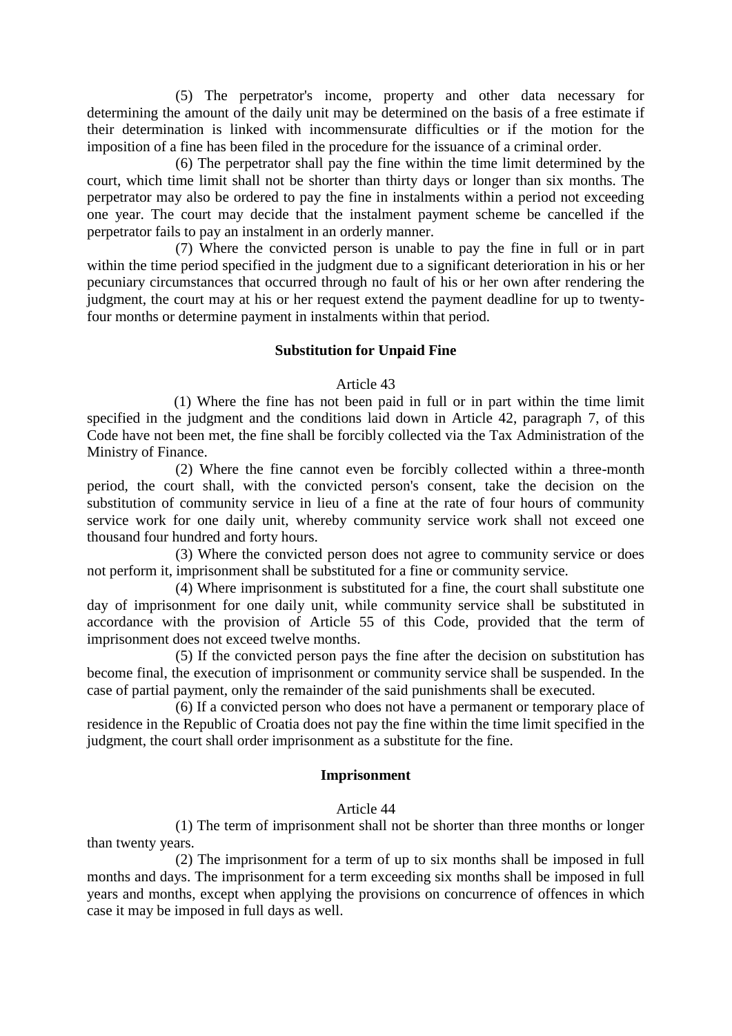(5) The perpetrator's income, property and other data necessary for determining the amount of the daily unit may be determined on the basis of a free estimate if their determination is linked with incommensurate difficulties or if the motion for the imposition of a fine has been filed in the procedure for the issuance of a criminal order.

(6) The perpetrator shall pay the fine within the time limit determined by the court, which time limit shall not be shorter than thirty days or longer than six months. The perpetrator may also be ordered to pay the fine in instalments within a period not exceeding one year. The court may decide that the instalment payment scheme be cancelled if the perpetrator fails to pay an instalment in an orderly manner.

(7) Where the convicted person is unable to pay the fine in full or in part within the time period specified in the judgment due to a significant deterioration in his or her pecuniary circumstances that occurred through no fault of his or her own after rendering the judgment, the court may at his or her request extend the payment deadline for up to twenty-four months or determine payment in instalments within that period.

**Substitution for Unpaid Fine**

Article 43

(1) Where the fine has not been paid in full or in part within the time limit specified in the judgment and the conditions laid down in Article 42, paragraph 7, of this Code have not been met, the fine shall be forcibly collected via the Tax Administration of the Ministry of Finance.

(2) Where the fine cannot even be forcibly collected within a three-month period, the court shall, with the convicted person's consent, take the decision on the substitution of community service in lieu of a fine at the rate of four hours of community service work for one daily unit, whereby community service work shall not exceed one thousand four hundred and forty hours.

(3) Where the convicted person does not agree to community service or does not perform it, imprisonment shall be substituted for a fine or community service.

(4) Where imprisonment is substituted for a fine, the court shall substitute one day of imprisonment for one daily unit, while community service shall be substituted in accordance with the provision of Article 55 of this Code, provided that the term of imprisonment does not exceed twelve months.

(5) If the convicted person pays the fine after the decision on substitution has become final, the execution of imprisonment or community service shall be suspended. In the case of partial payment, only the remainder of the said punishments shall be executed.

(6) If a convicted person who does not have a permanent or temporary place of residence in the Republic of Croatia does not pay the fine within the time limit specified in the judgment, the court shall order imprisonment as a substitute for the fine.

**Imprisonment**

Article 44

(1) The term of imprisonment shall not be shorter than three months or longer than twenty years.

(2) The imprisonment for a term of up to six months shall be imposed in full months and days. The imprisonment for a term exceeding six months shall be imposed in full years and months, except when applying the provisions on concurrence of offences in which case it may be imposed in full days as well.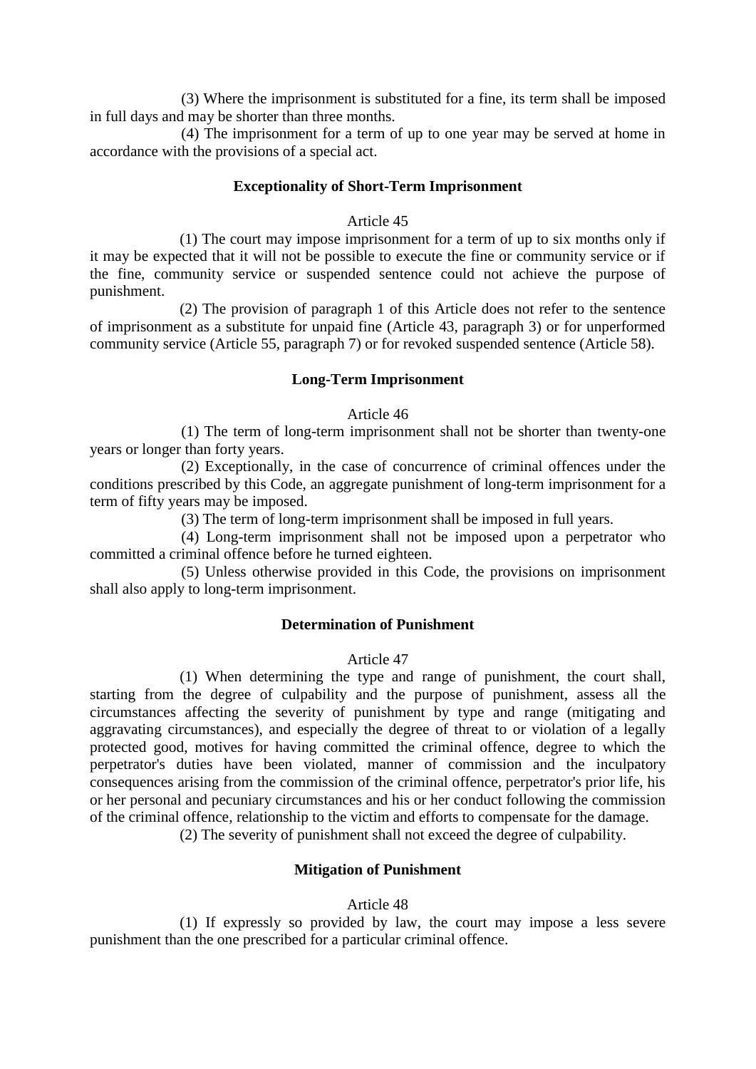(3) Where the imprisonment is substituted for a fine, its term shall be imposed in full days and may be shorter than three months.

(4) The imprisonment for a term of up to one year may be served at home in accordance with the provisions of a special act.

### Exceptionality of Short-Term Imprisonment

Article 45

(1) The court may impose imprisonment for a term of up to six months only if it may be expected that it will not be possible to execute the fine or community service or if the fine, community service or suspended sentence could not achieve the purpose of punishment.

(2) The provision of paragraph 1 of this Article does not refer to the sentence of imprisonment as a substitute for unpaid fine (Article 43, paragraph 3) or for unperformed community service (Article 55, paragraph 7) or for revoked suspended sentence (Article 58).

### Long-Term Imprisonment

Article 46

(1) The term of long-term imprisonment shall not be shorter than twenty-one years or longer than forty years.

(2) Exceptionally, in the case of concurrence of criminal offences under the conditions prescribed by this Code, an aggregate punishment of long-term imprisonment for a term of fifty years may be imposed.

(3) The term of long-term imprisonment shall be imposed in full years.

(4) Long-term imprisonment shall not be imposed upon a perpetrator who committed a criminal offence before he turned eighteen.

(5) Unless otherwise provided in this Code, the provisions on imprisonment shall also apply to long-term imprisonment.

### Determination of Punishment

Article 47

(1) When determining the type and range of punishment, the court shall, starting from the degree of culpability and the purpose of punishment, assess all the circumstances affecting the severity of punishment by type and range (mitigating and aggravating circumstances), and especially the degree of threat to or violation of a legally protected good, motives for having committed the criminal offence, degree to which the perpetrator's duties have been violated, manner of commission and the inculpatory consequences arising from the commission of the criminal offence, perpetrator's prior life, his or her personal and pecuniary circumstances and his or her conduct following the commission of the criminal offence, relationship to the victim and efforts to compensate for the damage.

(2) The severity of punishment shall not exceed the degree of culpability.

### Mitigation of Punishment

Article 48

(1) If expressly so provided by law, the court may impose a less severe punishment than the one prescribed for a particular criminal offence.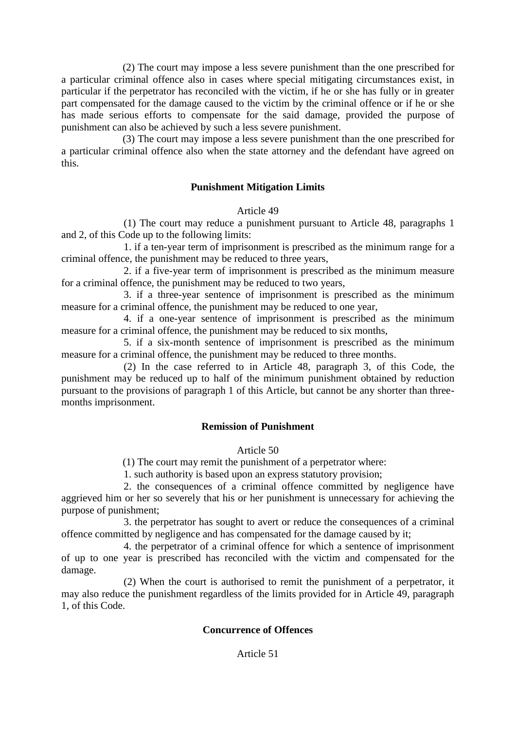(2) The court may impose a less severe punishment than the one prescribed for a particular criminal offence also in cases where special mitigating circumstances exist, in particular if the perpetrator has reconciled with the victim, if he or she has fully or in greater part compensated for the damage caused to the victim by the criminal offence or if he or she has made serious efforts to compensate for the said damage, provided the purpose of punishment can also be achieved by such a less severe punishment.

(3) The court may impose a less severe punishment than the one prescribed for a particular criminal offence also when the state attorney and the defendant have agreed on this.

**Punishment Mitigation Limits**

Article 49

(1) The court may reduce a punishment pursuant to Article 48, paragraphs 1 and 2, of this Code up to the following limits:

1. if a ten-year term of imprisonment is prescribed as the minimum range for a criminal offence, the punishment may be reduced to three years,

2. if a five-year term of imprisonment is prescribed as the minimum measure for a criminal offence, the punishment may be reduced to two years,

3. if a three-year sentence of imprisonment is prescribed as the minimum measure for a criminal offence, the punishment may be reduced to one year,

4. if a one-year sentence of imprisonment is prescribed as the minimum measure for a criminal offence, the punishment may be reduced to six months,

5. if a six-month sentence of imprisonment is prescribed as the minimum measure for a criminal offence, the punishment may be reduced to three months.

(2) In the case referred to in Article 48, paragraph 3, of this Code, the punishment may be reduced up to half of the minimum punishment obtained by reduction pursuant to the provisions of paragraph 1 of this Article, but cannot be any shorter than three-months imprisonment.

**Remission of Punishment**

Article 50

(1) The court may remit the punishment of a perpetrator where:

1. such authority is based upon an express statutory provision;

2. the consequences of a criminal offence committed by negligence have aggrieved him or her so severely that his or her punishment is unnecessary for achieving the purpose of punishment;

3. the perpetrator has sought to avert or reduce the consequences of a criminal offence committed by negligence and has compensated for the damage caused by it;

4. the perpetrator of a criminal offence for which a sentence of imprisonment of up to one year is prescribed has reconciled with the victim and compensated for the damage.

(2) When the court is authorised to remit the punishment of a perpetrator, it may also reduce the punishment regardless of the limits provided for in Article 49, paragraph 1, of this Code.

**Concurrence of Offences**

Article 51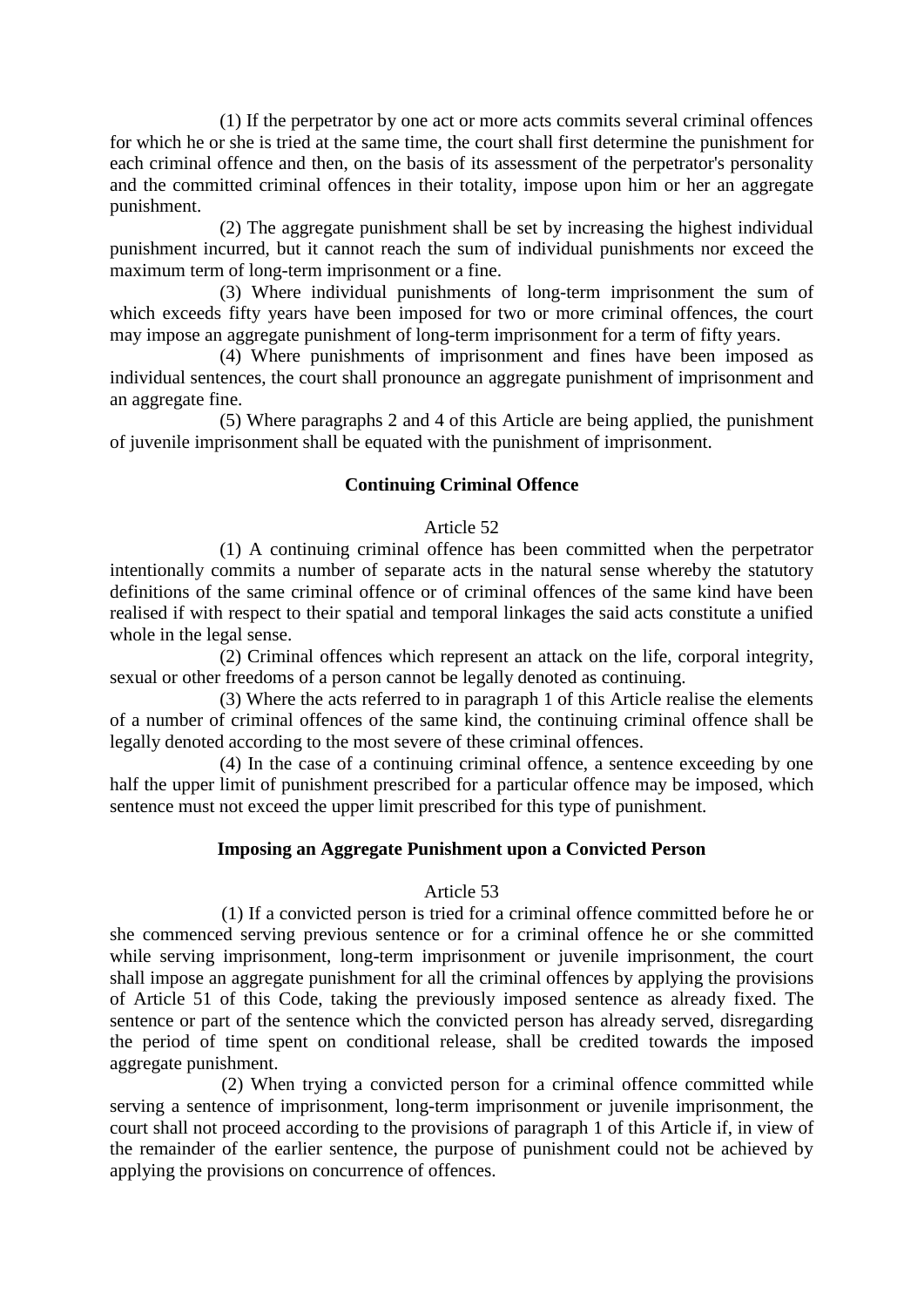(1) If the perpetrator by one act or more acts commits several criminal offences for which he or she is tried at the same time, the court shall first determine the punishment for each criminal offence and then, on the basis of its assessment of the perpetrator's personality and the committed criminal offences in their totality, impose upon him or her an aggregate punishment.

(2) The aggregate punishment shall be set by increasing the highest individual punishment incurred, but it cannot reach the sum of individual punishments nor exceed the maximum term of long-term imprisonment or a fine.

(3) Where individual punishments of long-term imprisonment the sum of which exceeds fifty years have been imposed for two or more criminal offences, the court may impose an aggregate punishment of long-term imprisonment for a term of fifty years.

(4) Where punishments of imprisonment and fines have been imposed as individual sentences, the court shall pronounce an aggregate punishment of imprisonment and an aggregate fine.

(5) Where paragraphs 2 and 4 of this Article are being applied, the punishment of juvenile imprisonment shall be equated with the punishment of imprisonment.

### Continuing Criminal Offence

Article 52

(1) A continuing criminal offence has been committed when the perpetrator intentionally commits a number of separate acts in the natural sense whereby the statutory definitions of the same criminal offence or of criminal offences of the same kind have been realised if with respect to their spatial and temporal linkages the said acts constitute a unified whole in the legal sense.

(2) Criminal offences which represent an attack on the life, corporal integrity, sexual or other freedoms of a person cannot be legally denoted as continuing.

(3) Where the acts referred to in paragraph 1 of this Article realise the elements of a number of criminal offences of the same kind, the continuing criminal offence shall be legally denoted according to the most severe of these criminal offences.

(4) In the case of a continuing criminal offence, a sentence exceeding by one half the upper limit of punishment prescribed for a particular offence may be imposed, which sentence must not exceed the upper limit prescribed for this type of punishment.

### Imposing an Aggregate Punishment upon a Convicted Person

Article 53

(1) If a convicted person is tried for a criminal offence committed before he or she commenced serving previous sentence or for a criminal offence he or she committed while serving imprisonment, long-term imprisonment or juvenile imprisonment, the court shall impose an aggregate punishment for all the criminal offences by applying the provisions of Article 51 of this Code, taking the previously imposed sentence as already fixed. The sentence or part of the sentence which the convicted person has already served, disregarding the period of time spent on conditional release, shall be credited towards the imposed aggregate punishment.

(2) When trying a convicted person for a criminal offence committed while serving a sentence of imprisonment, long-term imprisonment or juvenile imprisonment, the court shall not proceed according to the provisions of paragraph 1 of this Article if, in view of the remainder of the earlier sentence, the purpose of punishment could not be achieved by applying the provisions on concurrence of offences.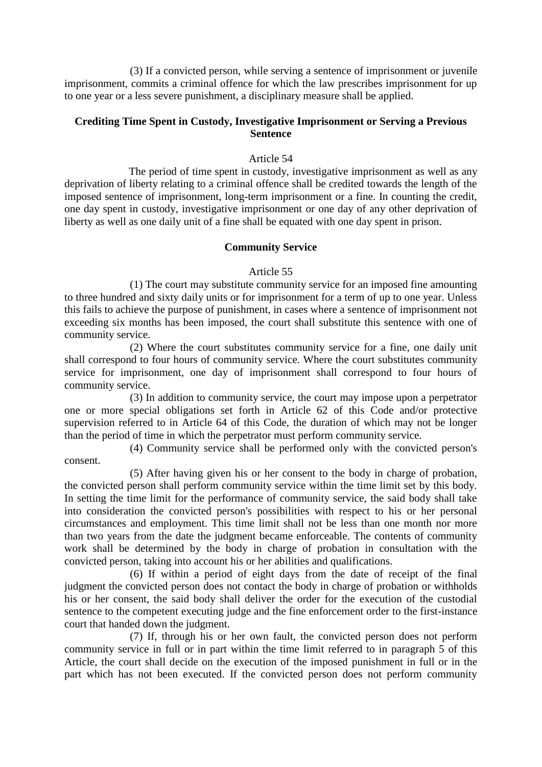(3) If a convicted person, while serving a sentence of imprisonment or juvenile imprisonment, commits a criminal offence for which the law prescribes imprisonment for up to one year or a less severe punishment, a disciplinary measure shall be applied.

### Crediting Time Spent in Custody, Investigative Imprisonment or Serving a Previous Sentence

Article 54

The period of time spent in custody, investigative imprisonment as well as any deprivation of liberty relating to a criminal offence shall be credited towards the length of the imposed sentence of imprisonment, long-term imprisonment or a fine. In counting the credit, one day spent in custody, investigative imprisonment or one day of any other deprivation of liberty as well as one daily unit of a fine shall be equated with one day spent in prison.

### Community Service

Article 55

(1) The court may substitute community service for an imposed fine amounting to three hundred and sixty daily units or for imprisonment for a term of up to one year. Unless this fails to achieve the purpose of punishment, in cases where a sentence of imprisonment not exceeding six months has been imposed, the court shall substitute this sentence with one of community service.

(2) Where the court substitutes community service for a fine, one daily unit shall correspond to four hours of community service. Where the court substitutes community service for imprisonment, one day of imprisonment shall correspond to four hours of community service.

(3) In addition to community service, the court may impose upon a perpetrator one or more special obligations set forth in Article 62 of this Code and/or protective supervision referred to in Article 64 of this Code, the duration of which may not be longer than the period of time in which the perpetrator must perform community service.

(4) Community service shall be performed only with the convicted person's consent.

(5) After having given his or her consent to the body in charge of probation, the convicted person shall perform community service within the time limit set by this body. In setting the time limit for the performance of community service, the said body shall take into consideration the convicted person's possibilities with respect to his or her personal circumstances and employment. This time limit shall not be less than one month nor more than two years from the date the judgment became enforceable. The contents of community work shall be determined by the body in charge of probation in consultation with the convicted person, taking into account his or her abilities and qualifications.

(6) If within a period of eight days from the date of receipt of the final judgment the convicted person does not contact the body in charge of probation or withholds his or her consent, the said body shall deliver the order for the execution of the custodial sentence to the competent executing judge and the fine enforcement order to the first-instance court that handed down the judgment.

(7) If, through his or her own fault, the convicted person does not perform community service in full or in part within the time limit referred to in paragraph 5 of this Article, the court shall decide on the execution of the imposed punishment in full or in the part which has not been executed. If the convicted person does not perform community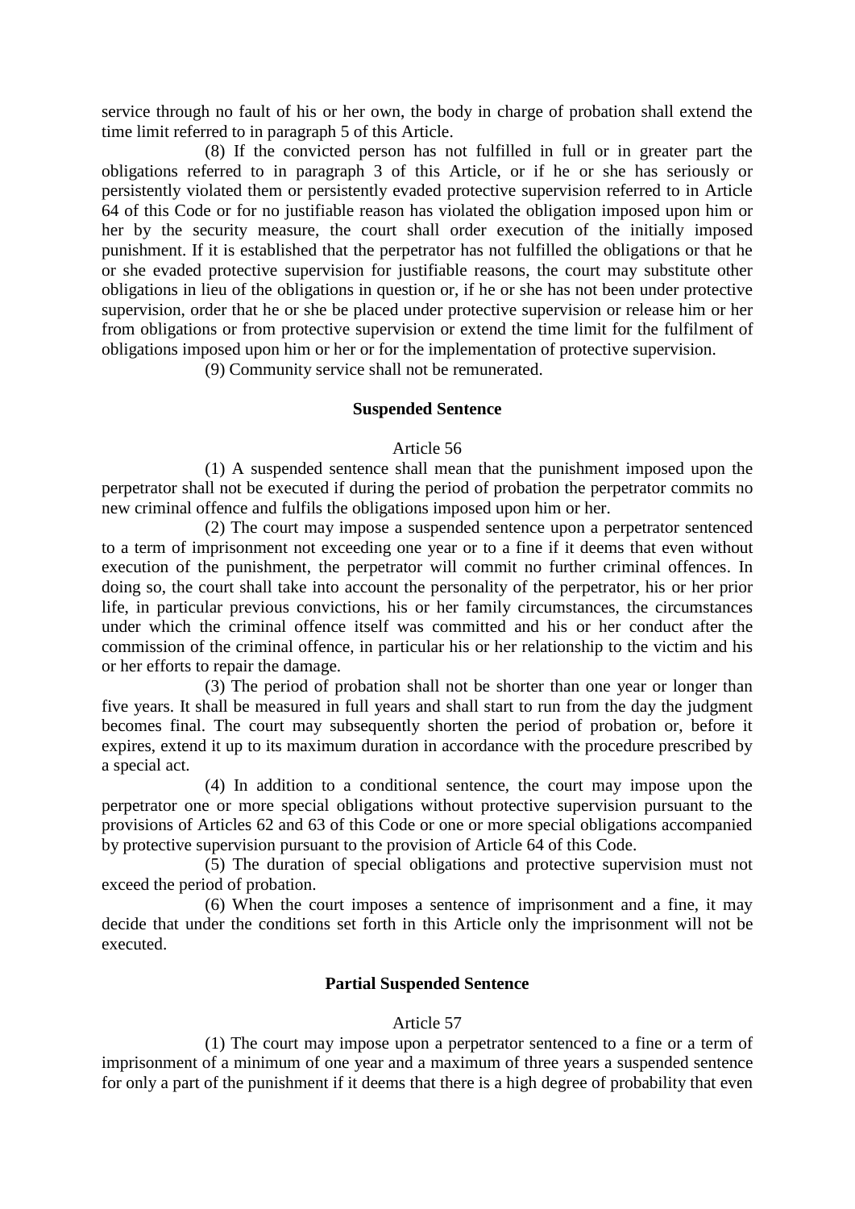service through no fault of his or her own, the body in charge of probation shall extend the time limit referred to in paragraph 5 of this Article.

(8) If the convicted person has not fulfilled in full or in greater part the obligations referred to in paragraph 3 of this Article, or if he or she has seriously or persistently violated them or persistently evaded protective supervision referred to in Article 64 of this Code or for no justifiable reason has violated the obligation imposed upon him or her by the security measure, the court shall order execution of the initially imposed punishment. If it is established that the perpetrator has not fulfilled the obligations or that he or she evaded protective supervision for justifiable reasons, the court may substitute other obligations in lieu of the obligations in question or, if he or she has not been under protective supervision, order that he or she be placed under protective supervision or release him or her from obligations or from protective supervision or extend the time limit for the fulfilment of obligations imposed upon him or her or for the implementation of protective supervision.

(9) Community service shall not be remunerated.

**Suspended Sentence**

Article 56

(1) A suspended sentence shall mean that the punishment imposed upon the perpetrator shall not be executed if during the period of probation the perpetrator commits no new criminal offence and fulfils the obligations imposed upon him or her.

(2) The court may impose a suspended sentence upon a perpetrator sentenced to a term of imprisonment not exceeding one year or to a fine if it deems that even without execution of the punishment, the perpetrator will commit no further criminal offences. In doing so, the court shall take into account the personality of the perpetrator, his or her prior life, in particular previous convictions, his or her family circumstances, the circumstances under which the criminal offence itself was committed and his or her conduct after the commission of the criminal offence, in particular his or her relationship to the victim and his or her efforts to repair the damage.

(3) The period of probation shall not be shorter than one year or longer than five years. It shall be measured in full years and shall start to run from the day the judgment becomes final. The court may subsequently shorten the period of probation or, before it expires, extend it up to its maximum duration in accordance with the procedure prescribed by a special act.

(4) In addition to a conditional sentence, the court may impose upon the perpetrator one or more special obligations without protective supervision pursuant to the provisions of Articles 62 and 63 of this Code or one or more special obligations accompanied by protective supervision pursuant to the provision of Article 64 of this Code.

(5) The duration of special obligations and protective supervision must not exceed the period of probation.

(6) When the court imposes a sentence of imprisonment and a fine, it may decide that under the conditions set forth in this Article only the imprisonment will not be executed.

**Partial Suspended Sentence**

Article 57

(1) The court may impose upon a perpetrator sentenced to a fine or a term of imprisonment of a minimum of one year and a maximum of three years a suspended sentence for only a part of the punishment if it deems that there is a high degree of probability that even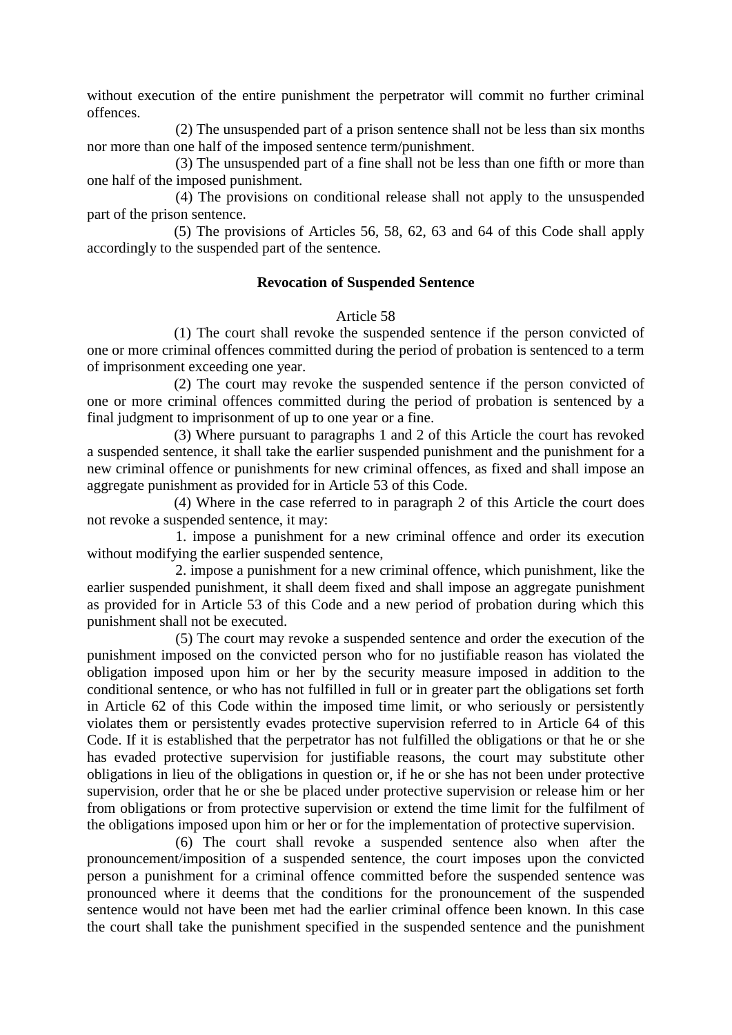without execution of the entire punishment the perpetrator will commit no further criminal offences.

(2) The unsuspended part of a prison sentence shall not be less than six months nor more than one half of the imposed sentence term/punishment.

(3) The unsuspended part of a fine shall not be less than one fifth or more than one half of the imposed punishment.

(4) The provisions on conditional release shall not apply to the unsuspended part of the prison sentence.

(5) The provisions of Articles 56, 58, 62, 63 and 64 of this Code shall apply accordingly to the suspended part of the sentence.

### Revocation of Suspended Sentence

Article 58

(1) The court shall revoke the suspended sentence if the person convicted of one or more criminal offences committed during the period of probation is sentenced to a term of imprisonment exceeding one year.

(2) The court may revoke the suspended sentence if the person convicted of one or more criminal offences committed during the period of probation is sentenced by a final judgment to imprisonment of up to one year or a fine.

(3) Where pursuant to paragraphs 1 and 2 of this Article the court has revoked a suspended sentence, it shall take the earlier suspended punishment and the punishment for a new criminal offence or punishments for new criminal offences, as fixed and shall impose an aggregate punishment as provided for in Article 53 of this Code.

(4) Where in the case referred to in paragraph 2 of this Article the court does not revoke a suspended sentence, it may:

1. impose a punishment for a new criminal offence and order its execution without modifying the earlier suspended sentence,

2. impose a punishment for a new criminal offence, which punishment, like the earlier suspended punishment, it shall deem fixed and shall impose an aggregate punishment as provided for in Article 53 of this Code and a new period of probation during which this punishment shall not be executed.

(5) The court may revoke a suspended sentence and order the execution of the punishment imposed on the convicted person who for no justifiable reason has violated the obligation imposed upon him or her by the security measure imposed in addition to the conditional sentence, or who has not fulfilled in full or in greater part the obligations set forth in Article 62 of this Code within the imposed time limit, or who seriously or persistently violates them or persistently evades protective supervision referred to in Article 64 of this Code. If it is established that the perpetrator has not fulfilled the obligations or that he or she has evaded protective supervision for justifiable reasons, the court may substitute other obligations in lieu of the obligations in question or, if he or she has not been under protective supervision, order that he or she be placed under protective supervision or release him or her from obligations or from protective supervision or extend the time limit for the fulfilment of the obligations imposed upon him or her or for the implementation of protective supervision.

(6) The court shall revoke a suspended sentence also when after the pronouncement/imposition of a suspended sentence, the court imposes upon the convicted person a punishment for a criminal offence committed before the suspended sentence was pronounced where it deems that the conditions for the pronouncement of the suspended sentence would not have been met had the earlier criminal offence been known. In this case the court shall take the punishment specified in the suspended sentence and the punishment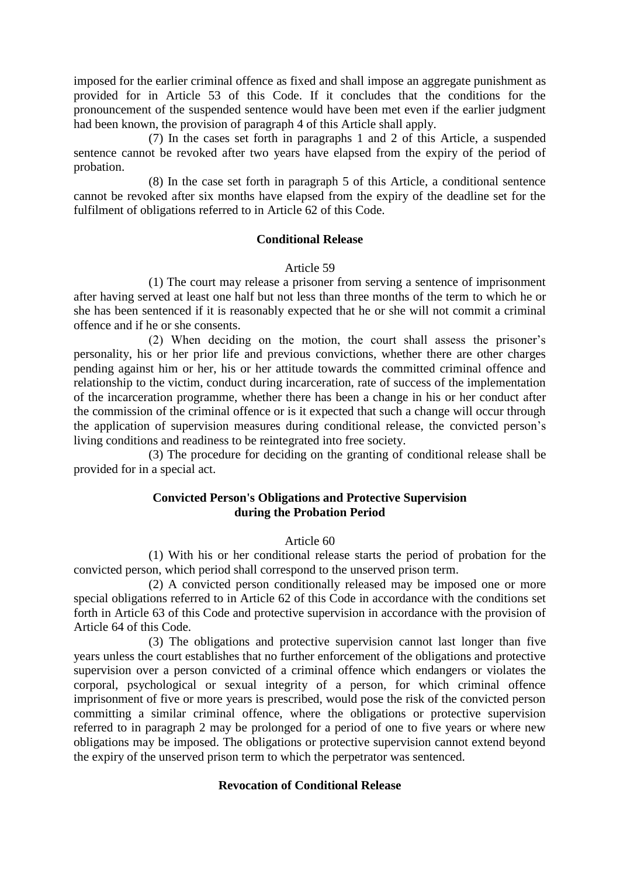imposed for the earlier criminal offence as fixed and shall impose an aggregate punishment as provided for in Article 53 of this Code. If it concludes that the conditions for the pronouncement of the suspended sentence would have been met even if the earlier judgment had been known, the provision of paragraph 4 of this Article shall apply.

(7) In the cases set forth in paragraphs 1 and 2 of this Article, a suspended sentence cannot be revoked after two years have elapsed from the expiry of the period of probation.

(8) In the case set forth in paragraph 5 of this Article, a conditional sentence cannot be revoked after six months have elapsed from the expiry of the deadline set for the fulfilment of obligations referred to in Article 62 of this Code.

**Conditional Release**

Article 59

(1) The court may release a prisoner from serving a sentence of imprisonment after having served at least one half but not less than three months of the term to which he or she has been sentenced if it is reasonably expected that he or she will not commit a criminal offence and if he or she consents.

(2) When deciding on the motion, the court shall assess the prisoner's personality, his or her prior life and previous convictions, whether there are other charges pending against him or her, his or her attitude towards the committed criminal offence and relationship to the victim, conduct during incarceration, rate of success of the implementation of the incarceration programme, whether there has been a change in his or her conduct after the commission of the criminal offence or is it expected that such a change will occur through the application of supervision measures during conditional release, the convicted person's living conditions and readiness to be reintegrated into free society.

(3) The procedure for deciding on the granting of conditional release shall be provided for in a special act.

**Convicted Person's Obligations and Protective Supervision during the Probation Period**

Article 60

(1) With his or her conditional release starts the period of probation for the convicted person, which period shall correspond to the unserved prison term.

(2) A convicted person conditionally released may be imposed one or more special obligations referred to in Article 62 of this Code in accordance with the conditions set forth in Article 63 of this Code and protective supervision in accordance with the provision of Article 64 of this Code.

(3) The obligations and protective supervision cannot last longer than five years unless the court establishes that no further enforcement of the obligations and protective supervision over a person convicted of a criminal offence which endangers or violates the corporal, psychological or sexual integrity of a person, for which criminal offence imprisonment of five or more years is prescribed, would pose the risk of the convicted person committing a similar criminal offence, where the obligations or protective supervision referred to in paragraph 2 may be prolonged for a period of one to five years or where new obligations may be imposed. The obligations or protective supervision cannot extend beyond the expiry of the unserved prison term to which the perpetrator was sentenced.

**Revocation of Conditional Release**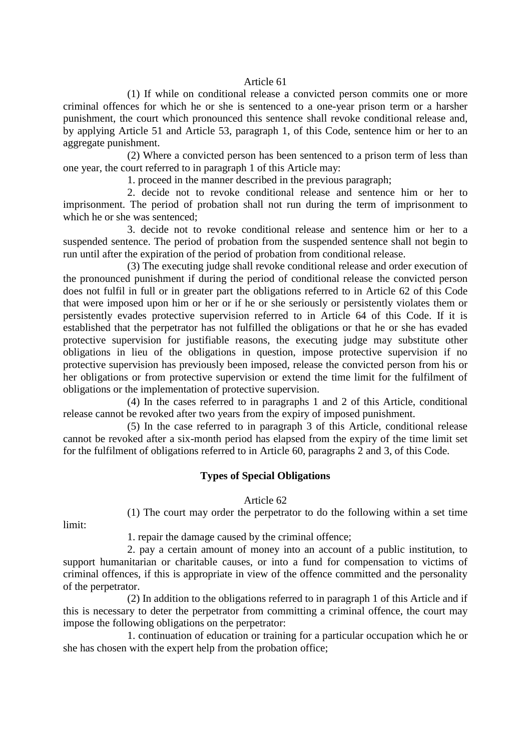Article 61

(1) If while on conditional release a convicted person commits one or more criminal offences for which he or she is sentenced to a one-year prison term or a harsher punishment, the court which pronounced this sentence shall revoke conditional release and, by applying Article 51 and Article 53, paragraph 1, of this Code, sentence him or her to an aggregate punishment.

(2) Where a convicted person has been sentenced to a prison term of less than one year, the court referred to in paragraph 1 of this Article may:

1. proceed in the manner described in the previous paragraph;

2. decide not to revoke conditional release and sentence him or her to imprisonment. The period of probation shall not run during the term of imprisonment to which he or she was sentenced;

3. decide not to revoke conditional release and sentence him or her to a suspended sentence. The period of probation from the suspended sentence shall not begin to run until after the expiration of the period of probation from conditional release.

(3) The executing judge shall revoke conditional release and order execution of the pronounced punishment if during the period of conditional release the convicted person does not fulfil in full or in greater part the obligations referred to in Article 62 of this Code that were imposed upon him or her or if he or she seriously or persistently violates them or persistently evades protective supervision referred to in Article 64 of this Code. If it is established that the perpetrator has not fulfilled the obligations or that he or she has evaded protective supervision for justifiable reasons, the executing judge may substitute other obligations in lieu of the obligations in question, impose protective supervision if no protective supervision has previously been imposed, release the convicted person from his or her obligations or from protective supervision or extend the time limit for the fulfilment of obligations or the implementation of protective supervision.

(4) In the cases referred to in paragraphs 1 and 2 of this Article, conditional release cannot be revoked after two years from the expiry of imposed punishment.

(5) In the case referred to in paragraph 3 of this Article, conditional release cannot be revoked after a six-month period has elapsed from the expiry of the time limit set for the fulfilment of obligations referred to in Article 60, paragraphs 2 and 3, of this Code.

**Types of Special Obligations**

Article 62

(1) The court may order the perpetrator to do the following within a set time limit:

1. repair the damage caused by the criminal offence;

2. pay a certain amount of money into an account of a public institution, to support humanitarian or charitable causes, or into a fund for compensation to victims of criminal offences, if this is appropriate in view of the offence committed and the personality of the perpetrator.

(2) In addition to the obligations referred to in paragraph 1 of this Article and if this is necessary to deter the perpetrator from committing a criminal offence, the court may impose the following obligations on the perpetrator:

1. continuation of education or training for a particular occupation which he or she has chosen with the expert help from the probation office;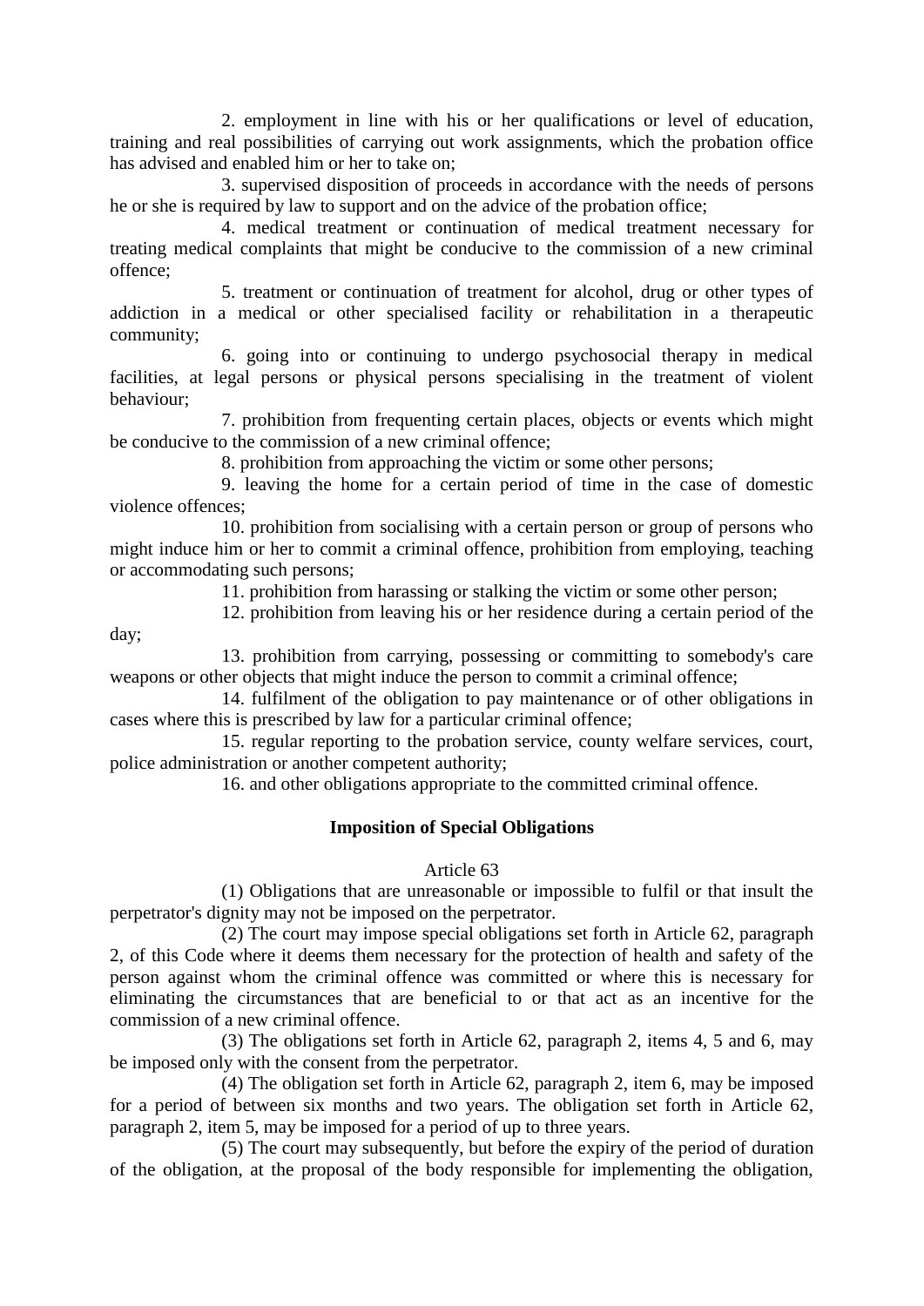2. employment in line with his or her qualifications or level of education, training and real possibilities of carrying out work assignments, which the probation office has advised and enabled him or her to take on;

3. supervised disposition of proceeds in accordance with the needs of persons he or she is required by law to support and on the advice of the probation office;

4. medical treatment or continuation of medical treatment necessary for treating medical complaints that might be conducive to the commission of a new criminal offence;

5. treatment or continuation of treatment for alcohol, drug or other types of addiction in a medical or other specialised facility or rehabilitation in a therapeutic community;

6. going into or continuing to undergo psychosocial therapy in medical facilities, at legal persons or physical persons specialising in the treatment of violent behaviour;

7. prohibition from frequenting certain places, objects or events which might be conducive to the commission of a new criminal offence;

8. prohibition from approaching the victim or some other persons;

9. leaving the home for a certain period of time in the case of domestic violence offences;

10. prohibition from socialising with a certain person or group of persons who might induce him or her to commit a criminal offence, prohibition from employing, teaching or accommodating such persons;

11. prohibition from harassing or stalking the victim or some other person;

12. prohibition from leaving his or her residence during a certain period of the day;

13. prohibition from carrying, possessing or committing to somebody's care weapons or other objects that might induce the person to commit a criminal offence;

14. fulfilment of the obligation to pay maintenance or of other obligations in cases where this is prescribed by law for a particular criminal offence;

15. regular reporting to the probation service, county welfare services, court, police administration or another competent authority;

16. and other obligations appropriate to the committed criminal offence.

**Imposition of Special Obligations**

Article 63

(1) Obligations that are unreasonable or impossible to fulfil or that insult the perpetrator's dignity may not be imposed on the perpetrator.

(2) The court may impose special obligations set forth in Article 62, paragraph 2, of this Code where it deems them necessary for the protection of health and safety of the person against whom the criminal offence was committed or where this is necessary for eliminating the circumstances that are beneficial to or that act as an incentive for the commission of a new criminal offence.

(3) The obligations set forth in Article 62, paragraph 2, items 4, 5 and 6, may be imposed only with the consent from the perpetrator.

(4) The obligation set forth in Article 62, paragraph 2, item 6, may be imposed for a period of between six months and two years. The obligation set forth in Article 62, paragraph 2, item 5, may be imposed for a period of up to three years.

(5) The court may subsequently, but before the expiry of the period of duration of the obligation, at the proposal of the body responsible for implementing the obligation,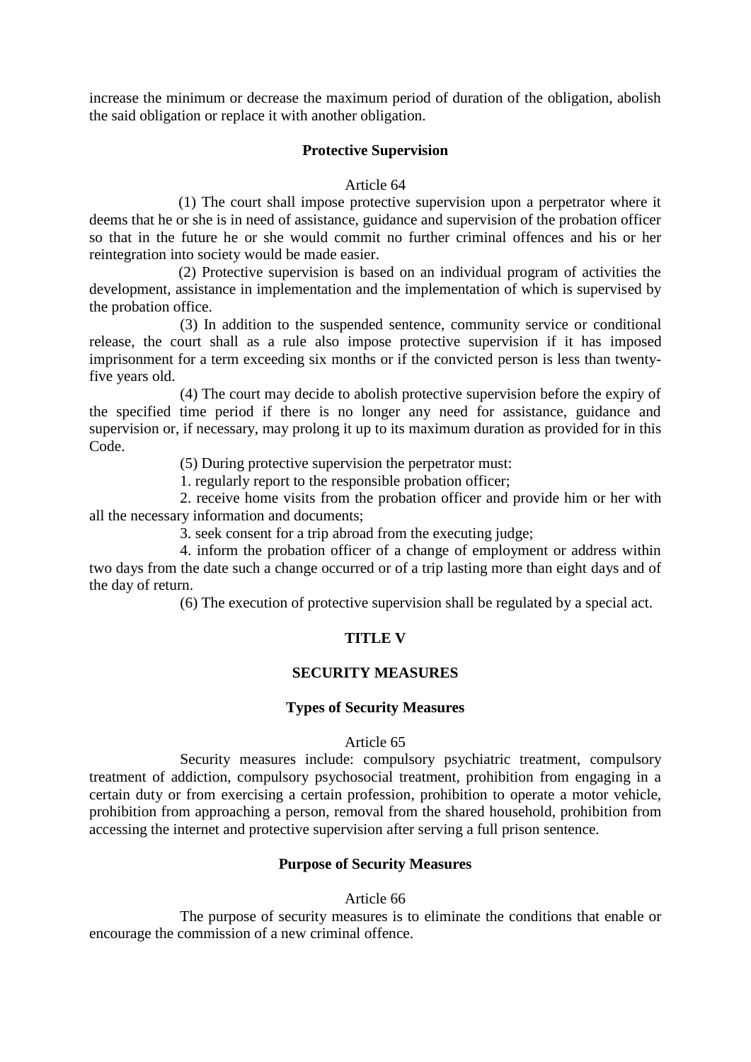increase the minimum or decrease the maximum period of duration of the obligation, abolish the said obligation or replace it with another obligation.

**Protective Supervision**

Article 64

(1) The court shall impose protective supervision upon a perpetrator where it deems that he or she is in need of assistance, guidance and supervision of the probation officer so that in the future he or she would commit no further criminal offences and his or her reintegration into society would be made easier.

(2) Protective supervision is based on an individual program of activities the development, assistance in implementation and the implementation of which is supervised by the probation office.

(3) In addition to the suspended sentence, community service or conditional release, the court shall as a rule also impose protective supervision if it has imposed imprisonment for a term exceeding six months or if the convicted person is less than twenty-five years old.

(4) The court may decide to abolish protective supervision before the expiry of the specified time period if there is no longer any need for assistance, guidance and supervision or, if necessary, may prolong it up to its maximum duration as provided for in this Code.

(5) During protective supervision the perpetrator must:

1. regularly report to the responsible probation officer;

2. receive home visits from the probation officer and provide him or her with all the necessary information and documents;

3. seek consent for a trip abroad from the executing judge;

4. inform the probation officer of a change of employment or address within two days from the date such a change occurred or of a trip lasting more than eight days and of the day of return.

(6) The execution of protective supervision shall be regulated by a special act.

**TITLE V**

**SECURITY MEASURES**

**Types of Security Measures**

Article 65

Security measures include: compulsory psychiatric treatment, compulsory treatment of addiction, compulsory psychosocial treatment, prohibition from engaging in a certain duty or from exercising a certain profession, prohibition to operate a motor vehicle, prohibition from approaching a person, removal from the shared household, prohibition from accessing the internet and protective supervision after serving a full prison sentence.

**Purpose of Security Measures**

Article 66

The purpose of security measures is to eliminate the conditions that enable or encourage the commission of a new criminal offence.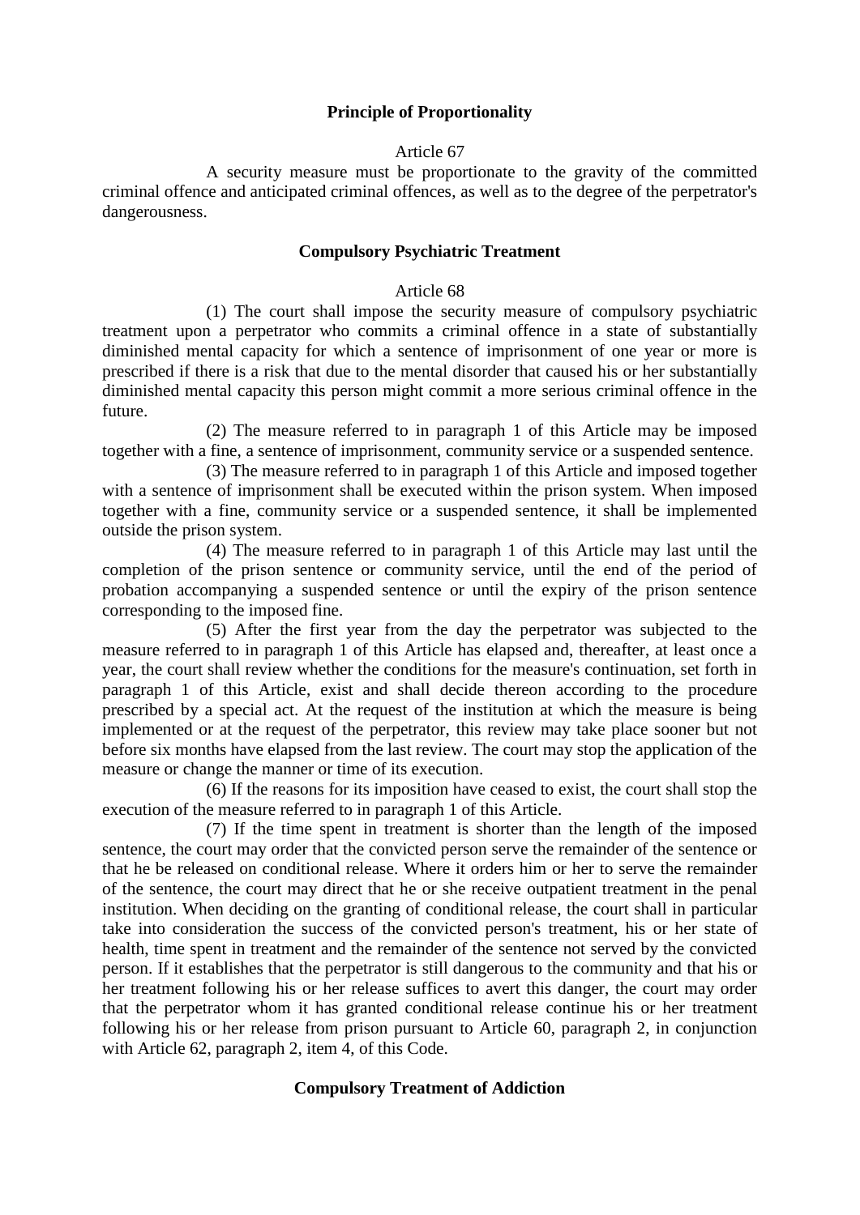**Principle of Proportionality**

Article 67

A security measure must be proportionate to the gravity of the committed criminal offence and anticipated criminal offences, as well as to the degree of the perpetrator's dangerousness.

**Compulsory Psychiatric Treatment**

Article 68

(1) The court shall impose the security measure of compulsory psychiatric treatment upon a perpetrator who commits a criminal offence in a state of substantially diminished mental capacity for which a sentence of imprisonment of one year or more is prescribed if there is a risk that due to the mental disorder that caused his or her substantially diminished mental capacity this person might commit a more serious criminal offence in the future.

(2) The measure referred to in paragraph 1 of this Article may be imposed together with a fine, a sentence of imprisonment, community service or a suspended sentence.

(3) The measure referred to in paragraph 1 of this Article and imposed together with a sentence of imprisonment shall be executed within the prison system. When imposed together with a fine, community service or a suspended sentence, it shall be implemented outside the prison system.

(4) The measure referred to in paragraph 1 of this Article may last until the completion of the prison sentence or community service, until the end of the period of probation accompanying a suspended sentence or until the expiry of the prison sentence corresponding to the imposed fine.

(5) After the first year from the day the perpetrator was subjected to the measure referred to in paragraph 1 of this Article has elapsed and, thereafter, at least once a year, the court shall review whether the conditions for the measure's continuation, set forth in paragraph 1 of this Article, exist and shall decide thereon according to the procedure prescribed by a special act. At the request of the institution at which the measure is being implemented or at the request of the perpetrator, this review may take place sooner but not before six months have elapsed from the last review. The court may stop the application of the measure or change the manner or time of its execution.

(6) If the reasons for its imposition have ceased to exist, the court shall stop the execution of the measure referred to in paragraph 1 of this Article.

(7) If the time spent in treatment is shorter than the length of the imposed sentence, the court may order that the convicted person serve the remainder of the sentence or that he be released on conditional release. Where it orders him or her to serve the remainder of the sentence, the court may direct that he or she receive outpatient treatment in the penal institution. When deciding on the granting of conditional release, the court shall in particular take into consideration the success of the convicted person's treatment, his or her state of health, time spent in treatment and the remainder of the sentence not served by the convicted person. If it establishes that the perpetrator is still dangerous to the community and that his or her treatment following his or her release suffices to avert this danger, the court may order that the perpetrator whom it has granted conditional release continue his or her treatment following his or her release from prison pursuant to Article 60, paragraph 2, in conjunction with Article 62, paragraph 2, item 4, of this Code.

**Compulsory Treatment of Addiction**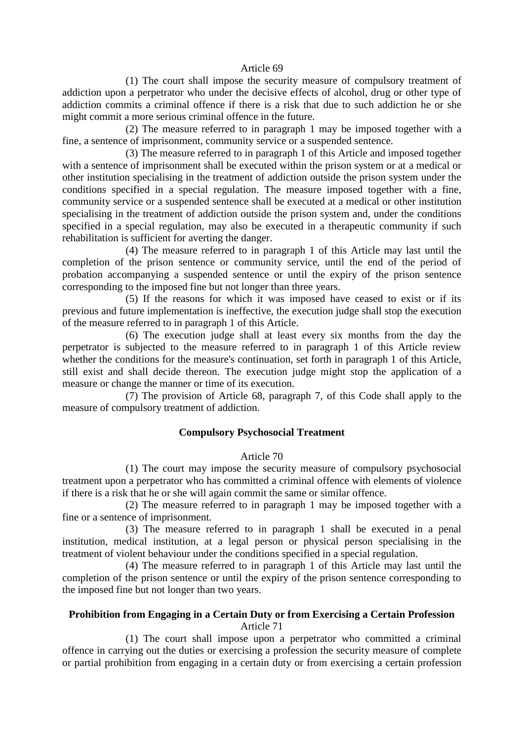Article 69

(1) The court shall impose the security measure of compulsory treatment of addiction upon a perpetrator who under the decisive effects of alcohol, drug or other type of addiction commits a criminal offence if there is a risk that due to such addiction he or she might commit a more serious criminal offence in the future.

(2) The measure referred to in paragraph 1 may be imposed together with a fine, a sentence of imprisonment, community service or a suspended sentence.

(3) The measure referred to in paragraph 1 of this Article and imposed together with a sentence of imprisonment shall be executed within the prison system or at a medical or other institution specialising in the treatment of addiction outside the prison system under the conditions specified in a special regulation. The measure imposed together with a fine, community service or a suspended sentence shall be executed at a medical or other institution specialising in the treatment of addiction outside the prison system and, under the conditions specified in a special regulation, may also be executed in a therapeutic community if such rehabilitation is sufficient for averting the danger.

(4) The measure referred to in paragraph 1 of this Article may last until the completion of the prison sentence or community service, until the end of the period of probation accompanying a suspended sentence or until the expiry of the prison sentence corresponding to the imposed fine but not longer than three years.

(5) If the reasons for which it was imposed have ceased to exist or if its previous and future implementation is ineffective, the execution judge shall stop the execution of the measure referred to in paragraph 1 of this Article.

(6) The execution judge shall at least every six months from the day the perpetrator is subjected to the measure referred to in paragraph 1 of this Article review whether the conditions for the measure's continuation, set forth in paragraph 1 of this Article, still exist and shall decide thereon. The execution judge might stop the application of a measure or change the manner or time of its execution.

(7) The provision of Article 68, paragraph 7, of this Code shall apply to the measure of compulsory treatment of addiction.

### Compulsory Psychosocial Treatment

Article 70

(1) The court may impose the security measure of compulsory psychosocial treatment upon a perpetrator who has committed a criminal offence with elements of violence if there is a risk that he or she will again commit the same or similar offence.

(2) The measure referred to in paragraph 1 may be imposed together with a fine or a sentence of imprisonment.

(3) The measure referred to in paragraph 1 shall be executed in a penal institution, medical institution, at a legal person or physical person specialising in the treatment of violent behaviour under the conditions specified in a special regulation.

(4) The measure referred to in paragraph 1 of this Article may last until the completion of the prison sentence or until the expiry of the prison sentence corresponding to the imposed fine but not longer than two years.

### Prohibition from Engaging in a Certain Duty or from Exercising a Certain Profession

Article 71

(1) The court shall impose upon a perpetrator who committed a criminal offence in carrying out the duties or exercising a profession the security measure of complete or partial prohibition from engaging in a certain duty or from exercising a certain profession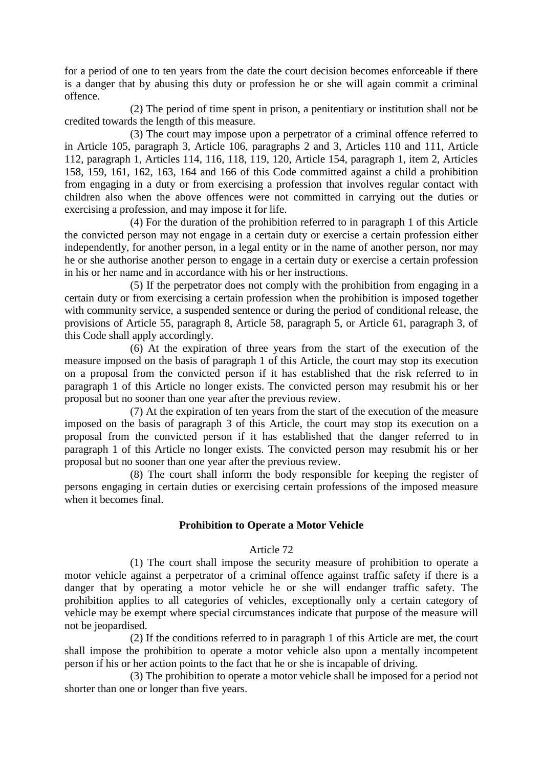for a period of one to ten years from the date the court decision becomes enforceable if there is a danger that by abusing this duty or profession he or she will again commit a criminal offence.

(2) The period of time spent in prison, a penitentiary or institution shall not be credited towards the length of this measure.

(3) The court may impose upon a perpetrator of a criminal offence referred to in Article 105, paragraph 3, Article 106, paragraphs 2 and 3, Articles 110 and 111, Article 112, paragraph 1, Articles 114, 116, 118, 119, 120, Article 154, paragraph 1, item 2, Articles 158, 159, 161, 162, 163, 164 and 166 of this Code committed against a child a prohibition from engaging in a duty or from exercising a profession that involves regular contact with children also when the above offences were not committed in carrying out the duties or exercising a profession, and may impose it for life.

(4) For the duration of the prohibition referred to in paragraph 1 of this Article the convicted person may not engage in a certain duty or exercise a certain profession either independently, for another person, in a legal entity or in the name of another person, nor may he or she authorise another person to engage in a certain duty or exercise a certain profession in his or her name and in accordance with his or her instructions.

(5) If the perpetrator does not comply with the prohibition from engaging in a certain duty or from exercising a certain profession when the prohibition is imposed together with community service, a suspended sentence or during the period of conditional release, the provisions of Article 55, paragraph 8, Article 58, paragraph 5, or Article 61, paragraph 3, of this Code shall apply accordingly.

(6) At the expiration of three years from the start of the execution of the measure imposed on the basis of paragraph 1 of this Article, the court may stop its execution on a proposal from the convicted person if it has established that the risk referred to in paragraph 1 of this Article no longer exists. The convicted person may resubmit his or her proposal but no sooner than one year after the previous review.

(7) At the expiration of ten years from the start of the execution of the measure imposed on the basis of paragraph 3 of this Article, the court may stop its execution on a proposal from the convicted person if it has established that the danger referred to in paragraph 1 of this Article no longer exists. The convicted person may resubmit his or her proposal but no sooner than one year after the previous review.

(8) The court shall inform the body responsible for keeping the register of persons engaging in certain duties or exercising certain professions of the imposed measure when it becomes final.

**Prohibition to Operate a Motor Vehicle**

Article 72

(1) The court shall impose the security measure of prohibition to operate a motor vehicle against a perpetrator of a criminal offence against traffic safety if there is a danger that by operating a motor vehicle he or she will endanger traffic safety. The prohibition applies to all categories of vehicles, exceptionally only a certain category of vehicle may be exempt where special circumstances indicate that purpose of the measure will not be jeopardised.

(2) If the conditions referred to in paragraph 1 of this Article are met, the court shall impose the prohibition to operate a motor vehicle also upon a mentally incompetent person if his or her action points to the fact that he or she is incapable of driving.

(3) The prohibition to operate a motor vehicle shall be imposed for a period not shorter than one or longer than five years.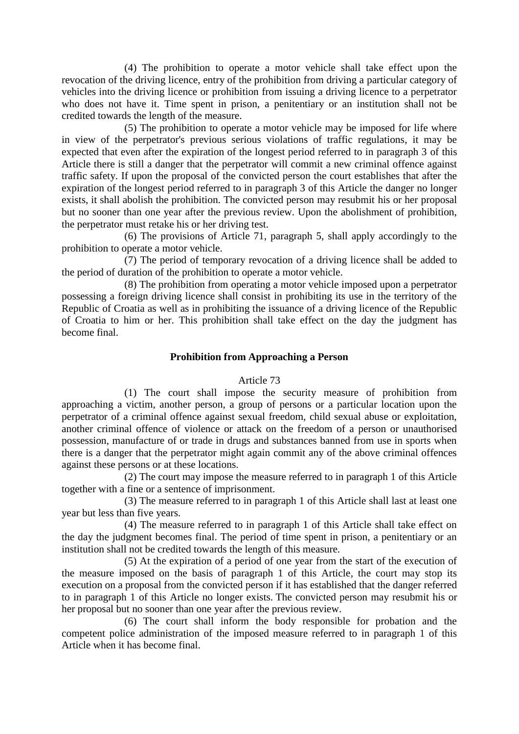(4) The prohibition to operate a motor vehicle shall take effect upon the revocation of the driving licence, entry of the prohibition from driving a particular category of vehicles into the driving licence or prohibition from issuing a driving licence to a perpetrator who does not have it. Time spent in prison, a penitentiary or an institution shall not be credited towards the length of the measure.

(5) The prohibition to operate a motor vehicle may be imposed for life where in view of the perpetrator's previous serious violations of traffic regulations, it may be expected that even after the expiration of the longest period referred to in paragraph 3 of this Article there is still a danger that the perpetrator will commit a new criminal offence against traffic safety. If upon the proposal of the convicted person the court establishes that after the expiration of the longest period referred to in paragraph 3 of this Article the danger no longer exists, it shall abolish the prohibition. The convicted person may resubmit his or her proposal but no sooner than one year after the previous review. Upon the abolishment of prohibition, the perpetrator must retake his or her driving test.

(6) The provisions of Article 71, paragraph 5, shall apply accordingly to the prohibition to operate a motor vehicle.

(7) The period of temporary revocation of a driving licence shall be added to the period of duration of the prohibition to operate a motor vehicle.

(8) The prohibition from operating a motor vehicle imposed upon a perpetrator possessing a foreign driving licence shall consist in prohibiting its use in the territory of the Republic of Croatia as well as in prohibiting the issuance of a driving licence of the Republic of Croatia to him or her. This prohibition shall take effect on the day the judgment has become final.

### Prohibition from Approaching a Person

Article 73

(1) The court shall impose the security measure of prohibition from approaching a victim, another person, a group of persons or a particular location upon the perpetrator of a criminal offence against sexual freedom, child sexual abuse or exploitation, another criminal offence of violence or attack on the freedom of a person or unauthorised possession, manufacture of or trade in drugs and substances banned from use in sports when there is a danger that the perpetrator might again commit any of the above criminal offences against these persons or at these locations.

(2) The court may impose the measure referred to in paragraph 1 of this Article together with a fine or a sentence of imprisonment.

(3) The measure referred to in paragraph 1 of this Article shall last at least one year but less than five years.

(4) The measure referred to in paragraph 1 of this Article shall take effect on the day the judgment becomes final. The period of time spent in prison, a penitentiary or an institution shall not be credited towards the length of this measure.

(5) At the expiration of a period of one year from the start of the execution of the measure imposed on the basis of paragraph 1 of this Article, the court may stop its execution on a proposal from the convicted person if it has established that the danger referred to in paragraph 1 of this Article no longer exists. The convicted person may resubmit his or her proposal but no sooner than one year after the previous review.

(6) The court shall inform the body responsible for probation and the competent police administration of the imposed measure referred to in paragraph 1 of this Article when it has become final.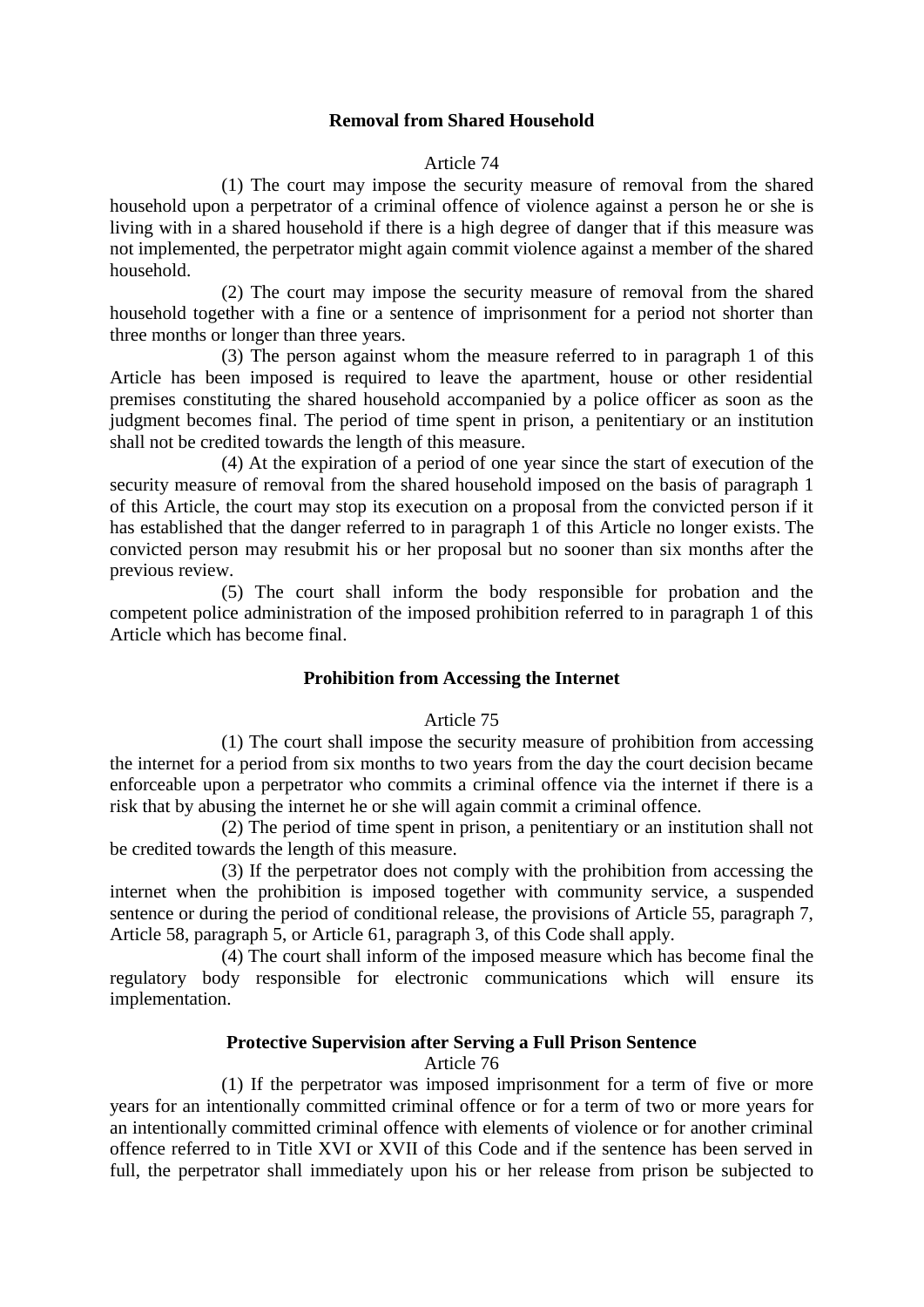**Removal from Shared Household**

Article 74

(1) The court may impose the security measure of removal from the shared household upon a perpetrator of a criminal offence of violence against a person he or she is living with in a shared household if there is a high degree of danger that if this measure was not implemented, the perpetrator might again commit violence against a member of the shared household.

(2) The court may impose the security measure of removal from the shared household together with a fine or a sentence of imprisonment for a period not shorter than three months or longer than three years.

(3) The person against whom the measure referred to in paragraph 1 of this Article has been imposed is required to leave the apartment, house or other residential premises constituting the shared household accompanied by a police officer as soon as the judgment becomes final. The period of time spent in prison, a penitentiary or an institution shall not be credited towards the length of this measure.

(4) At the expiration of a period of one year since the start of execution of the security measure of removal from the shared household imposed on the basis of paragraph 1 of this Article, the court may stop its execution on a proposal from the convicted person if it has established that the danger referred to in paragraph 1 of this Article no longer exists. The convicted person may resubmit his or her proposal but no sooner than six months after the previous review.

(5) The court shall inform the body responsible for probation and the competent police administration of the imposed prohibition referred to in paragraph 1 of this Article which has become final.

**Prohibition from Accessing the Internet**

Article 75

(1) The court shall impose the security measure of prohibition from accessing the internet for a period from six months to two years from the day the court decision became enforceable upon a perpetrator who commits a criminal offence via the internet if there is a risk that by abusing the internet he or she will again commit a criminal offence.

(2) The period of time spent in prison, a penitentiary or an institution shall not be credited towards the length of this measure.

(3) If the perpetrator does not comply with the prohibition from accessing the internet when the prohibition is imposed together with community service, a suspended sentence or during the period of conditional release, the provisions of Article 55, paragraph 7, Article 58, paragraph 5, or Article 61, paragraph 3, of this Code shall apply.

(4) The court shall inform of the imposed measure which has become final the regulatory body responsible for electronic communications which will ensure its implementation.

**Protective Supervision after Serving a Full Prison Sentence**

Article 76

(1) If the perpetrator was imposed imprisonment for a term of five or more years for an intentionally committed criminal offence or for a term of two or more years for an intentionally committed criminal offence with elements of violence or for another criminal offence referred to in Title XVI or XVII of this Code and if the sentence has been served in full, the perpetrator shall immediately upon his or her release from prison be subjected to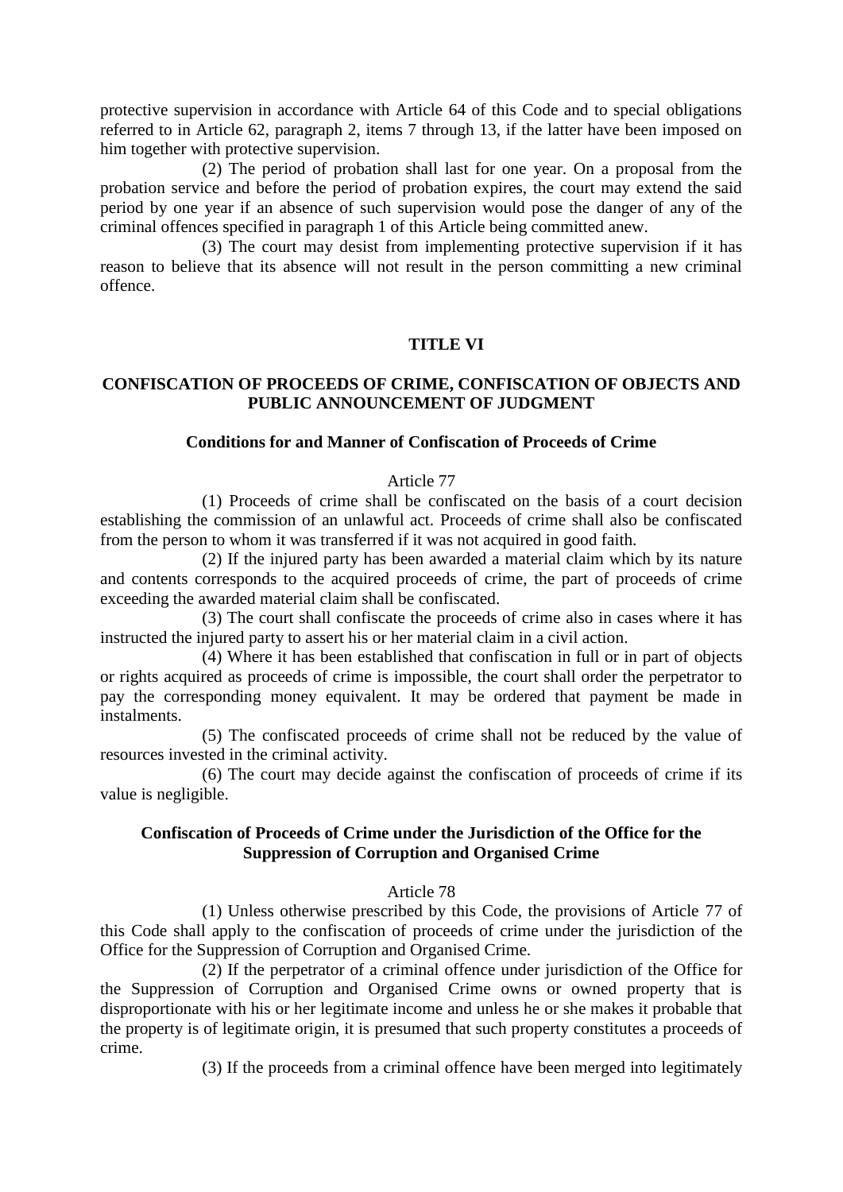protective supervision in accordance with Article 64 of this Code and to special obligations referred to in Article 62, paragraph 2, items 7 through 13, if the latter have been imposed on him together with protective supervision.

(2) The period of probation shall last for one year. On a proposal from the probation service and before the period of probation expires, the court may extend the said period by one year if an absence of such supervision would pose the danger of any of the criminal offences specified in paragraph 1 of this Article being committed anew.

(3) The court may desist from implementing protective supervision if it has reason to believe that its absence will not result in the person committing a new criminal offence.

## TITLE VI

## CONFISCATION OF PROCEEDS OF CRIME, CONFISCATION OF OBJECTS AND PUBLIC ANNOUNCEMENT OF JUDGMENT

### Conditions for and Manner of Confiscation of Proceeds of Crime

Article 77

(1) Proceeds of crime shall be confiscated on the basis of a court decision establishing the commission of an unlawful act. Proceeds of crime shall also be confiscated from the person to whom it was transferred if it was not acquired in good faith.

(2) If the injured party has been awarded a material claim which by its nature and contents corresponds to the acquired proceeds of crime, the part of proceeds of crime exceeding the awarded material claim shall be confiscated.

(3) The court shall confiscate the proceeds of crime also in cases where it has instructed the injured party to assert his or her material claim in a civil action.

(4) Where it has been established that confiscation in full or in part of objects or rights acquired as proceeds of crime is impossible, the court shall order the perpetrator to pay the corresponding money equivalent. It may be ordered that payment be made in instalments.

(5) The confiscated proceeds of crime shall not be reduced by the value of resources invested in the criminal activity.

(6) The court may decide against the confiscation of proceeds of crime if its value is negligible.

### Confiscation of Proceeds of Crime under the Jurisdiction of the Office for the Suppression of Corruption and Organised Crime

Article 78

(1) Unless otherwise prescribed by this Code, the provisions of Article 77 of this Code shall apply to the confiscation of proceeds of crime under the jurisdiction of the Office for the Suppression of Corruption and Organised Crime.

(2) If the perpetrator of a criminal offence under jurisdiction of the Office for the Suppression of Corruption and Organised Crime owns or owned property that is disproportionate with his or her legitimate income and unless he or she makes it probable that the property is of legitimate origin, it is presumed that such property constitutes a proceeds of crime.

(3) If the proceeds from a criminal offence have been merged into legitimately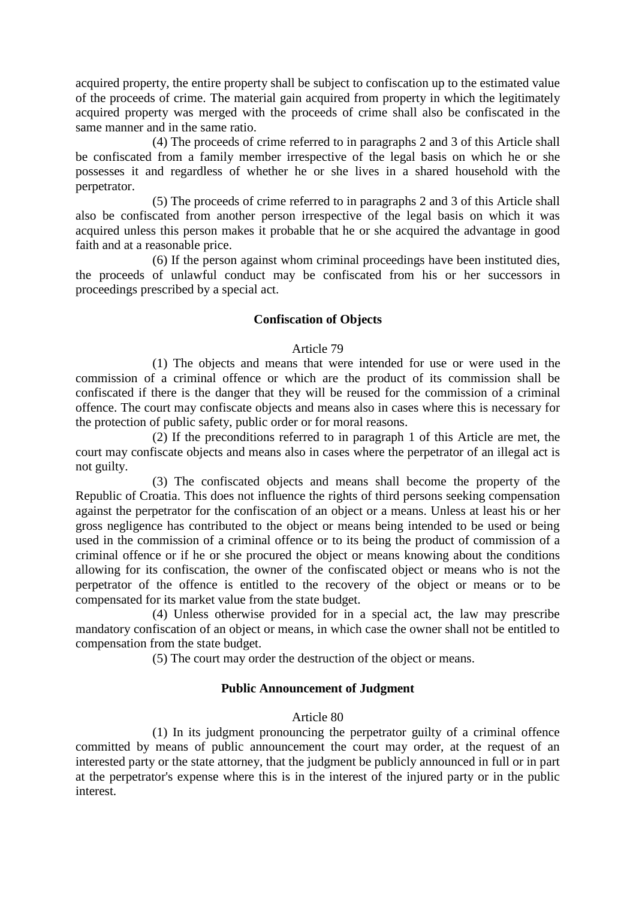acquired property, the entire property shall be subject to confiscation up to the estimated value of the proceeds of crime. The material gain acquired from property in which the legitimately acquired property was merged with the proceeds of crime shall also be confiscated in the same manner and in the same ratio.

(4) The proceeds of crime referred to in paragraphs 2 and 3 of this Article shall be confiscated from a family member irrespective of the legal basis on which he or she possesses it and regardless of whether he or she lives in a shared household with the perpetrator.

(5) The proceeds of crime referred to in paragraphs 2 and 3 of this Article shall also be confiscated from another person irrespective of the legal basis on which it was acquired unless this person makes it probable that he or she acquired the advantage in good faith and at a reasonable price.

(6) If the person against whom criminal proceedings have been instituted dies, the proceeds of unlawful conduct may be confiscated from his or her successors in proceedings prescribed by a special act.

### Confiscation of Objects

Article 79

(1) The objects and means that were intended for use or were used in the commission of a criminal offence or which are the product of its commission shall be confiscated if there is the danger that they will be reused for the commission of a criminal offence. The court may confiscate objects and means also in cases where this is necessary for the protection of public safety, public order or for moral reasons.

(2) If the preconditions referred to in paragraph 1 of this Article are met, the court may confiscate objects and means also in cases where the perpetrator of an illegal act is not guilty.

(3) The confiscated objects and means shall become the property of the Republic of Croatia. This does not influence the rights of third persons seeking compensation against the perpetrator for the confiscation of an object or a means. Unless at least his or her gross negligence has contributed to the object or means being intended to be used or being used in the commission of a criminal offence or to its being the product of commission of a criminal offence or if he or she procured the object or means knowing about the conditions allowing for its confiscation, the owner of the confiscated object or means who is not the perpetrator of the offence is entitled to the recovery of the object or means or to be compensated for its market value from the state budget.

(4) Unless otherwise provided for in a special act, the law may prescribe mandatory confiscation of an object or means, in which case the owner shall not be entitled to compensation from the state budget.

(5) The court may order the destruction of the object or means.

### Public Announcement of Judgment

Article 80

(1) In its judgment pronouncing the perpetrator guilty of a criminal offence committed by means of public announcement the court may order, at the request of an interested party or the state attorney, that the judgment be publicly announced in full or in part at the perpetrator's expense where this is in the interest of the injured party or in the public interest.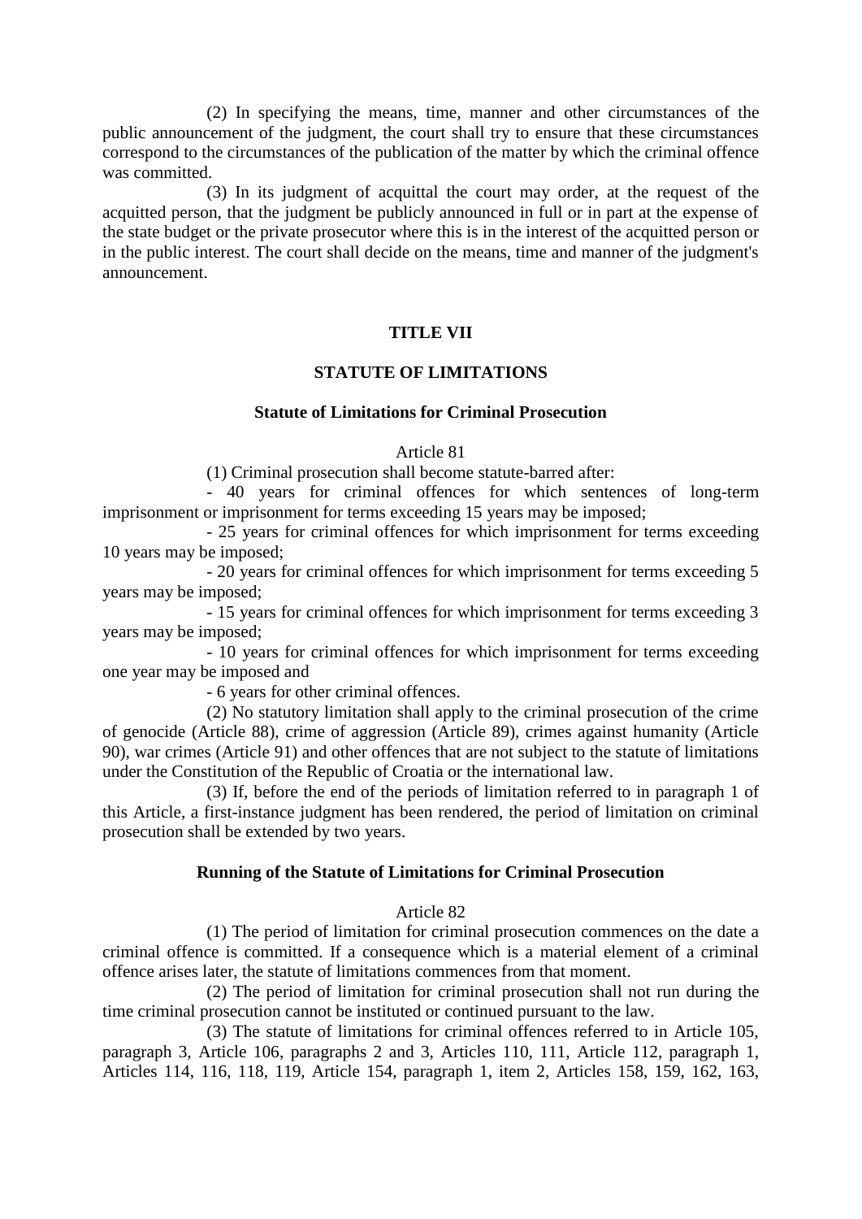(2) In specifying the means, time, manner and other circumstances of the public announcement of the judgment, the court shall try to ensure that these circumstances correspond to the circumstances of the publication of the matter by which the criminal offence was committed.

(3) In its judgment of acquittal the court may order, at the request of the acquitted person, that the judgment be publicly announced in full or in part at the expense of the state budget or the private prosecutor where this is in the interest of the acquitted person or in the public interest. The court shall decide on the means, time and manner of the judgment's announcement.

## TITLE VII

## STATUTE OF LIMITATIONS

### Statute of Limitations for Criminal Prosecution

Article 81

(1) Criminal prosecution shall become statute-barred after:

- 40 years for criminal offences for which sentences of long-term imprisonment or imprisonment for terms exceeding 15 years may be imposed;
- 25 years for criminal offences for which imprisonment for terms exceeding 10 years may be imposed;
- 20 years for criminal offences for which imprisonment for terms exceeding 5 years may be imposed;
- 15 years for criminal offences for which imprisonment for terms exceeding 3 years may be imposed;
- 10 years for criminal offences for which imprisonment for terms exceeding one year may be imposed and
- 6 years for other criminal offences.

(2) No statutory limitation shall apply to the criminal prosecution of the crime of genocide (Article 88), crime of aggression (Article 89), crimes against humanity (Article 90), war crimes (Article 91) and other offences that are not subject to the statute of limitations under the Constitution of the Republic of Croatia or the international law.

(3) If, before the end of the periods of limitation referred to in paragraph 1 of this Article, a first-instance judgment has been rendered, the period of limitation on criminal prosecution shall be extended by two years.

### Running of the Statute of Limitations for Criminal Prosecution

Article 82

(1) The period of limitation for criminal prosecution commences on the date a criminal offence is committed. If a consequence which is a material element of a criminal offence arises later, the statute of limitations commences from that moment.

(2) The period of limitation for criminal prosecution shall not run during the time criminal prosecution cannot be instituted or continued pursuant to the law.

(3) The statute of limitations for criminal offences referred to in Article 105, paragraph 3, Article 106, paragraphs 2 and 3, Articles 110, 111, Article 112, paragraph 1, Articles 114, 116, 118, 119, Article 154, paragraph 1, item 2, Articles 158, 159, 162, 163,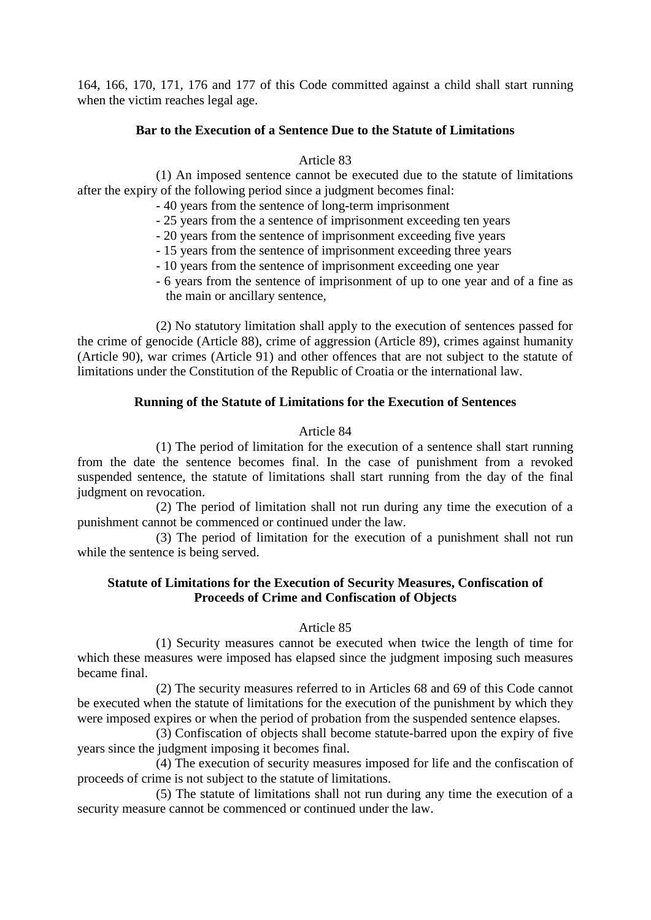164, 166, 170, 171, 176 and 177 of this Code committed against a child shall start running when the victim reaches legal age.

### Bar to the Execution of a Sentence Due to the Statute of Limitations

Article 83

(1) An imposed sentence cannot be executed due to the statute of limitations after the expiry of the following period since a judgment becomes final:

- 40 years from the sentence of long-term imprisonment
- 25 years from the a sentence of imprisonment exceeding ten years
- 20 years from the sentence of imprisonment exceeding five years
- 15 years from the sentence of imprisonment exceeding three years
- 10 years from the sentence of imprisonment exceeding one year
- 6 years from the sentence of imprisonment of up to one year and of a fine as the main or ancillary sentence,

(2) No statutory limitation shall apply to the execution of sentences passed for the crime of genocide (Article 88), crime of aggression (Article 89), crimes against humanity (Article 90), war crimes (Article 91) and other offences that are not subject to the statute of limitations under the Constitution of the Republic of Croatia or the international law.

### Running of the Statute of Limitations for the Execution of Sentences

Article 84

(1) The period of limitation for the execution of a sentence shall start running from the date the sentence becomes final. In the case of punishment from a revoked suspended sentence, the statute of limitations shall start running from the day of the final judgment on revocation.

(2) The period of limitation shall not run during any time the execution of a punishment cannot be commenced or continued under the law.

(3) The period of limitation for the execution of a punishment shall not run while the sentence is being served.

### Statute of Limitations for the Execution of Security Measures, Confiscation of Proceeds of Crime and Confiscation of Objects

Article 85

(1) Security measures cannot be executed when twice the length of time for which these measures were imposed has elapsed since the judgment imposing such measures became final.

(2) The security measures referred to in Articles 68 and 69 of this Code cannot be executed when the statute of limitations for the execution of the punishment by which they were imposed expires or when the period of probation from the suspended sentence elapses.

(3) Confiscation of objects shall become statute-barred upon the expiry of five years since the judgment imposing it becomes final.

(4) The execution of security measures imposed for life and the confiscation of proceeds of crime is not subject to the statute of limitations.

(5) The statute of limitations shall not run during any time the execution of a security measure cannot be commenced or continued under the law.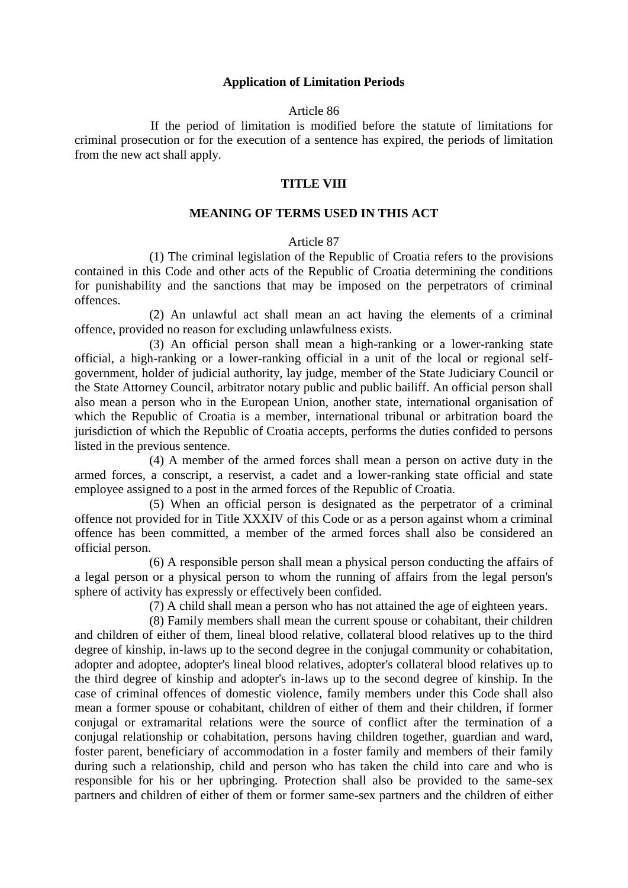**Application of Limitation Periods**

Article 86

If the period of limitation is modified before the statute of limitations for criminal prosecution or for the execution of a sentence has expired, the periods of limitation from the new act shall apply.

## TITLE VIII

## MEANING OF TERMS USED IN THIS ACT

Article 87

(1) The criminal legislation of the Republic of Croatia refers to the provisions contained in this Code and other acts of the Republic of Croatia determining the conditions for punishability and the sanctions that may be imposed on the perpetrators of criminal offences.

(2) An unlawful act shall mean an act having the elements of a criminal offence, provided no reason for excluding unlawfulness exists.

(3) An official person shall mean a high-ranking or a lower-ranking state official, a high-ranking or a lower-ranking official in a unit of the local or regional self-government, holder of judicial authority, lay judge, member of the State Judiciary Council or the State Attorney Council, arbitrator notary public and public bailiff. An official person shall also mean a person who in the European Union, another state, international organisation of which the Republic of Croatia is a member, international tribunal or arbitration board the jurisdiction of which the Republic of Croatia accepts, performs the duties confided to persons listed in the previous sentence.

(4) A member of the armed forces shall mean a person on active duty in the armed forces, a conscript, a reservist, a cadet and a lower-ranking state official and state employee assigned to a post in the armed forces of the Republic of Croatia.

(5) When an official person is designated as the perpetrator of a criminal offence not provided for in Title XXXIV of this Code or as a person against whom a criminal offence has been committed, a member of the armed forces shall also be considered an official person.

(6) A responsible person shall mean a physical person conducting the affairs of a legal person or a physical person to whom the running of affairs from the legal person's sphere of activity has expressly or effectively been confided.

(7) A child shall mean a person who has not attained the age of eighteen years.

(8) Family members shall mean the current spouse or cohabitant, their children and children of either of them, lineal blood relative, collateral blood relatives up to the third degree of kinship, in-laws up to the second degree in the conjugal community or cohabitation, adopter and adoptee, adopter's lineal blood relatives, adopter's collateral blood relatives up to the third degree of kinship and adopter's in-laws up to the second degree of kinship. In the case of criminal offences of domestic violence, family members under this Code shall also mean a former spouse or cohabitant, children of either of them and their children, if former conjugal or extramarital relations were the source of conflict after the termination of a conjugal relationship or cohabitation, persons having children together, guardian and ward, foster parent, beneficiary of accommodation in a foster family and members of their family during such a relationship, child and person who has taken the child into care and who is responsible for his or her upbringing. Protection shall also be provided to the same-sex partners and children of either of them or former same-sex partners and the children of either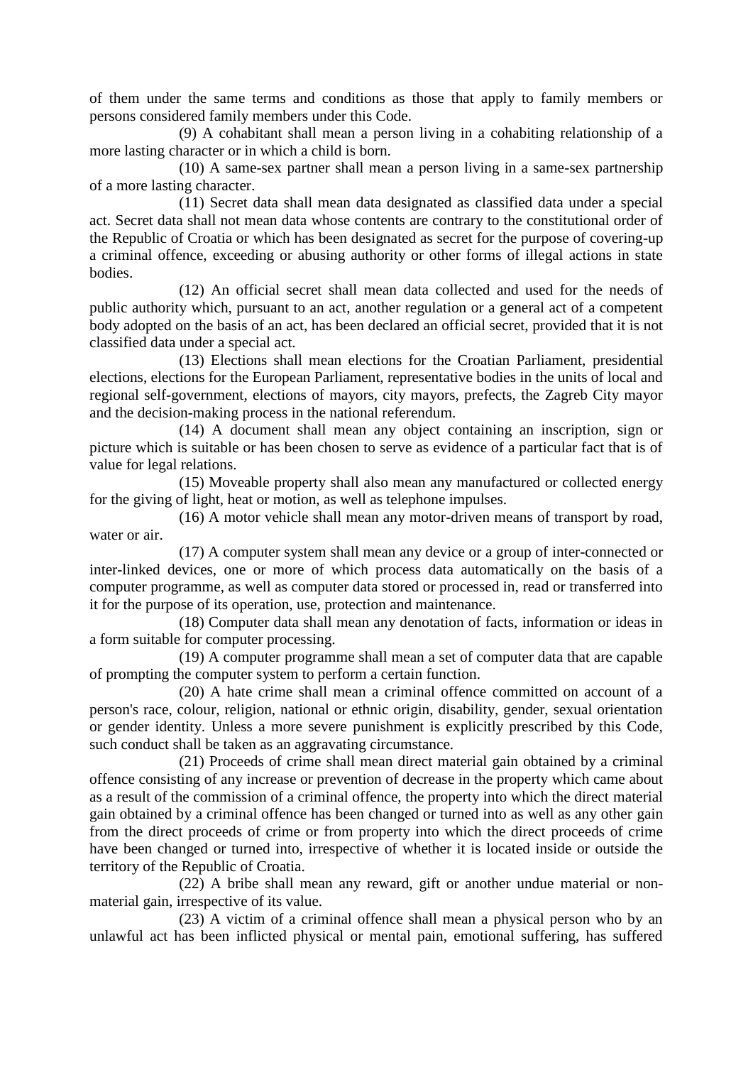of them under the same terms and conditions as those that apply to family members or persons considered family members under this Code.

(9) A cohabitant shall mean a person living in a cohabiting relationship of a more lasting character or in which a child is born.

(10) A same-sex partner shall mean a person living in a same-sex partnership of a more lasting character.

(11) Secret data shall mean data designated as classified data under a special act. Secret data shall not mean data whose contents are contrary to the constitutional order of the Republic of Croatia or which has been designated as secret for the purpose of covering-up a criminal offence, exceeding or abusing authority or other forms of illegal actions in state bodies.

(12) An official secret shall mean data collected and used for the needs of public authority which, pursuant to an act, another regulation or a general act of a competent body adopted on the basis of an act, has been declared an official secret, provided that it is not classified data under a special act.

(13) Elections shall mean elections for the Croatian Parliament, presidential elections, elections for the European Parliament, representative bodies in the units of local and regional self-government, elections of mayors, city mayors, prefects, the Zagreb City mayor and the decision-making process in the national referendum.

(14) A document shall mean any object containing an inscription, sign or picture which is suitable or has been chosen to serve as evidence of a particular fact that is of value for legal relations.

(15) Moveable property shall also mean any manufactured or collected energy for the giving of light, heat or motion, as well as telephone impulses.

(16) A motor vehicle shall mean any motor-driven means of transport by road, water or air.

(17) A computer system shall mean any device or a group of inter-connected or inter-linked devices, one or more of which process data automatically on the basis of a computer programme, as well as computer data stored or processed in, read or transferred into it for the purpose of its operation, use, protection and maintenance.

(18) Computer data shall mean any denotation of facts, information or ideas in a form suitable for computer processing.

(19) A computer programme shall mean a set of computer data that are capable of prompting the computer system to perform a certain function.

(20) A hate crime shall mean a criminal offence committed on account of a person's race, colour, religion, national or ethnic origin, disability, gender, sexual orientation or gender identity. Unless a more severe punishment is explicitly prescribed by this Code, such conduct shall be taken as an aggravating circumstance.

(21) Proceeds of crime shall mean direct material gain obtained by a criminal offence consisting of any increase or prevention of decrease in the property which came about as a result of the commission of a criminal offence, the property into which the direct material gain obtained by a criminal offence has been changed or turned into as well as any other gain from the direct proceeds of crime or from property into which the direct proceeds of crime have been changed or turned into, irrespective of whether it is located inside or outside the territory of the Republic of Croatia.

(22) A bribe shall mean any reward, gift or another undue material or non-material gain, irrespective of its value.

(23) A victim of a criminal offence shall mean a physical person who by an unlawful act has been inflicted physical or mental pain, emotional suffering, has suffered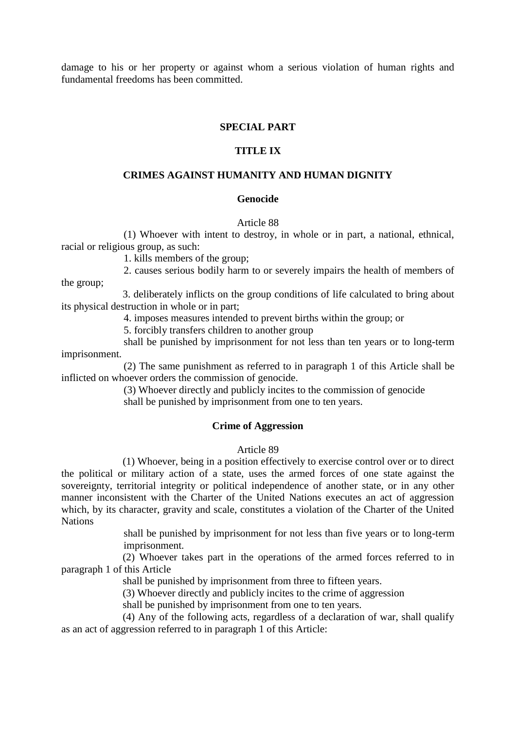damage to his or her property or against whom a serious violation of human rights and fundamental freedoms has been committed.

## SPECIAL PART

## TITLE IX

## CRIMES AGAINST HUMANITY AND HUMAN DIGNITY

### Genocide

Article 88

(1) Whoever with intent to destroy, in whole or in part, a national, ethnical, racial or religious group, as such:

1. kills members of the group;
2. causes serious bodily harm to or severely impairs the health of members of the group;
3. deliberately inflicts on the group conditions of life calculated to bring about its physical destruction in whole or in part;
4. imposes measures intended to prevent births within the group; or
5. forcibly transfers children to another group

shall be punished by imprisonment for not less than ten years or to long-term imprisonment.

(2) The same punishment as referred to in paragraph 1 of this Article shall be inflicted on whoever orders the commission of genocide.

(3) Whoever directly and publicly incites to the commission of genocide

shall be punished by imprisonment from one to ten years.

### Crime of Aggression

Article 89

(1) Whoever, being in a position effectively to exercise control over or to direct the political or military action of a state, uses the armed forces of one state against the sovereignty, territorial integrity or political independence of another state, or in any other manner inconsistent with the Charter of the United Nations executes an act of aggression which, by its character, gravity and scale, constitutes a violation of the Charter of the United Nations

shall be punished by imprisonment for not less than five years or to long-term imprisonment.

(2) Whoever takes part in the operations of the armed forces referred to in paragraph 1 of this Article

shall be punished by imprisonment from three to fifteen years.

(3) Whoever directly and publicly incites to the crime of aggression

shall be punished by imprisonment from one to ten years.

(4) Any of the following acts, regardless of a declaration of war, shall qualify as an act of aggression referred to in paragraph 1 of this Article: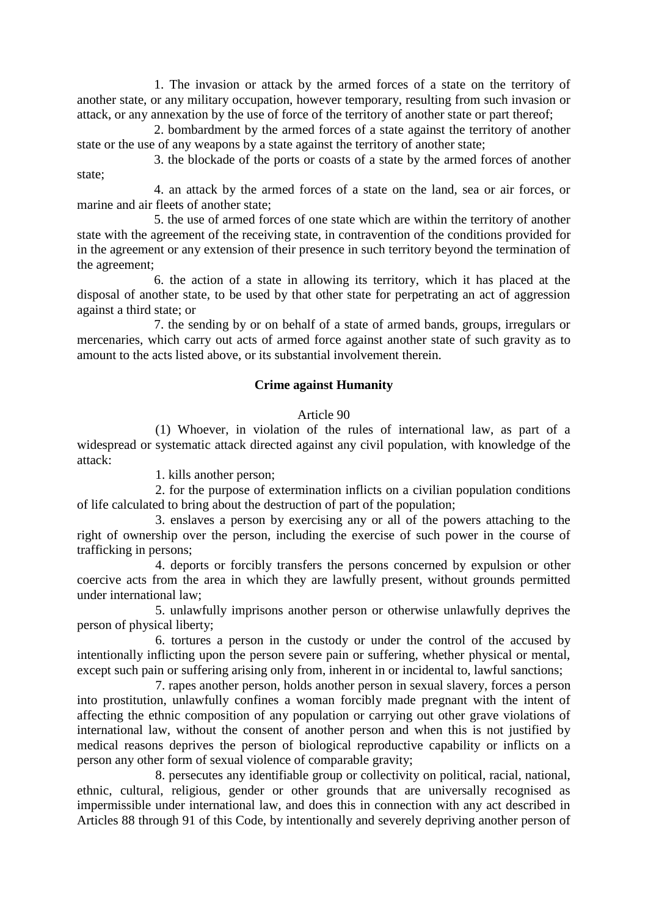1. The invasion or attack by the armed forces of a state on the territory of another state, or any military occupation, however temporary, resulting from such invasion or attack, or any annexation by the use of force of the territory of another state or part thereof;

2. bombardment by the armed forces of a state against the territory of another state or the use of any weapons by a state against the territory of another state;

3. the blockade of the ports or coasts of a state by the armed forces of another state;

4. an attack by the armed forces of a state on the land, sea or air forces, or marine and air fleets of another state;

5. the use of armed forces of one state which are within the territory of another state with the agreement of the receiving state, in contravention of the conditions provided for in the agreement or any extension of their presence in such territory beyond the termination of the agreement;

6. the action of a state in allowing its territory, which it has placed at the disposal of another state, to be used by that other state for perpetrating an act of aggression against a third state; or

7. the sending by or on behalf of a state of armed bands, groups, irregulars or mercenaries, which carry out acts of armed force against another state of such gravity as to amount to the acts listed above, or its substantial involvement therein.

**Crime against Humanity**

Article 90

(1) Whoever, in violation of the rules of international law, as part of a widespread or systematic attack directed against any civil population, with knowledge of the attack:

1. kills another person;

2. for the purpose of extermination inflicts on a civilian population conditions of life calculated to bring about the destruction of part of the population;

3. enslaves a person by exercising any or all of the powers attaching to the right of ownership over the person, including the exercise of such power in the course of trafficking in persons;

4. deports or forcibly transfers the persons concerned by expulsion or other coercive acts from the area in which they are lawfully present, without grounds permitted under international law;

5. unlawfully imprisons another person or otherwise unlawfully deprives the person of physical liberty;

6. tortures a person in the custody or under the control of the accused by intentionally inflicting upon the person severe pain or suffering, whether physical or mental, except such pain or suffering arising only from, inherent in or incidental to, lawful sanctions;

7. rapes another person, holds another person in sexual slavery, forces a person into prostitution, unlawfully confines a woman forcibly made pregnant with the intent of affecting the ethnic composition of any population or carrying out other grave violations of international law, without the consent of another person and when this is not justified by medical reasons deprives the person of biological reproductive capability or inflicts on a person any other form of sexual violence of comparable gravity;

8. persecutes any identifiable group or collectivity on political, racial, national, ethnic, cultural, religious, gender or other grounds that are universally recognised as impermissible under international law, and does this in connection with any act described in Articles 88 through 91 of this Code, by intentionally and severely depriving another person of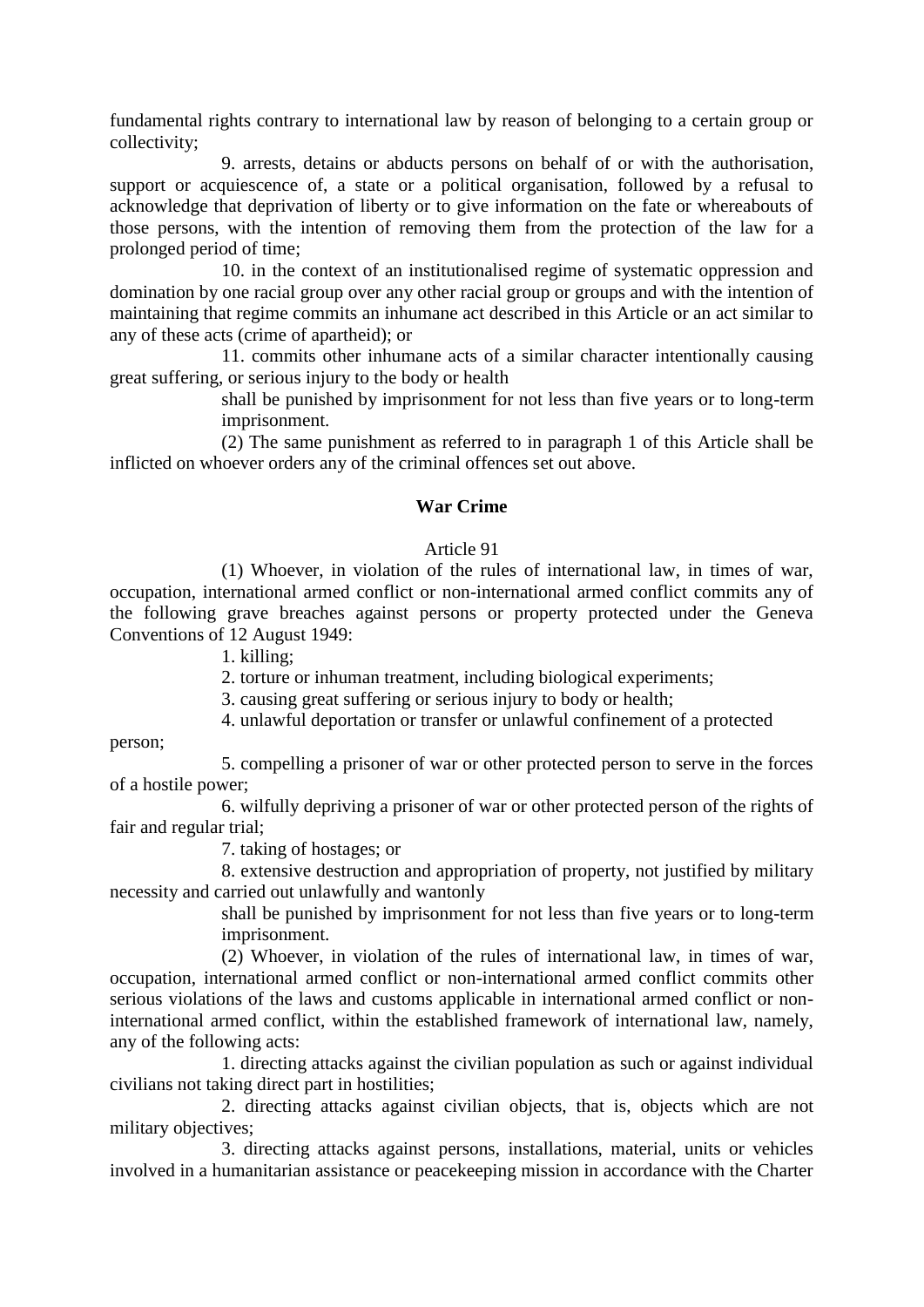fundamental rights contrary to international law by reason of belonging to a certain group or collectivity;

9. arrests, detains or abducts persons on behalf of or with the authorisation, support or acquiescence of, a state or a political organisation, followed by a refusal to acknowledge that deprivation of liberty or to give information on the fate or whereabouts of those persons, with the intention of removing them from the protection of the law for a prolonged period of time;

10. in the context of an institutionalised regime of systematic oppression and domination by one racial group over any other racial group or groups and with the intention of maintaining that regime commits an inhumane act described in this Article or an act similar to any of these acts (crime of apartheid); or

11. commits other inhumane acts of a similar character intentionally causing great suffering, or serious injury to the body or health

shall be punished by imprisonment for not less than five years or to long-term imprisonment.

(2) The same punishment as referred to in paragraph 1 of this Article shall be inflicted on whoever orders any of the criminal offences set out above.

**War Crime**

Article 91

(1) Whoever, in violation of the rules of international law, in times of war, occupation, international armed conflict or non-international armed conflict commits any of the following grave breaches against persons or property protected under the Geneva Conventions of 12 August 1949:

1. killing;

2. torture or inhuman treatment, including biological experiments;

3. causing great suffering or serious injury to body or health;

4. unlawful deportation or transfer or unlawful confinement of a protected person;

5. compelling a prisoner of war or other protected person to serve in the forces of a hostile power;

6. wilfully depriving a prisoner of war or other protected person of the rights of fair and regular trial;

7. taking of hostages; or

8. extensive destruction and appropriation of property, not justified by military necessity and carried out unlawfully and wantonly

shall be punished by imprisonment for not less than five years or to long-term imprisonment.

(2) Whoever, in violation of the rules of international law, in times of war, occupation, international armed conflict or non-international armed conflict commits other serious violations of the laws and customs applicable in international armed conflict or non-international armed conflict, within the established framework of international law, namely, any of the following acts:

1. directing attacks against the civilian population as such or against individual civilians not taking direct part in hostilities;

2. directing attacks against civilian objects, that is, objects which are not military objectives;

3. directing attacks against persons, installations, material, units or vehicles involved in a humanitarian assistance or peacekeeping mission in accordance with the Charter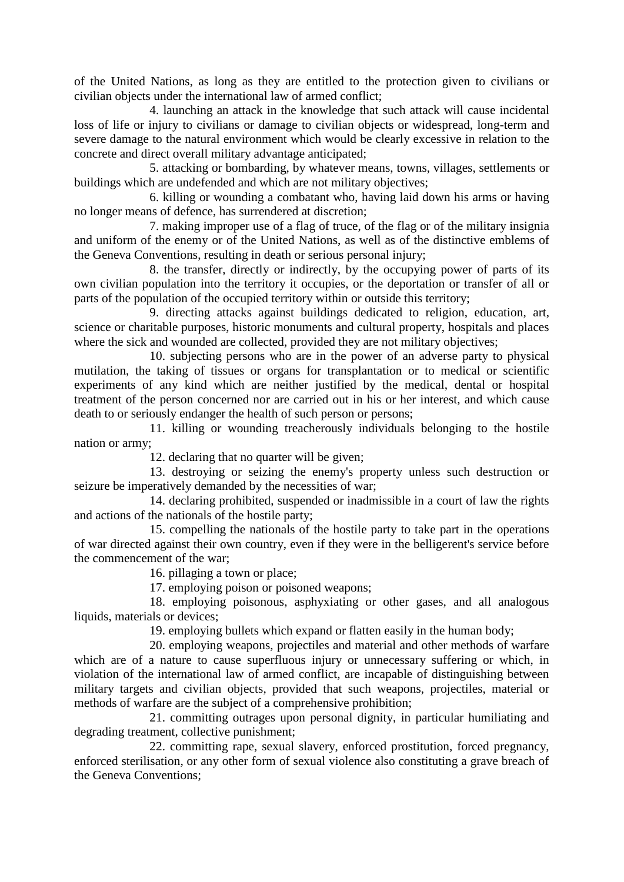of the United Nations, as long as they are entitled to the protection given to civilians or civilian objects under the international law of armed conflict;

4. launching an attack in the knowledge that such attack will cause incidental loss of life or injury to civilians or damage to civilian objects or widespread, long-term and severe damage to the natural environment which would be clearly excessive in relation to the concrete and direct overall military advantage anticipated;

5. attacking or bombarding, by whatever means, towns, villages, settlements or buildings which are undefended and which are not military objectives;

6. killing or wounding a combatant who, having laid down his arms or having no longer means of defence, has surrendered at discretion;

7. making improper use of a flag of truce, of the flag or of the military insignia and uniform of the enemy or of the United Nations, as well as of the distinctive emblems of the Geneva Conventions, resulting in death or serious personal injury;

8. the transfer, directly or indirectly, by the occupying power of parts of its own civilian population into the territory it occupies, or the deportation or transfer of all or parts of the population of the occupied territory within or outside this territory;

9. directing attacks against buildings dedicated to religion, education, art, science or charitable purposes, historic monuments and cultural property, hospitals and places where the sick and wounded are collected, provided they are not military objectives;

10. subjecting persons who are in the power of an adverse party to physical mutilation, the taking of tissues or organs for transplantation or to medical or scientific experiments of any kind which are neither justified by the medical, dental or hospital treatment of the person concerned nor are carried out in his or her interest, and which cause death to or seriously endanger the health of such person or persons;

11. killing or wounding treacherously individuals belonging to the hostile nation or army;

12. declaring that no quarter will be given;

13. destroying or seizing the enemy's property unless such destruction or seizure be imperatively demanded by the necessities of war;

14. declaring prohibited, suspended or inadmissible in a court of law the rights and actions of the nationals of the hostile party;

15. compelling the nationals of the hostile party to take part in the operations of war directed against their own country, even if they were in the belligerent's service before the commencement of the war;

16. pillaging a town or place;

17. employing poison or poisoned weapons;

18. employing poisonous, asphyxiating or other gases, and all analogous liquids, materials or devices;

19. employing bullets which expand or flatten easily in the human body;

20. employing weapons, projectiles and material and other methods of warfare which are of a nature to cause superfluous injury or unnecessary suffering or which, in violation of the international law of armed conflict, are incapable of distinguishing between military targets and civilian objects, provided that such weapons, projectiles, material or methods of warfare are the subject of a comprehensive prohibition;

21. committing outrages upon personal dignity, in particular humiliating and degrading treatment, collective punishment;

22. committing rape, sexual slavery, enforced prostitution, forced pregnancy, enforced sterilisation, or any other form of sexual violence also constituting a grave breach of the Geneva Conventions;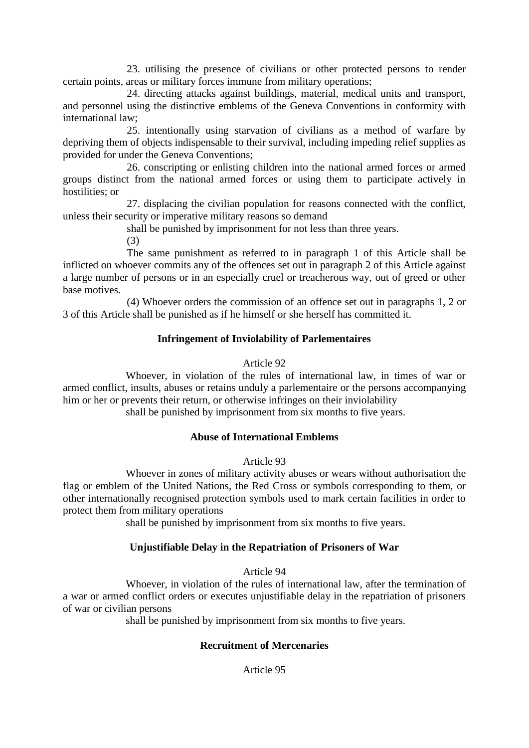23. utilising the presence of civilians or other protected persons to render certain points, areas or military forces immune from military operations;

24. directing attacks against buildings, material, medical units and transport, and personnel using the distinctive emblems of the Geneva Conventions in conformity with international law;

25. intentionally using starvation of civilians as a method of warfare by depriving them of objects indispensable to their survival, including impeding relief supplies as provided for under the Geneva Conventions;

26. conscripting or enlisting children into the national armed forces or armed groups distinct from the national armed forces or using them to participate actively in hostilities; or

27. displacing the civilian population for reasons connected with the conflict, unless their security or imperative military reasons so demand

shall be punished by imprisonment for not less than three years.

(3)

The same punishment as referred to in paragraph 1 of this Article shall be inflicted on whoever commits any of the offences set out in paragraph 2 of this Article against a large number of persons or in an especially cruel or treacherous way, out of greed or other base motives.

(4) Whoever orders the commission of an offence set out in paragraphs 1, 2 or 3 of this Article shall be punished as if he himself or she herself has committed it.

### Infringement of Inviolability of Parlementaires

Article 92

Whoever, in violation of the rules of international law, in times of war or armed conflict, insults, abuses or retains unduly a parlementaire or the persons accompanying him or her or prevents their return, or otherwise infringes on their inviolability

shall be punished by imprisonment from six months to five years.

### Abuse of International Emblems

Article 93

Whoever in zones of military activity abuses or wears without authorisation the flag or emblem of the United Nations, the Red Cross or symbols corresponding to them, or other internationally recognised protection symbols used to mark certain facilities in order to protect them from military operations

shall be punished by imprisonment from six months to five years.

### Unjustifiable Delay in the Repatriation of Prisoners of War

Article 94

Whoever, in violation of the rules of international law, after the termination of a war or armed conflict orders or executes unjustifiable delay in the repatriation of prisoners of war or civilian persons

shall be punished by imprisonment from six months to five years.

### Recruitment of Mercenaries

Article 95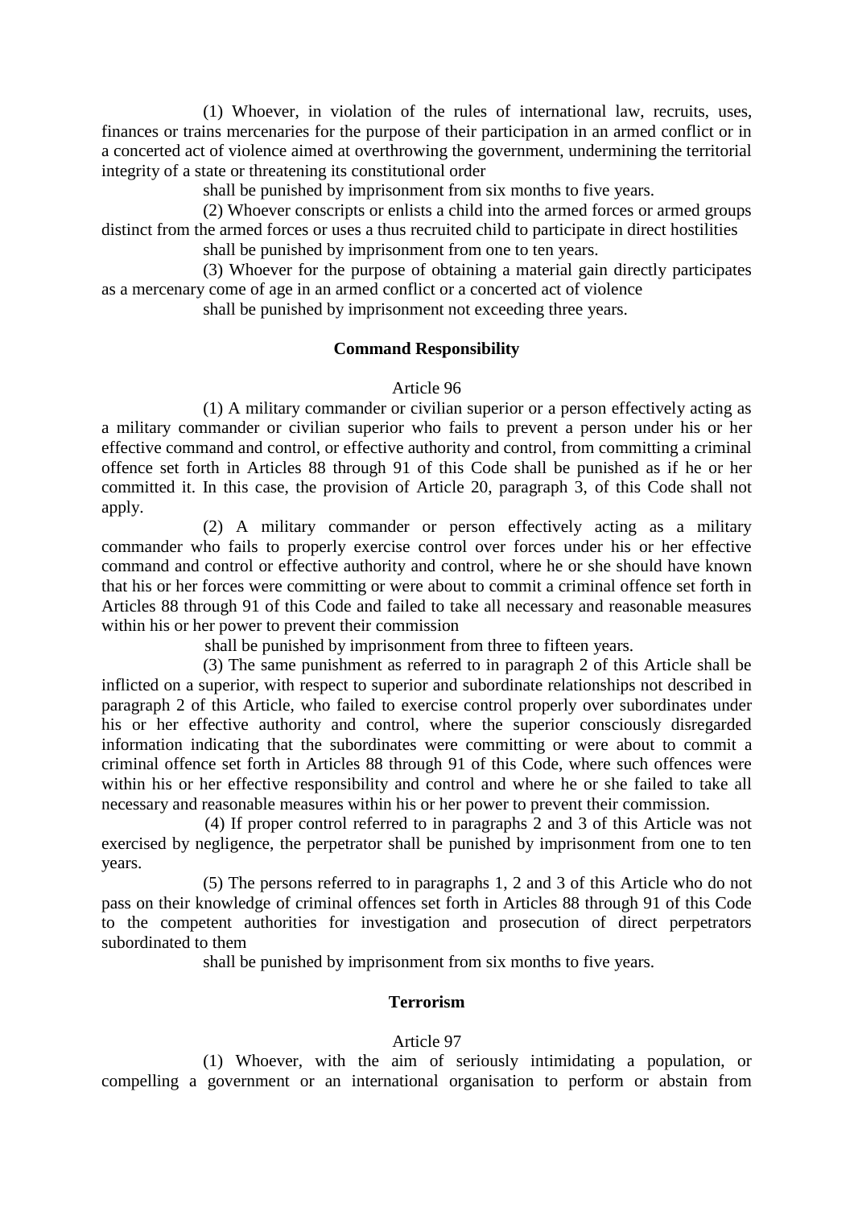(1) Whoever, in violation of the rules of international law, recruits, uses, finances or trains mercenaries for the purpose of their participation in an armed conflict or in a concerted act of violence aimed at overthrowing the government, undermining the territorial integrity of a state or threatening its constitutional order

shall be punished by imprisonment from six months to five years.

(2) Whoever conscripts or enlists a child into the armed forces or armed groups distinct from the armed forces or uses a thus recruited child to participate in direct hostilities

shall be punished by imprisonment from one to ten years.

(3) Whoever for the purpose of obtaining a material gain directly participates as a mercenary come of age in an armed conflict or a concerted act of violence

shall be punished by imprisonment not exceeding three years.

**Command Responsibility**

Article 96

(1) A military commander or civilian superior or a person effectively acting as a military commander or civilian superior who fails to prevent a person under his or her effective command and control, or effective authority and control, from committing a criminal offence set forth in Articles 88 through 91 of this Code shall be punished as if he or her committed it. In this case, the provision of Article 20, paragraph 3, of this Code shall not apply.

(2) A military commander or person effectively acting as a military commander who fails to properly exercise control over forces under his or her effective command and control or effective authority and control, where he or she should have known that his or her forces were committing or were about to commit a criminal offence set forth in Articles 88 through 91 of this Code and failed to take all necessary and reasonable measures within his or her power to prevent their commission

shall be punished by imprisonment from three to fifteen years.

(3) The same punishment as referred to in paragraph 2 of this Article shall be inflicted on a superior, with respect to superior and subordinate relationships not described in paragraph 2 of this Article, who failed to exercise control properly over subordinates under his or her effective authority and control, where the superior consciously disregarded information indicating that the subordinates were committing or were about to commit a criminal offence set forth in Articles 88 through 91 of this Code, where such offences were within his or her effective responsibility and control and where he or she failed to take all necessary and reasonable measures within his or her power to prevent their commission.

(4) If proper control referred to in paragraphs 2 and 3 of this Article was not exercised by negligence, the perpetrator shall be punished by imprisonment from one to ten years.

(5) The persons referred to in paragraphs 1, 2 and 3 of this Article who do not pass on their knowledge of criminal offences set forth in Articles 88 through 91 of this Code to the competent authorities for investigation and prosecution of direct perpetrators subordinated to them

shall be punished by imprisonment from six months to five years.

**Terrorism**

Article 97

(1) Whoever, with the aim of seriously intimidating a population, or compelling a government or an international organisation to perform or abstain from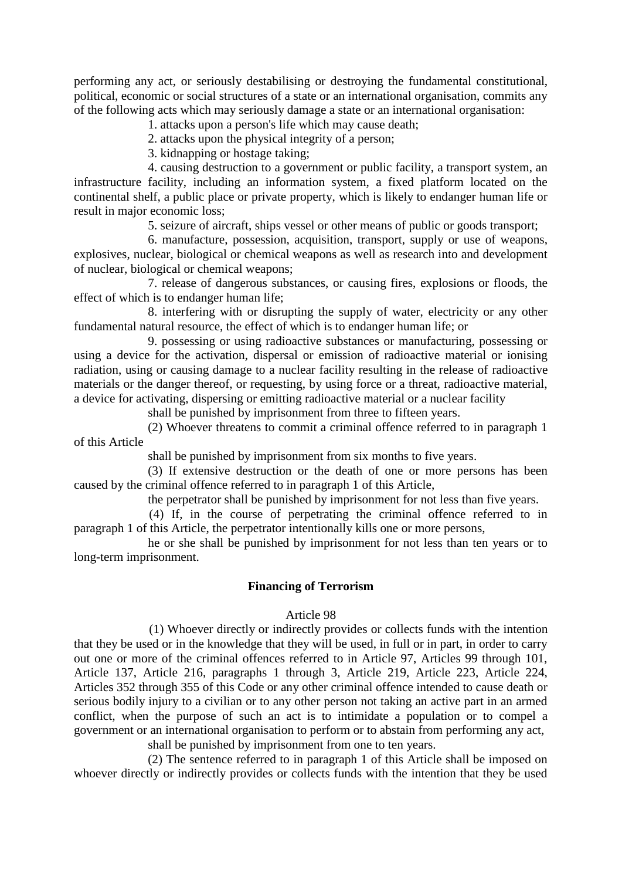performing any act, or seriously destabilising or destroying the fundamental constitutional, political, economic or social structures of a state or an international organisation, commits any of the following acts which may seriously damage a state or an international organisation:

1. attacks upon a person's life which may cause death;

2. attacks upon the physical integrity of a person;

3. kidnapping or hostage taking;

4. causing destruction to a government or public facility, a transport system, an infrastructure facility, including an information system, a fixed platform located on the continental shelf, a public place or private property, which is likely to endanger human life or result in major economic loss;

5. seizure of aircraft, ships vessel or other means of public or goods transport;

6. manufacture, possession, acquisition, transport, supply or use of weapons, explosives, nuclear, biological or chemical weapons as well as research into and development of nuclear, biological or chemical weapons;

7. release of dangerous substances, or causing fires, explosions or floods, the effect of which is to endanger human life;

8. interfering with or disrupting the supply of water, electricity or any other fundamental natural resource, the effect of which is to endanger human life; or

9. possessing or using radioactive substances or manufacturing, possessing or using a device for the activation, dispersal or emission of radioactive material or ionising radiation, using or causing damage to a nuclear facility resulting in the release of radioactive materials or the danger thereof, or requesting, by using force or a threat, radioactive material, a device for activating, dispersing or emitting radioactive material or a nuclear facility

shall be punished by imprisonment from three to fifteen years.

(2) Whoever threatens to commit a criminal offence referred to in paragraph 1 of this Article

shall be punished by imprisonment from six months to five years.

(3) If extensive destruction or the death of one or more persons has been caused by the criminal offence referred to in paragraph 1 of this Article,

the perpetrator shall be punished by imprisonment for not less than five years.

(4) If, in the course of perpetrating the criminal offence referred to in paragraph 1 of this Article, the perpetrator intentionally kills one or more persons,

he or she shall be punished by imprisonment for not less than ten years or to long-term imprisonment.

### Financing of Terrorism

Article 98

(1) Whoever directly or indirectly provides or collects funds with the intention that they be used or in the knowledge that they will be used, in full or in part, in order to carry out one or more of the criminal offences referred to in Article 97, Articles 99 through 101, Article 137, Article 216, paragraphs 1 through 3, Article 219, Article 223, Article 224, Articles 352 through 355 of this Code or any other criminal offence intended to cause death or serious bodily injury to a civilian or to any other person not taking an active part in an armed conflict, when the purpose of such an act is to intimidate a population or to compel a government or an international organisation to perform or to abstain from performing any act,

shall be punished by imprisonment from one to ten years.

(2) The sentence referred to in paragraph 1 of this Article shall be imposed on whoever directly or indirectly provides or collects funds with the intention that they be used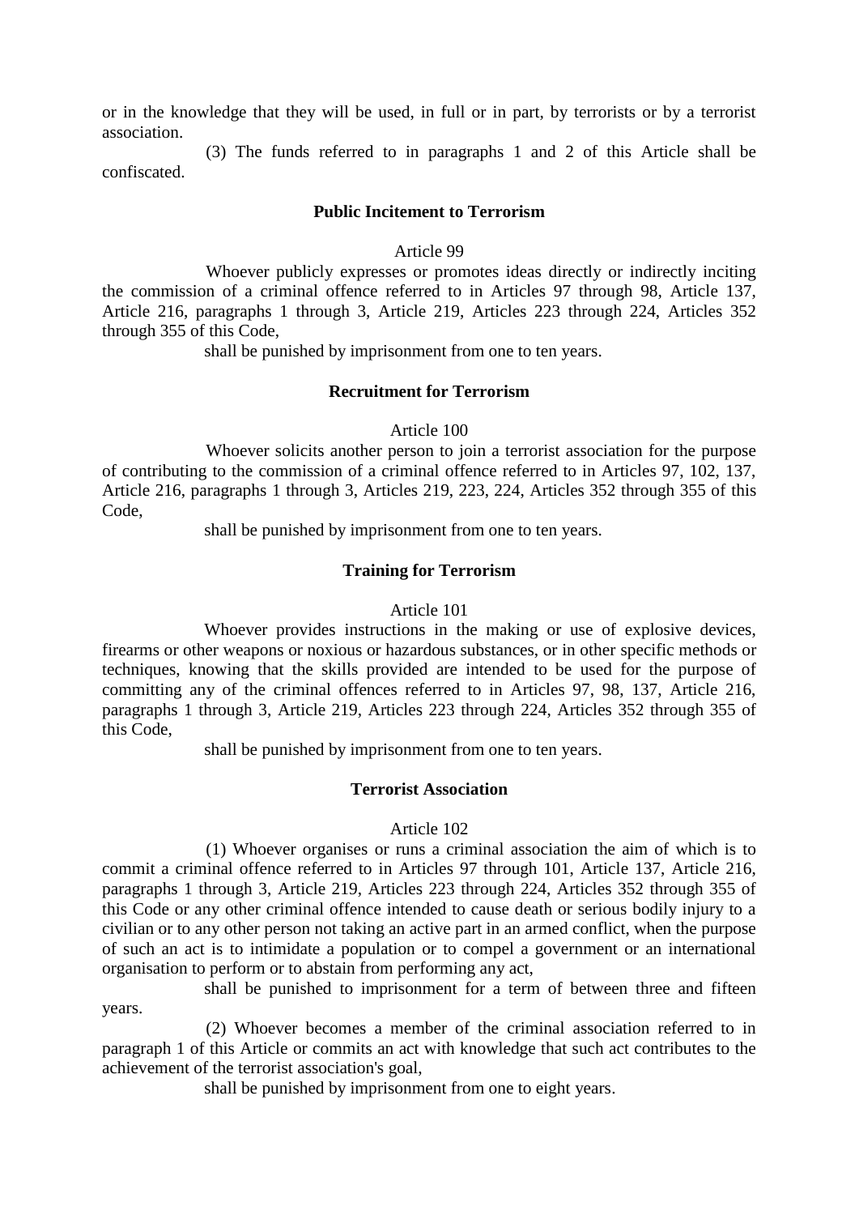or in the knowledge that they will be used, in full or in part, by terrorists or by a terrorist association.

(3) The funds referred to in paragraphs 1 and 2 of this Article shall be confiscated.

**Public Incitement to Terrorism**

Article 99

Whoever publicly expresses or promotes ideas directly or indirectly inciting the commission of a criminal offence referred to in Articles 97 through 98, Article 137, Article 216, paragraphs 1 through 3, Article 219, Articles 223 through 224, Articles 352 through 355 of this Code,

shall be punished by imprisonment from one to ten years.

**Recruitment for Terrorism**

Article 100

Whoever solicits another person to join a terrorist association for the purpose of contributing to the commission of a criminal offence referred to in Articles 97, 102, 137, Article 216, paragraphs 1 through 3, Articles 219, 223, 224, Articles 352 through 355 of this Code,

shall be punished by imprisonment from one to ten years.

**Training for Terrorism**

Article 101

Whoever provides instructions in the making or use of explosive devices, firearms or other weapons or noxious or hazardous substances, or in other specific methods or techniques, knowing that the skills provided are intended to be used for the purpose of committing any of the criminal offences referred to in Articles 97, 98, 137, Article 216, paragraphs 1 through 3, Article 219, Articles 223 through 224, Articles 352 through 355 of this Code,

shall be punished by imprisonment from one to ten years.

**Terrorist Association**

Article 102

(1) Whoever organises or runs a criminal association the aim of which is to commit a criminal offence referred to in Articles 97 through 101, Article 137, Article 216, paragraphs 1 through 3, Article 219, Articles 223 through 224, Articles 352 through 355 of this Code or any other criminal offence intended to cause death or serious bodily injury to a civilian or to any other person not taking an active part in an armed conflict, when the purpose of such an act is to intimidate a population or to compel a government or an international organisation to perform or to abstain from performing any act,

shall be punished to imprisonment for a term of between three and fifteen years.

(2) Whoever becomes a member of the criminal association referred to in paragraph 1 of this Article or commits an act with knowledge that such act contributes to the achievement of the terrorist association's goal,

shall be punished by imprisonment from one to eight years.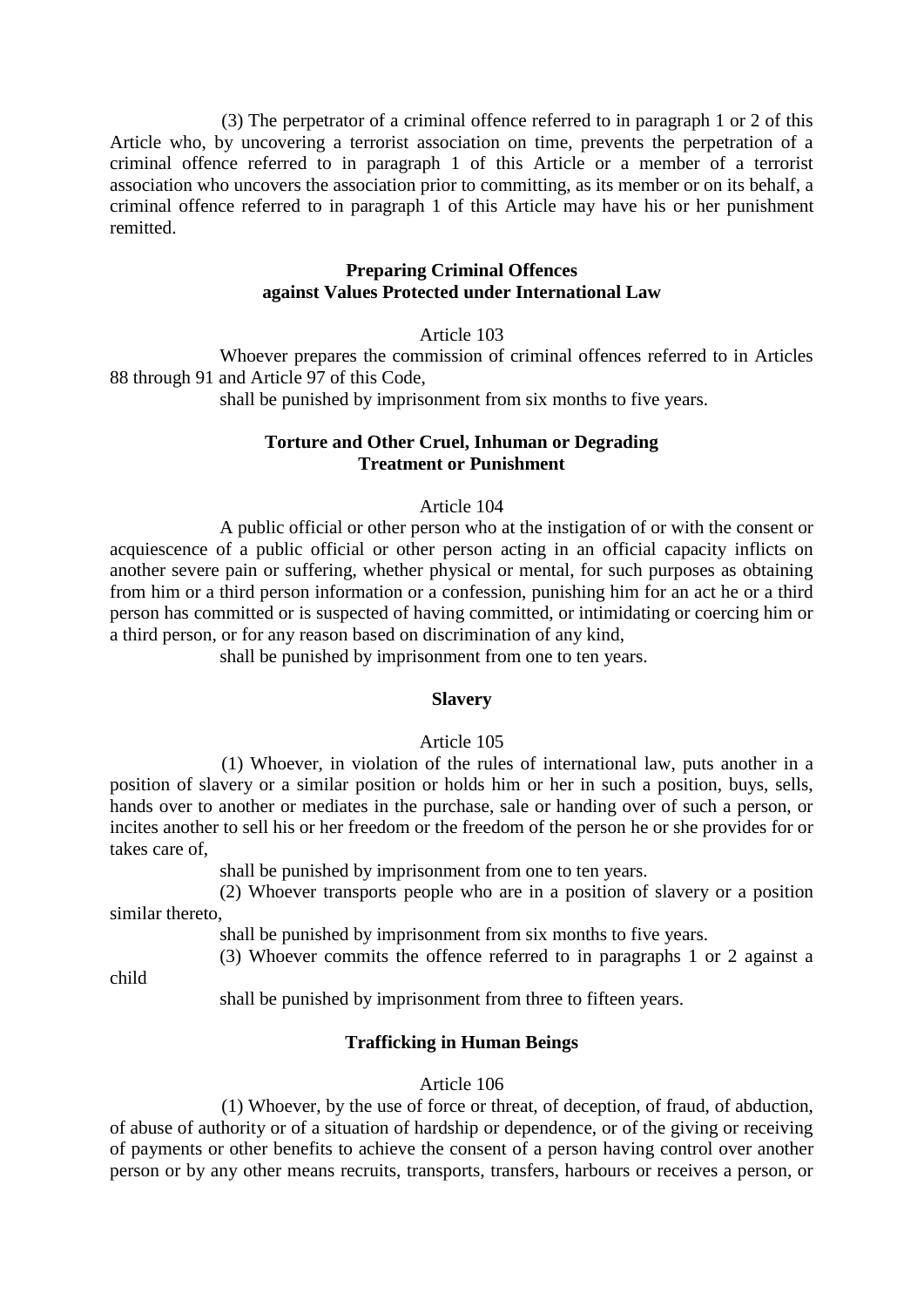(3) The perpetrator of a criminal offence referred to in paragraph 1 or 2 of this Article who, by uncovering a terrorist association on time, prevents the perpetration of a criminal offence referred to in paragraph 1 of this Article or a member of a terrorist association who uncovers the association prior to committing, as its member or on its behalf, a criminal offence referred to in paragraph 1 of this Article may have his or her punishment remitted.

### Preparing Criminal Offences against Values Protected under International Law

Article 103

Whoever prepares the commission of criminal offences referred to in Articles 88 through 91 and Article 97 of this Code,

shall be punished by imprisonment from six months to five years.

### Torture and Other Cruel, Inhuman or Degrading Treatment or Punishment

Article 104

A public official or other person who at the instigation of or with the consent or acquiescence of a public official or other person acting in an official capacity inflicts on another severe pain or suffering, whether physical or mental, for such purposes as obtaining from him or a third person information or a confession, punishing him for an act he or a third person has committed or is suspected of having committed, or intimidating or coercing him or a third person, or for any reason based on discrimination of any kind,

shall be punished by imprisonment from one to ten years.

### Slavery

Article 105

(1) Whoever, in violation of the rules of international law, puts another in a position of slavery or a similar position or holds him or her in such a position, buys, sells, hands over to another or mediates in the purchase, sale or handing over of such a person, or incites another to sell his or her freedom or the freedom of the person he or she provides for or takes care of,

shall be punished by imprisonment from one to ten years.

(2) Whoever transports people who are in a position of slavery or a position similar thereto,

shall be punished by imprisonment from six months to five years.

(3) Whoever commits the offence referred to in paragraphs 1 or 2 against a child

shall be punished by imprisonment from three to fifteen years.

### Trafficking in Human Beings

Article 106

(1) Whoever, by the use of force or threat, of deception, of fraud, of abduction, of abuse of authority or of a situation of hardship or dependence, or of the giving or receiving of payments or other benefits to achieve the consent of a person having control over another person or by any other means recruits, transports, transfers, harbours or receives a person, or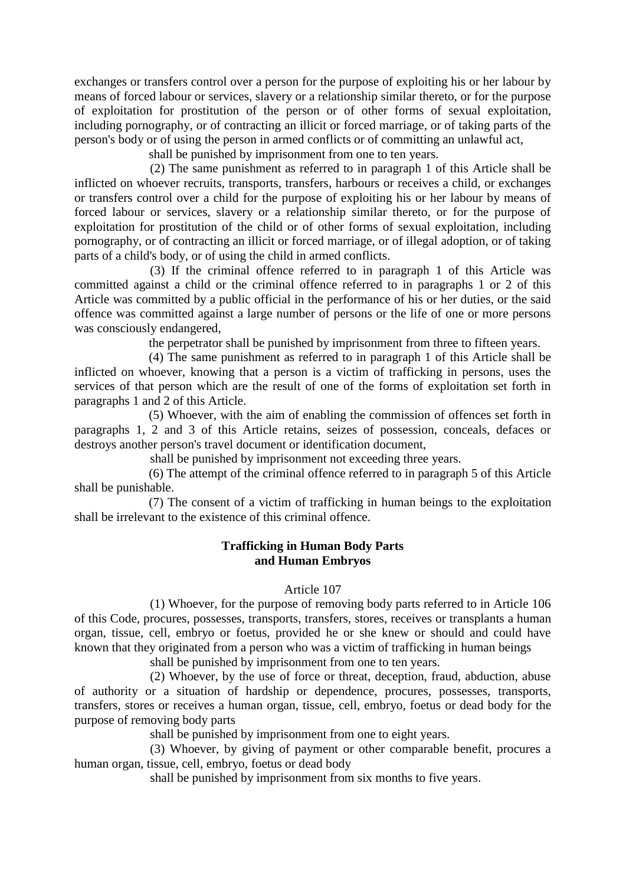exchanges or transfers control over a person for the purpose of exploiting his or her labour by means of forced labour or services, slavery or a relationship similar thereto, or for the purpose of exploitation for prostitution of the person or of other forms of sexual exploitation, including pornography, or of contracting an illicit or forced marriage, or of taking parts of the person's body or of using the person in armed conflicts or of committing an unlawful act,

shall be punished by imprisonment from one to ten years.

(2) The same punishment as referred to in paragraph 1 of this Article shall be inflicted on whoever recruits, transports, transfers, harbours or receives a child, or exchanges or transfers control over a child for the purpose of exploiting his or her labour by means of forced labour or services, slavery or a relationship similar thereto, or for the purpose of exploitation for prostitution of the child or of other forms of sexual exploitation, including pornography, or of contracting an illicit or forced marriage, or of illegal adoption, or of taking parts of a child's body, or of using the child in armed conflicts.

(3) If the criminal offence referred to in paragraph 1 of this Article was committed against a child or the criminal offence referred to in paragraphs 1 or 2 of this Article was committed by a public official in the performance of his or her duties, or the said offence was committed against a large number of persons or the life of one or more persons was consciously endangered,

the perpetrator shall be punished by imprisonment from three to fifteen years.

(4) The same punishment as referred to in paragraph 1 of this Article shall be inflicted on whoever, knowing that a person is a victim of trafficking in persons, uses the services of that person which are the result of one of the forms of exploitation set forth in paragraphs 1 and 2 of this Article.

(5) Whoever, with the aim of enabling the commission of offences set forth in paragraphs 1, 2 and 3 of this Article retains, seizes of possession, conceals, defaces or destroys another person's travel document or identification document,

shall be punished by imprisonment not exceeding three years.

(6) The attempt of the criminal offence referred to in paragraph 5 of this Article shall be punishable.

(7) The consent of a victim of trafficking in human beings to the exploitation shall be irrelevant to the existence of this criminal offence.

### Trafficking in Human Body Parts and Human Embryos

Article 107

(1) Whoever, for the purpose of removing body parts referred to in Article 106 of this Code, procures, possesses, transports, transfers, stores, receives or transplants a human organ, tissue, cell, embryo or foetus, provided he or she knew or should and could have known that they originated from a person who was a victim of trafficking in human beings

shall be punished by imprisonment from one to ten years.

(2) Whoever, by the use of force or threat, deception, fraud, abduction, abuse of authority or a situation of hardship or dependence, procures, possesses, transports, transfers, stores or receives a human organ, tissue, cell, embryo, foetus or dead body for the purpose of removing body parts

shall be punished by imprisonment from one to eight years.

(3) Whoever, by giving of payment or other comparable benefit, procures a human organ, tissue, cell, embryo, foetus or dead body

shall be punished by imprisonment from six months to five years.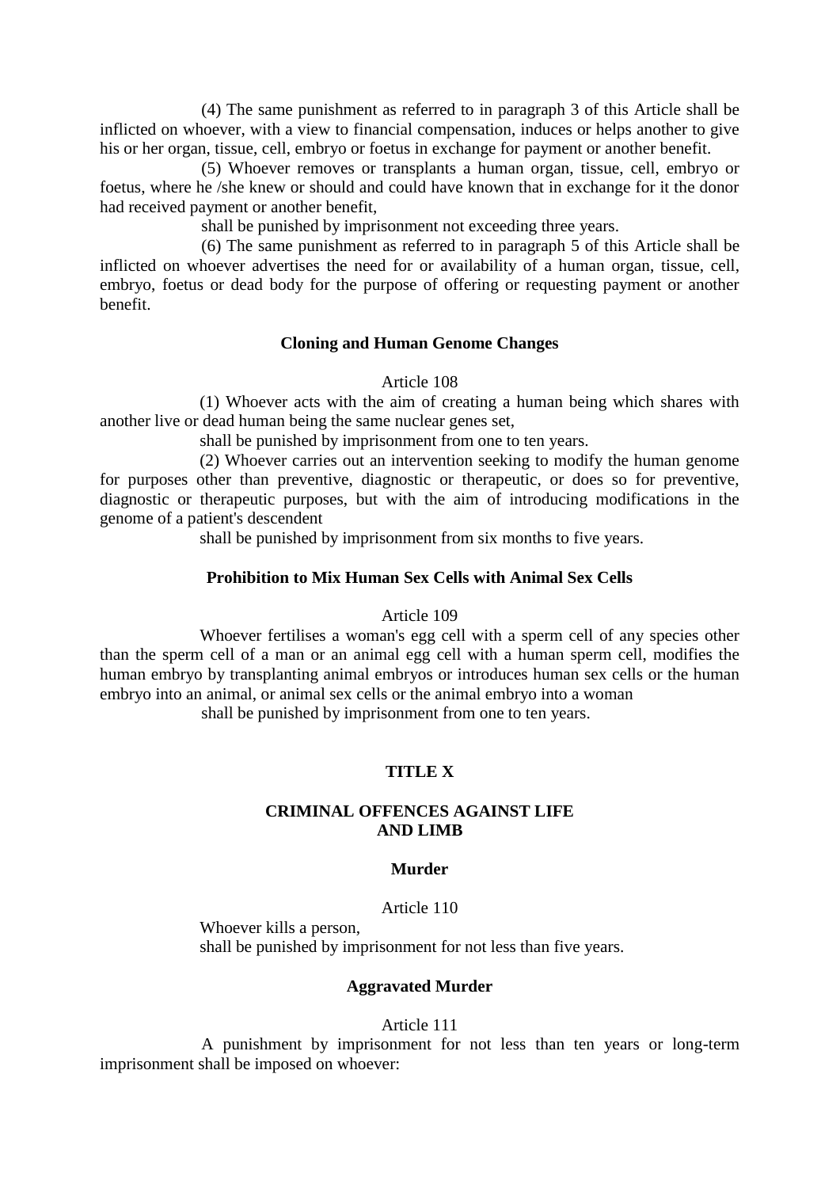(4) The same punishment as referred to in paragraph 3 of this Article shall be inflicted on whoever, with a view to financial compensation, induces or helps another to give his or her organ, tissue, cell, embryo or foetus in exchange for payment or another benefit.

(5) Whoever removes or transplants a human organ, tissue, cell, embryo or foetus, where he /she knew or should and could have known that in exchange for it the donor had received payment or another benefit,

shall be punished by imprisonment not exceeding three years.

(6) The same punishment as referred to in paragraph 5 of this Article shall be inflicted on whoever advertises the need for or availability of a human organ, tissue, cell, embryo, foetus or dead body for the purpose of offering or requesting payment or another benefit.

**Cloning and Human Genome Changes**

Article 108

(1) Whoever acts with the aim of creating a human being which shares with another live or dead human being the same nuclear genes set,

shall be punished by imprisonment from one to ten years.

(2) Whoever carries out an intervention seeking to modify the human genome for purposes other than preventive, diagnostic or therapeutic, or does so for preventive, diagnostic or therapeutic purposes, but with the aim of introducing modifications in the genome of a patient's descendent

shall be punished by imprisonment from six months to five years.

**Prohibition to Mix Human Sex Cells with Animal Sex Cells**

Article 109

Whoever fertilises a woman's egg cell with a sperm cell of any species other than the sperm cell of a man or an animal egg cell with a human sperm cell, modifies the human embryo by transplanting animal embryos or introduces human sex cells or the human embryo into an animal, or animal sex cells or the animal embryo into a woman

shall be punished by imprisonment from one to ten years.

## TITLE X

## CRIMINAL OFFENCES AGAINST LIFE AND LIMB

**Murder**

Article 110

Whoever kills a person,
shall be punished by imprisonment for not less than five years.

**Aggravated Murder**

Article 111

A punishment by imprisonment for not less than ten years or long-term imprisonment shall be imposed on whoever: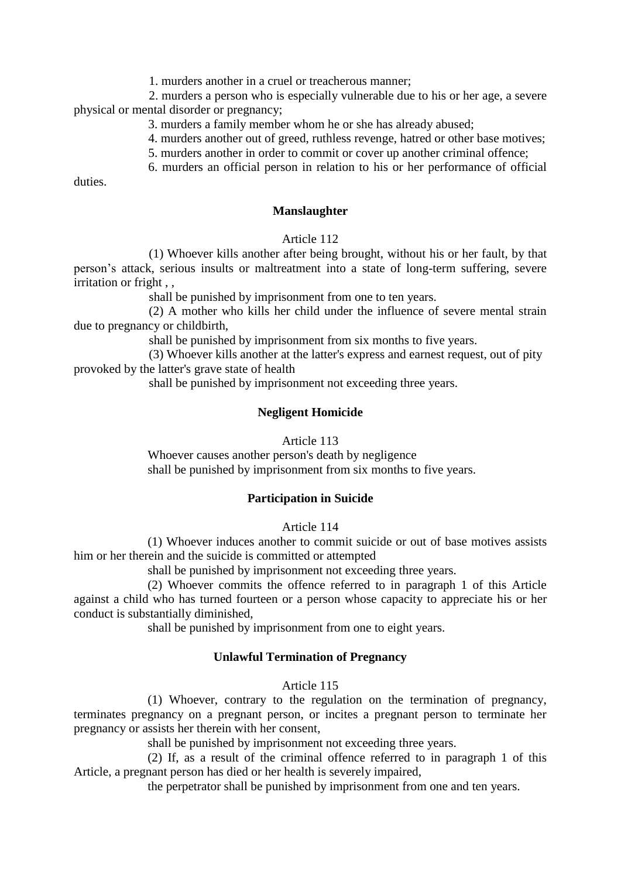1. murders another in a cruel or treacherous manner;

2. murders a person who is especially vulnerable due to his or her age, a severe physical or mental disorder or pregnancy;

3. murders a family member whom he or she has already abused;

4. murders another out of greed, ruthless revenge, hatred or other base motives;

5. murders another in order to commit or cover up another criminal offence;

6. murders an official person in relation to his or her performance of official duties.

**Manslaughter**

Article 112

(1) Whoever kills another after being brought, without his or her fault, by that person's attack, serious insults or maltreatment into a state of long-term suffering, severe irritation or fright , ,

shall be punished by imprisonment from one to ten years.

(2) A mother who kills her child under the influence of severe mental strain due to pregnancy or childbirth,

shall be punished by imprisonment from six months to five years.

(3) Whoever kills another at the latter's express and earnest request, out of pity provoked by the latter's grave state of health

shall be punished by imprisonment not exceeding three years.

**Negligent Homicide**

Article 113

Whoever causes another person's death by negligence

shall be punished by imprisonment from six months to five years.

**Participation in Suicide**

Article 114

(1) Whoever induces another to commit suicide or out of base motives assists him or her therein and the suicide is committed or attempted

shall be punished by imprisonment not exceeding three years.

(2) Whoever commits the offence referred to in paragraph 1 of this Article against a child who has turned fourteen or a person whose capacity to appreciate his or her conduct is substantially diminished,

shall be punished by imprisonment from one to eight years.

**Unlawful Termination of Pregnancy**

Article 115

(1) Whoever, contrary to the regulation on the termination of pregnancy, terminates pregnancy on a pregnant person, or incites a pregnant person to terminate her pregnancy or assists her therein with her consent,

shall be punished by imprisonment not exceeding three years.

(2) If, as a result of the criminal offence referred to in paragraph 1 of this Article, a pregnant person has died or her health is severely impaired,

the perpetrator shall be punished by imprisonment from one and ten years.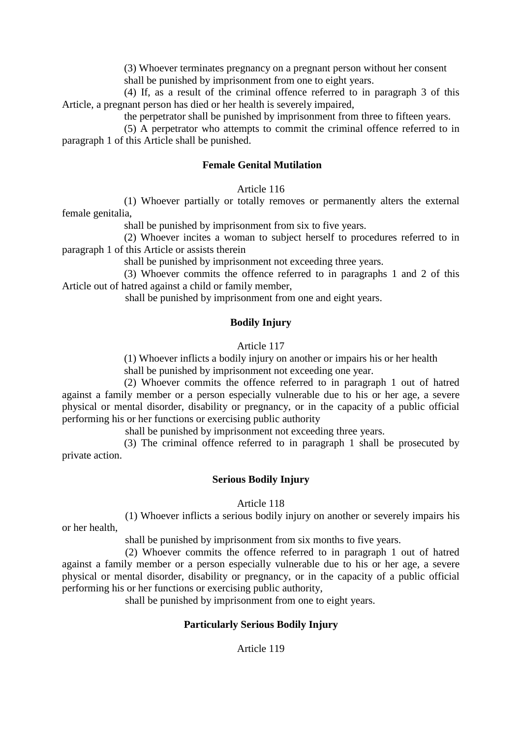(3) Whoever terminates pregnancy on a pregnant person without her consent

shall be punished by imprisonment from one to eight years.

(4) If, as a result of the criminal offence referred to in paragraph 3 of this Article, a pregnant person has died or her health is severely impaired,

the perpetrator shall be punished by imprisonment from three to fifteen years.

(5) A perpetrator who attempts to commit the criminal offence referred to in paragraph 1 of this Article shall be punished.

### Female Genital Mutilation

Article 116

(1) Whoever partially or totally removes or permanently alters the external female genitalia,

shall be punished by imprisonment from six to five years.

(2) Whoever incites a woman to subject herself to procedures referred to in paragraph 1 of this Article or assists therein

shall be punished by imprisonment not exceeding three years.

(3) Whoever commits the offence referred to in paragraphs 1 and 2 of this Article out of hatred against a child or family member,

shall be punished by imprisonment from one and eight years.

### Bodily Injury

Article 117

(1) Whoever inflicts a bodily injury on another or impairs his or her health

shall be punished by imprisonment not exceeding one year.

(2) Whoever commits the offence referred to in paragraph 1 out of hatred against a family member or a person especially vulnerable due to his or her age, a severe physical or mental disorder, disability or pregnancy, or in the capacity of a public official performing his or her functions or exercising public authority

shall be punished by imprisonment not exceeding three years.

(3) The criminal offence referred to in paragraph 1 shall be prosecuted by private action.

### Serious Bodily Injury

Article 118

(1) Whoever inflicts a serious bodily injury on another or severely impairs his or her health,

shall be punished by imprisonment from six months to five years.

(2) Whoever commits the offence referred to in paragraph 1 out of hatred against a family member or a person especially vulnerable due to his or her age, a severe physical or mental disorder, disability or pregnancy, or in the capacity of a public official performing his or her functions or exercising public authority,

shall be punished by imprisonment from one to eight years.

### Particularly Serious Bodily Injury

Article 119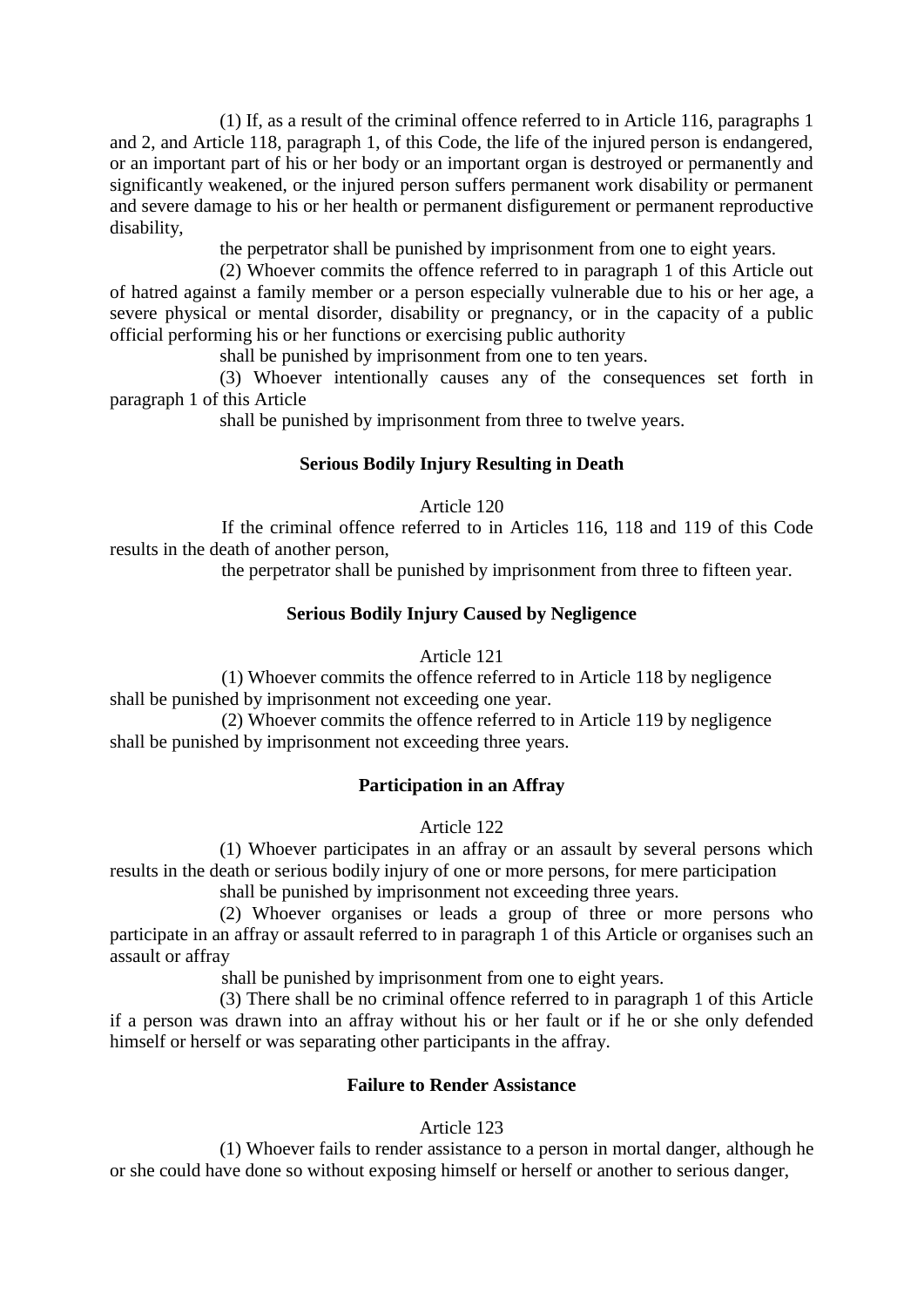(1) If, as a result of the criminal offence referred to in Article 116, paragraphs 1 and 2, and Article 118, paragraph 1, of this Code, the life of the injured person is endangered, or an important part of his or her body or an important organ is destroyed or permanently and significantly weakened, or the injured person suffers permanent work disability or permanent and severe damage to his or her health or permanent disfigurement or permanent reproductive disability,

the perpetrator shall be punished by imprisonment from one to eight years.

(2) Whoever commits the offence referred to in paragraph 1 of this Article out of hatred against a family member or a person especially vulnerable due to his or her age, a severe physical or mental disorder, disability or pregnancy, or in the capacity of a public official performing his or her functions or exercising public authority

shall be punished by imprisonment from one to ten years.

(3) Whoever intentionally causes any of the consequences set forth in paragraph 1 of this Article

shall be punished by imprisonment from three to twelve years.

**Serious Bodily Injury Resulting in Death**

Article 120

If the criminal offence referred to in Articles 116, 118 and 119 of this Code results in the death of another person,

the perpetrator shall be punished by imprisonment from three to fifteen year.

**Serious Bodily Injury Caused by Negligence**

Article 121

(1) Whoever commits the offence referred to in Article 118 by negligence shall be punished by imprisonment not exceeding one year.

(2) Whoever commits the offence referred to in Article 119 by negligence shall be punished by imprisonment not exceeding three years.

**Participation in an Affray**

Article 122

(1) Whoever participates in an affray or an assault by several persons which results in the death or serious bodily injury of one or more persons, for mere participation

shall be punished by imprisonment not exceeding three years.

(2) Whoever organises or leads a group of three or more persons who participate in an affray or assault referred to in paragraph 1 of this Article or organises such an assault or affray

shall be punished by imprisonment from one to eight years.

(3) There shall be no criminal offence referred to in paragraph 1 of this Article if a person was drawn into an affray without his or her fault or if he or she only defended himself or herself or was separating other participants in the affray.

**Failure to Render Assistance**

Article 123

(1) Whoever fails to render assistance to a person in mortal danger, although he or she could have done so without exposing himself or herself or another to serious danger,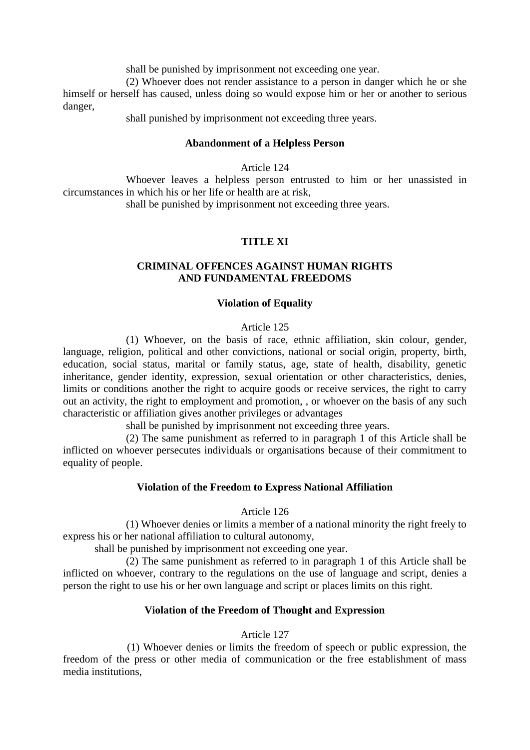shall be punished by imprisonment not exceeding one year.

(2) Whoever does not render assistance to a person in danger which he or she himself or herself has caused, unless doing so would expose him or her or another to serious danger,

shall punished by imprisonment not exceeding three years.

### Abandonment of a Helpless Person

Article 124

Whoever leaves a helpless person entrusted to him or her unassisted in circumstances in which his or her life or health are at risk,

shall be punished by imprisonment not exceeding three years.

## TITLE XI

## CRIMINAL OFFENCES AGAINST HUMAN RIGHTS AND FUNDAMENTAL FREEDOMS

### Violation of Equality

Article 125

(1) Whoever, on the basis of race, ethnic affiliation, skin colour, gender, language, religion, political and other convictions, national or social origin, property, birth, education, social status, marital or family status, age, state of health, disability, genetic inheritance, gender identity, expression, sexual orientation or other characteristics, denies, limits or conditions another the right to acquire goods or receive services, the right to carry out an activity, the right to employment and promotion, , or whoever on the basis of any such characteristic or affiliation gives another privileges or advantages

shall be punished by imprisonment not exceeding three years.

(2) The same punishment as referred to in paragraph 1 of this Article shall be inflicted on whoever persecutes individuals or organisations because of their commitment to equality of people.

### Violation of the Freedom to Express National Affiliation

Article 126

(1) Whoever denies or limits a member of a national minority the right freely to express his or her national affiliation to cultural autonomy,

shall be punished by imprisonment not exceeding one year.

(2) The same punishment as referred to in paragraph 1 of this Article shall be inflicted on whoever, contrary to the regulations on the use of language and script, denies a person the right to use his or her own language and script or places limits on this right.

### Violation of the Freedom of Thought and Expression

Article 127

(1) Whoever denies or limits the freedom of speech or public expression, the freedom of the press or other media of communication or the free establishment of mass media institutions,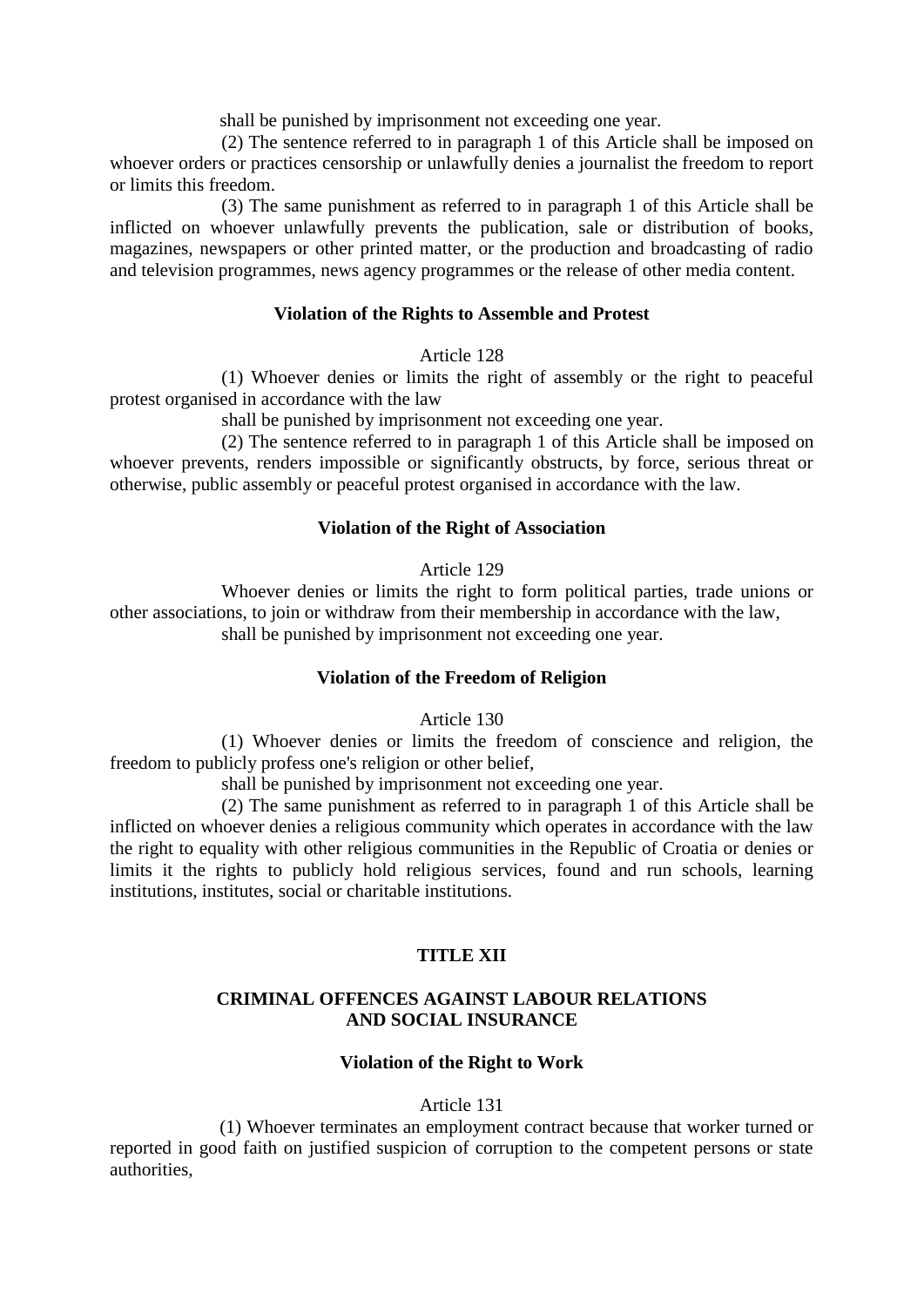shall be punished by imprisonment not exceeding one year.

(2) The sentence referred to in paragraph 1 of this Article shall be imposed on whoever orders or practices censorship or unlawfully denies a journalist the freedom to report or limits this freedom.

(3) The same punishment as referred to in paragraph 1 of this Article shall be inflicted on whoever unlawfully prevents the publication, sale or distribution of books, magazines, newspapers or other printed matter, or the production and broadcasting of radio and television programmes, news agency programmes or the release of other media content.

**Violation of the Rights to Assemble and Protest**

Article 128

(1) Whoever denies or limits the right of assembly or the right to peaceful protest organised in accordance with the law

shall be punished by imprisonment not exceeding one year.

(2) The sentence referred to in paragraph 1 of this Article shall be imposed on whoever prevents, renders impossible or significantly obstructs, by force, serious threat or otherwise, public assembly or peaceful protest organised in accordance with the law.

**Violation of the Right of Association**

Article 129

Whoever denies or limits the right to form political parties, trade unions or other associations, to join or withdraw from their membership in accordance with the law,

shall be punished by imprisonment not exceeding one year.

**Violation of the Freedom of Religion**

Article 130

(1) Whoever denies or limits the freedom of conscience and religion, the freedom to publicly profess one's religion or other belief,

shall be punished by imprisonment not exceeding one year.

(2) The same punishment as referred to in paragraph 1 of this Article shall be inflicted on whoever denies a religious community which operates in accordance with the law the right to equality with other religious communities in the Republic of Croatia or denies or limits it the rights to publicly hold religious services, found and run schools, learning institutions, institutes, social or charitable institutions.

## TITLE XII

## CRIMINAL OFFENCES AGAINST LABOUR RELATIONS AND SOCIAL INSURANCE

**Violation of the Right to Work**

Article 131

(1) Whoever terminates an employment contract because that worker turned or reported in good faith on justified suspicion of corruption to the competent persons or state authorities,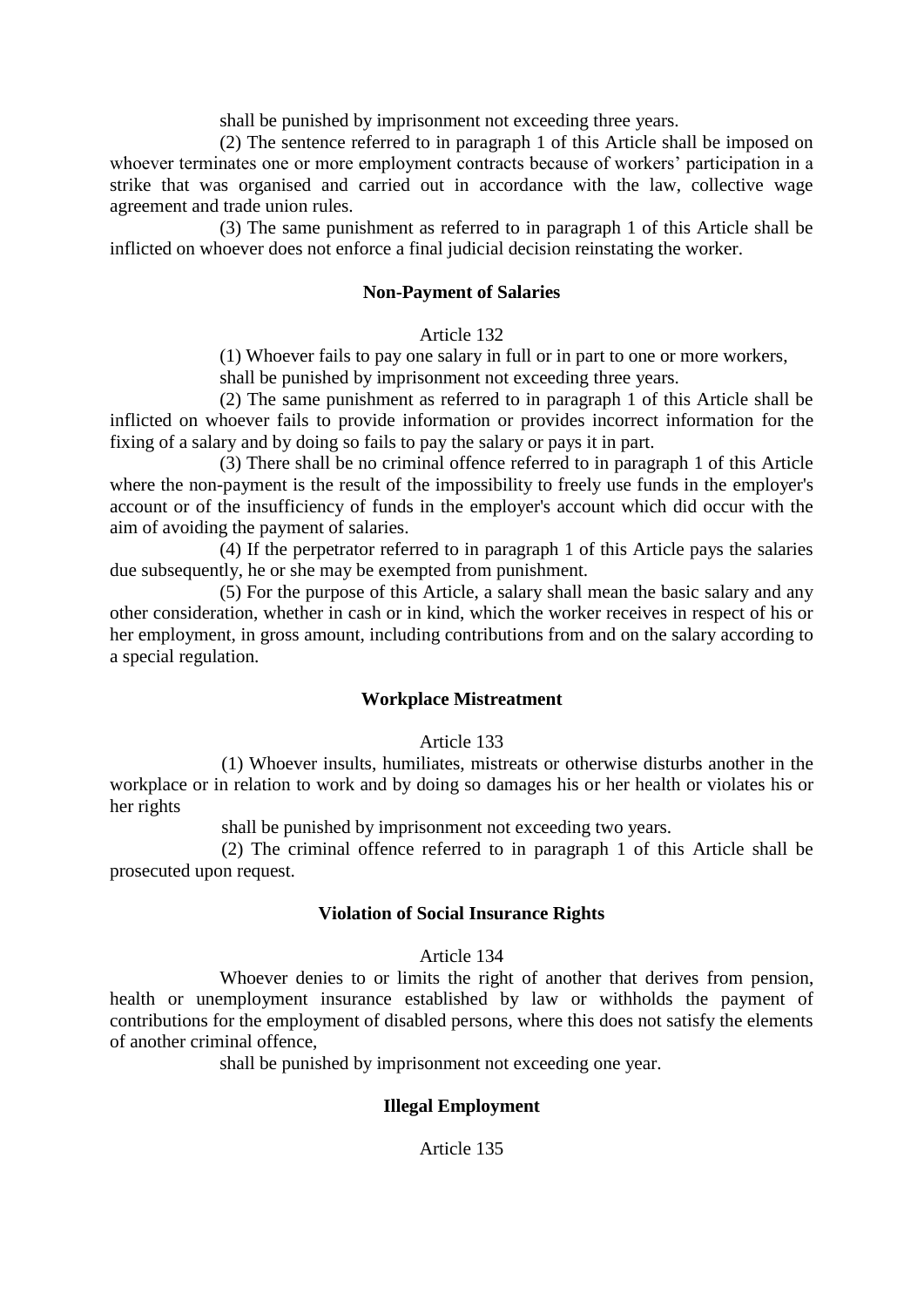shall be punished by imprisonment not exceeding three years.

(2) The sentence referred to in paragraph 1 of this Article shall be imposed on whoever terminates one or more employment contracts because of workers' participation in a strike that was organised and carried out in accordance with the law, collective wage agreement and trade union rules.

(3) The same punishment as referred to in paragraph 1 of this Article shall be inflicted on whoever does not enforce a final judicial decision reinstating the worker.

### Non-Payment of Salaries

Article 132

(1) Whoever fails to pay one salary in full or in part to one or more workers,

shall be punished by imprisonment not exceeding three years.

(2) The same punishment as referred to in paragraph 1 of this Article shall be inflicted on whoever fails to provide information or provides incorrect information for the fixing of a salary and by doing so fails to pay the salary or pays it in part.

(3) There shall be no criminal offence referred to in paragraph 1 of this Article where the non-payment is the result of the impossibility to freely use funds in the employer's account or of the insufficiency of funds in the employer's account which did occur with the aim of avoiding the payment of salaries.

(4) If the perpetrator referred to in paragraph 1 of this Article pays the salaries due subsequently, he or she may be exempted from punishment.

(5) For the purpose of this Article, a salary shall mean the basic salary and any other consideration, whether in cash or in kind, which the worker receives in respect of his or her employment, in gross amount, including contributions from and on the salary according to a special regulation.

### Workplace Mistreatment

Article 133

(1) Whoever insults, humiliates, mistreats or otherwise disturbs another in the workplace or in relation to work and by doing so damages his or her health or violates his or her rights

shall be punished by imprisonment not exceeding two years.

(2) The criminal offence referred to in paragraph 1 of this Article shall be prosecuted upon request.

### Violation of Social Insurance Rights

Article 134

Whoever denies to or limits the right of another that derives from pension, health or unemployment insurance established by law or withholds the payment of contributions for the employment of disabled persons, where this does not satisfy the elements of another criminal offence,

shall be punished by imprisonment not exceeding one year.

### Illegal Employment

Article 135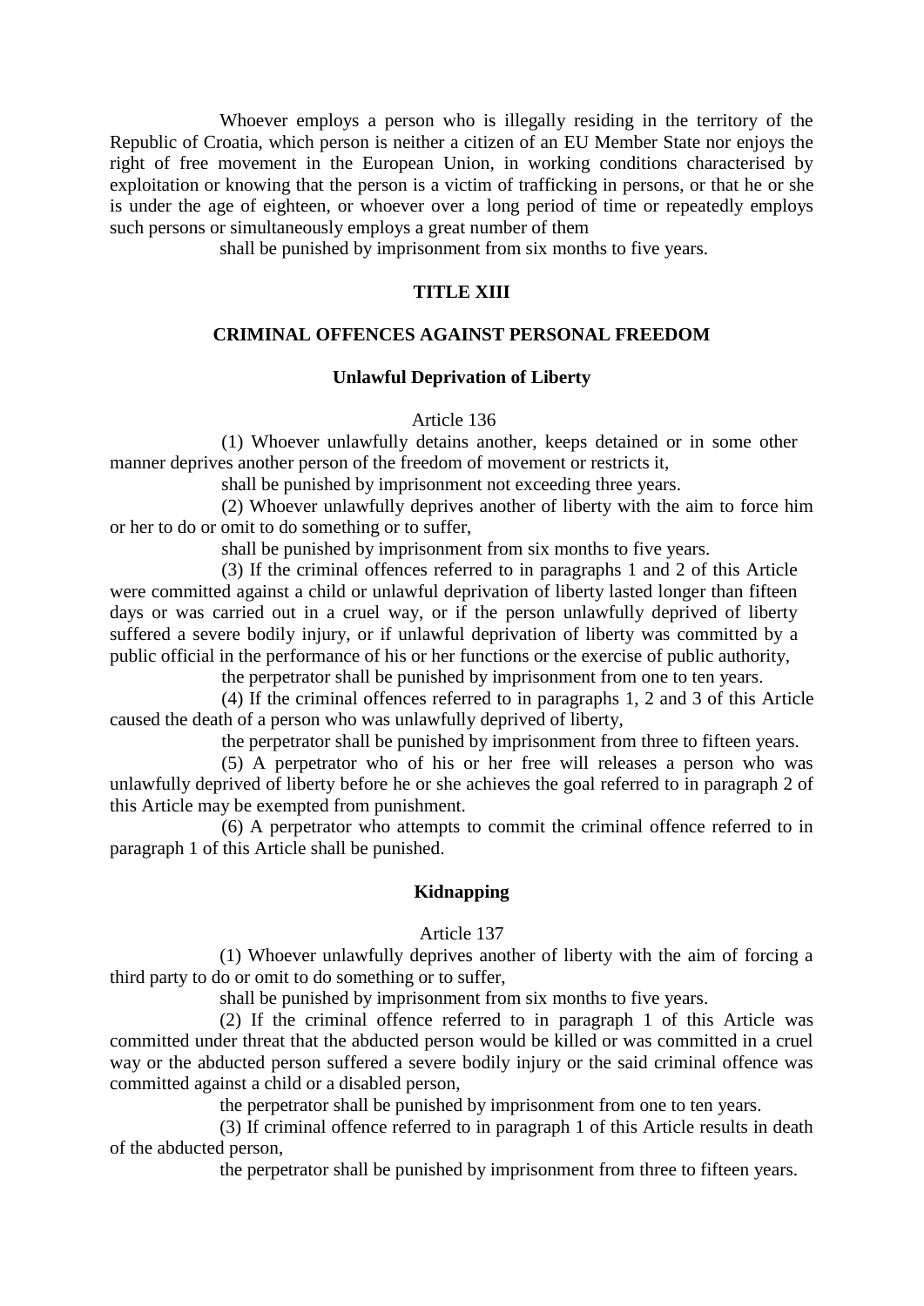Whoever employs a person who is illegally residing in the territory of the Republic of Croatia, which person is neither a citizen of an EU Member State nor enjoys the right of free movement in the European Union, in working conditions characterised by exploitation or knowing that the person is a victim of trafficking in persons, or that he or she is under the age of eighteen, or whoever over a long period of time or repeatedly employs such persons or simultaneously employs a great number of them

shall be punished by imprisonment from six months to five years.

## TITLE XIII

## CRIMINAL OFFENCES AGAINST PERSONAL FREEDOM

### Unlawful Deprivation of Liberty

Article 136

(1) Whoever unlawfully detains another, keeps detained or in some other manner deprives another person of the freedom of movement or restricts it,

shall be punished by imprisonment not exceeding three years.

(2) Whoever unlawfully deprives another of liberty with the aim to force him or her to do or omit to do something or to suffer,

shall be punished by imprisonment from six months to five years.

(3) If the criminal offences referred to in paragraphs 1 and 2 of this Article were committed against a child or unlawful deprivation of liberty lasted longer than fifteen days or was carried out in a cruel way, or if the person unlawfully deprived of liberty suffered a severe bodily injury, or if unlawful deprivation of liberty was committed by a public official in the performance of his or her functions or the exercise of public authority,

the perpetrator shall be punished by imprisonment from one to ten years.

(4) If the criminal offences referred to in paragraphs 1, 2 and 3 of this Article caused the death of a person who was unlawfully deprived of liberty,

the perpetrator shall be punished by imprisonment from three to fifteen years.

(5) A perpetrator who of his or her free will releases a person who was unlawfully deprived of liberty before he or she achieves the goal referred to in paragraph 2 of this Article may be exempted from punishment.

(6) A perpetrator who attempts to commit the criminal offence referred to in paragraph 1 of this Article shall be punished.

### Kidnapping

Article 137

(1) Whoever unlawfully deprives another of liberty with the aim of forcing a third party to do or omit to do something or to suffer,

shall be punished by imprisonment from six months to five years.

(2) If the criminal offence referred to in paragraph 1 of this Article was committed under threat that the abducted person would be killed or was committed in a cruel way or the abducted person suffered a severe bodily injury or the said criminal offence was committed against a child or a disabled person,

the perpetrator shall be punished by imprisonment from one to ten years.

(3) If criminal offence referred to in paragraph 1 of this Article results in death of the abducted person,

the perpetrator shall be punished by imprisonment from three to fifteen years.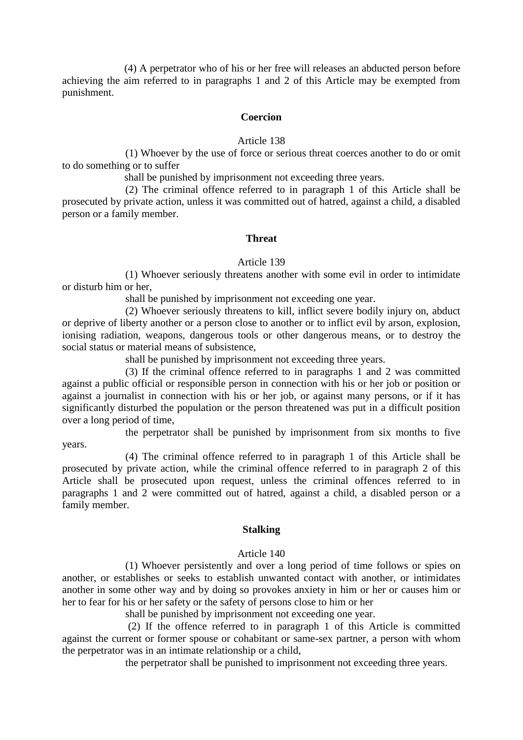(4) A perpetrator who of his or her free will releases an abducted person before achieving the aim referred to in paragraphs 1 and 2 of this Article may be exempted from punishment.

**Coercion**

Article 138

(1) Whoever by the use of force or serious threat coerces another to do or omit to do something or to suffer

shall be punished by imprisonment not exceeding three years.

(2) The criminal offence referred to in paragraph 1 of this Article shall be prosecuted by private action, unless it was committed out of hatred, against a child, a disabled person or a family member.

**Threat**

Article 139

(1) Whoever seriously threatens another with some evil in order to intimidate or disturb him or her,

shall be punished by imprisonment not exceeding one year.

(2) Whoever seriously threatens to kill, inflict severe bodily injury on, abduct or deprive of liberty another or a person close to another or to inflict evil by arson, explosion, ionising radiation, weapons, dangerous tools or other dangerous means, or to destroy the social status or material means of subsistence,

shall be punished by imprisonment not exceeding three years.

(3) If the criminal offence referred to in paragraphs 1 and 2 was committed against a public official or responsible person in connection with his or her job or position or against a journalist in connection with his or her job, or against many persons, or if it has significantly disturbed the population or the person threatened was put in a difficult position over a long period of time,

the perpetrator shall be punished by imprisonment from six months to five years.

(4) The criminal offence referred to in paragraph 1 of this Article shall be prosecuted by private action, while the criminal offence referred to in paragraph 2 of this Article shall be prosecuted upon request, unless the criminal offences referred to in paragraphs 1 and 2 were committed out of hatred, against a child, a disabled person or a family member.

**Stalking**

Article 140

(1) Whoever persistently and over a long period of time follows or spies on another, or establishes or seeks to establish unwanted contact with another, or intimidates another in some other way and by doing so provokes anxiety in him or her or causes him or her to fear for his or her safety or the safety of persons close to him or her

shall be punished by imprisonment not exceeding one year.

(2) If the offence referred to in paragraph 1 of this Article is committed against the current or former spouse or cohabitant or same-sex partner, a person with whom the perpetrator was in an intimate relationship or a child,

the perpetrator shall be punished to imprisonment not exceeding three years.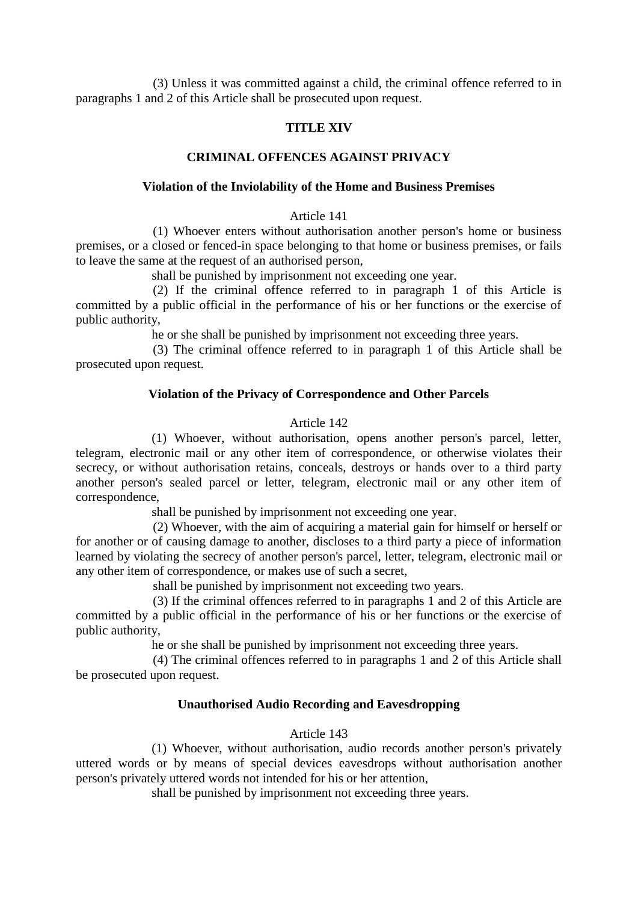(3) Unless it was committed against a child, the criminal offence referred to in paragraphs 1 and 2 of this Article shall be prosecuted upon request.

## TITLE XIV

## CRIMINAL OFFENCES AGAINST PRIVACY

### Violation of the Inviolability of the Home and Business Premises

Article 141

(1) Whoever enters without authorisation another person's home or business premises, or a closed or fenced-in space belonging to that home or business premises, or fails to leave the same at the request of an authorised person,

shall be punished by imprisonment not exceeding one year.

(2) If the criminal offence referred to in paragraph 1 of this Article is committed by a public official in the performance of his or her functions or the exercise of public authority,

he or she shall be punished by imprisonment not exceeding three years.

(3) The criminal offence referred to in paragraph 1 of this Article shall be prosecuted upon request.

### Violation of the Privacy of Correspondence and Other Parcels

Article 142

(1) Whoever, without authorisation, opens another person's parcel, letter, telegram, electronic mail or any other item of correspondence, or otherwise violates their secrecy, or without authorisation retains, conceals, destroys or hands over to a third party another person's sealed parcel or letter, telegram, electronic mail or any other item of correspondence,

shall be punished by imprisonment not exceeding one year.

(2) Whoever, with the aim of acquiring a material gain for himself or herself or for another or of causing damage to another, discloses to a third party a piece of information learned by violating the secrecy of another person's parcel, letter, telegram, electronic mail or any other item of correspondence, or makes use of such a secret,

shall be punished by imprisonment not exceeding two years.

(3) If the criminal offences referred to in paragraphs 1 and 2 of this Article are committed by a public official in the performance of his or her functions or the exercise of public authority,

he or she shall be punished by imprisonment not exceeding three years.

(4) The criminal offences referred to in paragraphs 1 and 2 of this Article shall be prosecuted upon request.

### Unauthorised Audio Recording and Eavesdropping

Article 143

(1) Whoever, without authorisation, audio records another person's privately uttered words or by means of special devices eavesdrops without authorisation another person's privately uttered words not intended for his or her attention,

shall be punished by imprisonment not exceeding three years.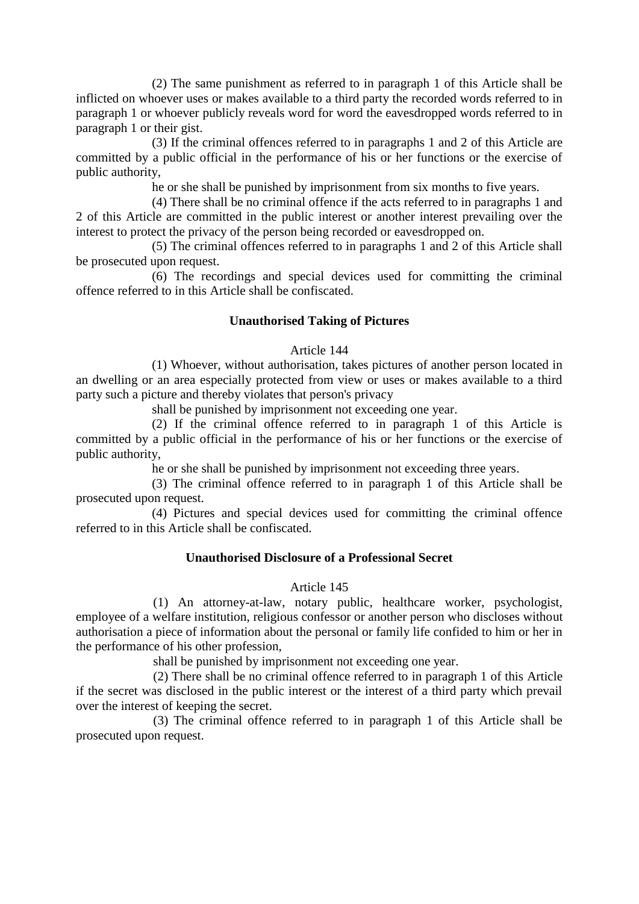(2) The same punishment as referred to in paragraph 1 of this Article shall be inflicted on whoever uses or makes available to a third party the recorded words referred to in paragraph 1 or whoever publicly reveals word for word the eavesdropped words referred to in paragraph 1 or their gist.

(3) If the criminal offences referred to in paragraphs 1 and 2 of this Article are committed by a public official in the performance of his or her functions or the exercise of public authority,

he or she shall be punished by imprisonment from six months to five years.

(4) There shall be no criminal offence if the acts referred to in paragraphs 1 and 2 of this Article are committed in the public interest or another interest prevailing over the interest to protect the privacy of the person being recorded or eavesdropped on.

(5) The criminal offences referred to in paragraphs 1 and 2 of this Article shall be prosecuted upon request.

(6) The recordings and special devices used for committing the criminal offence referred to in this Article shall be confiscated.

**Unauthorised Taking of Pictures**

Article 144

(1) Whoever, without authorisation, takes pictures of another person located in an dwelling or an area especially protected from view or uses or makes available to a third party such a picture and thereby violates that person's privacy

shall be punished by imprisonment not exceeding one year.

(2) If the criminal offence referred to in paragraph 1 of this Article is committed by a public official in the performance of his or her functions or the exercise of public authority,

he or she shall be punished by imprisonment not exceeding three years.

(3) The criminal offence referred to in paragraph 1 of this Article shall be prosecuted upon request.

(4) Pictures and special devices used for committing the criminal offence referred to in this Article shall be confiscated.

**Unauthorised Disclosure of a Professional Secret**

Article 145

(1) An attorney-at-law, notary public, healthcare worker, psychologist, employee of a welfare institution, religious confessor or another person who discloses without authorisation a piece of information about the personal or family life confided to him or her in the performance of his other profession,

shall be punished by imprisonment not exceeding one year.

(2) There shall be no criminal offence referred to in paragraph 1 of this Article if the secret was disclosed in the public interest or the interest of a third party which prevail over the interest of keeping the secret.

(3) The criminal offence referred to in paragraph 1 of this Article shall be prosecuted upon request.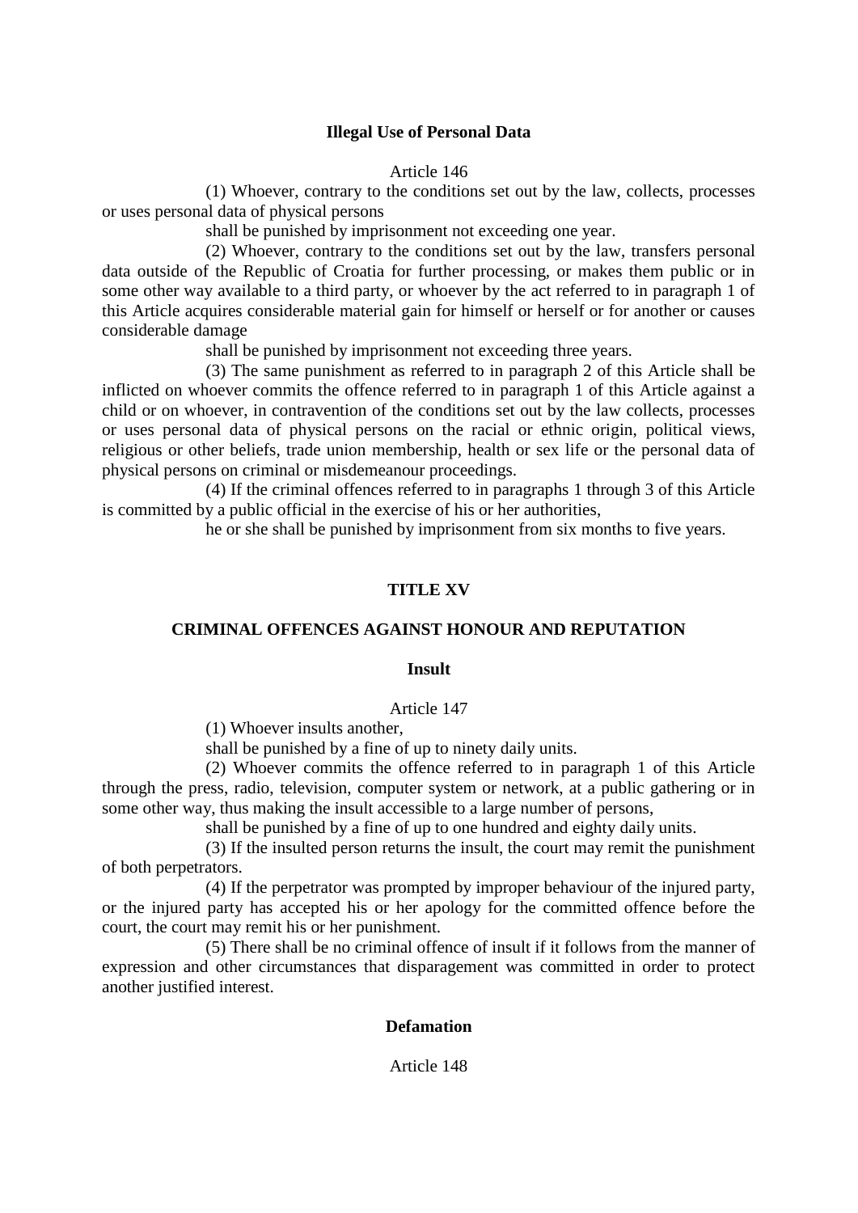### Illegal Use of Personal Data

Article 146

(1) Whoever, contrary to the conditions set out by the law, collects, processes or uses personal data of physical persons

shall be punished by imprisonment not exceeding one year.

(2) Whoever, contrary to the conditions set out by the law, transfers personal data outside of the Republic of Croatia for further processing, or makes them public or in some other way available to a third party, or whoever by the act referred to in paragraph 1 of this Article acquires considerable material gain for himself or herself or for another or causes considerable damage

shall be punished by imprisonment not exceeding three years.

(3) The same punishment as referred to in paragraph 2 of this Article shall be inflicted on whoever commits the offence referred to in paragraph 1 of this Article against a child or on whoever, in contravention of the conditions set out by the law collects, processes or uses personal data of physical persons on the racial or ethnic origin, political views, religious or other beliefs, trade union membership, health or sex life or the personal data of physical persons on criminal or misdemeanour proceedings.

(4) If the criminal offences referred to in paragraphs 1 through 3 of this Article is committed by a public official in the exercise of his or her authorities,

he or she shall be punished by imprisonment from six months to five years.

## TITLE XV

## CRIMINAL OFFENCES AGAINST HONOUR AND REPUTATION

### Insult

Article 147

(1) Whoever insults another,

shall be punished by a fine of up to ninety daily units.

(2) Whoever commits the offence referred to in paragraph 1 of this Article through the press, radio, television, computer system or network, at a public gathering or in some other way, thus making the insult accessible to a large number of persons,

shall be punished by a fine of up to one hundred and eighty daily units.

(3) If the insulted person returns the insult, the court may remit the punishment of both perpetrators.

(4) If the perpetrator was prompted by improper behaviour of the injured party, or the injured party has accepted his or her apology for the committed offence before the court, the court may remit his or her punishment.

(5) There shall be no criminal offence of insult if it follows from the manner of expression and other circumstances that disparagement was committed in order to protect another justified interest.

### Defamation

Article 148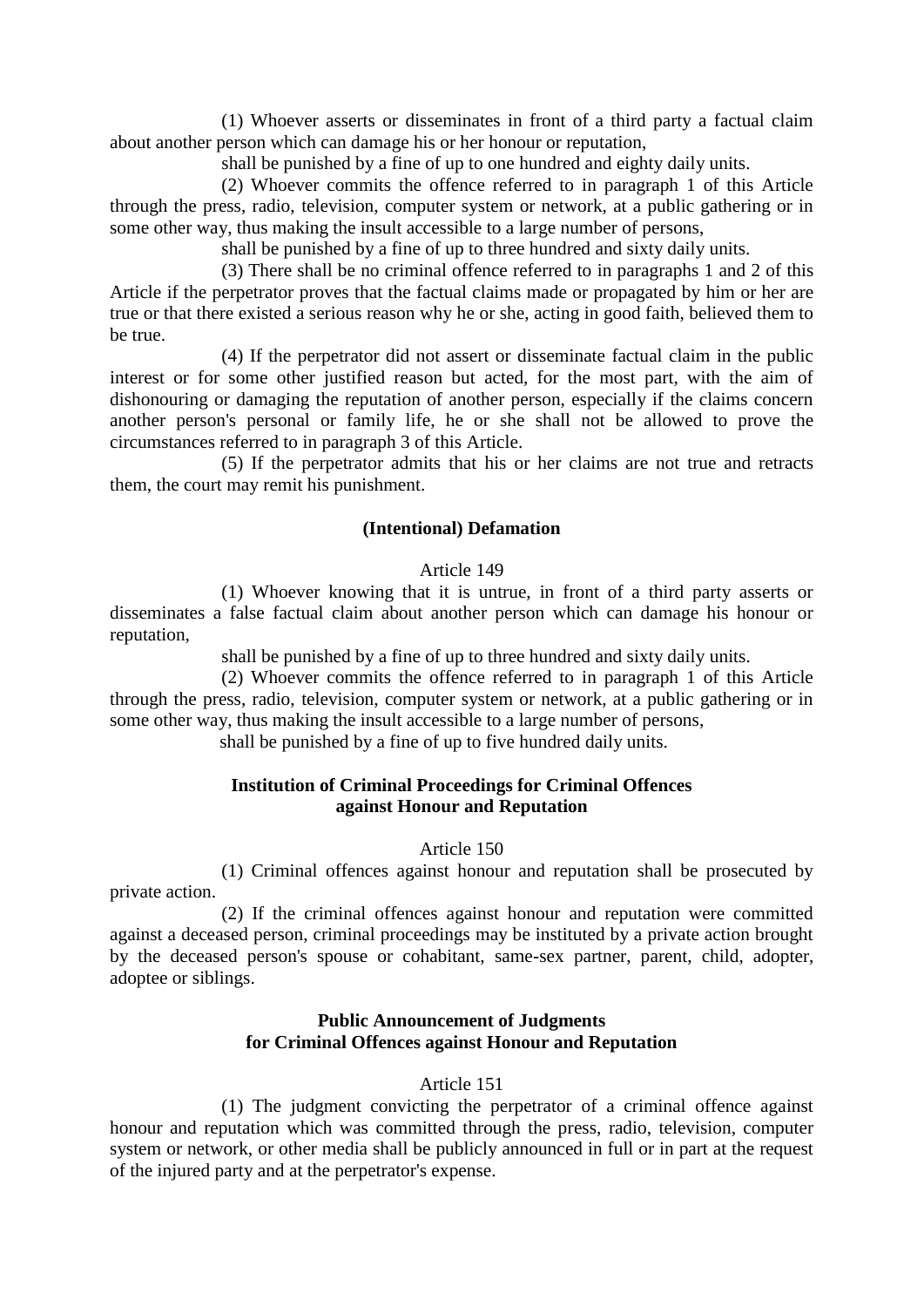(1) Whoever asserts or disseminates in front of a third party a factual claim about another person which can damage his or her honour or reputation,

shall be punished by a fine of up to one hundred and eighty daily units.

(2) Whoever commits the offence referred to in paragraph 1 of this Article through the press, radio, television, computer system or network, at a public gathering or in some other way, thus making the insult accessible to a large number of persons,

shall be punished by a fine of up to three hundred and sixty daily units.

(3) There shall be no criminal offence referred to in paragraphs 1 and 2 of this Article if the perpetrator proves that the factual claims made or propagated by him or her are true or that there existed a serious reason why he or she, acting in good faith, believed them to be true.

(4) If the perpetrator did not assert or disseminate factual claim in the public interest or for some other justified reason but acted, for the most part, with the aim of dishonouring or damaging the reputation of another person, especially if the claims concern another person's personal or family life, he or she shall not be allowed to prove the circumstances referred to in paragraph 3 of this Article.

(5) If the perpetrator admits that his or her claims are not true and retracts them, the court may remit his punishment.

**(Intentional) Defamation**

Article 149

(1) Whoever knowing that it is untrue, in front of a third party asserts or disseminates a false factual claim about another person which can damage his honour or reputation,

shall be punished by a fine of up to three hundred and sixty daily units.

(2) Whoever commits the offence referred to in paragraph 1 of this Article through the press, radio, television, computer system or network, at a public gathering or in some other way, thus making the insult accessible to a large number of persons,

shall be punished by a fine of up to five hundred daily units.

**Institution of Criminal Proceedings for Criminal Offences against Honour and Reputation**

Article 150

(1) Criminal offences against honour and reputation shall be prosecuted by private action.

(2) If the criminal offences against honour and reputation were committed against a deceased person, criminal proceedings may be instituted by a private action brought by the deceased person's spouse or cohabitant, same-sex partner, parent, child, adopter, adoptee or siblings.

**Public Announcement of Judgments for Criminal Offences against Honour and Reputation**

Article 151

(1) The judgment convicting the perpetrator of a criminal offence against honour and reputation which was committed through the press, radio, television, computer system or network, or other media shall be publicly announced in full or in part at the request of the injured party and at the perpetrator's expense.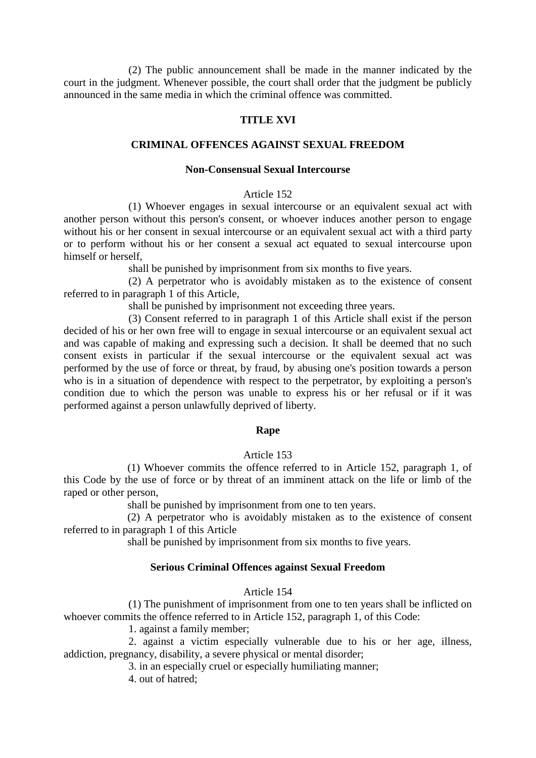(2) The public announcement shall be made in the manner indicated by the court in the judgment. Whenever possible, the court shall order that the judgment be publicly announced in the same media in which the criminal offence was committed.

## TITLE XVI

## CRIMINAL OFFENCES AGAINST SEXUAL FREEDOM

### Non-Consensual Sexual Intercourse

Article 152

(1) Whoever engages in sexual intercourse or an equivalent sexual act with another person without this person's consent, or whoever induces another person to engage without his or her consent in sexual intercourse or an equivalent sexual act with a third party or to perform without his or her consent a sexual act equated to sexual intercourse upon himself or herself,

shall be punished by imprisonment from six months to five years.

(2) A perpetrator who is avoidably mistaken as to the existence of consent referred to in paragraph 1 of this Article,

shall be punished by imprisonment not exceeding three years.

(3) Consent referred to in paragraph 1 of this Article shall exist if the person decided of his or her own free will to engage in sexual intercourse or an equivalent sexual act and was capable of making and expressing such a decision. It shall be deemed that no such consent exists in particular if the sexual intercourse or the equivalent sexual act was performed by the use of force or threat, by fraud, by abusing one's position towards a person who is in a situation of dependence with respect to the perpetrator, by exploiting a person's condition due to which the person was unable to express his or her refusal or if it was performed against a person unlawfully deprived of liberty.

### Rape

Article 153

(1) Whoever commits the offence referred to in Article 152, paragraph 1, of this Code by the use of force or by threat of an imminent attack on the life or limb of the raped or other person,

shall be punished by imprisonment from one to ten years.

(2) A perpetrator who is avoidably mistaken as to the existence of consent referred to in paragraph 1 of this Article

shall be punished by imprisonment from six months to five years.

### Serious Criminal Offences against Sexual Freedom

Article 154

(1) The punishment of imprisonment from one to ten years shall be inflicted on whoever commits the offence referred to in Article 152, paragraph 1, of this Code:

1. against a family member;
2. against a victim especially vulnerable due to his or her age, illness, addiction, pregnancy, disability, a severe physical or mental disorder;
3. in an especially cruel or especially humiliating manner;
4. out of hatred;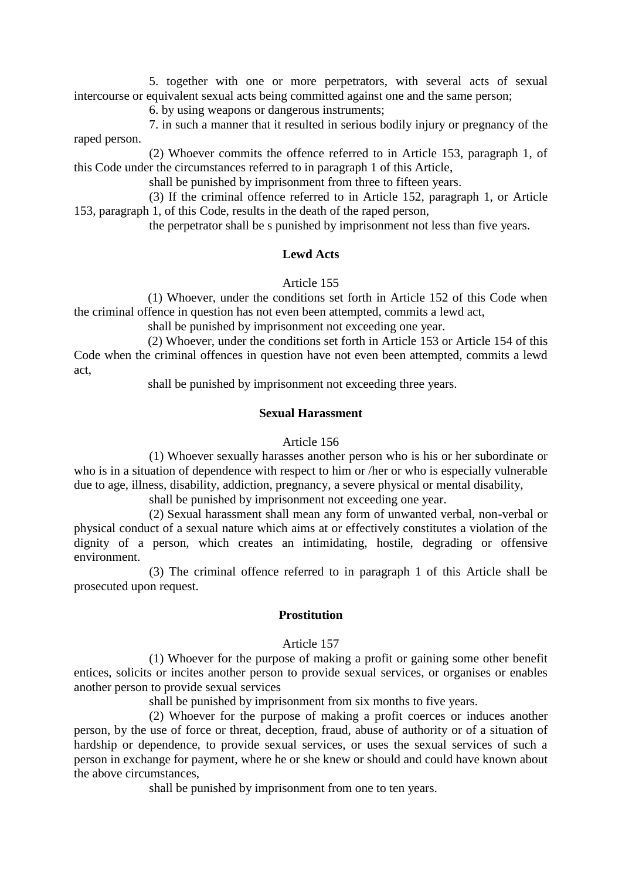5. together with one or more perpetrators, with several acts of sexual intercourse or equivalent sexual acts being committed against one and the same person;

6. by using weapons or dangerous instruments;

7. in such a manner that it resulted in serious bodily injury or pregnancy of the raped person.

(2) Whoever commits the offence referred to in Article 153, paragraph 1, of this Code under the circumstances referred to in paragraph 1 of this Article,

shall be punished by imprisonment from three to fifteen years.

(3) If the criminal offence referred to in Article 152, paragraph 1, or Article 153, paragraph 1, of this Code, results in the death of the raped person,

the perpetrator shall be s punished by imprisonment not less than five years.

**Lewd Acts**

Article 155

(1) Whoever, under the conditions set forth in Article 152 of this Code when the criminal offence in question has not even been attempted, commits a lewd act,

shall be punished by imprisonment not exceeding one year.

(2) Whoever, under the conditions set forth in Article 153 or Article 154 of this Code when the criminal offences in question have not even been attempted, commits a lewd act,

shall be punished by imprisonment not exceeding three years.

**Sexual Harassment**

Article 156

(1) Whoever sexually harasses another person who is his or her subordinate or who is in a situation of dependence with respect to him or /her or who is especially vulnerable due to age, illness, disability, addiction, pregnancy, a severe physical or mental disability,

shall be punished by imprisonment not exceeding one year.

(2) Sexual harassment shall mean any form of unwanted verbal, non-verbal or physical conduct of a sexual nature which aims at or effectively constitutes a violation of the dignity of a person, which creates an intimidating, hostile, degrading or offensive environment.

(3) The criminal offence referred to in paragraph 1 of this Article shall be prosecuted upon request.

**Prostitution**

Article 157

(1) Whoever for the purpose of making a profit or gaining some other benefit entices, solicits or incites another person to provide sexual services, or organises or enables another person to provide sexual services

shall be punished by imprisonment from six months to five years.

(2) Whoever for the purpose of making a profit coerces or induces another person, by the use of force or threat, deception, fraud, abuse of authority or of a situation of hardship or dependence, to provide sexual services, or uses the sexual services of such a person in exchange for payment, where he or she knew or should and could have known about the above circumstances,

shall be punished by imprisonment from one to ten years.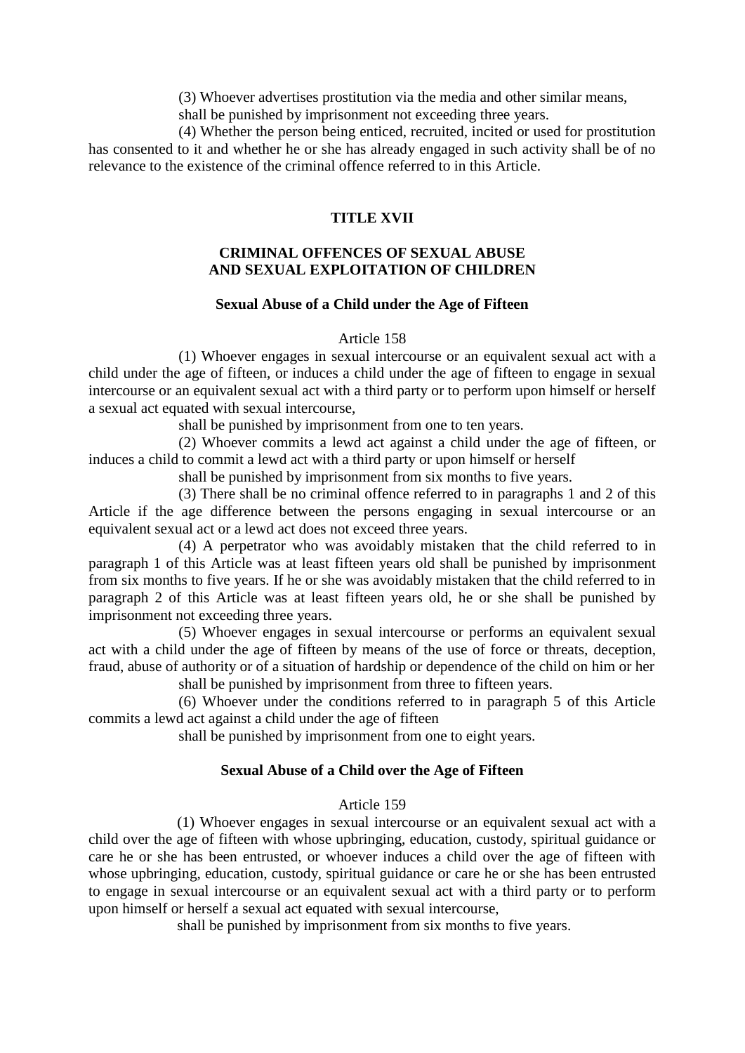(3) Whoever advertises prostitution via the media and other similar means,

shall be punished by imprisonment not exceeding three years.

(4) Whether the person being enticed, recruited, incited or used for prostitution has consented to it and whether he or she has already engaged in such activity shall be of no relevance to the existence of the criminal offence referred to in this Article.

## TITLE XVII

## CRIMINAL OFFENCES OF SEXUAL ABUSE AND SEXUAL EXPLOITATION OF CHILDREN

### Sexual Abuse of a Child under the Age of Fifteen

Article 158

(1) Whoever engages in sexual intercourse or an equivalent sexual act with a child under the age of fifteen, or induces a child under the age of fifteen to engage in sexual intercourse or an equivalent sexual act with a third party or to perform upon himself or herself a sexual act equated with sexual intercourse,

shall be punished by imprisonment from one to ten years.

(2) Whoever commits a lewd act against a child under the age of fifteen, or induces a child to commit a lewd act with a third party or upon himself or herself

shall be punished by imprisonment from six months to five years.

(3) There shall be no criminal offence referred to in paragraphs 1 and 2 of this Article if the age difference between the persons engaging in sexual intercourse or an equivalent sexual act or a lewd act does not exceed three years.

(4) A perpetrator who was avoidably mistaken that the child referred to in paragraph 1 of this Article was at least fifteen years old shall be punished by imprisonment from six months to five years. If he or she was avoidably mistaken that the child referred to in paragraph 2 of this Article was at least fifteen years old, he or she shall be punished by imprisonment not exceeding three years.

(5) Whoever engages in sexual intercourse or performs an equivalent sexual act with a child under the age of fifteen by means of the use of force or threats, deception, fraud, abuse of authority or of a situation of hardship or dependence of the child on him or her

shall be punished by imprisonment from three to fifteen years.

(6) Whoever under the conditions referred to in paragraph 5 of this Article commits a lewd act against a child under the age of fifteen

shall be punished by imprisonment from one to eight years.

### Sexual Abuse of a Child over the Age of Fifteen

Article 159

(1) Whoever engages in sexual intercourse or an equivalent sexual act with a child over the age of fifteen with whose upbringing, education, custody, spiritual guidance or care he or she has been entrusted, or whoever induces a child over the age of fifteen with whose upbringing, education, custody, spiritual guidance or care he or she has been entrusted to engage in sexual intercourse or an equivalent sexual act with a third party or to perform upon himself or herself a sexual act equated with sexual intercourse,

shall be punished by imprisonment from six months to five years.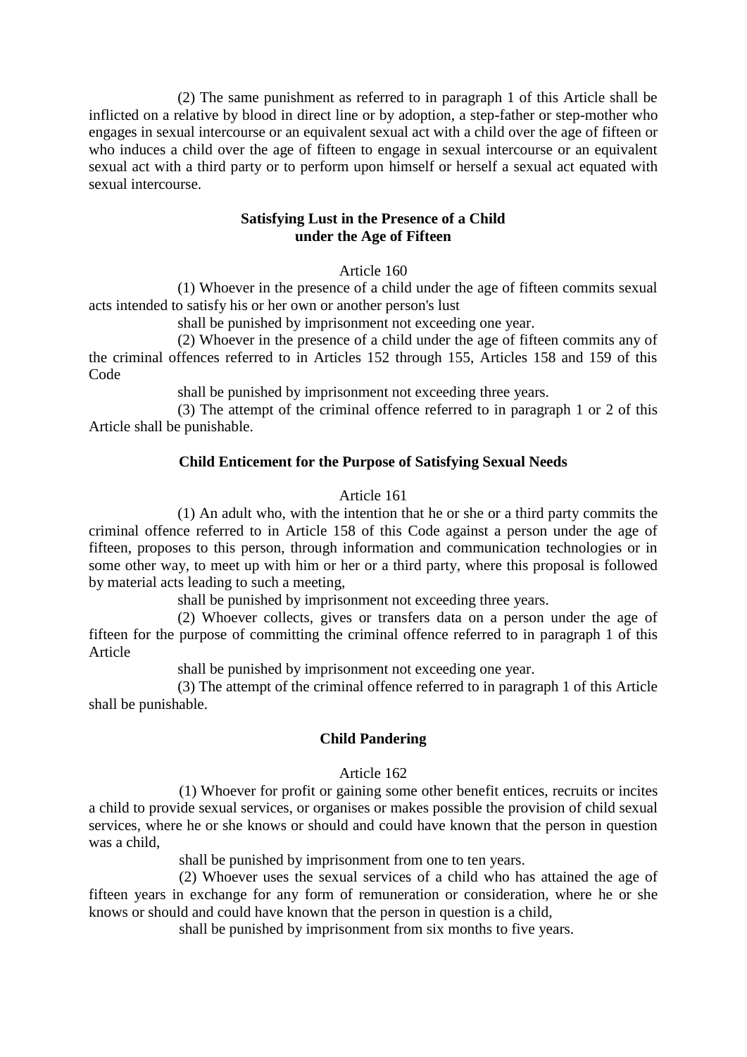(2) The same punishment as referred to in paragraph 1 of this Article shall be inflicted on a relative by blood in direct line or by adoption, a step-father or step-mother who engages in sexual intercourse or an equivalent sexual act with a child over the age of fifteen or who induces a child over the age of fifteen to engage in sexual intercourse or an equivalent sexual act with a third party or to perform upon himself or herself a sexual act equated with sexual intercourse.

### Satisfying Lust in the Presence of a Child under the Age of Fifteen

Article 160

(1) Whoever in the presence of a child under the age of fifteen commits sexual acts intended to satisfy his or her own or another person's lust

shall be punished by imprisonment not exceeding one year.

(2) Whoever in the presence of a child under the age of fifteen commits any of the criminal offences referred to in Articles 152 through 155, Articles 158 and 159 of this Code

shall be punished by imprisonment not exceeding three years.

(3) The attempt of the criminal offence referred to in paragraph 1 or 2 of this Article shall be punishable.

### Child Enticement for the Purpose of Satisfying Sexual Needs

Article 161

(1) An adult who, with the intention that he or she or a third party commits the criminal offence referred to in Article 158 of this Code against a person under the age of fifteen, proposes to this person, through information and communication technologies or in some other way, to meet up with him or her or a third party, where this proposal is followed by material acts leading to such a meeting,

shall be punished by imprisonment not exceeding three years.

(2) Whoever collects, gives or transfers data on a person under the age of fifteen for the purpose of committing the criminal offence referred to in paragraph 1 of this Article

shall be punished by imprisonment not exceeding one year.

(3) The attempt of the criminal offence referred to in paragraph 1 of this Article shall be punishable.

### Child Pandering

Article 162

(1) Whoever for profit or gaining some other benefit entices, recruits or incites a child to provide sexual services, or organises or makes possible the provision of child sexual services, where he or she knows or should and could have known that the person in question was a child,

shall be punished by imprisonment from one to ten years.

(2) Whoever uses the sexual services of a child who has attained the age of fifteen years in exchange for any form of remuneration or consideration, where he or she knows or should and could have known that the person in question is a child,

shall be punished by imprisonment from six months to five years.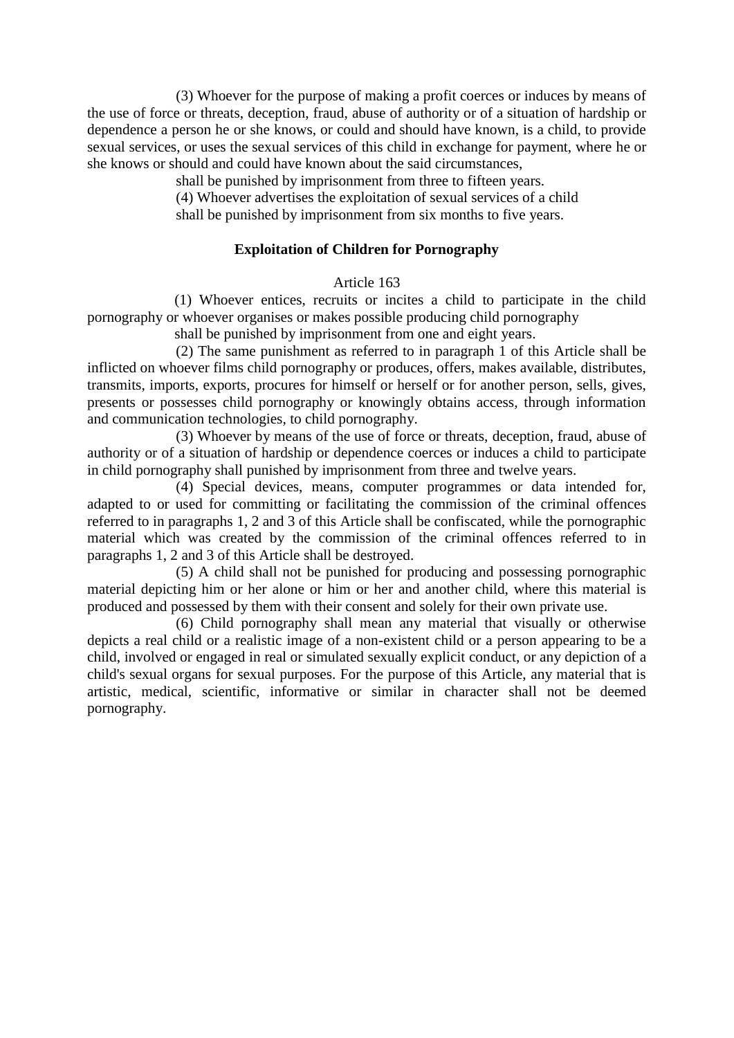(3) Whoever for the purpose of making a profit coerces or induces by means of the use of force or threats, deception, fraud, abuse of authority or of a situation of hardship or dependence a person he or she knows, or could and should have known, is a child, to provide sexual services, or uses the sexual services of this child in exchange for payment, where he or she knows or should and could have known about the said circumstances,

shall be punished by imprisonment from three to fifteen years.

(4) Whoever advertises the exploitation of sexual services of a child

shall be punished by imprisonment from six months to five years.

**Exploitation of Children for Pornography**

Article 163

(1) Whoever entices, recruits or incites a child to participate in the child pornography or whoever organises or makes possible producing child pornography

shall be punished by imprisonment from one and eight years.

(2) The same punishment as referred to in paragraph 1 of this Article shall be inflicted on whoever films child pornography or produces, offers, makes available, distributes, transmits, imports, exports, procures for himself or herself or for another person, sells, gives, presents or possesses child pornography or knowingly obtains access, through information and communication technologies, to child pornography.

(3) Whoever by means of the use of force or threats, deception, fraud, abuse of authority or of a situation of hardship or dependence coerces or induces a child to participate in child pornography shall punished by imprisonment from three and twelve years.

(4) Special devices, means, computer programmes or data intended for, adapted to or used for committing or facilitating the commission of the criminal offences referred to in paragraphs 1, 2 and 3 of this Article shall be confiscated, while the pornographic material which was created by the commission of the criminal offences referred to in paragraphs 1, 2 and 3 of this Article shall be destroyed.

(5) A child shall not be punished for producing and possessing pornographic material depicting him or her alone or him or her and another child, where this material is produced and possessed by them with their consent and solely for their own private use.

(6) Child pornography shall mean any material that visually or otherwise depicts a real child or a realistic image of a non-existent child or a person appearing to be a child, involved or engaged in real or simulated sexually explicit conduct, or any depiction of a child's sexual organs for sexual purposes. For the purpose of this Article, any material that is artistic, medical, scientific, informative or similar in character shall not be deemed pornography.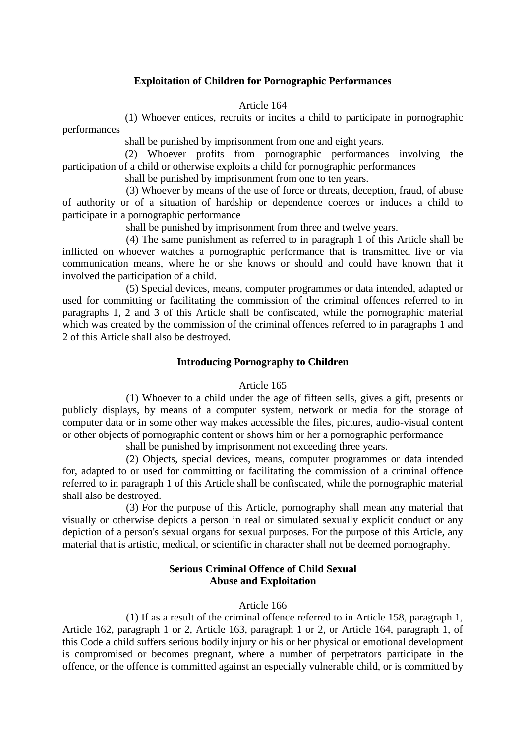**Exploitation of Children for Pornographic Performances**

Article 164

(1) Whoever entices, recruits or incites a child to participate in pornographic performances

shall be punished by imprisonment from one and eight years.

(2) Whoever profits from pornographic performances involving the participation of a child or otherwise exploits a child for pornographic performances

shall be punished by imprisonment from one to ten years.

(3) Whoever by means of the use of force or threats, deception, fraud, of abuse of authority or of a situation of hardship or dependence coerces or induces a child to participate in a pornographic performance

shall be punished by imprisonment from three and twelve years.

(4) The same punishment as referred to in paragraph 1 of this Article shall be inflicted on whoever watches a pornographic performance that is transmitted live or via communication means, where he or she knows or should and could have known that it involved the participation of a child.

(5) Special devices, means, computer programmes or data intended, adapted or used for committing or facilitating the commission of the criminal offences referred to in paragraphs 1, 2 and 3 of this Article shall be confiscated, while the pornographic material which was created by the commission of the criminal offences referred to in paragraphs 1 and 2 of this Article shall also be destroyed.

**Introducing Pornography to Children**

Article 165

(1) Whoever to a child under the age of fifteen sells, gives a gift, presents or publicly displays, by means of a computer system, network or media for the storage of computer data or in some other way makes accessible the files, pictures, audio-visual content or other objects of pornographic content or shows him or her a pornographic performance

shall be punished by imprisonment not exceeding three years.

(2) Objects, special devices, means, computer programmes or data intended for, adapted to or used for committing or facilitating the commission of a criminal offence referred to in paragraph 1 of this Article shall be confiscated, while the pornographic material shall also be destroyed.

(3) For the purpose of this Article, pornography shall mean any material that visually or otherwise depicts a person in real or simulated sexually explicit conduct or any depiction of a person's sexual organs for sexual purposes. For the purpose of this Article, any material that is artistic, medical, or scientific in character shall not be deemed pornography.

**Serious Criminal Offence of Child Sexual Abuse and Exploitation**

Article 166

(1) If as a result of the criminal offence referred to in Article 158, paragraph 1, Article 162, paragraph 1 or 2, Article 163, paragraph 1 or 2, or Article 164, paragraph 1, of this Code a child suffers serious bodily injury or his or her physical or emotional development is compromised or becomes pregnant, where a number of perpetrators participate in the offence, or the offence is committed against an especially vulnerable child, or is committed by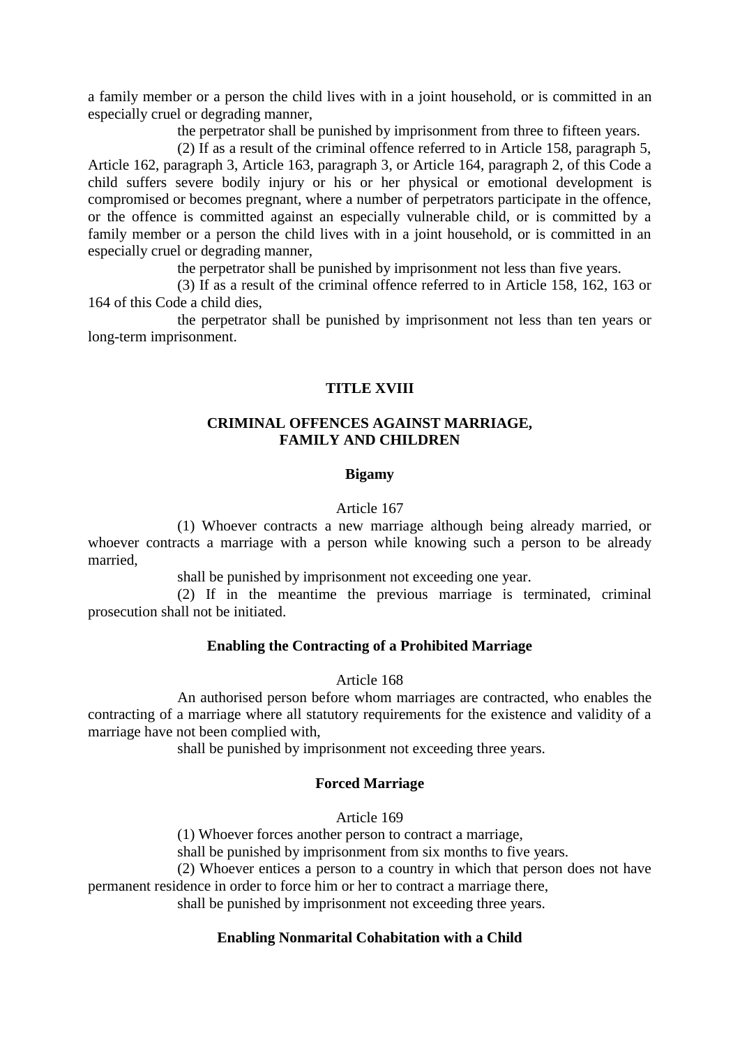a family member or a person the child lives with in a joint household, or is committed in an especially cruel or degrading manner,

the perpetrator shall be punished by imprisonment from three to fifteen years.

(2) If as a result of the criminal offence referred to in Article 158, paragraph 5, Article 162, paragraph 3, Article 163, paragraph 3, or Article 164, paragraph 2, of this Code a child suffers severe bodily injury or his or her physical or emotional development is compromised or becomes pregnant, where a number of perpetrators participate in the offence, or the offence is committed against an especially vulnerable child, or is committed by a family member or a person the child lives with in a joint household, or is committed in an especially cruel or degrading manner,

the perpetrator shall be punished by imprisonment not less than five years.

(3) If as a result of the criminal offence referred to in Article 158, 162, 163 or 164 of this Code a child dies,

the perpetrator shall be punished by imprisonment not less than ten years or long-term imprisonment.

## TITLE XVIII

## CRIMINAL OFFENCES AGAINST MARRIAGE, FAMILY AND CHILDREN

### Bigamy

Article 167

(1) Whoever contracts a new marriage although being already married, or whoever contracts a marriage with a person while knowing such a person to be already married,

shall be punished by imprisonment not exceeding one year.

(2) If in the meantime the previous marriage is terminated, criminal prosecution shall not be initiated.

### Enabling the Contracting of a Prohibited Marriage

Article 168

An authorised person before whom marriages are contracted, who enables the contracting of a marriage where all statutory requirements for the existence and validity of a marriage have not been complied with,

shall be punished by imprisonment not exceeding three years.

### Forced Marriage

Article 169

(1) Whoever forces another person to contract a marriage,

shall be punished by imprisonment from six months to five years.

(2) Whoever entices a person to a country in which that person does not have permanent residence in order to force him or her to contract a marriage there,

shall be punished by imprisonment not exceeding three years.

### Enabling Nonmarital Cohabitation with a Child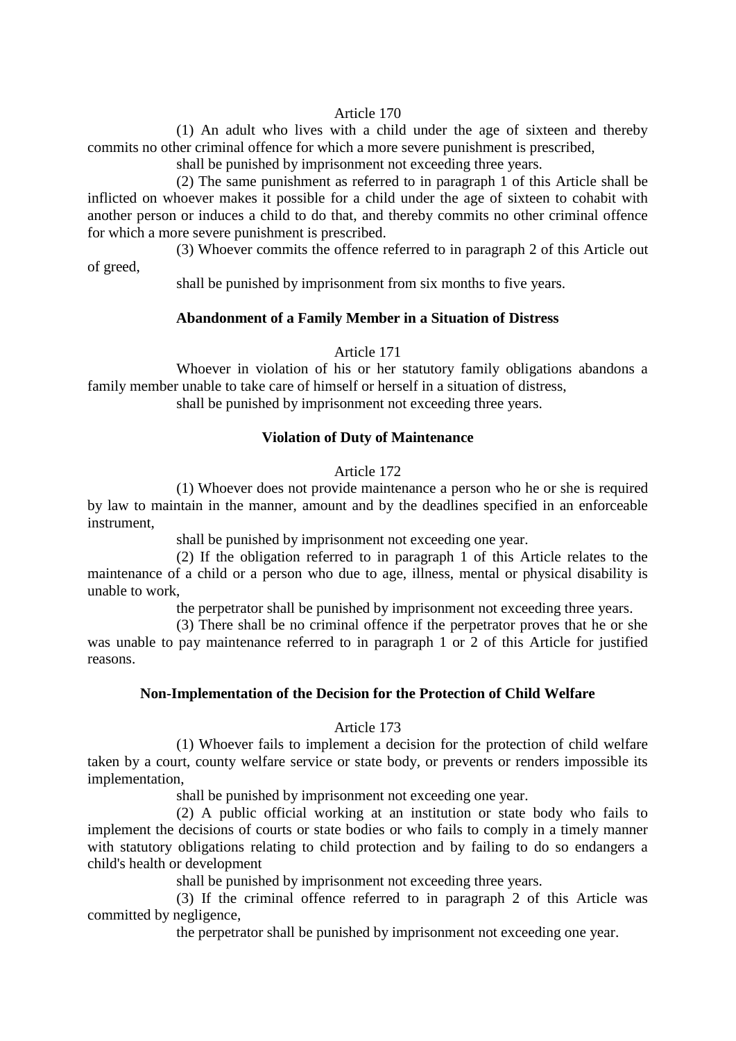Article 170

(1) An adult who lives with a child under the age of sixteen and thereby commits no other criminal offence for which a more severe punishment is prescribed,

shall be punished by imprisonment not exceeding three years.

(2) The same punishment as referred to in paragraph 1 of this Article shall be inflicted on whoever makes it possible for a child under the age of sixteen to cohabit with another person or induces a child to do that, and thereby commits no other criminal offence for which a more severe punishment is prescribed.

(3) Whoever commits the offence referred to in paragraph 2 of this Article out of greed,

shall be punished by imprisonment from six months to five years.

**Abandonment of a Family Member in a Situation of Distress**

Article 171

Whoever in violation of his or her statutory family obligations abandons a family member unable to take care of himself or herself in a situation of distress,

shall be punished by imprisonment not exceeding three years.

**Violation of Duty of Maintenance**

Article 172

(1) Whoever does not provide maintenance a person who he or she is required by law to maintain in the manner, amount and by the deadlines specified in an enforceable instrument,

shall be punished by imprisonment not exceeding one year.

(2) If the obligation referred to in paragraph 1 of this Article relates to the maintenance of a child or a person who due to age, illness, mental or physical disability is unable to work,

the perpetrator shall be punished by imprisonment not exceeding three years.

(3) There shall be no criminal offence if the perpetrator proves that he or she was unable to pay maintenance referred to in paragraph 1 or 2 of this Article for justified reasons.

**Non-Implementation of the Decision for the Protection of Child Welfare**

Article 173

(1) Whoever fails to implement a decision for the protection of child welfare taken by a court, county welfare service or state body, or prevents or renders impossible its implementation,

shall be punished by imprisonment not exceeding one year.

(2) A public official working at an institution or state body who fails to implement the decisions of courts or state bodies or who fails to comply in a timely manner with statutory obligations relating to child protection and by failing to do so endangers a child's health or development

shall be punished by imprisonment not exceeding three years.

(3) If the criminal offence referred to in paragraph 2 of this Article was committed by negligence,

the perpetrator shall be punished by imprisonment not exceeding one year.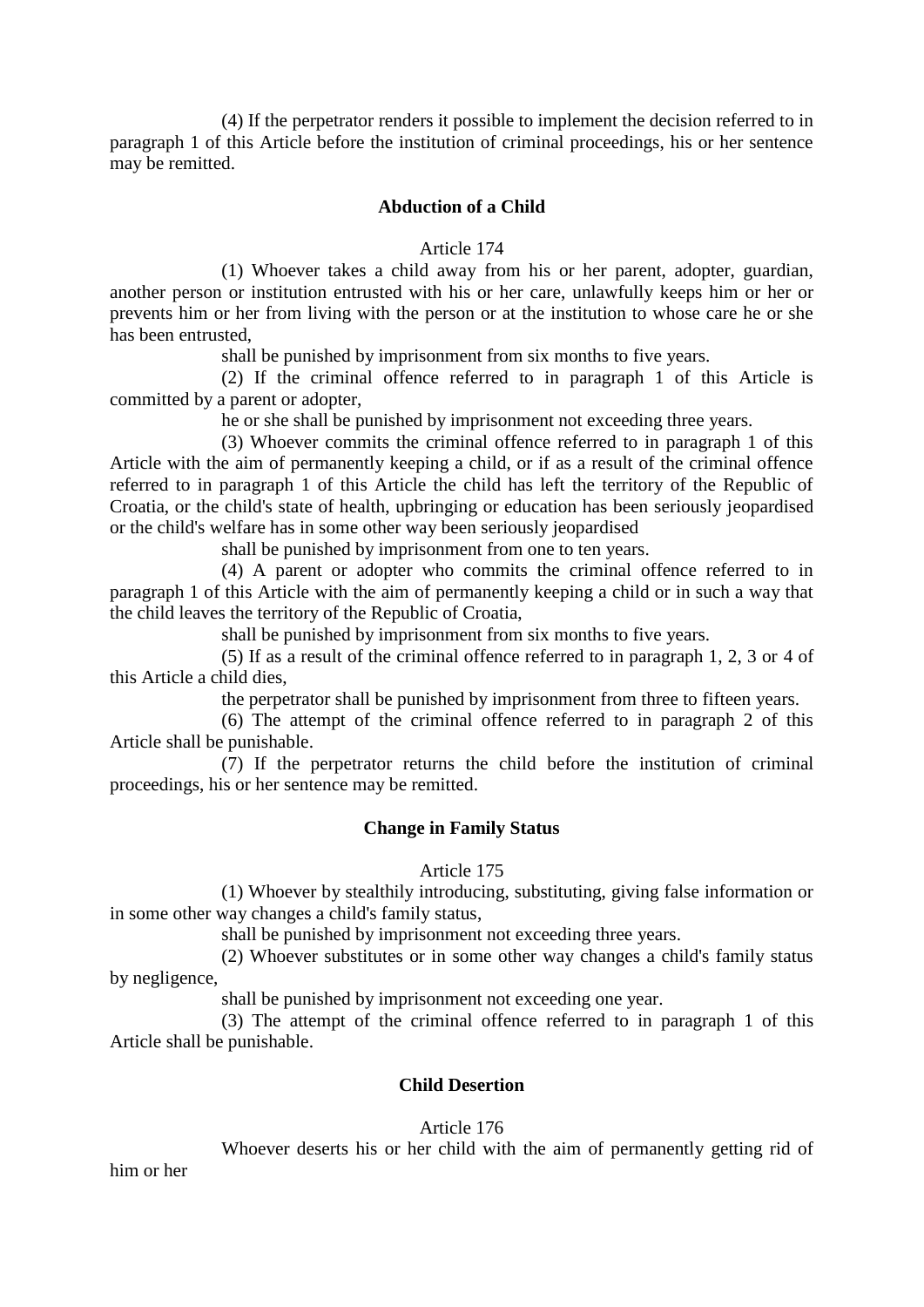(4) If the perpetrator renders it possible to implement the decision referred to in paragraph 1 of this Article before the institution of criminal proceedings, his or her sentence may be remitted.

### Abduction of a Child

Article 174

(1) Whoever takes a child away from his or her parent, adopter, guardian, another person or institution entrusted with his or her care, unlawfully keeps him or her or prevents him or her from living with the person or at the institution to whose care he or she has been entrusted,

shall be punished by imprisonment from six months to five years.

(2) If the criminal offence referred to in paragraph 1 of this Article is committed by a parent or adopter,

he or she shall be punished by imprisonment not exceeding three years.

(3) Whoever commits the criminal offence referred to in paragraph 1 of this Article with the aim of permanently keeping a child, or if as a result of the criminal offence referred to in paragraph 1 of this Article the child has left the territory of the Republic of Croatia, or the child's state of health, upbringing or education has been seriously jeopardised or the child's welfare has in some other way been seriously jeopardised

shall be punished by imprisonment from one to ten years.

(4) A parent or adopter who commits the criminal offence referred to in paragraph 1 of this Article with the aim of permanently keeping a child or in such a way that the child leaves the territory of the Republic of Croatia,

shall be punished by imprisonment from six months to five years.

(5) If as a result of the criminal offence referred to in paragraph 1, 2, 3 or 4 of this Article a child dies,

the perpetrator shall be punished by imprisonment from three to fifteen years.

(6) The attempt of the criminal offence referred to in paragraph 2 of this Article shall be punishable.

(7) If the perpetrator returns the child before the institution of criminal proceedings, his or her sentence may be remitted.

### Change in Family Status

Article 175

(1) Whoever by stealthily introducing, substituting, giving false information or in some other way changes a child's family status,

shall be punished by imprisonment not exceeding three years.

(2) Whoever substitutes or in some other way changes a child's family status by negligence,

shall be punished by imprisonment not exceeding one year.

(3) The attempt of the criminal offence referred to in paragraph 1 of this Article shall be punishable.

### Child Desertion

Article 176

Whoever deserts his or her child with the aim of permanently getting rid of him or her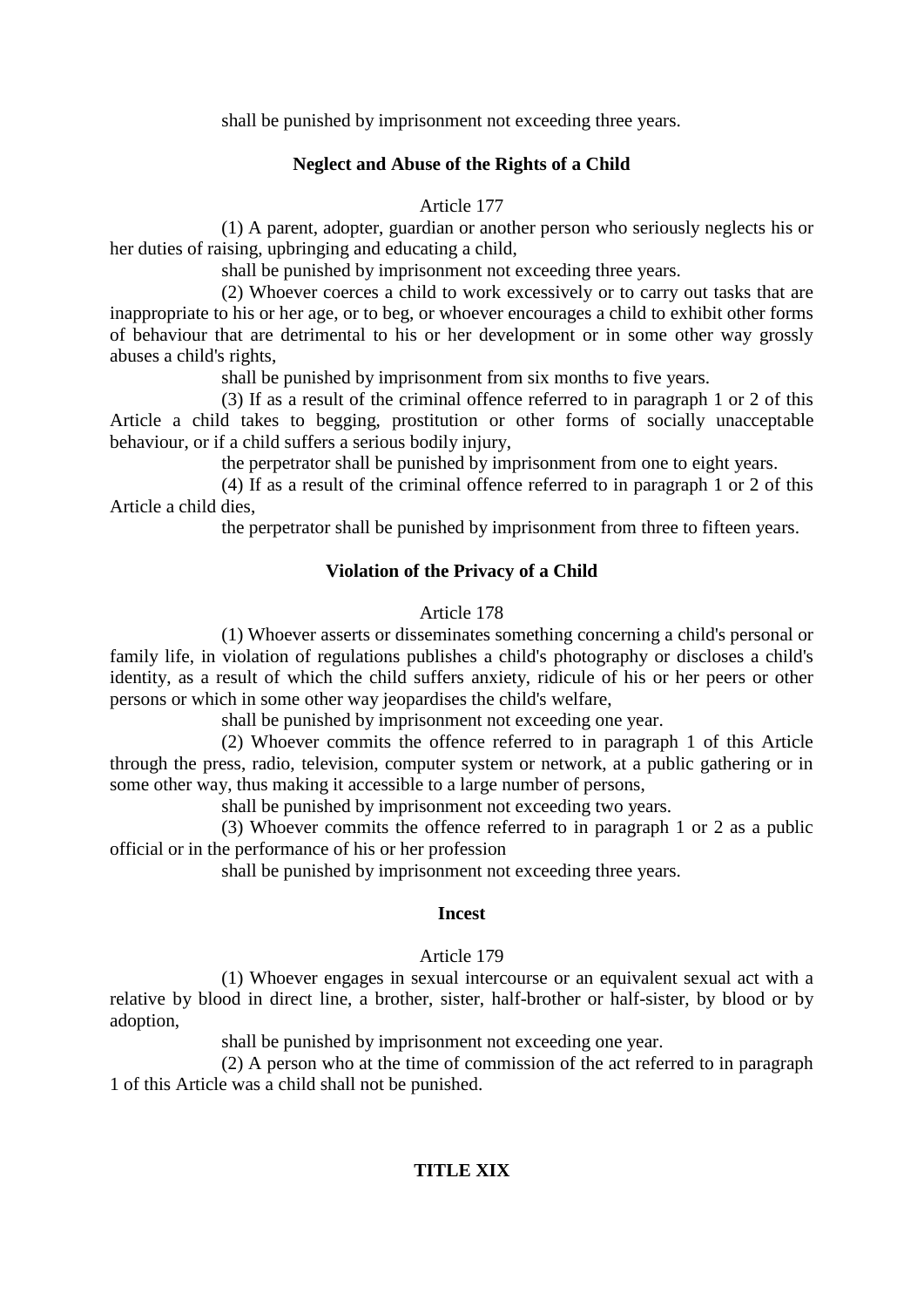shall be punished by imprisonment not exceeding three years.

### Neglect and Abuse of the Rights of a Child

Article 177

(1) A parent, adopter, guardian or another person who seriously neglects his or her duties of raising, upbringing and educating a child,

shall be punished by imprisonment not exceeding three years.

(2) Whoever coerces a child to work excessively or to carry out tasks that are inappropriate to his or her age, or to beg, or whoever encourages a child to exhibit other forms of behaviour that are detrimental to his or her development or in some other way grossly abuses a child's rights,

shall be punished by imprisonment from six months to five years.

(3) If as a result of the criminal offence referred to in paragraph 1 or 2 of this Article a child takes to begging, prostitution or other forms of socially unacceptable behaviour, or if a child suffers a serious bodily injury,

the perpetrator shall be punished by imprisonment from one to eight years.

(4) If as a result of the criminal offence referred to in paragraph 1 or 2 of this Article a child dies,

the perpetrator shall be punished by imprisonment from three to fifteen years.

### Violation of the Privacy of a Child

Article 178

(1) Whoever asserts or disseminates something concerning a child's personal or family life, in violation of regulations publishes a child's photography or discloses a child's identity, as a result of which the child suffers anxiety, ridicule of his or her peers or other persons or which in some other way jeopardises the child's welfare,

shall be punished by imprisonment not exceeding one year.

(2) Whoever commits the offence referred to in paragraph 1 of this Article through the press, radio, television, computer system or network, at a public gathering or in some other way, thus making it accessible to a large number of persons,

shall be punished by imprisonment not exceeding two years.

(3) Whoever commits the offence referred to in paragraph 1 or 2 as a public official or in the performance of his or her profession

shall be punished by imprisonment not exceeding three years.

### Incest

Article 179

(1) Whoever engages in sexual intercourse or an equivalent sexual act with a relative by blood in direct line, a brother, sister, half-brother or half-sister, by blood or by adoption,

shall be punished by imprisonment not exceeding one year.

(2) A person who at the time of commission of the act referred to in paragraph 1 of this Article was a child shall not be punished.

## TITLE XIX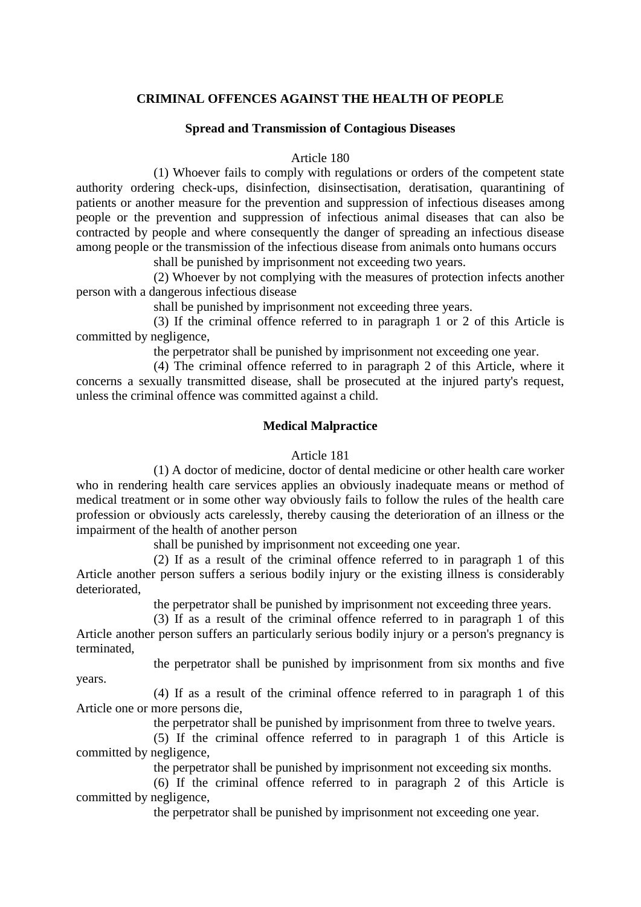## CRIMINAL OFFENCES AGAINST THE HEALTH OF PEOPLE

### Spread and Transmission of Contagious Diseases

Article 180

(1) Whoever fails to comply with regulations or orders of the competent state authority ordering check-ups, disinfection, disinsectisation, deratisation, quarantining of patients or another measure for the prevention and suppression of infectious diseases among people or the prevention and suppression of infectious animal diseases that can also be contracted by people and where consequently the danger of spreading an infectious disease among people or the transmission of the infectious disease from animals onto humans occurs

shall be punished by imprisonment not exceeding two years.

(2) Whoever by not complying with the measures of protection infects another person with a dangerous infectious disease

shall be punished by imprisonment not exceeding three years.

(3) If the criminal offence referred to in paragraph 1 or 2 of this Article is committed by negligence,

the perpetrator shall be punished by imprisonment not exceeding one year.

(4) The criminal offence referred to in paragraph 2 of this Article, where it concerns a sexually transmitted disease, shall be prosecuted at the injured party's request, unless the criminal offence was committed against a child.

### Medical Malpractice

Article 181

(1) A doctor of medicine, doctor of dental medicine or other health care worker who in rendering health care services applies an obviously inadequate means or method of medical treatment or in some other way obviously fails to follow the rules of the health care profession or obviously acts carelessly, thereby causing the deterioration of an illness or the impairment of the health of another person

shall be punished by imprisonment not exceeding one year.

(2) If as a result of the criminal offence referred to in paragraph 1 of this Article another person suffers a serious bodily injury or the existing illness is considerably deteriorated,

the perpetrator shall be punished by imprisonment not exceeding three years.

(3) If as a result of the criminal offence referred to in paragraph 1 of this Article another person suffers an particularly serious bodily injury or a person's pregnancy is terminated,

the perpetrator shall be punished by imprisonment from six months and five years.

(4) If as a result of the criminal offence referred to in paragraph 1 of this Article one or more persons die,

the perpetrator shall be punished by imprisonment from three to twelve years.

(5) If the criminal offence referred to in paragraph 1 of this Article is committed by negligence,

the perpetrator shall be punished by imprisonment not exceeding six months.

(6) If the criminal offence referred to in paragraph 2 of this Article is committed by negligence,

the perpetrator shall be punished by imprisonment not exceeding one year.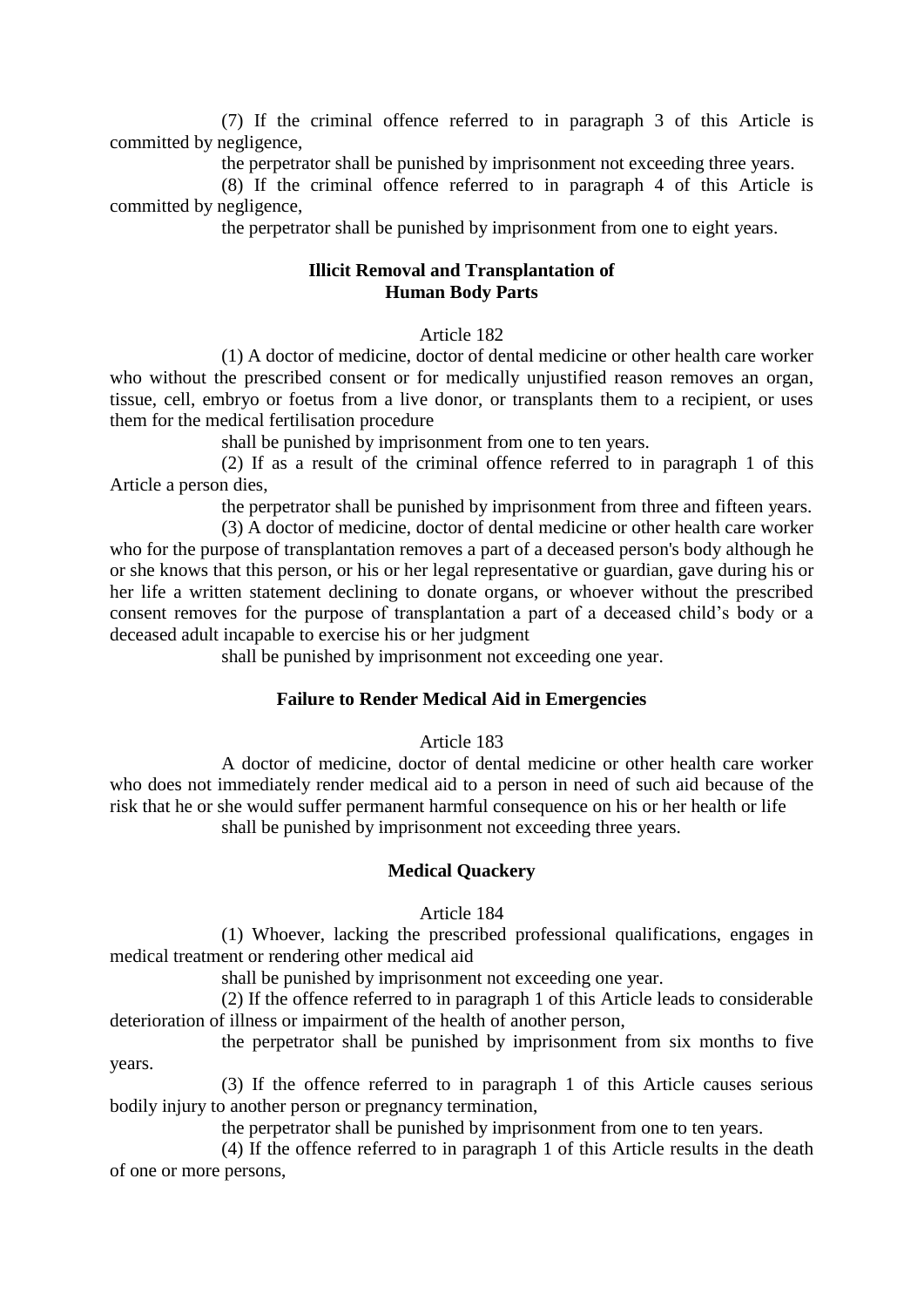(7) If the criminal offence referred to in paragraph 3 of this Article is committed by negligence,

the perpetrator shall be punished by imprisonment not exceeding three years.

(8) If the criminal offence referred to in paragraph 4 of this Article is committed by negligence,

the perpetrator shall be punished by imprisonment from one to eight years.

**Illicit Removal and Transplantation of Human Body Parts**

Article 182

(1) A doctor of medicine, doctor of dental medicine or other health care worker who without the prescribed consent or for medically unjustified reason removes an organ, tissue, cell, embryo or foetus from a live donor, or transplants them to a recipient, or uses them for the medical fertilisation procedure

shall be punished by imprisonment from one to ten years.

(2) If as a result of the criminal offence referred to in paragraph 1 of this Article a person dies,

the perpetrator shall be punished by imprisonment from three and fifteen years.

(3) A doctor of medicine, doctor of dental medicine or other health care worker who for the purpose of transplantation removes a part of a deceased person's body although he or she knows that this person, or his or her legal representative or guardian, gave during his or her life a written statement declining to donate organs, or whoever without the prescribed consent removes for the purpose of transplantation a part of a deceased child's body or a deceased adult incapable to exercise his or her judgment

shall be punished by imprisonment not exceeding one year.

**Failure to Render Medical Aid in Emergencies**

Article 183

A doctor of medicine, doctor of dental medicine or other health care worker who does not immediately render medical aid to a person in need of such aid because of the risk that he or she would suffer permanent harmful consequence on his or her health or life

shall be punished by imprisonment not exceeding three years.

**Medical Quackery**

Article 184

(1) Whoever, lacking the prescribed professional qualifications, engages in medical treatment or rendering other medical aid

shall be punished by imprisonment not exceeding one year.

(2) If the offence referred to in paragraph 1 of this Article leads to considerable deterioration of illness or impairment of the health of another person,

the perpetrator shall be punished by imprisonment from six months to five years.

(3) If the offence referred to in paragraph 1 of this Article causes serious bodily injury to another person or pregnancy termination,

the perpetrator shall be punished by imprisonment from one to ten years.

(4) If the offence referred to in paragraph 1 of this Article results in the death of one or more persons,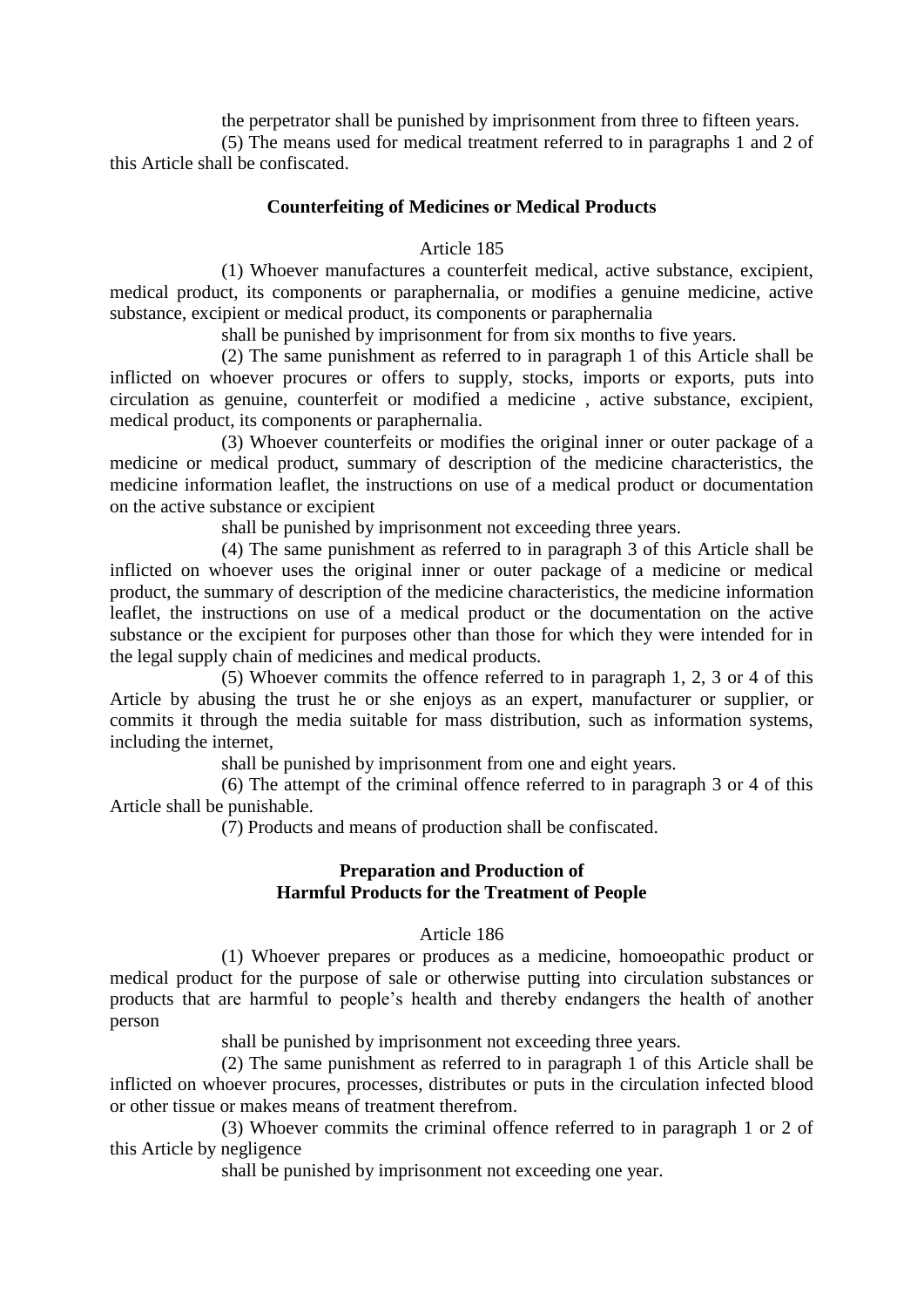the perpetrator shall be punished by imprisonment from three to fifteen years.

(5) The means used for medical treatment referred to in paragraphs 1 and 2 of this Article shall be confiscated.

### Counterfeiting of Medicines or Medical Products

Article 185

(1) Whoever manufactures a counterfeit medical, active substance, excipient, medical product, its components or paraphernalia, or modifies a genuine medicine, active substance, excipient or medical product, its components or paraphernalia

shall be punished by imprisonment for from six months to five years.

(2) The same punishment as referred to in paragraph 1 of this Article shall be inflicted on whoever procures or offers to supply, stocks, imports or exports, puts into circulation as genuine, counterfeit or modified a medicine , active substance, excipient, medical product, its components or paraphernalia.

(3) Whoever counterfeits or modifies the original inner or outer package of a medicine or medical product, summary of description of the medicine characteristics, the medicine information leaflet, the instructions on use of a medical product or documentation on the active substance or excipient

shall be punished by imprisonment not exceeding three years.

(4) The same punishment as referred to in paragraph 3 of this Article shall be inflicted on whoever uses the original inner or outer package of a medicine or medical product, the summary of description of the medicine characteristics, the medicine information leaflet, the instructions on use of a medical product or the documentation on the active substance or the excipient for purposes other than those for which they were intended for in the legal supply chain of medicines and medical products.

(5) Whoever commits the offence referred to in paragraph 1, 2, 3 or 4 of this Article by abusing the trust he or she enjoys as an expert, manufacturer or supplier, or commits it through the media suitable for mass distribution, such as information systems, including the internet,

shall be punished by imprisonment from one and eight years.

(6) The attempt of the criminal offence referred to in paragraph 3 or 4 of this Article shall be punishable.

(7) Products and means of production shall be confiscated.

### Preparation and Production of Harmful Products for the Treatment of People

Article 186

(1) Whoever prepares or produces as a medicine, homoeopathic product or medical product for the purpose of sale or otherwise putting into circulation substances or products that are harmful to people's health and thereby endangers the health of another person

shall be punished by imprisonment not exceeding three years.

(2) The same punishment as referred to in paragraph 1 of this Article shall be inflicted on whoever procures, processes, distributes or puts in the circulation infected blood or other tissue or makes means of treatment therefrom.

(3) Whoever commits the criminal offence referred to in paragraph 1 or 2 of this Article by negligence

shall be punished by imprisonment not exceeding one year.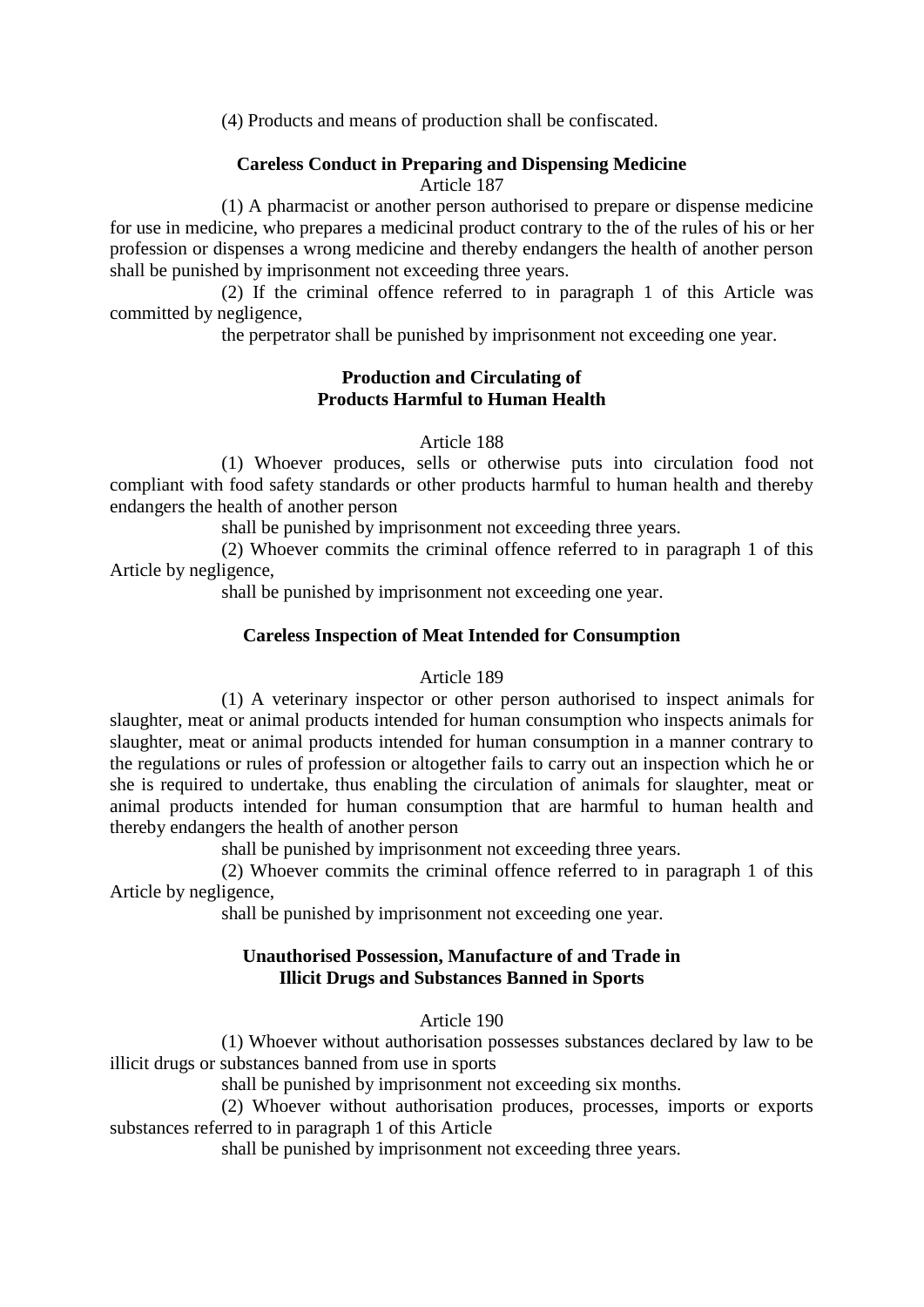(4) Products and means of production shall be confiscated.

**Careless Conduct in Preparing and Dispensing Medicine**

Article 187

(1) A pharmacist or another person authorised to prepare or dispense medicine for use in medicine, who prepares a medicinal product contrary to the of the rules of his or her profession or dispenses a wrong medicine and thereby endangers the health of another person shall be punished by imprisonment not exceeding three years.

(2) If the criminal offence referred to in paragraph 1 of this Article was committed by negligence,

the perpetrator shall be punished by imprisonment not exceeding one year.

**Production and Circulating of Products Harmful to Human Health**

Article 188

(1) Whoever produces, sells or otherwise puts into circulation food not compliant with food safety standards or other products harmful to human health and thereby endangers the health of another person

shall be punished by imprisonment not exceeding three years.

(2) Whoever commits the criminal offence referred to in paragraph 1 of this Article by negligence,

shall be punished by imprisonment not exceeding one year.

**Careless Inspection of Meat Intended for Consumption**

Article 189

(1) A veterinary inspector or other person authorised to inspect animals for slaughter, meat or animal products intended for human consumption who inspects animals for slaughter, meat or animal products intended for human consumption in a manner contrary to the regulations or rules of profession or altogether fails to carry out an inspection which he or she is required to undertake, thus enabling the circulation of animals for slaughter, meat or animal products intended for human consumption that are harmful to human health and thereby endangers the health of another person

shall be punished by imprisonment not exceeding three years.

(2) Whoever commits the criminal offence referred to in paragraph 1 of this Article by negligence,

shall be punished by imprisonment not exceeding one year.

**Unauthorised Possession, Manufacture of and Trade in Illicit Drugs and Substances Banned in Sports**

Article 190

(1) Whoever without authorisation possesses substances declared by law to be illicit drugs or substances banned from use in sports

shall be punished by imprisonment not exceeding six months.

(2) Whoever without authorisation produces, processes, imports or exports substances referred to in paragraph 1 of this Article

shall be punished by imprisonment not exceeding three years.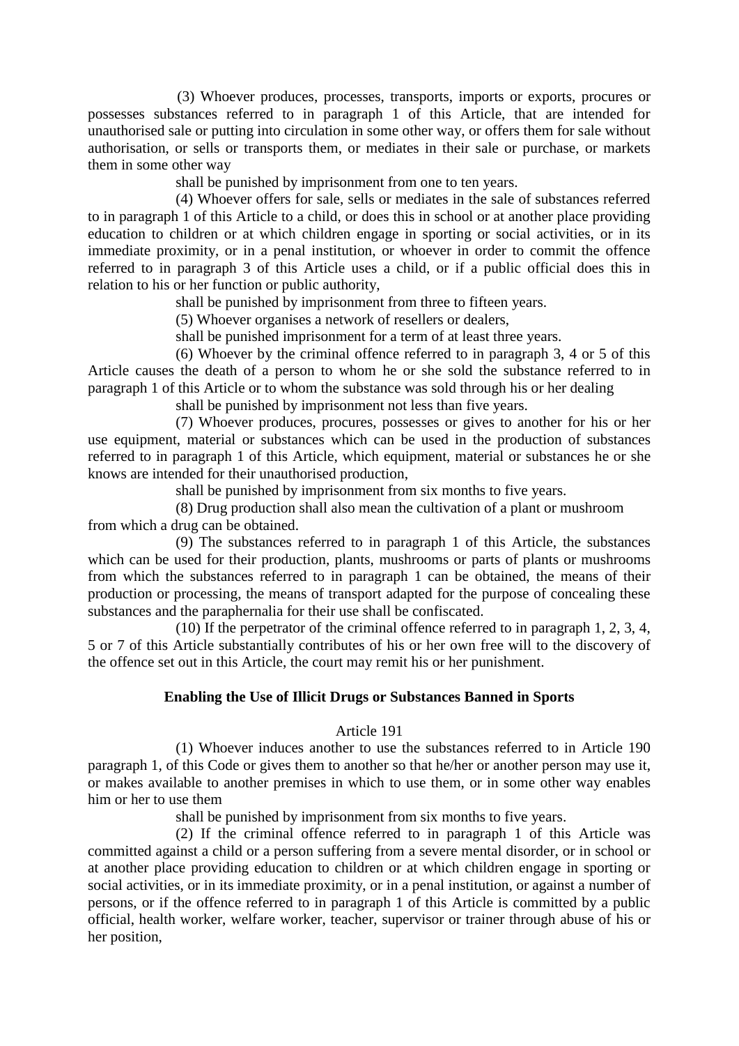(3) Whoever produces, processes, transports, imports or exports, procures or possesses substances referred to in paragraph 1 of this Article, that are intended for unauthorised sale or putting into circulation in some other way, or offers them for sale without authorisation, or sells or transports them, or mediates in their sale or purchase, or markets them in some other way

shall be punished by imprisonment from one to ten years.

(4) Whoever offers for sale, sells or mediates in the sale of substances referred to in paragraph 1 of this Article to a child, or does this in school or at another place providing education to children or at which children engage in sporting or social activities, or in its immediate proximity, or in a penal institution, or whoever in order to commit the offence referred to in paragraph 3 of this Article uses a child, or if a public official does this in relation to his or her function or public authority,

shall be punished by imprisonment from three to fifteen years.

(5) Whoever organises a network of resellers or dealers,

shall be punished imprisonment for a term of at least three years.

(6) Whoever by the criminal offence referred to in paragraph 3, 4 or 5 of this Article causes the death of a person to whom he or she sold the substance referred to in paragraph 1 of this Article or to whom the substance was sold through his or her dealing

shall be punished by imprisonment not less than five years.

(7) Whoever produces, procures, possesses or gives to another for his or her use equipment, material or substances which can be used in the production of substances referred to in paragraph 1 of this Article, which equipment, material or substances he or she knows are intended for their unauthorised production,

shall be punished by imprisonment from six months to five years.

(8) Drug production shall also mean the cultivation of a plant or mushroom from which a drug can be obtained.

(9) The substances referred to in paragraph 1 of this Article, the substances which can be used for their production, plants, mushrooms or parts of plants or mushrooms from which the substances referred to in paragraph 1 can be obtained, the means of their production or processing, the means of transport adapted for the purpose of concealing these substances and the paraphernalia for their use shall be confiscated.

(10) If the perpetrator of the criminal offence referred to in paragraph 1, 2, 3, 4, 5 or 7 of this Article substantially contributes of his or her own free will to the discovery of the offence set out in this Article, the court may remit his or her punishment.

**Enabling the Use of Illicit Drugs or Substances Banned in Sports**

Article 191

(1) Whoever induces another to use the substances referred to in Article 190 paragraph 1, of this Code or gives them to another so that he/her or another person may use it, or makes available to another premises in which to use them, or in some other way enables him or her to use them

shall be punished by imprisonment from six months to five years.

(2) If the criminal offence referred to in paragraph 1 of this Article was committed against a child or a person suffering from a severe mental disorder, or in school or at another place providing education to children or at which children engage in sporting or social activities, or in its immediate proximity, or in a penal institution, or against a number of persons, or if the offence referred to in paragraph 1 of this Article is committed by a public official, health worker, welfare worker, teacher, supervisor or trainer through abuse of his or her position,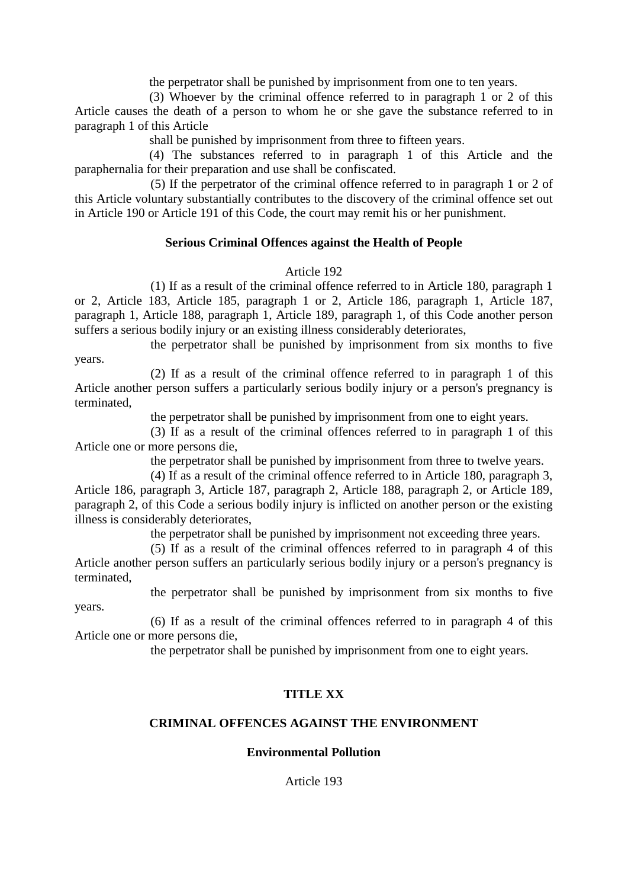the perpetrator shall be punished by imprisonment from one to ten years.

(3) Whoever by the criminal offence referred to in paragraph 1 or 2 of this Article causes the death of a person to whom he or she gave the substance referred to in paragraph 1 of this Article

shall be punished by imprisonment from three to fifteen years.

(4) The substances referred to in paragraph 1 of this Article and the paraphernalia for their preparation and use shall be confiscated.

(5) If the perpetrator of the criminal offence referred to in paragraph 1 or 2 of this Article voluntary substantially contributes to the discovery of the criminal offence set out in Article 190 or Article 191 of this Code, the court may remit his or her punishment.

**Serious Criminal Offences against the Health of People**

Article 192

(1) If as a result of the criminal offence referred to in Article 180, paragraph 1 or 2, Article 183, Article 185, paragraph 1 or 2, Article 186, paragraph 1, Article 187, paragraph 1, Article 188, paragraph 1, Article 189, paragraph 1, of this Code another person suffers a serious bodily injury or an existing illness considerably deteriorates,

the perpetrator shall be punished by imprisonment from six months to five years.

(2) If as a result of the criminal offence referred to in paragraph 1 of this Article another person suffers a particularly serious bodily injury or a person's pregnancy is terminated,

the perpetrator shall be punished by imprisonment from one to eight years.

(3) If as a result of the criminal offences referred to in paragraph 1 of this Article one or more persons die,

the perpetrator shall be punished by imprisonment from three to twelve years.

(4) If as a result of the criminal offence referred to in Article 180, paragraph 3, Article 186, paragraph 3, Article 187, paragraph 2, Article 188, paragraph 2, or Article 189, paragraph 2, of this Code a serious bodily injury is inflicted on another person or the existing illness is considerably deteriorates,

the perpetrator shall be punished by imprisonment not exceeding three years.

(5) If as a result of the criminal offences referred to in paragraph 4 of this Article another person suffers an particularly serious bodily injury or a person's pregnancy is terminated,

the perpetrator shall be punished by imprisonment from six months to five years.

(6) If as a result of the criminal offences referred to in paragraph 4 of this Article one or more persons die,

the perpetrator shall be punished by imprisonment from one to eight years.

## TITLE XX

## CRIMINAL OFFENCES AGAINST THE ENVIRONMENT

**Environmental Pollution**

Article 193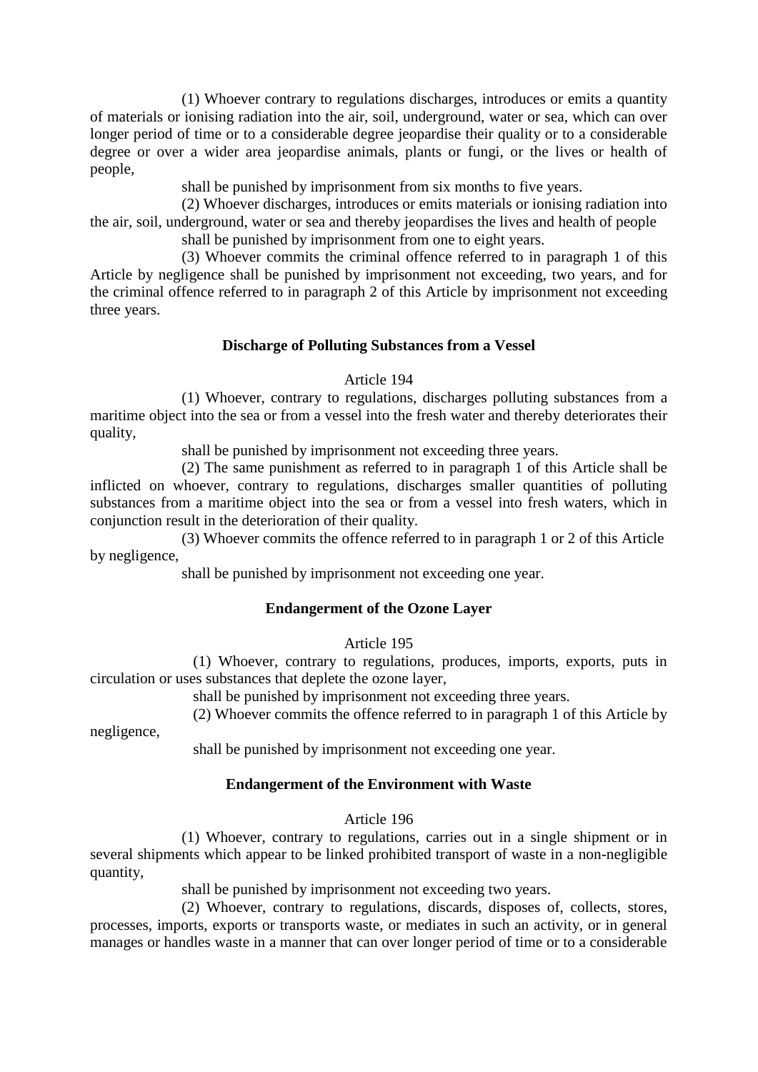(1) Whoever contrary to regulations discharges, introduces or emits a quantity of materials or ionising radiation into the air, soil, underground, water or sea, which can over longer period of time or to a considerable degree jeopardise their quality or to a considerable degree or over a wider area jeopardise animals, plants or fungi, or the lives or health of people,

shall be punished by imprisonment from six months to five years.

(2) Whoever discharges, introduces or emits materials or ionising radiation into the air, soil, underground, water or sea and thereby jeopardises the lives and health of people

shall be punished by imprisonment from one to eight years.

(3) Whoever commits the criminal offence referred to in paragraph 1 of this Article by negligence shall be punished by imprisonment not exceeding, two years, and for the criminal offence referred to in paragraph 2 of this Article by imprisonment not exceeding three years.

**Discharge of Polluting Substances from a Vessel**

Article 194

(1) Whoever, contrary to regulations, discharges polluting substances from a maritime object into the sea or from a vessel into the fresh water and thereby deteriorates their quality,

shall be punished by imprisonment not exceeding three years.

(2) The same punishment as referred to in paragraph 1 of this Article shall be inflicted on whoever, contrary to regulations, discharges smaller quantities of polluting substances from a maritime object into the sea or from a vessel into fresh waters, which in conjunction result in the deterioration of their quality.

(3) Whoever commits the offence referred to in paragraph 1 or 2 of this Article by negligence,

shall be punished by imprisonment not exceeding one year.

**Endangerment of the Ozone Layer**

Article 195

(1) Whoever, contrary to regulations, produces, imports, exports, puts in circulation or uses substances that deplete the ozone layer,

shall be punished by imprisonment not exceeding three years.

(2) Whoever commits the offence referred to in paragraph 1 of this Article by negligence,

shall be punished by imprisonment not exceeding one year.

**Endangerment of the Environment with Waste**

Article 196

(1) Whoever, contrary to regulations, carries out in a single shipment or in several shipments which appear to be linked prohibited transport of waste in a non-negligible quantity,

shall be punished by imprisonment not exceeding two years.

(2) Whoever, contrary to regulations, discards, disposes of, collects, stores, processes, imports, exports or transports waste, or mediates in such an activity, or in general manages or handles waste in a manner that can over longer period of time or to a considerable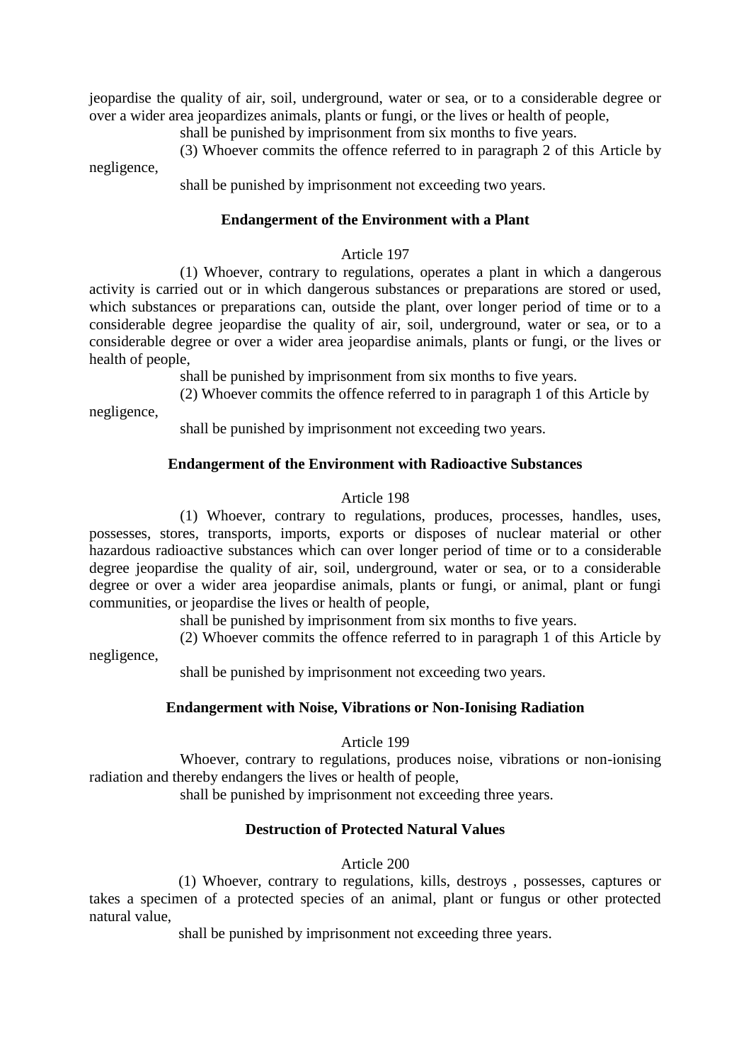jeopardise the quality of air, soil, underground, water or sea, or to a considerable degree or over a wider area jeopardizes animals, plants or fungi, or the lives or health of people,

shall be punished by imprisonment from six months to five years.

(3) Whoever commits the offence referred to in paragraph 2 of this Article by negligence,

shall be punished by imprisonment not exceeding two years.

### Endangerment of the Environment with a Plant

Article 197

(1) Whoever, contrary to regulations, operates a plant in which a dangerous activity is carried out or in which dangerous substances or preparations are stored or used, which substances or preparations can, outside the plant, over longer period of time or to a considerable degree jeopardise the quality of air, soil, underground, water or sea, or to a considerable degree or over a wider area jeopardise animals, plants or fungi, or the lives or health of people,

shall be punished by imprisonment from six months to five years.

(2) Whoever commits the offence referred to in paragraph 1 of this Article by negligence,

shall be punished by imprisonment not exceeding two years.

### Endangerment of the Environment with Radioactive Substances

Article 198

(1) Whoever, contrary to regulations, produces, processes, handles, uses, possesses, stores, transports, imports, exports or disposes of nuclear material or other hazardous radioactive substances which can over longer period of time or to a considerable degree jeopardise the quality of air, soil, underground, water or sea, or to a considerable degree or over a wider area jeopardise animals, plants or fungi, or animal, plant or fungi communities, or jeopardise the lives or health of people,

shall be punished by imprisonment from six months to five years.

(2) Whoever commits the offence referred to in paragraph 1 of this Article by negligence,

shall be punished by imprisonment not exceeding two years.

### Endangerment with Noise, Vibrations or Non-Ionising Radiation

Article 199

Whoever, contrary to regulations, produces noise, vibrations or non-ionising radiation and thereby endangers the lives or health of people,

shall be punished by imprisonment not exceeding three years.

### Destruction of Protected Natural Values

Article 200

(1) Whoever, contrary to regulations, kills, destroys , possesses, captures or takes a specimen of a protected species of an animal, plant or fungus or other protected natural value,

shall be punished by imprisonment not exceeding three years.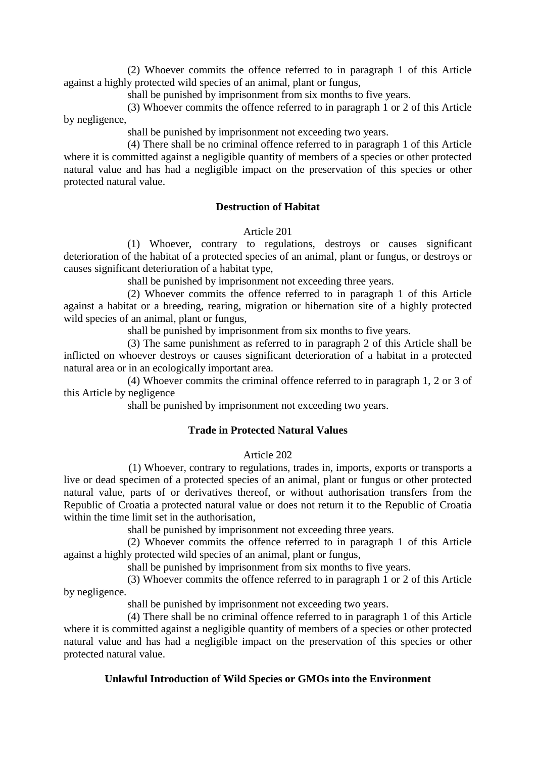(2) Whoever commits the offence referred to in paragraph 1 of this Article against a highly protected wild species of an animal, plant or fungus,

shall be punished by imprisonment from six months to five years.

(3) Whoever commits the offence referred to in paragraph 1 or 2 of this Article by negligence,

shall be punished by imprisonment not exceeding two years.

(4) There shall be no criminal offence referred to in paragraph 1 of this Article where it is committed against a negligible quantity of members of a species or other protected natural value and has had a negligible impact on the preservation of this species or other protected natural value.

**Destruction of Habitat**

Article 201

(1) Whoever, contrary to regulations, destroys or causes significant deterioration of the habitat of a protected species of an animal, plant or fungus, or destroys or causes significant deterioration of a habitat type,

shall be punished by imprisonment not exceeding three years.

(2) Whoever commits the offence referred to in paragraph 1 of this Article against a habitat or a breeding, rearing, migration or hibernation site of a highly protected wild species of an animal, plant or fungus,

shall be punished by imprisonment from six months to five years.

(3) The same punishment as referred to in paragraph 2 of this Article shall be inflicted on whoever destroys or causes significant deterioration of a habitat in a protected natural area or in an ecologically important area.

(4) Whoever commits the criminal offence referred to in paragraph 1, 2 or 3 of this Article by negligence

shall be punished by imprisonment not exceeding two years.

**Trade in Protected Natural Values**

Article 202

(1) Whoever, contrary to regulations, trades in, imports, exports or transports a live or dead specimen of a protected species of an animal, plant or fungus or other protected natural value, parts of or derivatives thereof, or without authorisation transfers from the Republic of Croatia a protected natural value or does not return it to the Republic of Croatia within the time limit set in the authorisation,

shall be punished by imprisonment not exceeding three years.

(2) Whoever commits the offence referred to in paragraph 1 of this Article against a highly protected wild species of an animal, plant or fungus,

shall be punished by imprisonment from six months to five years.

(3) Whoever commits the offence referred to in paragraph 1 or 2 of this Article by negligence.

shall be punished by imprisonment not exceeding two years.

(4) There shall be no criminal offence referred to in paragraph 1 of this Article where it is committed against a negligible quantity of members of a species or other protected natural value and has had a negligible impact on the preservation of this species or other protected natural value.

**Unlawful Introduction of Wild Species or GMOs into the Environment**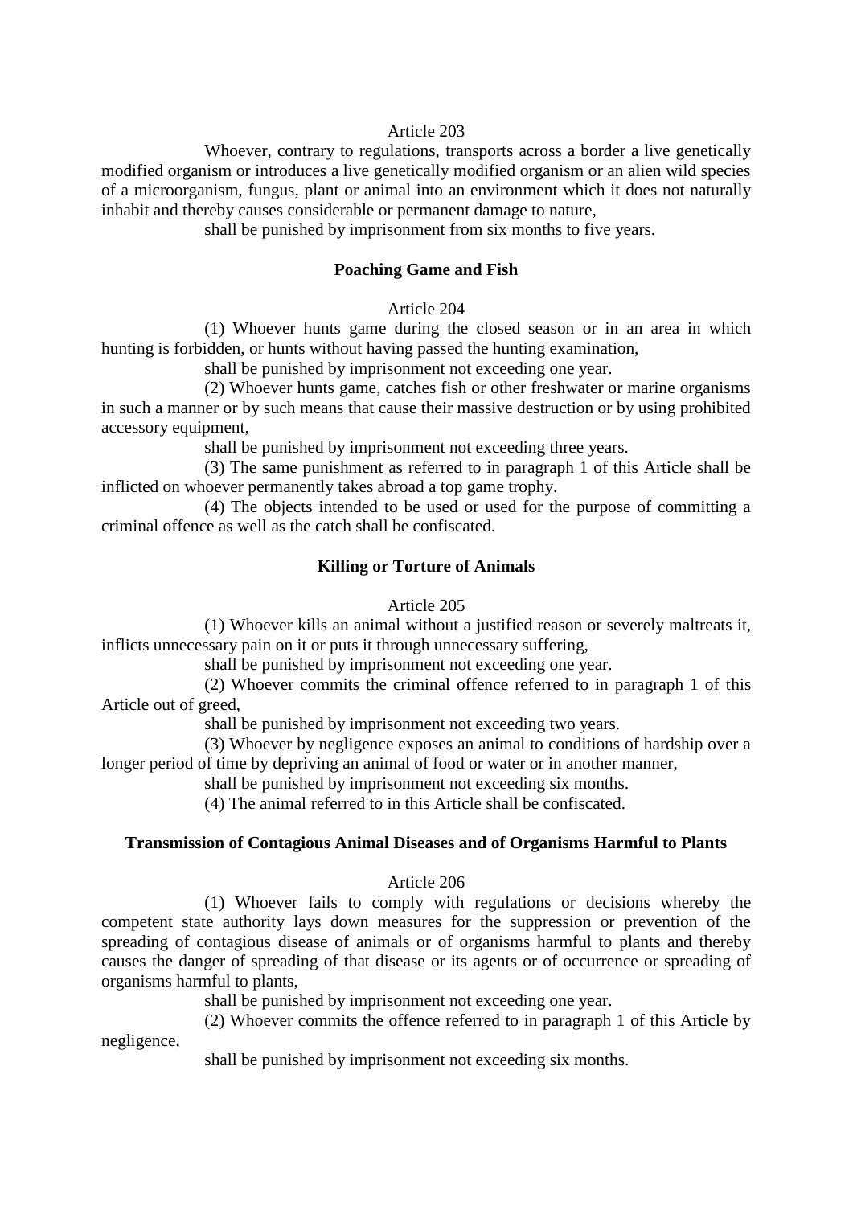Article 203

Whoever, contrary to regulations, transports across a border a live genetically modified organism or introduces a live genetically modified organism or an alien wild species of a microorganism, fungus, plant or animal into an environment which it does not naturally inhabit and thereby causes considerable or permanent damage to nature,

shall be punished by imprisonment from six months to five years.

**Poaching Game and Fish**

Article 204

(1) Whoever hunts game during the closed season or in an area in which hunting is forbidden, or hunts without having passed the hunting examination,

shall be punished by imprisonment not exceeding one year.

(2) Whoever hunts game, catches fish or other freshwater or marine organisms in such a manner or by such means that cause their massive destruction or by using prohibited accessory equipment,

shall be punished by imprisonment not exceeding three years.

(3) The same punishment as referred to in paragraph 1 of this Article shall be inflicted on whoever permanently takes abroad a top game trophy.

(4) The objects intended to be used or used for the purpose of committing a criminal offence as well as the catch shall be confiscated.

**Killing or Torture of Animals**

Article 205

(1) Whoever kills an animal without a justified reason or severely maltreats it, inflicts unnecessary pain on it or puts it through unnecessary suffering,

shall be punished by imprisonment not exceeding one year.

(2) Whoever commits the criminal offence referred to in paragraph 1 of this Article out of greed,

shall be punished by imprisonment not exceeding two years.

(3) Whoever by negligence exposes an animal to conditions of hardship over a longer period of time by depriving an animal of food or water or in another manner,

shall be punished by imprisonment not exceeding six months.

(4) The animal referred to in this Article shall be confiscated.

**Transmission of Contagious Animal Diseases and of Organisms Harmful to Plants**

Article 206

(1) Whoever fails to comply with regulations or decisions whereby the competent state authority lays down measures for the suppression or prevention of the spreading of contagious disease of animals or of organisms harmful to plants and thereby causes the danger of spreading of that disease or its agents or of occurrence or spreading of organisms harmful to plants,

shall be punished by imprisonment not exceeding one year.

(2) Whoever commits the offence referred to in paragraph 1 of this Article by negligence,

shall be punished by imprisonment not exceeding six months.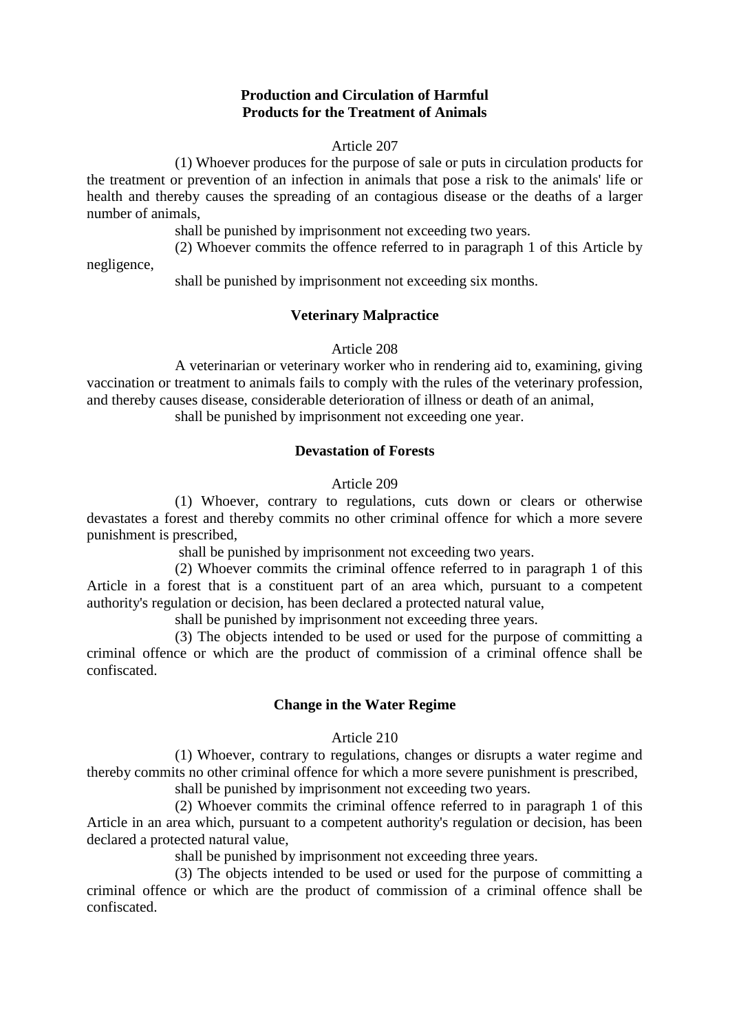**Production and Circulation of Harmful Products for the Treatment of Animals**

Article 207

(1) Whoever produces for the purpose of sale or puts in circulation products for the treatment or prevention of an infection in animals that pose a risk to the animals' life or health and thereby causes the spreading of an contagious disease or the deaths of a larger number of animals,

shall be punished by imprisonment not exceeding two years.

(2) Whoever commits the offence referred to in paragraph 1 of this Article by negligence,

shall be punished by imprisonment not exceeding six months.

**Veterinary Malpractice**

Article 208

A veterinarian or veterinary worker who in rendering aid to, examining, giving vaccination or treatment to animals fails to comply with the rules of the veterinary profession, and thereby causes disease, considerable deterioration of illness or death of an animal,

shall be punished by imprisonment not exceeding one year.

**Devastation of Forests**

Article 209

(1) Whoever, contrary to regulations, cuts down or clears or otherwise devastates a forest and thereby commits no other criminal offence for which a more severe punishment is prescribed,

shall be punished by imprisonment not exceeding two years.

(2) Whoever commits the criminal offence referred to in paragraph 1 of this Article in a forest that is a constituent part of an area which, pursuant to a competent authority's regulation or decision, has been declared a protected natural value,

shall be punished by imprisonment not exceeding three years.

(3) The objects intended to be used or used for the purpose of committing a criminal offence or which are the product of commission of a criminal offence shall be confiscated.

**Change in the Water Regime**

Article 210

(1) Whoever, contrary to regulations, changes or disrupts a water regime and thereby commits no other criminal offence for which a more severe punishment is prescribed,

shall be punished by imprisonment not exceeding two years.

(2) Whoever commits the criminal offence referred to in paragraph 1 of this Article in an area which, pursuant to a competent authority's regulation or decision, has been declared a protected natural value,

shall be punished by imprisonment not exceeding three years.

(3) The objects intended to be used or used for the purpose of committing a criminal offence or which are the product of commission of a criminal offence shall be confiscated.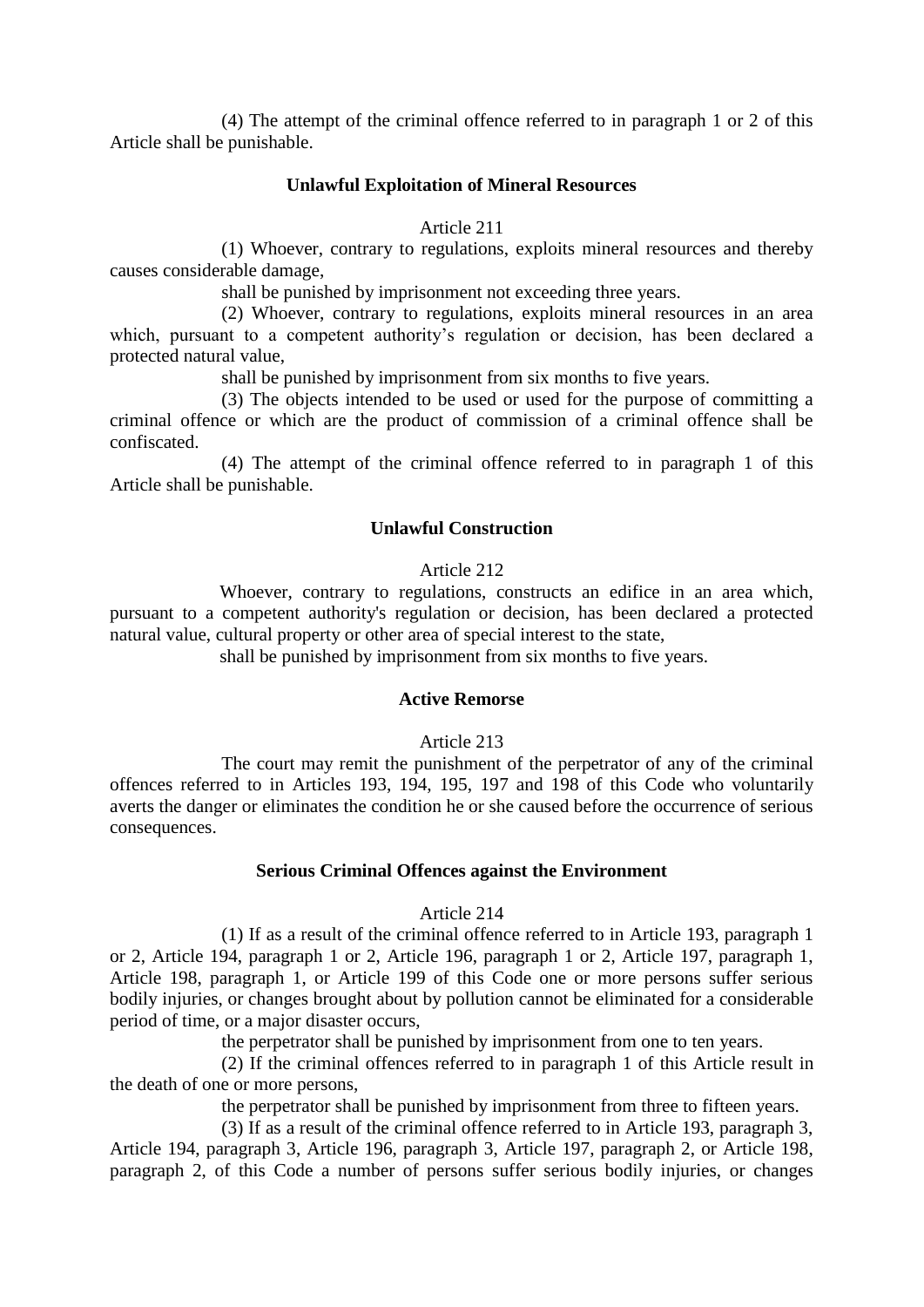(4) The attempt of the criminal offence referred to in paragraph 1 or 2 of this Article shall be punishable.

**Unlawful Exploitation of Mineral Resources**

Article 211

(1) Whoever, contrary to regulations, exploits mineral resources and thereby causes considerable damage,

shall be punished by imprisonment not exceeding three years.

(2) Whoever, contrary to regulations, exploits mineral resources in an area which, pursuant to a competent authority's regulation or decision, has been declared a protected natural value,

shall be punished by imprisonment from six months to five years.

(3) The objects intended to be used or used for the purpose of committing a criminal offence or which are the product of commission of a criminal offence shall be confiscated.

(4) The attempt of the criminal offence referred to in paragraph 1 of this Article shall be punishable.

**Unlawful Construction**

Article 212

Whoever, contrary to regulations, constructs an edifice in an area which, pursuant to a competent authority's regulation or decision, has been declared a protected natural value, cultural property or other area of special interest to the state,

shall be punished by imprisonment from six months to five years.

**Active Remorse**

Article 213

The court may remit the punishment of the perpetrator of any of the criminal offences referred to in Articles 193, 194, 195, 197 and 198 of this Code who voluntarily averts the danger or eliminates the condition he or she caused before the occurrence of serious consequences.

**Serious Criminal Offences against the Environment**

Article 214

(1) If as a result of the criminal offence referred to in Article 193, paragraph 1 or 2, Article 194, paragraph 1 or 2, Article 196, paragraph 1 or 2, Article 197, paragraph 1, Article 198, paragraph 1, or Article 199 of this Code one or more persons suffer serious bodily injuries, or changes brought about by pollution cannot be eliminated for a considerable period of time, or a major disaster occurs,

the perpetrator shall be punished by imprisonment from one to ten years.

(2) If the criminal offences referred to in paragraph 1 of this Article result in the death of one or more persons,

the perpetrator shall be punished by imprisonment from three to fifteen years.

(3) If as a result of the criminal offence referred to in Article 193, paragraph 3, Article 194, paragraph 3, Article 196, paragraph 3, Article 197, paragraph 2, or Article 198, paragraph 2, of this Code a number of persons suffer serious bodily injuries, or changes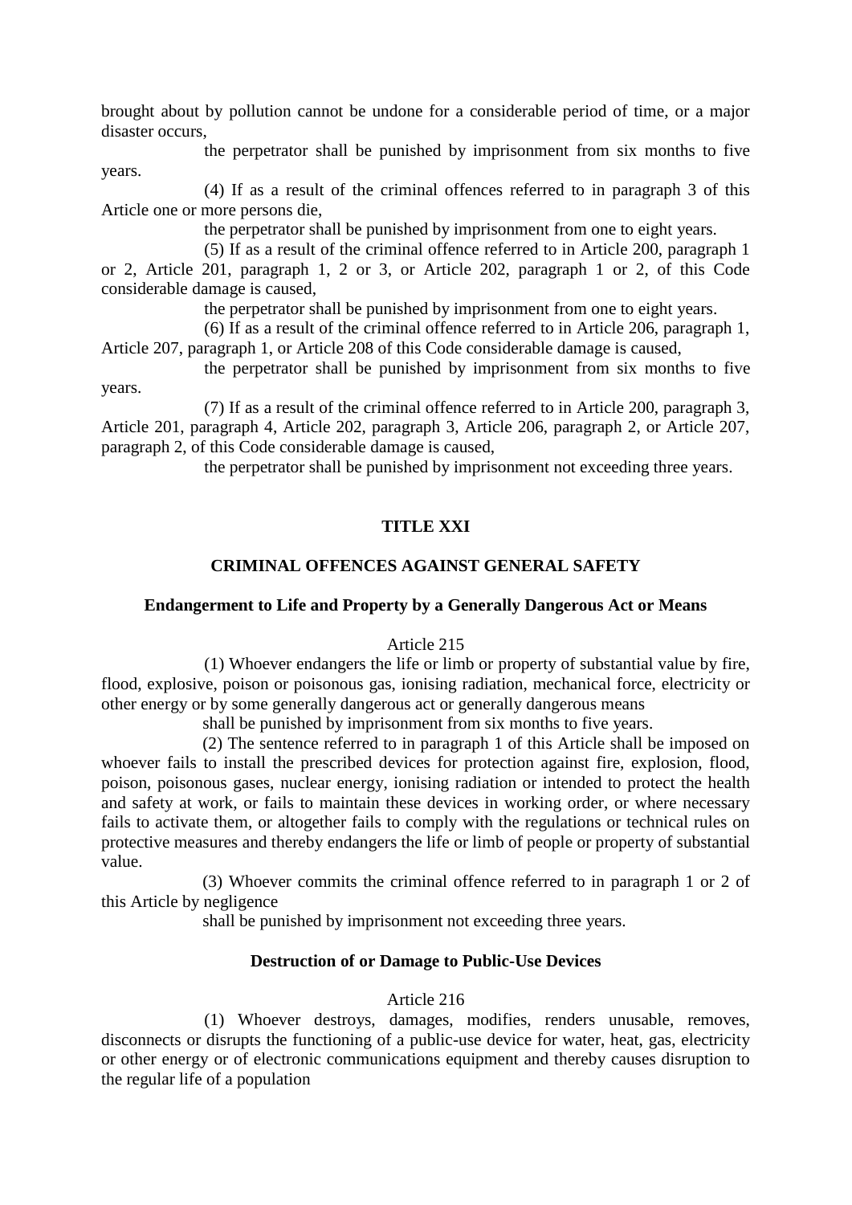brought about by pollution cannot be undone for a considerable period of time, or a major disaster occurs,

the perpetrator shall be punished by imprisonment from six months to five years.

(4) If as a result of the criminal offences referred to in paragraph 3 of this Article one or more persons die,

the perpetrator shall be punished by imprisonment from one to eight years.

(5) If as a result of the criminal offence referred to in Article 200, paragraph 1 or 2, Article 201, paragraph 1, 2 or 3, or Article 202, paragraph 1 or 2, of this Code considerable damage is caused,

the perpetrator shall be punished by imprisonment from one to eight years.

(6) If as a result of the criminal offence referred to in Article 206, paragraph 1, Article 207, paragraph 1, or Article 208 of this Code considerable damage is caused,

the perpetrator shall be punished by imprisonment from six months to five years.

(7) If as a result of the criminal offence referred to in Article 200, paragraph 3, Article 201, paragraph 4, Article 202, paragraph 3, Article 206, paragraph 2, or Article 207, paragraph 2, of this Code considerable damage is caused,

the perpetrator shall be punished by imprisonment not exceeding three years.

## TITLE XXI

## CRIMINAL OFFENCES AGAINST GENERAL SAFETY

### Endangerment to Life and Property by a Generally Dangerous Act or Means

Article 215

(1) Whoever endangers the life or limb or property of substantial value by fire, flood, explosive, poison or poisonous gas, ionising radiation, mechanical force, electricity or other energy or by some generally dangerous act or generally dangerous means

shall be punished by imprisonment from six months to five years.

(2) The sentence referred to in paragraph 1 of this Article shall be imposed on whoever fails to install the prescribed devices for protection against fire, explosion, flood, poison, poisonous gases, nuclear energy, ionising radiation or intended to protect the health and safety at work, or fails to maintain these devices in working order, or where necessary fails to activate them, or altogether fails to comply with the regulations or technical rules on protective measures and thereby endangers the life or limb of people or property of substantial value.

(3) Whoever commits the criminal offence referred to in paragraph 1 or 2 of this Article by negligence

shall be punished by imprisonment not exceeding three years.

### Destruction of or Damage to Public-Use Devices

Article 216

(1) Whoever destroys, damages, modifies, renders unusable, removes, disconnects or disrupts the functioning of a public-use device for water, heat, gas, electricity or other energy or of electronic communications equipment and thereby causes disruption to the regular life of a population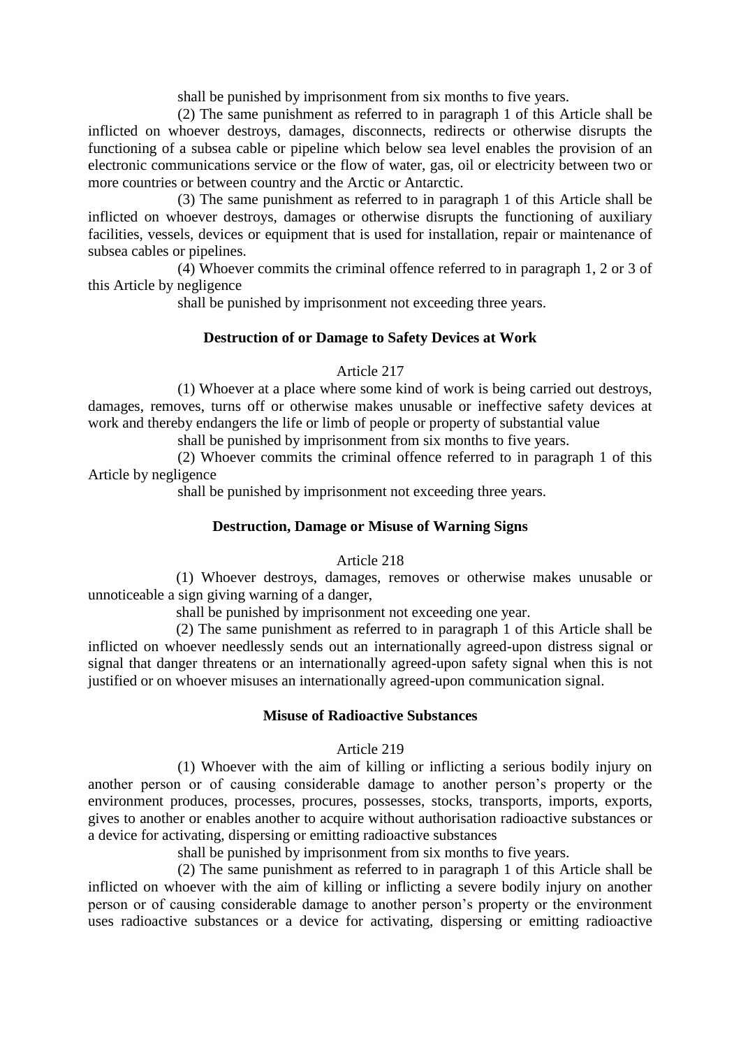shall be punished by imprisonment from six months to five years.

(2) The same punishment as referred to in paragraph 1 of this Article shall be inflicted on whoever destroys, damages, disconnects, redirects or otherwise disrupts the functioning of a subsea cable or pipeline which below sea level enables the provision of an electronic communications service or the flow of water, gas, oil or electricity between two or more countries or between country and the Arctic or Antarctic.

(3) The same punishment as referred to in paragraph 1 of this Article shall be inflicted on whoever destroys, damages or otherwise disrupts the functioning of auxiliary facilities, vessels, devices or equipment that is used for installation, repair or maintenance of subsea cables or pipelines.

(4) Whoever commits the criminal offence referred to in paragraph 1, 2 or 3 of this Article by negligence

shall be punished by imprisonment not exceeding three years.

**Destruction of or Damage to Safety Devices at Work**

Article 217

(1) Whoever at a place where some kind of work is being carried out destroys, damages, removes, turns off or otherwise makes unusable or ineffective safety devices at work and thereby endangers the life or limb of people or property of substantial value

shall be punished by imprisonment from six months to five years.

(2) Whoever commits the criminal offence referred to in paragraph 1 of this Article by negligence

shall be punished by imprisonment not exceeding three years.

**Destruction, Damage or Misuse of Warning Signs**

Article 218

(1) Whoever destroys, damages, removes or otherwise makes unusable or unnoticeable a sign giving warning of a danger,

shall be punished by imprisonment not exceeding one year.

(2) The same punishment as referred to in paragraph 1 of this Article shall be inflicted on whoever needlessly sends out an internationally agreed-upon distress signal or signal that danger threatens or an internationally agreed-upon safety signal when this is not justified or on whoever misuses an internationally agreed-upon communication signal.

**Misuse of Radioactive Substances**

Article 219

(1) Whoever with the aim of killing or inflicting a serious bodily injury on another person or of causing considerable damage to another person's property or the environment produces, processes, procures, possesses, stocks, transports, imports, exports, gives to another or enables another to acquire without authorisation radioactive substances or a device for activating, dispersing or emitting radioactive substances

shall be punished by imprisonment from six months to five years.

(2) The same punishment as referred to in paragraph 1 of this Article shall be inflicted on whoever with the aim of killing or inflicting a severe bodily injury on another person or of causing considerable damage to another person's property or the environment uses radioactive substances or a device for activating, dispersing or emitting radioactive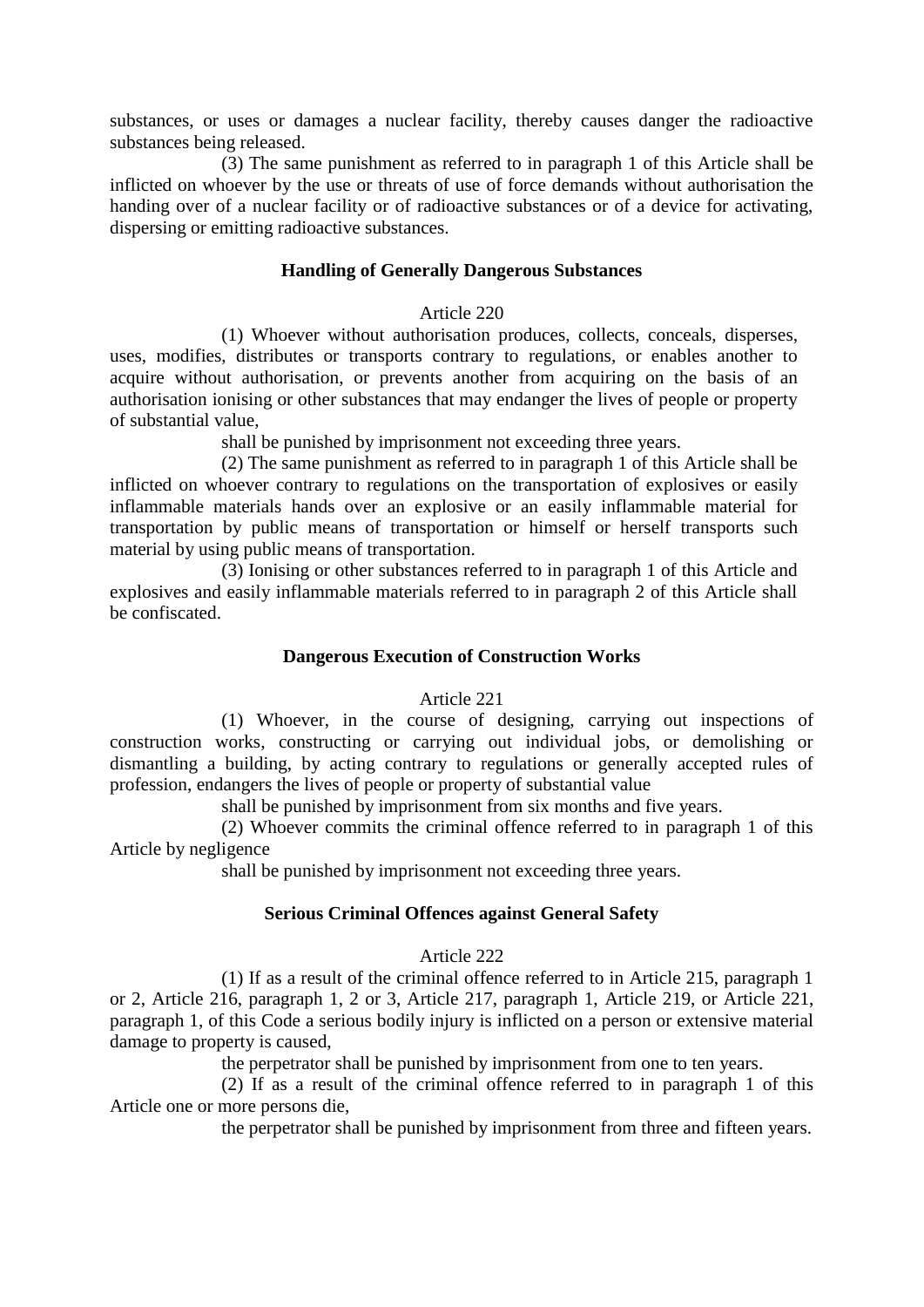substances, or uses or damages a nuclear facility, thereby causes danger the radioactive substances being released.

(3) The same punishment as referred to in paragraph 1 of this Article shall be inflicted on whoever by the use or threats of use of force demands without authorisation the handing over of a nuclear facility or of radioactive substances or of a device for activating, dispersing or emitting radioactive substances.

**Handling of Generally Dangerous Substances**

Article 220

(1) Whoever without authorisation produces, collects, conceals, disperses, uses, modifies, distributes or transports contrary to regulations, or enables another to acquire without authorisation, or prevents another from acquiring on the basis of an authorisation ionising or other substances that may endanger the lives of people or property of substantial value,

shall be punished by imprisonment not exceeding three years.

(2) The same punishment as referred to in paragraph 1 of this Article shall be inflicted on whoever contrary to regulations on the transportation of explosives or easily inflammable materials hands over an explosive or an easily inflammable material for transportation by public means of transportation or himself or herself transports such material by using public means of transportation.

(3) Ionising or other substances referred to in paragraph 1 of this Article and explosives and easily inflammable materials referred to in paragraph 2 of this Article shall be confiscated.

**Dangerous Execution of Construction Works**

Article 221

(1) Whoever, in the course of designing, carrying out inspections of construction works, constructing or carrying out individual jobs, or demolishing or dismantling a building, by acting contrary to regulations or generally accepted rules of profession, endangers the lives of people or property of substantial value

shall be punished by imprisonment from six months and five years.

(2) Whoever commits the criminal offence referred to in paragraph 1 of this Article by negligence

shall be punished by imprisonment not exceeding three years.

**Serious Criminal Offences against General Safety**

Article 222

(1) If as a result of the criminal offence referred to in Article 215, paragraph 1 or 2, Article 216, paragraph 1, 2 or 3, Article 217, paragraph 1, Article 219, or Article 221, paragraph 1, of this Code a serious bodily injury is inflicted on a person or extensive material damage to property is caused,

the perpetrator shall be punished by imprisonment from one to ten years.

(2) If as a result of the criminal offence referred to in paragraph 1 of this Article one or more persons die,

the perpetrator shall be punished by imprisonment from three and fifteen years.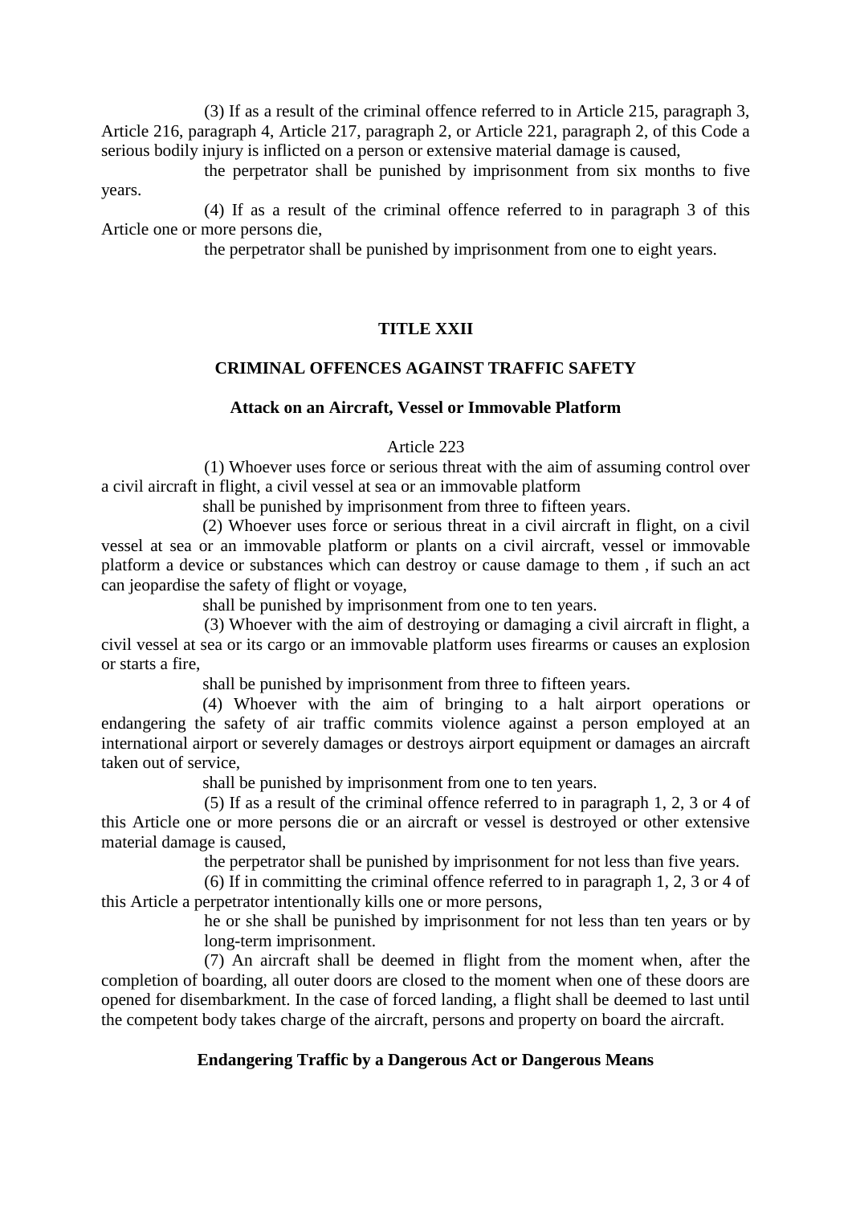(3) If as a result of the criminal offence referred to in Article 215, paragraph 3, Article 216, paragraph 4, Article 217, paragraph 2, or Article 221, paragraph 2, of this Code a serious bodily injury is inflicted on a person or extensive material damage is caused,

the perpetrator shall be punished by imprisonment from six months to five years.

(4) If as a result of the criminal offence referred to in paragraph 3 of this Article one or more persons die,

the perpetrator shall be punished by imprisonment from one to eight years.

## TITLE XXII

## CRIMINAL OFFENCES AGAINST TRAFFIC SAFETY

### Attack on an Aircraft, Vessel or Immovable Platform

Article 223

(1) Whoever uses force or serious threat with the aim of assuming control over a civil aircraft in flight, a civil vessel at sea or an immovable platform

shall be punished by imprisonment from three to fifteen years.

(2) Whoever uses force or serious threat in a civil aircraft in flight, on a civil vessel at sea or an immovable platform or plants on a civil aircraft, vessel or immovable platform a device or substances which can destroy or cause damage to them , if such an act can jeopardise the safety of flight or voyage,

shall be punished by imprisonment from one to ten years.

(3) Whoever with the aim of destroying or damaging a civil aircraft in flight, a civil vessel at sea or its cargo or an immovable platform uses firearms or causes an explosion or starts a fire,

shall be punished by imprisonment from three to fifteen years.

(4) Whoever with the aim of bringing to a halt airport operations or endangering the safety of air traffic commits violence against a person employed at an international airport or severely damages or destroys airport equipment or damages an aircraft taken out of service,

shall be punished by imprisonment from one to ten years.

(5) If as a result of the criminal offence referred to in paragraph 1, 2, 3 or 4 of this Article one or more persons die or an aircraft or vessel is destroyed or other extensive material damage is caused,

the perpetrator shall be punished by imprisonment for not less than five years.

(6) If in committing the criminal offence referred to in paragraph 1, 2, 3 or 4 of this Article a perpetrator intentionally kills one or more persons,

he or she shall be punished by imprisonment for not less than ten years or by long-term imprisonment.

(7) An aircraft shall be deemed in flight from the moment when, after the completion of boarding, all outer doors are closed to the moment when one of these doors are opened for disembarkment. In the case of forced landing, a flight shall be deemed to last until the competent body takes charge of the aircraft, persons and property on board the aircraft.

### Endangering Traffic by a Dangerous Act or Dangerous Means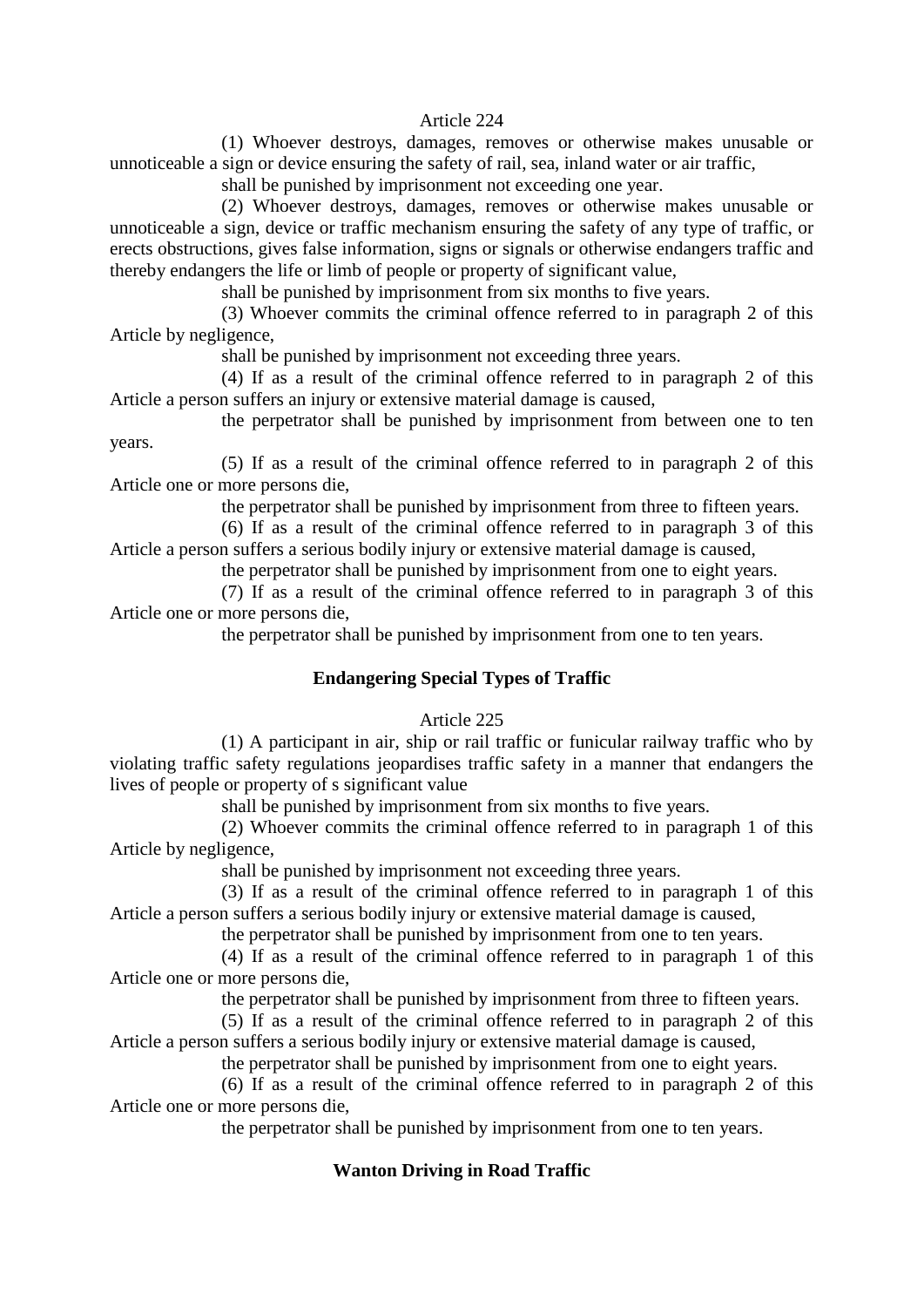Article 224

(1) Whoever destroys, damages, removes or otherwise makes unusable or unnoticeable a sign or device ensuring the safety of rail, sea, inland water or air traffic,

shall be punished by imprisonment not exceeding one year.

(2) Whoever destroys, damages, removes or otherwise makes unusable or unnoticeable a sign, device or traffic mechanism ensuring the safety of any type of traffic, or erects obstructions, gives false information, signs or signals or otherwise endangers traffic and thereby endangers the life or limb of people or property of significant value,

shall be punished by imprisonment from six months to five years.

(3) Whoever commits the criminal offence referred to in paragraph 2 of this Article by negligence,

shall be punished by imprisonment not exceeding three years.

(4) If as a result of the criminal offence referred to in paragraph 2 of this Article a person suffers an injury or extensive material damage is caused,

the perpetrator shall be punished by imprisonment from between one to ten years.

(5) If as a result of the criminal offence referred to in paragraph 2 of this Article one or more persons die,

the perpetrator shall be punished by imprisonment from three to fifteen years.

(6) If as a result of the criminal offence referred to in paragraph 3 of this Article a person suffers a serious bodily injury or extensive material damage is caused,

the perpetrator shall be punished by imprisonment from one to eight years.

(7) If as a result of the criminal offence referred to in paragraph 3 of this Article one or more persons die,

the perpetrator shall be punished by imprisonment from one to ten years.

## Endangering Special Types of Traffic

Article 225

(1) A participant in air, ship or rail traffic or funicular railway traffic who by violating traffic safety regulations jeopardises traffic safety in a manner that endangers the lives of people or property of s significant value

shall be punished by imprisonment from six months to five years.

(2) Whoever commits the criminal offence referred to in paragraph 1 of this Article by negligence,

shall be punished by imprisonment not exceeding three years.

(3) If as a result of the criminal offence referred to in paragraph 1 of this Article a person suffers a serious bodily injury or extensive material damage is caused,

the perpetrator shall be punished by imprisonment from one to ten years.

(4) If as a result of the criminal offence referred to in paragraph 1 of this Article one or more persons die,

the perpetrator shall be punished by imprisonment from three to fifteen years.

(5) If as a result of the criminal offence referred to in paragraph 2 of this Article a person suffers a serious bodily injury or extensive material damage is caused,

the perpetrator shall be punished by imprisonment from one to eight years.

(6) If as a result of the criminal offence referred to in paragraph 2 of this Article one or more persons die,

the perpetrator shall be punished by imprisonment from one to ten years.

## Wanton Driving in Road Traffic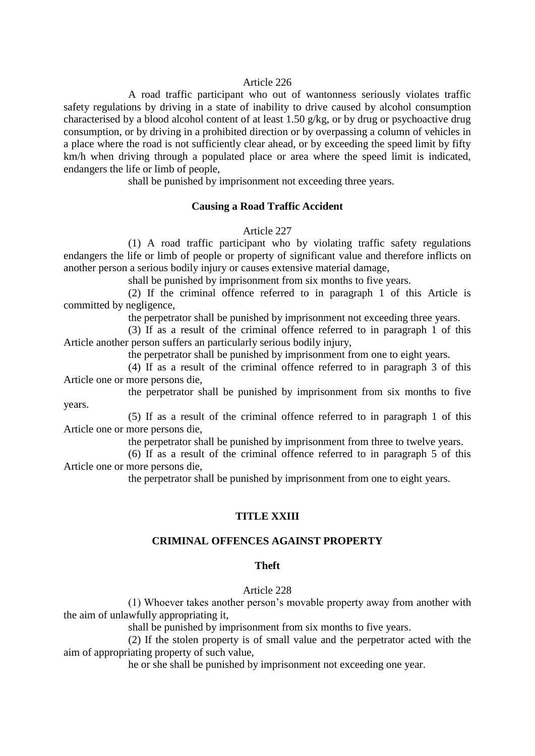Article 226

A road traffic participant who out of wantonness seriously violates traffic safety regulations by driving in a state of inability to drive caused by alcohol consumption characterised by a blood alcohol content of at least 1.50 g/kg, or by drug or psychoactive drug consumption, or by driving in a prohibited direction or by overpassing a column of vehicles in a place where the road is not sufficiently clear ahead, or by exceeding the speed limit by fifty km/h when driving through a populated place or area where the speed limit is indicated, endangers the life or limb of people,

shall be punished by imprisonment not exceeding three years.

**Causing a Road Traffic Accident**

Article 227

(1) A road traffic participant who by violating traffic safety regulations endangers the life or limb of people or property of significant value and therefore inflicts on another person a serious bodily injury or causes extensive material damage,

shall be punished by imprisonment from six months to five years.

(2) If the criminal offence referred to in paragraph 1 of this Article is committed by negligence,

the perpetrator shall be punished by imprisonment not exceeding three years.

(3) If as a result of the criminal offence referred to in paragraph 1 of this Article another person suffers an particularly serious bodily injury,

the perpetrator shall be punished by imprisonment from one to eight years.

(4) If as a result of the criminal offence referred to in paragraph 3 of this Article one or more persons die,

the perpetrator shall be punished by imprisonment from six months to five years.

(5) If as a result of the criminal offence referred to in paragraph 1 of this Article one or more persons die,

the perpetrator shall be punished by imprisonment from three to twelve years.

(6) If as a result of the criminal offence referred to in paragraph 5 of this Article one or more persons die,

the perpetrator shall be punished by imprisonment from one to eight years.

## TITLE XXIII

## CRIMINAL OFFENCES AGAINST PROPERTY

**Theft**

Article 228

(1) Whoever takes another person's movable property away from another with the aim of unlawfully appropriating it,

shall be punished by imprisonment from six months to five years.

(2) If the stolen property is of small value and the perpetrator acted with the aim of appropriating property of such value,

he or she shall be punished by imprisonment not exceeding one year.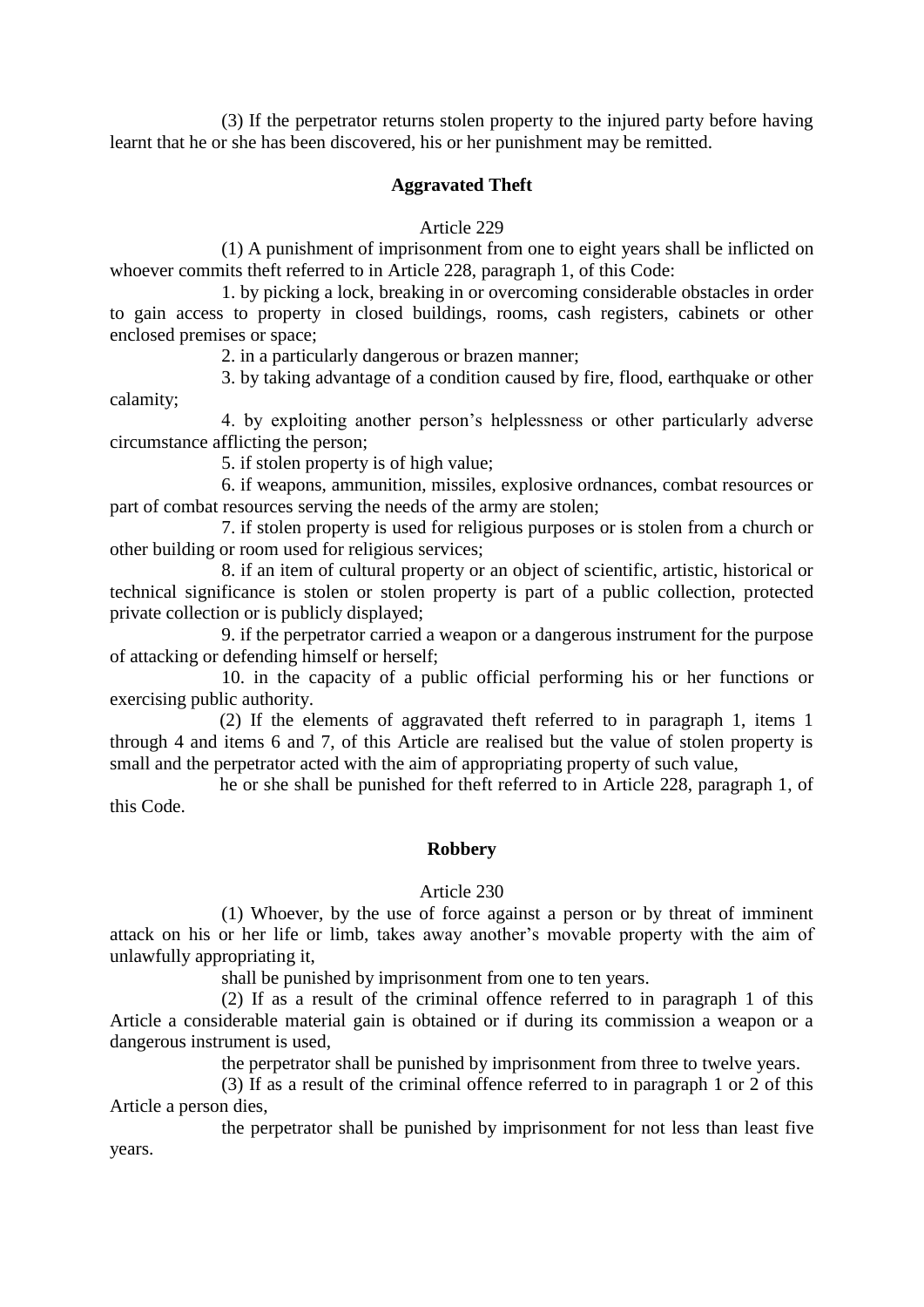(3) If the perpetrator returns stolen property to the injured party before having learnt that he or she has been discovered, his or her punishment may be remitted.

### Aggravated Theft

Article 229

(1) A punishment of imprisonment from one to eight years shall be inflicted on whoever commits theft referred to in Article 228, paragraph 1, of this Code:

1. by picking a lock, breaking in or overcoming considerable obstacles in order to gain access to property in closed buildings, rooms, cash registers, cabinets or other enclosed premises or space;

2. in a particularly dangerous or brazen manner;

3. by taking advantage of a condition caused by fire, flood, earthquake or other calamity;

4. by exploiting another person's helplessness or other particularly adverse circumstance afflicting the person;

5. if stolen property is of high value;

6. if weapons, ammunition, missiles, explosive ordnances, combat resources or part of combat resources serving the needs of the army are stolen;

7. if stolen property is used for religious purposes or is stolen from a church or other building or room used for religious services;

8. if an item of cultural property or an object of scientific, artistic, historical or technical significance is stolen or stolen property is part of a public collection, protected private collection or is publicly displayed;

9. if the perpetrator carried a weapon or a dangerous instrument for the purpose of attacking or defending himself or herself;

10. in the capacity of a public official performing his or her functions or exercising public authority.

(2) If the elements of aggravated theft referred to in paragraph 1, items 1 through 4 and items 6 and 7, of this Article are realised but the value of stolen property is small and the perpetrator acted with the aim of appropriating property of such value,

he or she shall be punished for theft referred to in Article 228, paragraph 1, of this Code.

### Robbery

Article 230

(1) Whoever, by the use of force against a person or by threat of imminent attack on his or her life or limb, takes away another's movable property with the aim of unlawfully appropriating it,

shall be punished by imprisonment from one to ten years.

(2) If as a result of the criminal offence referred to in paragraph 1 of this Article a considerable material gain is obtained or if during its commission a weapon or a dangerous instrument is used,

the perpetrator shall be punished by imprisonment from three to twelve years.

(3) If as a result of the criminal offence referred to in paragraph 1 or 2 of this Article a person dies,

the perpetrator shall be punished by imprisonment for not less than least five years.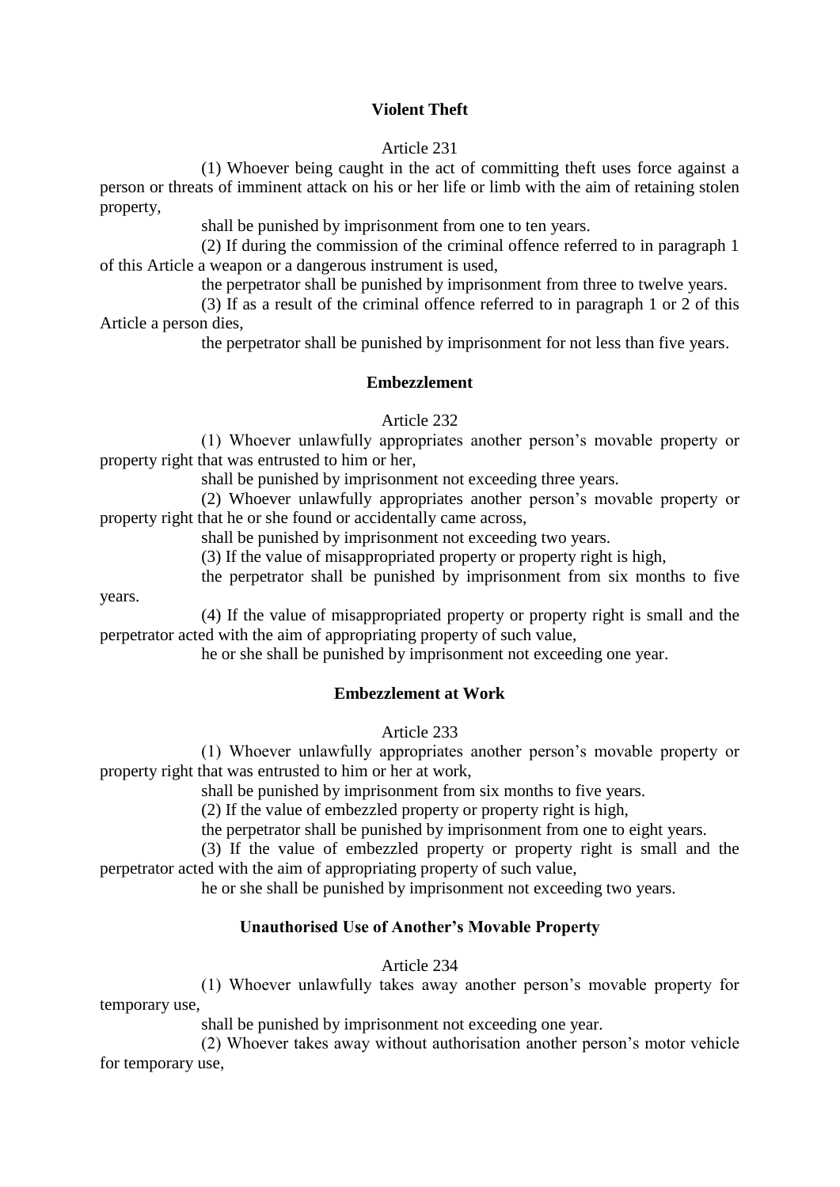### Violent Theft

Article 231

(1) Whoever being caught in the act of committing theft uses force against a person or threats of imminent attack on his or her life or limb with the aim of retaining stolen property,

shall be punished by imprisonment from one to ten years.

(2) If during the commission of the criminal offence referred to in paragraph 1 of this Article a weapon or a dangerous instrument is used,

the perpetrator shall be punished by imprisonment from three to twelve years.

(3) If as a result of the criminal offence referred to in paragraph 1 or 2 of this Article a person dies,

the perpetrator shall be punished by imprisonment for not less than five years.

### Embezzlement

Article 232

(1) Whoever unlawfully appropriates another person's movable property or property right that was entrusted to him or her,

shall be punished by imprisonment not exceeding three years.

(2) Whoever unlawfully appropriates another person's movable property or property right that he or she found or accidentally came across,

shall be punished by imprisonment not exceeding two years.

(3) If the value of misappropriated property or property right is high,

the perpetrator shall be punished by imprisonment from six months to five years.

(4) If the value of misappropriated property or property right is small and the perpetrator acted with the aim of appropriating property of such value,

he or she shall be punished by imprisonment not exceeding one year.

### Embezzlement at Work

Article 233

(1) Whoever unlawfully appropriates another person's movable property or property right that was entrusted to him or her at work,

shall be punished by imprisonment from six months to five years.

(2) If the value of embezzled property or property right is high,

the perpetrator shall be punished by imprisonment from one to eight years.

(3) If the value of embezzled property or property right is small and the perpetrator acted with the aim of appropriating property of such value,

he or she shall be punished by imprisonment not exceeding two years.

### Unauthorised Use of Another's Movable Property

Article 234

(1) Whoever unlawfully takes away another person's movable property for temporary use,

shall be punished by imprisonment not exceeding one year.

(2) Whoever takes away without authorisation another person's motor vehicle for temporary use,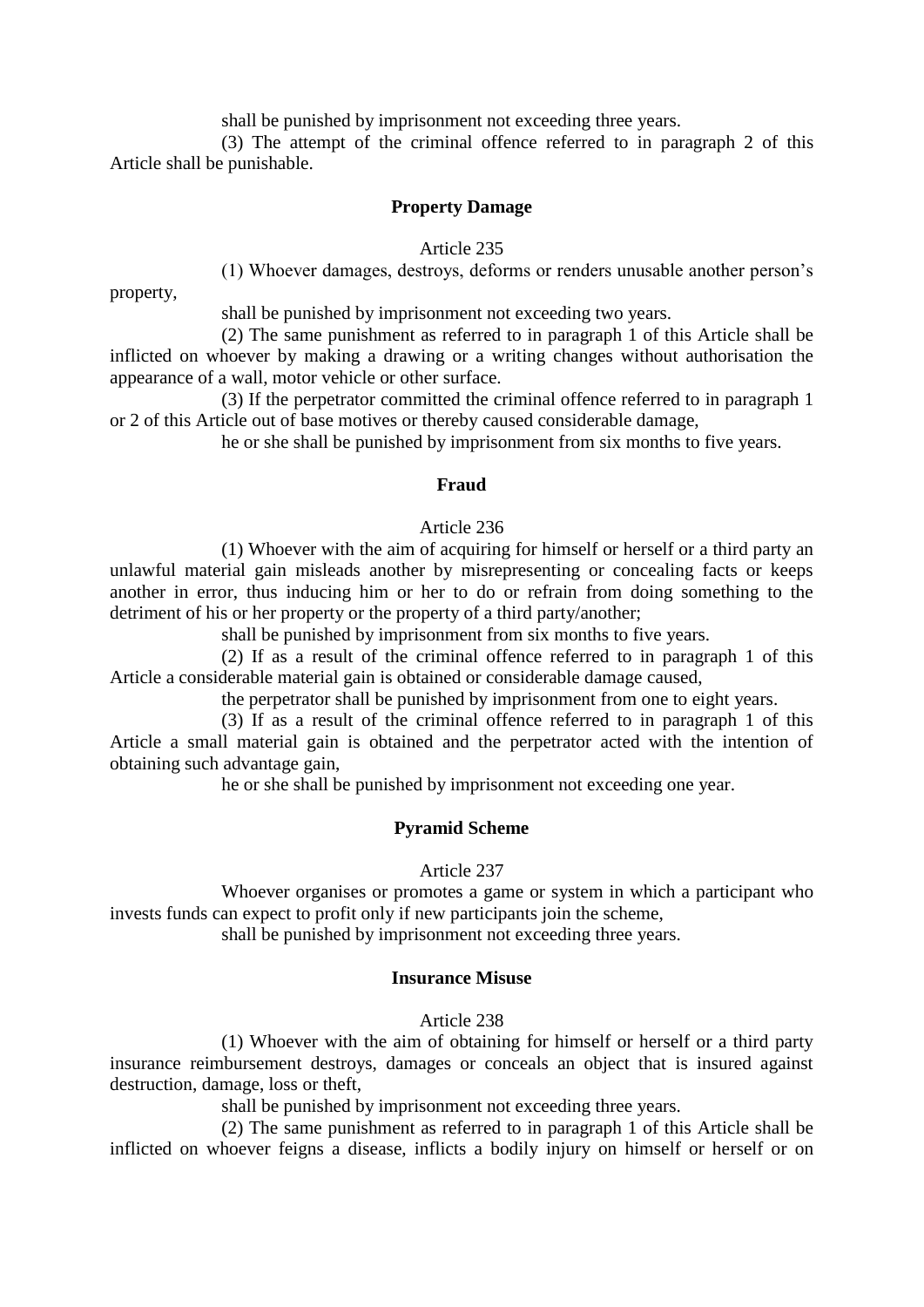shall be punished by imprisonment not exceeding three years.

(3) The attempt of the criminal offence referred to in paragraph 2 of this Article shall be punishable.

**Property Damage**

Article 235

(1) Whoever damages, destroys, deforms or renders unusable another person's property,

shall be punished by imprisonment not exceeding two years.

(2) The same punishment as referred to in paragraph 1 of this Article shall be inflicted on whoever by making a drawing or a writing changes without authorisation the appearance of a wall, motor vehicle or other surface.

(3) If the perpetrator committed the criminal offence referred to in paragraph 1 or 2 of this Article out of base motives or thereby caused considerable damage,

he or she shall be punished by imprisonment from six months to five years.

**Fraud**

Article 236

(1) Whoever with the aim of acquiring for himself or herself or a third party an unlawful material gain misleads another by misrepresenting or concealing facts or keeps another in error, thus inducing him or her to do or refrain from doing something to the detriment of his or her property or the property of a third party/another;

shall be punished by imprisonment from six months to five years.

(2) If as a result of the criminal offence referred to in paragraph 1 of this Article a considerable material gain is obtained or considerable damage caused,

the perpetrator shall be punished by imprisonment from one to eight years.

(3) If as a result of the criminal offence referred to in paragraph 1 of this Article a small material gain is obtained and the perpetrator acted with the intention of obtaining such advantage gain,

he or she shall be punished by imprisonment not exceeding one year.

**Pyramid Scheme**

Article 237

Whoever organises or promotes a game or system in which a participant who invests funds can expect to profit only if new participants join the scheme,

shall be punished by imprisonment not exceeding three years.

**Insurance Misuse**

Article 238

(1) Whoever with the aim of obtaining for himself or herself or a third party insurance reimbursement destroys, damages or conceals an object that is insured against destruction, damage, loss or theft,

shall be punished by imprisonment not exceeding three years.

(2) The same punishment as referred to in paragraph 1 of this Article shall be inflicted on whoever feigns a disease, inflicts a bodily injury on himself or herself or on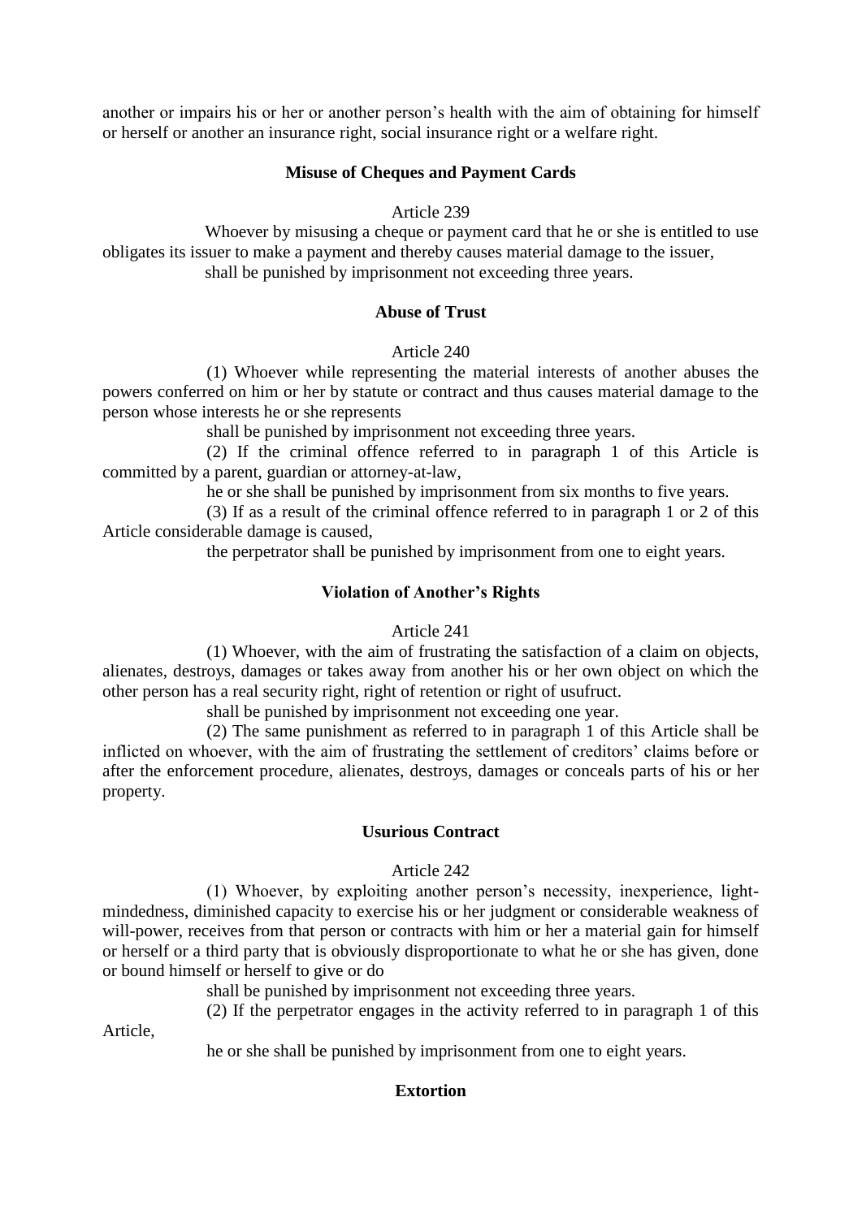another or impairs his or her or another person's health with the aim of obtaining for himself or herself or another an insurance right, social insurance right or a welfare right.

**Misuse of Cheques and Payment Cards**

Article 239

Whoever by misusing a cheque or payment card that he or she is entitled to use obligates its issuer to make a payment and thereby causes material damage to the issuer,

shall be punished by imprisonment not exceeding three years.

**Abuse of Trust**

Article 240

(1) Whoever while representing the material interests of another abuses the powers conferred on him or her by statute or contract and thus causes material damage to the person whose interests he or she represents

shall be punished by imprisonment not exceeding three years.

(2) If the criminal offence referred to in paragraph 1 of this Article is committed by a parent, guardian or attorney-at-law,

he or she shall be punished by imprisonment from six months to five years.

(3) If as a result of the criminal offence referred to in paragraph 1 or 2 of this Article considerable damage is caused,

the perpetrator shall be punished by imprisonment from one to eight years.

**Violation of Another's Rights**

Article 241

(1) Whoever, with the aim of frustrating the satisfaction of a claim on objects, alienates, destroys, damages or takes away from another his or her own object on which the other person has a real security right, right of retention or right of usufruct.

shall be punished by imprisonment not exceeding one year.

(2) The same punishment as referred to in paragraph 1 of this Article shall be inflicted on whoever, with the aim of frustrating the settlement of creditors' claims before or after the enforcement procedure, alienates, destroys, damages or conceals parts of his or her property.

**Usurious Contract**

Article 242

(1) Whoever, by exploiting another person's necessity, inexperience, light-mindedness, diminished capacity to exercise his or her judgment or considerable weakness of will-power, receives from that person or contracts with him or her a material gain for himself or herself or a third party that is obviously disproportionate to what he or she has given, done or bound himself or herself to give or do

shall be punished by imprisonment not exceeding three years.

(2) If the perpetrator engages in the activity referred to in paragraph 1 of this Article,

he or she shall be punished by imprisonment from one to eight years.

**Extortion**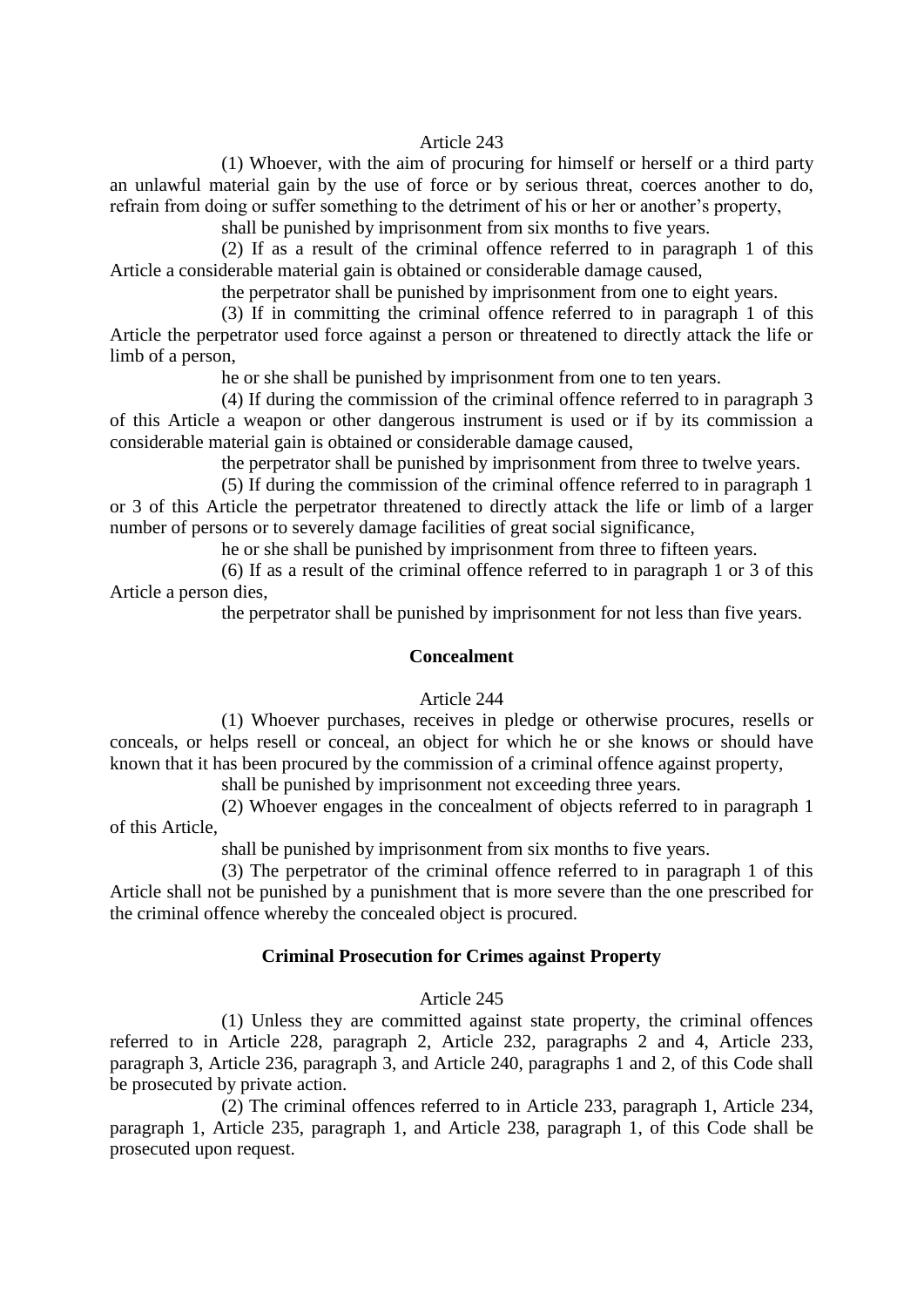Article 243

(1) Whoever, with the aim of procuring for himself or herself or a third party an unlawful material gain by the use of force or by serious threat, coerces another to do, refrain from doing or suffer something to the detriment of his or her or another's property,

shall be punished by imprisonment from six months to five years.

(2) If as a result of the criminal offence referred to in paragraph 1 of this Article a considerable material gain is obtained or considerable damage caused,

the perpetrator shall be punished by imprisonment from one to eight years.

(3) If in committing the criminal offence referred to in paragraph 1 of this Article the perpetrator used force against a person or threatened to directly attack the life or limb of a person,

he or she shall be punished by imprisonment from one to ten years.

(4) If during the commission of the criminal offence referred to in paragraph 3 of this Article a weapon or other dangerous instrument is used or if by its commission a considerable material gain is obtained or considerable damage caused,

the perpetrator shall be punished by imprisonment from three to twelve years.

(5) If during the commission of the criminal offence referred to in paragraph 1 or 3 of this Article the perpetrator threatened to directly attack the life or limb of a larger number of persons or to severely damage facilities of great social significance,

he or she shall be punished by imprisonment from three to fifteen years.

(6) If as a result of the criminal offence referred to in paragraph 1 or 3 of this Article a person dies,

the perpetrator shall be punished by imprisonment for not less than five years.

**Concealment**

Article 244

(1) Whoever purchases, receives in pledge or otherwise procures, resells or conceals, or helps resell or conceal, an object for which he or she knows or should have known that it has been procured by the commission of a criminal offence against property,

shall be punished by imprisonment not exceeding three years.

(2) Whoever engages in the concealment of objects referred to in paragraph 1 of this Article,

shall be punished by imprisonment from six months to five years.

(3) The perpetrator of the criminal offence referred to in paragraph 1 of this Article shall not be punished by a punishment that is more severe than the one prescribed for the criminal offence whereby the concealed object is procured.

**Criminal Prosecution for Crimes against Property**

Article 245

(1) Unless they are committed against state property, the criminal offences referred to in Article 228, paragraph 2, Article 232, paragraphs 2 and 4, Article 233, paragraph 3, Article 236, paragraph 3, and Article 240, paragraphs 1 and 2, of this Code shall be prosecuted by private action.

(2) The criminal offences referred to in Article 233, paragraph 1, Article 234, paragraph 1, Article 235, paragraph 1, and Article 238, paragraph 1, of this Code shall be prosecuted upon request.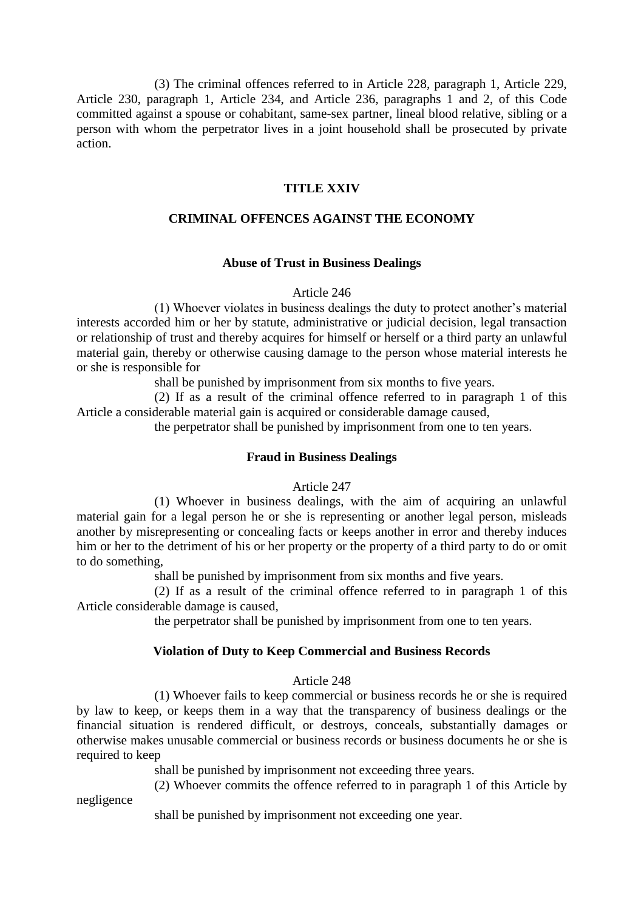(3) The criminal offences referred to in Article 228, paragraph 1, Article 229, Article 230, paragraph 1, Article 234, and Article 236, paragraphs 1 and 2, of this Code committed against a spouse or cohabitant, same-sex partner, lineal blood relative, sibling or a person with whom the perpetrator lives in a joint household shall be prosecuted by private action.

# TITLE XXIV

# CRIMINAL OFFENCES AGAINST THE ECONOMY

### Abuse of Trust in Business Dealings

Article 246

(1) Whoever violates in business dealings the duty to protect another's material interests accorded him or her by statute, administrative or judicial decision, legal transaction or relationship of trust and thereby acquires for himself or herself or a third party an unlawful material gain, thereby or otherwise causing damage to the person whose material interests he or she is responsible for

shall be punished by imprisonment from six months to five years.

(2) If as a result of the criminal offence referred to in paragraph 1 of this Article a considerable material gain is acquired or considerable damage caused,

the perpetrator shall be punished by imprisonment from one to ten years.

### Fraud in Business Dealings

Article 247

(1) Whoever in business dealings, with the aim of acquiring an unlawful material gain for a legal person he or she is representing or another legal person, misleads another by misrepresenting or concealing facts or keeps another in error and thereby induces him or her to the detriment of his or her property or the property of a third party to do or omit to do something,

shall be punished by imprisonment from six months and five years.

(2) If as a result of the criminal offence referred to in paragraph 1 of this Article considerable damage is caused,

the perpetrator shall be punished by imprisonment from one to ten years.

### Violation of Duty to Keep Commercial and Business Records

Article 248

(1) Whoever fails to keep commercial or business records he or she is required by law to keep, or keeps them in a way that the transparency of business dealings or the financial situation is rendered difficult, or destroys, conceals, substantially damages or otherwise makes unusable commercial or business records or business documents he or she is required to keep

shall be punished by imprisonment not exceeding three years.

(2) Whoever commits the offence referred to in paragraph 1 of this Article by negligence

shall be punished by imprisonment not exceeding one year.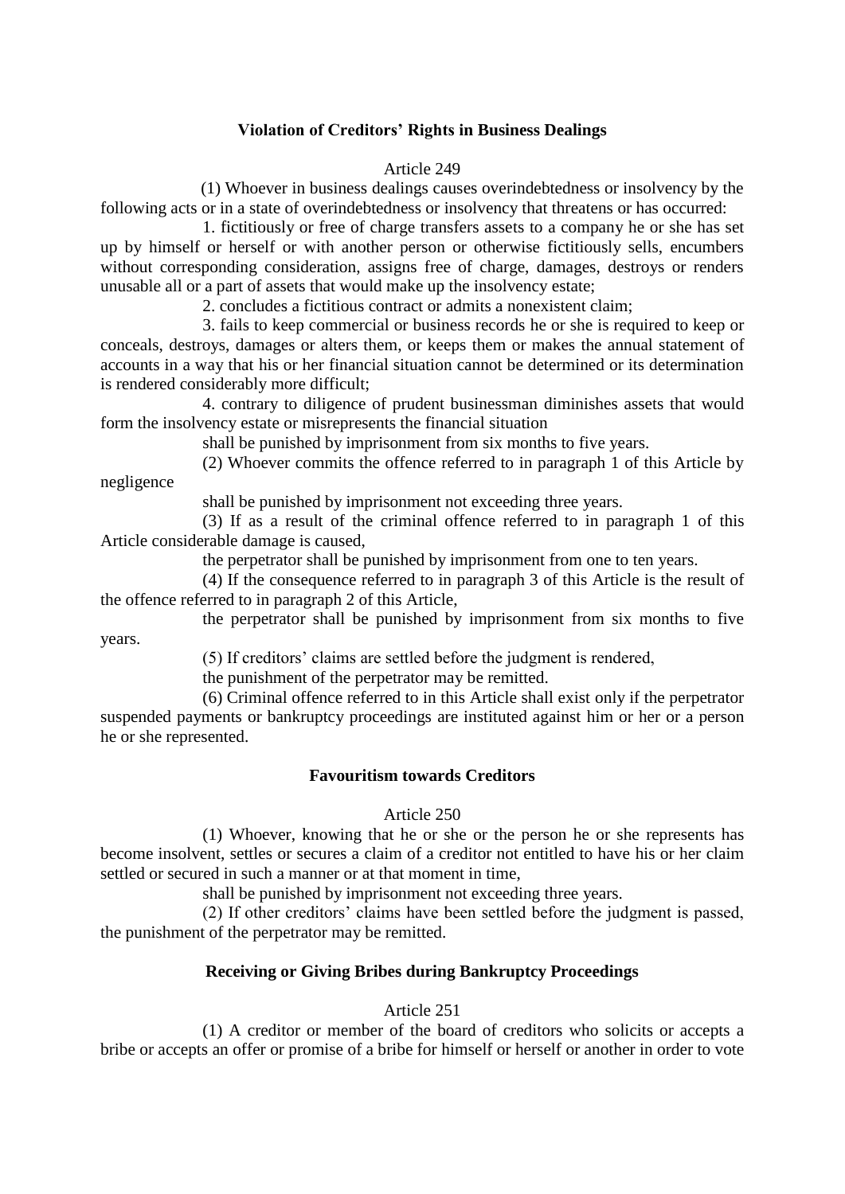### Violation of Creditors' Rights in Business Dealings

Article 249

(1) Whoever in business dealings causes overindebtedness or insolvency by the following acts or in a state of overindebtedness or insolvency that threatens or has occurred:

1. fictitiously or free of charge transfers assets to a company he or she has set up by himself or herself or with another person or otherwise fictitiously sells, encumbers without corresponding consideration, assigns free of charge, damages, destroys or renders unusable all or a part of assets that would make up the insolvency estate;

2. concludes a fictitious contract or admits a nonexistent claim;

3. fails to keep commercial or business records he or she is required to keep or conceals, destroys, damages or alters them, or keeps them or makes the annual statement of accounts in a way that his or her financial situation cannot be determined or its determination is rendered considerably more difficult;

4. contrary to diligence of prudent businessman diminishes assets that would form the insolvency estate or misrepresents the financial situation

shall be punished by imprisonment from six months to five years.

(2) Whoever commits the offence referred to in paragraph 1 of this Article by negligence

shall be punished by imprisonment not exceeding three years.

(3) If as a result of the criminal offence referred to in paragraph 1 of this Article considerable damage is caused,

the perpetrator shall be punished by imprisonment from one to ten years.

(4) If the consequence referred to in paragraph 3 of this Article is the result of the offence referred to in paragraph 2 of this Article,

the perpetrator shall be punished by imprisonment from six months to five years.

(5) If creditors' claims are settled before the judgment is rendered,

the punishment of the perpetrator may be remitted.

(6) Criminal offence referred to in this Article shall exist only if the perpetrator suspended payments or bankruptcy proceedings are instituted against him or her or a person he or she represented.

### Favouritism towards Creditors

Article 250

(1) Whoever, knowing that he or she or the person he or she represents has become insolvent, settles or secures a claim of a creditor not entitled to have his or her claim settled or secured in such a manner or at that moment in time,

shall be punished by imprisonment not exceeding three years.

(2) If other creditors' claims have been settled before the judgment is passed, the punishment of the perpetrator may be remitted.

### Receiving or Giving Bribes during Bankruptcy Proceedings

Article 251

(1) A creditor or member of the board of creditors who solicits or accepts a bribe or accepts an offer or promise of a bribe for himself or herself or another in order to vote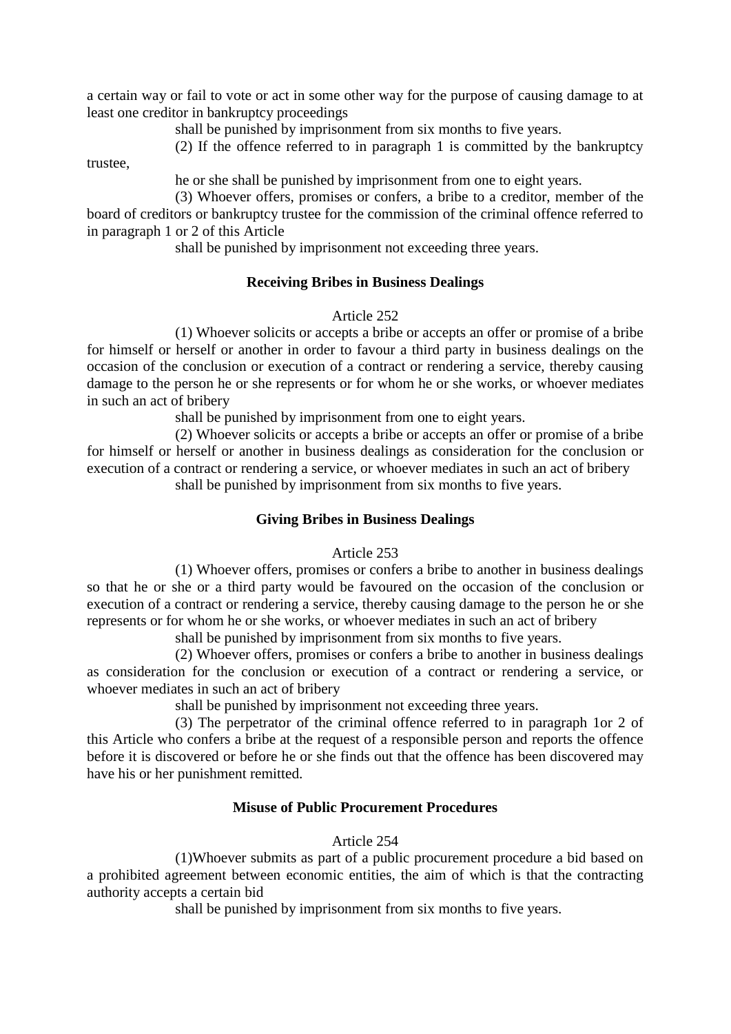a certain way or fail to vote or act in some other way for the purpose of causing damage to at least one creditor in bankruptcy proceedings

shall be punished by imprisonment from six months to five years.

(2) If the offence referred to in paragraph 1 is committed by the bankruptcy trustee,

he or she shall be punished by imprisonment from one to eight years.

(3) Whoever offers, promises or confers, a bribe to a creditor, member of the board of creditors or bankruptcy trustee for the commission of the criminal offence referred to in paragraph 1 or 2 of this Article

shall be punished by imprisonment not exceeding three years.

**Receiving Bribes in Business Dealings**

Article 252

(1) Whoever solicits or accepts a bribe or accepts an offer or promise of a bribe for himself or herself or another in order to favour a third party in business dealings on the occasion of the conclusion or execution of a contract or rendering a service, thereby causing damage to the person he or she represents or for whom he or she works, or whoever mediates in such an act of bribery

shall be punished by imprisonment from one to eight years.

(2) Whoever solicits or accepts a bribe or accepts an offer or promise of a bribe for himself or herself or another in business dealings as consideration for the conclusion or execution of a contract or rendering a service, or whoever mediates in such an act of bribery

shall be punished by imprisonment from six months to five years.

**Giving Bribes in Business Dealings**

Article 253

(1) Whoever offers, promises or confers a bribe to another in business dealings so that he or she or a third party would be favoured on the occasion of the conclusion or execution of a contract or rendering a service, thereby causing damage to the person he or she represents or for whom he or she works, or whoever mediates in such an act of bribery

shall be punished by imprisonment from six months to five years.

(2) Whoever offers, promises or confers a bribe to another in business dealings as consideration for the conclusion or execution of a contract or rendering a service, or whoever mediates in such an act of bribery

shall be punished by imprisonment not exceeding three years.

(3) The perpetrator of the criminal offence referred to in paragraph 1or 2 of this Article who confers a bribe at the request of a responsible person and reports the offence before it is discovered or before he or she finds out that the offence has been discovered may have his or her punishment remitted.

**Misuse of Public Procurement Procedures**

Article 254

(1)Whoever submits as part of a public procurement procedure a bid based on a prohibited agreement between economic entities, the aim of which is that the contracting authority accepts a certain bid

shall be punished by imprisonment from six months to five years.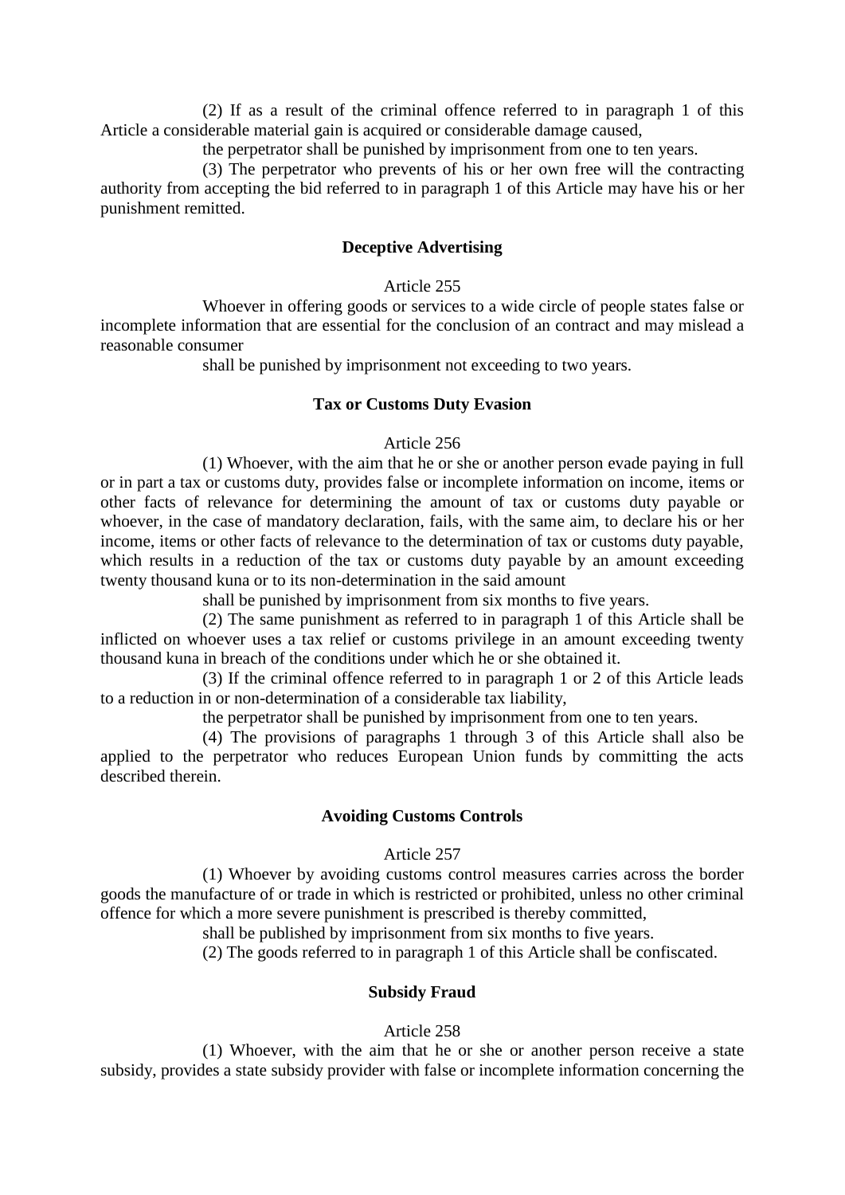(2) If as a result of the criminal offence referred to in paragraph 1 of this Article a considerable material gain is acquired or considerable damage caused,

the perpetrator shall be punished by imprisonment from one to ten years.

(3) The perpetrator who prevents of his or her own free will the contracting authority from accepting the bid referred to in paragraph 1 of this Article may have his or her punishment remitted.

**Deceptive Advertising**

Article 255

Whoever in offering goods or services to a wide circle of people states false or incomplete information that are essential for the conclusion of an contract and may mislead a reasonable consumer

shall be punished by imprisonment not exceeding to two years.

**Tax or Customs Duty Evasion**

Article 256

(1) Whoever, with the aim that he or she or another person evade paying in full or in part a tax or customs duty, provides false or incomplete information on income, items or other facts of relevance for determining the amount of tax or customs duty payable or whoever, in the case of mandatory declaration, fails, with the same aim, to declare his or her income, items or other facts of relevance to the determination of tax or customs duty payable, which results in a reduction of the tax or customs duty payable by an amount exceeding twenty thousand kuna or to its non-determination in the said amount

shall be punished by imprisonment from six months to five years.

(2) The same punishment as referred to in paragraph 1 of this Article shall be inflicted on whoever uses a tax relief or customs privilege in an amount exceeding twenty thousand kuna in breach of the conditions under which he or she obtained it.

(3) If the criminal offence referred to in paragraph 1 or 2 of this Article leads to a reduction in or non-determination of a considerable tax liability,

the perpetrator shall be punished by imprisonment from one to ten years.

(4) The provisions of paragraphs 1 through 3 of this Article shall also be applied to the perpetrator who reduces European Union funds by committing the acts described therein.

**Avoiding Customs Controls**

Article 257

(1) Whoever by avoiding customs control measures carries across the border goods the manufacture of or trade in which is restricted or prohibited, unless no other criminal offence for which a more severe punishment is prescribed is thereby committed,

shall be published by imprisonment from six months to five years.

(2) The goods referred to in paragraph 1 of this Article shall be confiscated.

**Subsidy Fraud**

Article 258

(1) Whoever, with the aim that he or she or another person receive a state subsidy, provides a state subsidy provider with false or incomplete information concerning the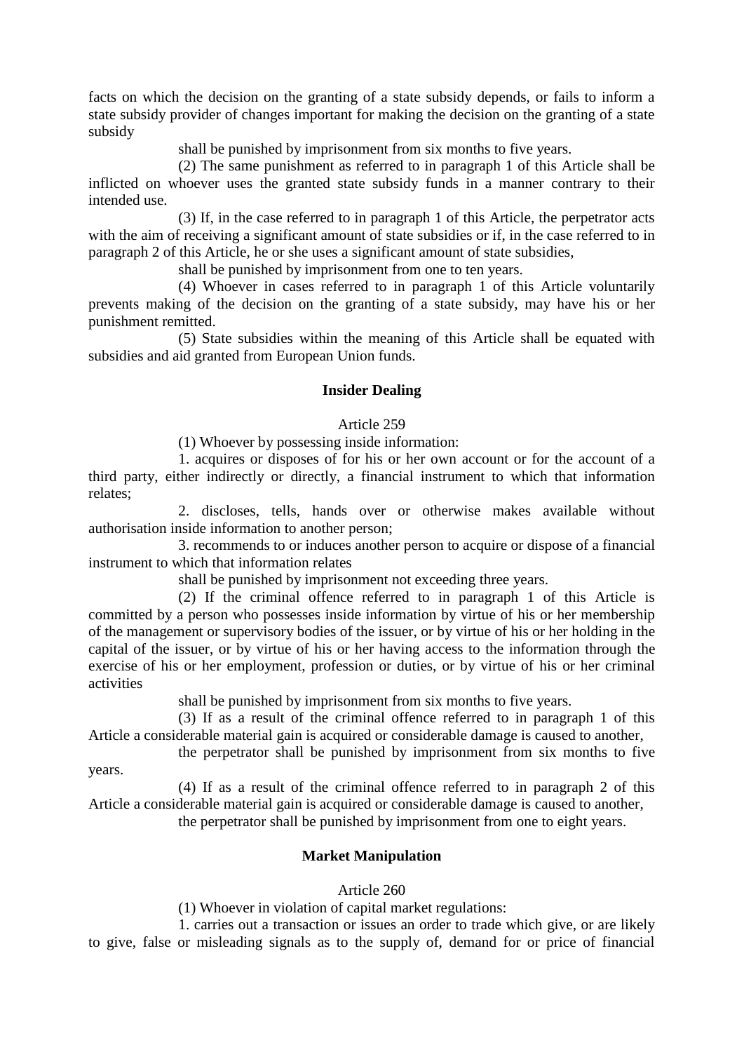facts on which the decision on the granting of a state subsidy depends, or fails to inform a state subsidy provider of changes important for making the decision on the granting of a state subsidy

shall be punished by imprisonment from six months to five years.

(2) The same punishment as referred to in paragraph 1 of this Article shall be inflicted on whoever uses the granted state subsidy funds in a manner contrary to their intended use.

(3) If, in the case referred to in paragraph 1 of this Article, the perpetrator acts with the aim of receiving a significant amount of state subsidies or if, in the case referred to in paragraph 2 of this Article, he or she uses a significant amount of state subsidies,

shall be punished by imprisonment from one to ten years.

(4) Whoever in cases referred to in paragraph 1 of this Article voluntarily prevents making of the decision on the granting of a state subsidy, may have his or her punishment remitted.

(5) State subsidies within the meaning of this Article shall be equated with subsidies and aid granted from European Union funds.

**Insider Dealing**

Article 259

(1) Whoever by possessing inside information:

1. acquires or disposes of for his or her own account or for the account of a third party, either indirectly or directly, a financial instrument to which that information relates;

2. discloses, tells, hands over or otherwise makes available without authorisation inside information to another person;

3. recommends to or induces another person to acquire or dispose of a financial instrument to which that information relates

shall be punished by imprisonment not exceeding three years.

(2) If the criminal offence referred to in paragraph 1 of this Article is committed by a person who possesses inside information by virtue of his or her membership of the management or supervisory bodies of the issuer, or by virtue of his or her holding in the capital of the issuer, or by virtue of his or her having access to the information through the exercise of his or her employment, profession or duties, or by virtue of his or her criminal activities

shall be punished by imprisonment from six months to five years.

(3) If as a result of the criminal offence referred to in paragraph 1 of this Article a considerable material gain is acquired or considerable damage is caused to another,

the perpetrator shall be punished by imprisonment from six months to five years.

(4) If as a result of the criminal offence referred to in paragraph 2 of this Article a considerable material gain is acquired or considerable damage is caused to another,

the perpetrator shall be punished by imprisonment from one to eight years.

**Market Manipulation**

Article 260

(1) Whoever in violation of capital market regulations:

1. carries out a transaction or issues an order to trade which give, or are likely to give, false or misleading signals as to the supply of, demand for or price of financial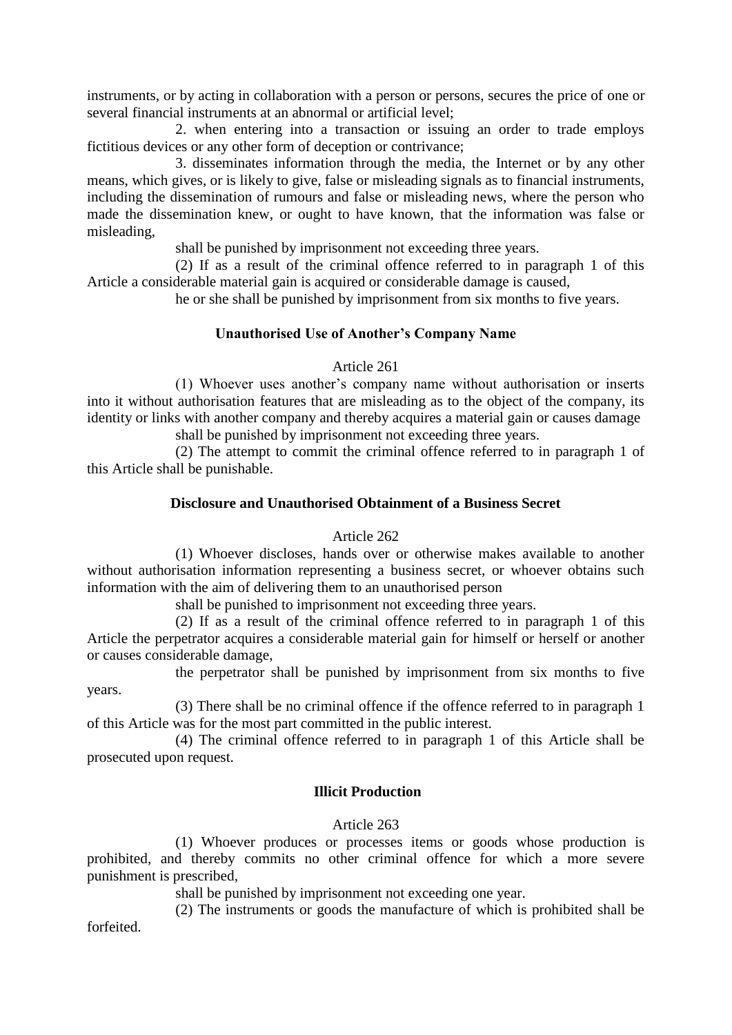instruments, or by acting in collaboration with a person or persons, secures the price of one or several financial instruments at an abnormal or artificial level;

2. when entering into a transaction or issuing an order to trade employs fictitious devices or any other form of deception or contrivance;

3. disseminates information through the media, the Internet or by any other means, which gives, or is likely to give, false or misleading signals as to financial instruments, including the dissemination of rumours and false or misleading news, where the person who made the dissemination knew, or ought to have known, that the information was false or misleading,

shall be punished by imprisonment not exceeding three years.

(2) If as a result of the criminal offence referred to in paragraph 1 of this Article a considerable material gain is acquired or considerable damage is caused,

he or she shall be punished by imprisonment from six months to five years.

#### Unauthorised Use of Another's Company Name

Article 261

(1) Whoever uses another's company name without authorisation or inserts into it without authorisation features that are misleading as to the object of the company, its identity or links with another company and thereby acquires a material gain or causes damage

shall be punished by imprisonment not exceeding three years.

(2) The attempt to commit the criminal offence referred to in paragraph 1 of this Article shall be punishable.

#### Disclosure and Unauthorised Obtainment of a Business Secret

Article 262

(1) Whoever discloses, hands over or otherwise makes available to another without authorisation information representing a business secret, or whoever obtains such information with the aim of delivering them to an unauthorised person

shall be punished to imprisonment not exceeding three years.

(2) If as a result of the criminal offence referred to in paragraph 1 of this Article the perpetrator acquires a considerable material gain for himself or herself or another or causes considerable damage,

the perpetrator shall be punished by imprisonment from six months to five years.

(3) There shall be no criminal offence if the offence referred to in paragraph 1 of this Article was for the most part committed in the public interest.

(4) The criminal offence referred to in paragraph 1 of this Article shall be prosecuted upon request.

#### Illicit Production

Article 263

(1) Whoever produces or processes items or goods whose production is prohibited, and thereby commits no other criminal offence for which a more severe punishment is prescribed,

shall be punished by imprisonment not exceeding one year.

(2) The instruments or goods the manufacture of which is prohibited shall be forfeited.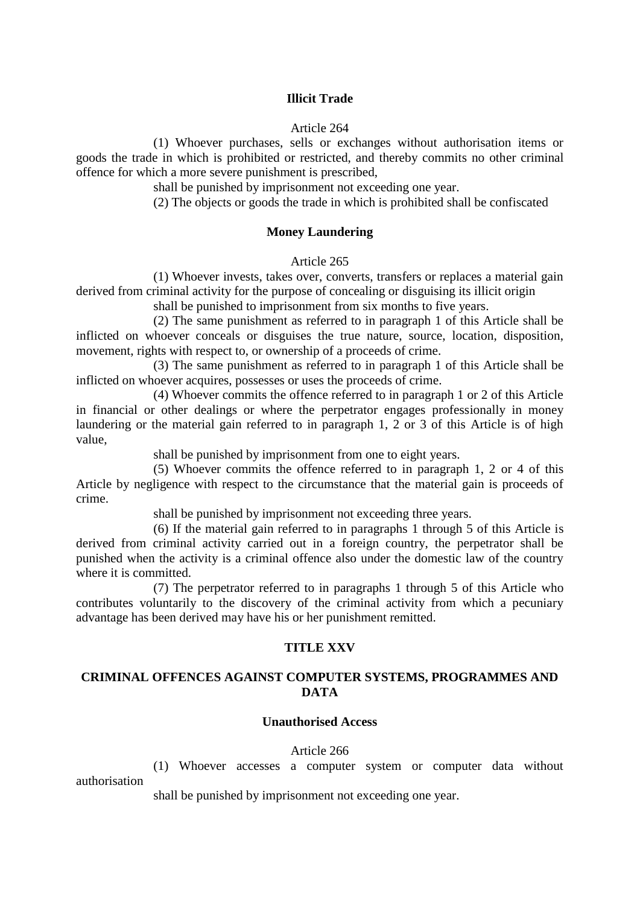**Illicit Trade**

Article 264

(1) Whoever purchases, sells or exchanges without authorisation items or goods the trade in which is prohibited or restricted, and thereby commits no other criminal offence for which a more severe punishment is prescribed,

shall be punished by imprisonment not exceeding one year.

(2) The objects or goods the trade in which is prohibited shall be confiscated

**Money Laundering**

Article 265

(1) Whoever invests, takes over, converts, transfers or replaces a material gain derived from criminal activity for the purpose of concealing or disguising its illicit origin

shall be punished to imprisonment from six months to five years.

(2) The same punishment as referred to in paragraph 1 of this Article shall be inflicted on whoever conceals or disguises the true nature, source, location, disposition, movement, rights with respect to, or ownership of a proceeds of crime.

(3) The same punishment as referred to in paragraph 1 of this Article shall be inflicted on whoever acquires, possesses or uses the proceeds of crime.

(4) Whoever commits the offence referred to in paragraph 1 or 2 of this Article in financial or other dealings or where the perpetrator engages professionally in money laundering or the material gain referred to in paragraph 1, 2 or 3 of this Article is of high value,

shall be punished by imprisonment from one to eight years.

(5) Whoever commits the offence referred to in paragraph 1, 2 or 4 of this Article by negligence with respect to the circumstance that the material gain is proceeds of crime.

shall be punished by imprisonment not exceeding three years.

(6) If the material gain referred to in paragraphs 1 through 5 of this Article is derived from criminal activity carried out in a foreign country, the perpetrator shall be punished when the activity is a criminal offence also under the domestic law of the country where it is committed.

(7) The perpetrator referred to in paragraphs 1 through 5 of this Article who contributes voluntarily to the discovery of the criminal activity from which a pecuniary advantage has been derived may have his or her punishment remitted.

## TITLE XXV

## CRIMINAL OFFENCES AGAINST COMPUTER SYSTEMS, PROGRAMMES AND DATA

**Unauthorised Access**

Article 266

(1) Whoever accesses a computer system or computer data without authorisation

shall be punished by imprisonment not exceeding one year.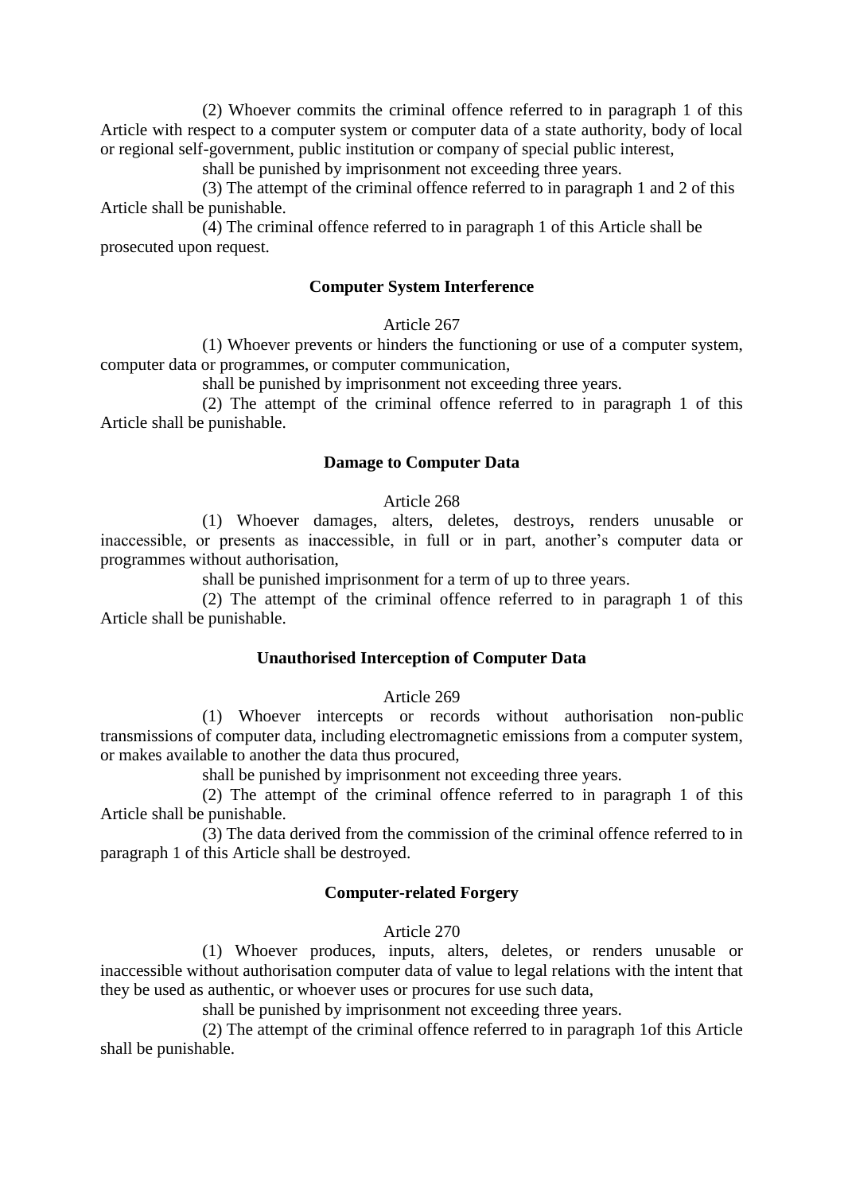(2) Whoever commits the criminal offence referred to in paragraph 1 of this Article with respect to a computer system or computer data of a state authority, body of local or regional self-government, public institution or company of special public interest,

shall be punished by imprisonment not exceeding three years.

(3) The attempt of the criminal offence referred to in paragraph 1 and 2 of this Article shall be punishable.

(4) The criminal offence referred to in paragraph 1 of this Article shall be prosecuted upon request.

**Computer System Interference**

Article 267

(1) Whoever prevents or hinders the functioning or use of a computer system, computer data or programmes, or computer communication,

shall be punished by imprisonment not exceeding three years.

(2) The attempt of the criminal offence referred to in paragraph 1 of this Article shall be punishable.

**Damage to Computer Data**

Article 268

(1) Whoever damages, alters, deletes, destroys, renders unusable or inaccessible, or presents as inaccessible, in full or in part, another's computer data or programmes without authorisation,

shall be punished imprisonment for a term of up to three years.

(2) The attempt of the criminal offence referred to in paragraph 1 of this Article shall be punishable.

**Unauthorised Interception of Computer Data**

Article 269

(1) Whoever intercepts or records without authorisation non-public transmissions of computer data, including electromagnetic emissions from a computer system, or makes available to another the data thus procured,

shall be punished by imprisonment not exceeding three years.

(2) The attempt of the criminal offence referred to in paragraph 1 of this Article shall be punishable.

(3) The data derived from the commission of the criminal offence referred to in paragraph 1 of this Article shall be destroyed.

**Computer-related Forgery**

Article 270

(1) Whoever produces, inputs, alters, deletes, or renders unusable or inaccessible without authorisation computer data of value to legal relations with the intent that they be used as authentic, or whoever uses or procures for use such data,

shall be punished by imprisonment not exceeding three years.

(2) The attempt of the criminal offence referred to in paragraph 1of this Article shall be punishable.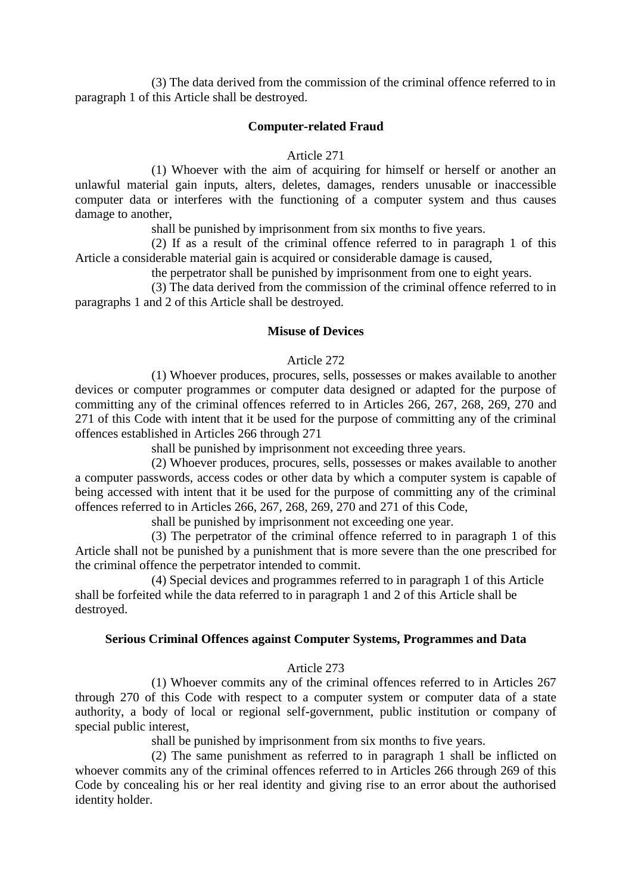(3) The data derived from the commission of the criminal offence referred to in paragraph 1 of this Article shall be destroyed.

### Computer-related Fraud

Article 271

(1) Whoever with the aim of acquiring for himself or herself or another an unlawful material gain inputs, alters, deletes, damages, renders unusable or inaccessible computer data or interferes with the functioning of a computer system and thus causes damage to another,

shall be punished by imprisonment from six months to five years.

(2) If as a result of the criminal offence referred to in paragraph 1 of this Article a considerable material gain is acquired or considerable damage is caused,

the perpetrator shall be punished by imprisonment from one to eight years.

(3) The data derived from the commission of the criminal offence referred to in paragraphs 1 and 2 of this Article shall be destroyed.

### Misuse of Devices

Article 272

(1) Whoever produces, procures, sells, possesses or makes available to another devices or computer programmes or computer data designed or adapted for the purpose of committing any of the criminal offences referred to in Articles 266, 267, 268, 269, 270 and 271 of this Code with intent that it be used for the purpose of committing any of the criminal offences established in Articles 266 through 271

shall be punished by imprisonment not exceeding three years.

(2) Whoever produces, procures, sells, possesses or makes available to another a computer passwords, access codes or other data by which a computer system is capable of being accessed with intent that it be used for the purpose of committing any of the criminal offences referred to in Articles 266, 267, 268, 269, 270 and 271 of this Code,

shall be punished by imprisonment not exceeding one year.

(3) The perpetrator of the criminal offence referred to in paragraph 1 of this Article shall not be punished by a punishment that is more severe than the one prescribed for the criminal offence the perpetrator intended to commit.

(4) Special devices and programmes referred to in paragraph 1 of this Article shall be forfeited while the data referred to in paragraph 1 and 2 of this Article shall be destroyed.

### Serious Criminal Offences against Computer Systems, Programmes and Data

Article 273

(1) Whoever commits any of the criminal offences referred to in Articles 267 through 270 of this Code with respect to a computer system or computer data of a state authority, a body of local or regional self-government, public institution or company of special public interest,

shall be punished by imprisonment from six months to five years.

(2) The same punishment as referred to in paragraph 1 shall be inflicted on whoever commits any of the criminal offences referred to in Articles 266 through 269 of this Code by concealing his or her real identity and giving rise to an error about the authorised identity holder.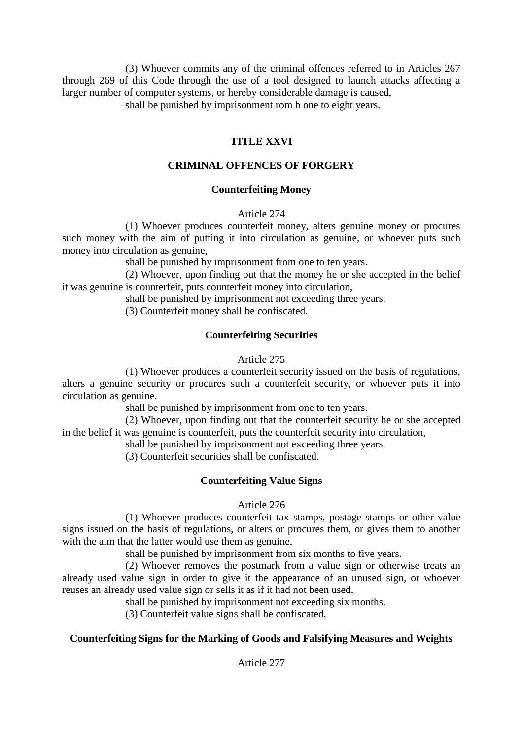(3) Whoever commits any of the criminal offences referred to in Articles 267 through 269 of this Code through the use of a tool designed to launch attacks affecting a larger number of computer systems, or hereby considerable damage is caused,

shall be punished by imprisonment rom b one to eight years.

## TITLE XXVI

## CRIMINAL OFFENCES OF FORGERY

### Counterfeiting Money

Article 274

(1) Whoever produces counterfeit money, alters genuine money or procures such money with the aim of putting it into circulation as genuine, or whoever puts such money into circulation as genuine,

shall be punished by imprisonment from one to ten years.

(2) Whoever, upon finding out that the money he or she accepted in the belief it was genuine is counterfeit, puts counterfeit money into circulation,

shall be punished by imprisonment not exceeding three years.

(3) Counterfeit money shall be confiscated.

### Counterfeiting Securities

Article 275

(1) Whoever produces a counterfeit security issued on the basis of regulations, alters a genuine security or procures such a counterfeit security, or whoever puts it into circulation as genuine.

shall be punished by imprisonment from one to ten years.

(2) Whoever, upon finding out that the counterfeit security he or she accepted in the belief it was genuine is counterfeit, puts the counterfeit security into circulation,

shall be punished by imprisonment not exceeding three years.

(3) Counterfeit securities shall be confiscated.

### Counterfeiting Value Signs

Article 276

(1) Whoever produces counterfeit tax stamps, postage stamps or other value signs issued on the basis of regulations, or alters or procures them, or gives them to another with the aim that the latter would use them as genuine,

shall be punished by imprisonment from six months to five years.

(2) Whoever removes the postmark from a value sign or otherwise treats an already used value sign in order to give it the appearance of an unused sign, or whoever reuses an already used value sign or sells it as if it had not been used,

shall be punished by imprisonment not exceeding six months.

(3) Counterfeit value signs shall be confiscated.

### Counterfeiting Signs for the Marking of Goods and Falsifying Measures and Weights

Article 277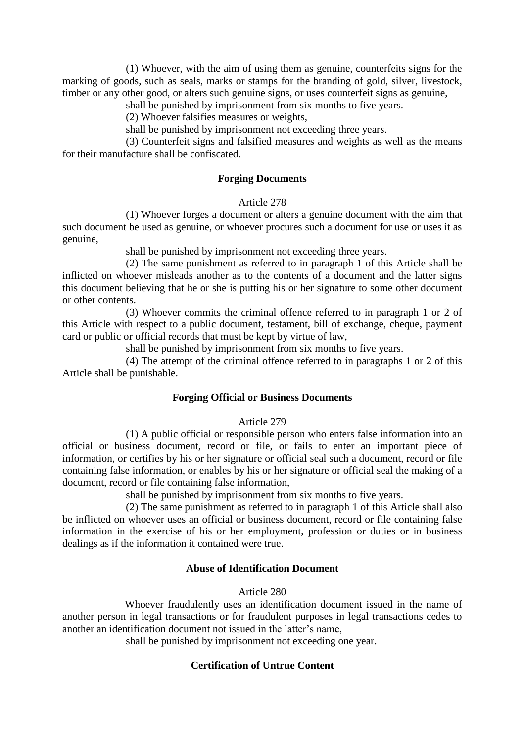(1) Whoever, with the aim of using them as genuine, counterfeits signs for the marking of goods, such as seals, marks or stamps for the branding of gold, silver, livestock, timber or any other good, or alters such genuine signs, or uses counterfeit signs as genuine,

shall be punished by imprisonment from six months to five years.

(2) Whoever falsifies measures or weights,

shall be punished by imprisonment not exceeding three years.

(3) Counterfeit signs and falsified measures and weights as well as the means for their manufacture shall be confiscated.

**Forging Documents**

Article 278

(1) Whoever forges a document or alters a genuine document with the aim that such document be used as genuine, or whoever procures such a document for use or uses it as genuine,

shall be punished by imprisonment not exceeding three years.

(2) The same punishment as referred to in paragraph 1 of this Article shall be inflicted on whoever misleads another as to the contents of a document and the latter signs this document believing that he or she is putting his or her signature to some other document or other contents.

(3) Whoever commits the criminal offence referred to in paragraph 1 or 2 of this Article with respect to a public document, testament, bill of exchange, cheque, payment card or public or official records that must be kept by virtue of law,

shall be punished by imprisonment from six months to five years.

(4) The attempt of the criminal offence referred to in paragraphs 1 or 2 of this Article shall be punishable.

**Forging Official or Business Documents**

Article 279

(1) A public official or responsible person who enters false information into an official or business document, record or file, or fails to enter an important piece of information, or certifies by his or her signature or official seal such a document, record or file containing false information, or enables by his or her signature or official seal the making of a document, record or file containing false information,

shall be punished by imprisonment from six months to five years.

(2) The same punishment as referred to in paragraph 1 of this Article shall also be inflicted on whoever uses an official or business document, record or file containing false information in the exercise of his or her employment, profession or duties or in business dealings as if the information it contained were true.

**Abuse of Identification Document**

Article 280

Whoever fraudulently uses an identification document issued in the name of another person in legal transactions or for fraudulent purposes in legal transactions cedes to another an identification document not issued in the latter's name,

shall be punished by imprisonment not exceeding one year.

**Certification of Untrue Content**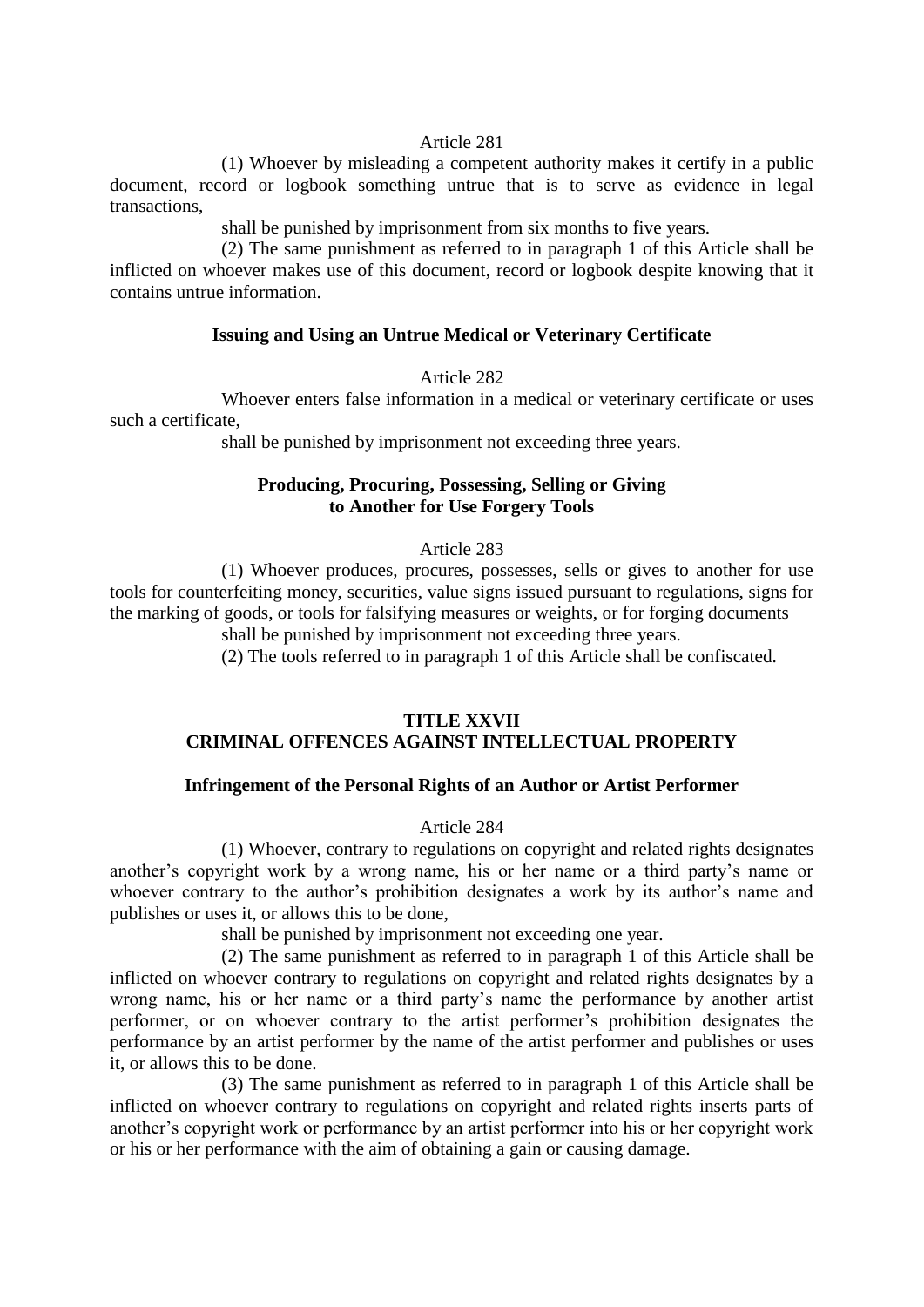Article 281

(1) Whoever by misleading a competent authority makes it certify in a public document, record or logbook something untrue that is to serve as evidence in legal transactions,

shall be punished by imprisonment from six months to five years.

(2) The same punishment as referred to in paragraph 1 of this Article shall be inflicted on whoever makes use of this document, record or logbook despite knowing that it contains untrue information.

**Issuing and Using an Untrue Medical or Veterinary Certificate**

Article 282

Whoever enters false information in a medical or veterinary certificate or uses such a certificate,

shall be punished by imprisonment not exceeding three years.

**Producing, Procuring, Possessing, Selling or Giving to Another for Use Forgery Tools**

Article 283

(1) Whoever produces, procures, possesses, sells or gives to another for use tools for counterfeiting money, securities, value signs issued pursuant to regulations, signs for the marking of goods, or tools for falsifying measures or weights, or for forging documents

shall be punished by imprisonment not exceeding three years.

(2) The tools referred to in paragraph 1 of this Article shall be confiscated.

## TITLE XXVII
## CRIMINAL OFFENCES AGAINST INTELLECTUAL PROPERTY

**Infringement of the Personal Rights of an Author or Artist Performer**

Article 284

(1) Whoever, contrary to regulations on copyright and related rights designates another's copyright work by a wrong name, his or her name or a third party's name or whoever contrary to the author's prohibition designates a work by its author's name and publishes or uses it, or allows this to be done,

shall be punished by imprisonment not exceeding one year.

(2) The same punishment as referred to in paragraph 1 of this Article shall be inflicted on whoever contrary to regulations on copyright and related rights designates by a wrong name, his or her name or a third party's name the performance by another artist performer, or on whoever contrary to the artist performer's prohibition designates the performance by an artist performer by the name of the artist performer and publishes or uses it, or allows this to be done.

(3) The same punishment as referred to in paragraph 1 of this Article shall be inflicted on whoever contrary to regulations on copyright and related rights inserts parts of another's copyright work or performance by an artist performer into his or her copyright work or his or her performance with the aim of obtaining a gain or causing damage.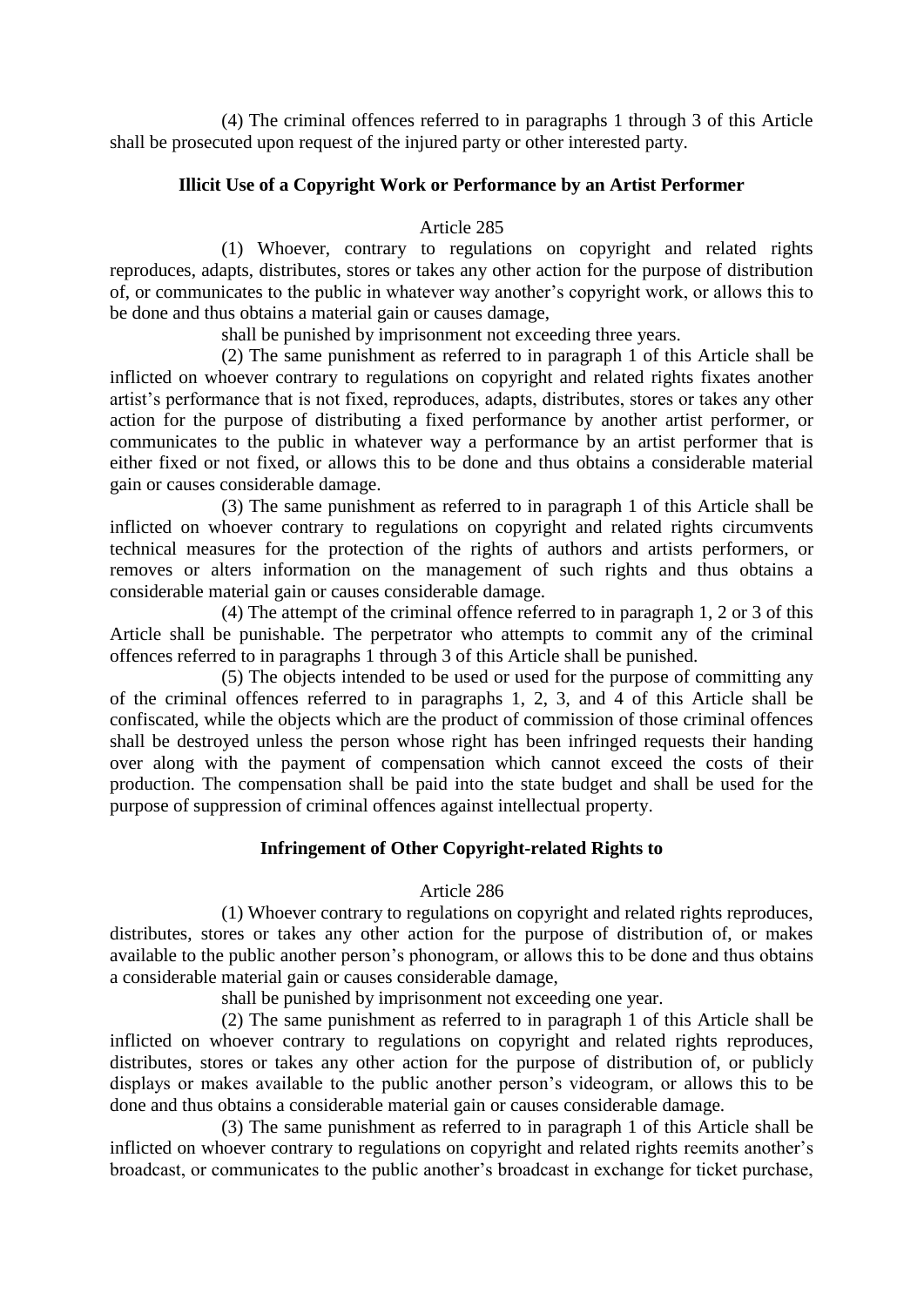(4) The criminal offences referred to in paragraphs 1 through 3 of this Article shall be prosecuted upon request of the injured party or other interested party.

### Illicit Use of a Copyright Work or Performance by an Artist Performer

Article 285

(1) Whoever, contrary to regulations on copyright and related rights reproduces, adapts, distributes, stores or takes any other action for the purpose of distribution of, or communicates to the public in whatever way another's copyright work, or allows this to be done and thus obtains a material gain or causes damage,

shall be punished by imprisonment not exceeding three years.

(2) The same punishment as referred to in paragraph 1 of this Article shall be inflicted on whoever contrary to regulations on copyright and related rights fixates another artist's performance that is not fixed, reproduces, adapts, distributes, stores or takes any other action for the purpose of distributing a fixed performance by another artist performer, or communicates to the public in whatever way a performance by an artist performer that is either fixed or not fixed, or allows this to be done and thus obtains a considerable material gain or causes considerable damage.

(3) The same punishment as referred to in paragraph 1 of this Article shall be inflicted on whoever contrary to regulations on copyright and related rights circumvents technical measures for the protection of the rights of authors and artists performers, or removes or alters information on the management of such rights and thus obtains a considerable material gain or causes considerable damage.

(4) The attempt of the criminal offence referred to in paragraph 1, 2 or 3 of this Article shall be punishable. The perpetrator who attempts to commit any of the criminal offences referred to in paragraphs 1 through 3 of this Article shall be punished.

(5) The objects intended to be used or used for the purpose of committing any of the criminal offences referred to in paragraphs 1, 2, 3, and 4 of this Article shall be confiscated, while the objects which are the product of commission of those criminal offences shall be destroyed unless the person whose right has been infringed requests their handing over along with the payment of compensation which cannot exceed the costs of their production. The compensation shall be paid into the state budget and shall be used for the purpose of suppression of criminal offences against intellectual property.

### Infringement of Other Copyright-related Rights to

Article 286

(1) Whoever contrary to regulations on copyright and related rights reproduces, distributes, stores or takes any other action for the purpose of distribution of, or makes available to the public another person's phonogram, or allows this to be done and thus obtains a considerable material gain or causes considerable damage,

shall be punished by imprisonment not exceeding one year.

(2) The same punishment as referred to in paragraph 1 of this Article shall be inflicted on whoever contrary to regulations on copyright and related rights reproduces, distributes, stores or takes any other action for the purpose of distribution of, or publicly displays or makes available to the public another person's videogram, or allows this to be done and thus obtains a considerable material gain or causes considerable damage.

(3) The same punishment as referred to in paragraph 1 of this Article shall be inflicted on whoever contrary to regulations on copyright and related rights reemits another's broadcast, or communicates to the public another's broadcast in exchange for ticket purchase,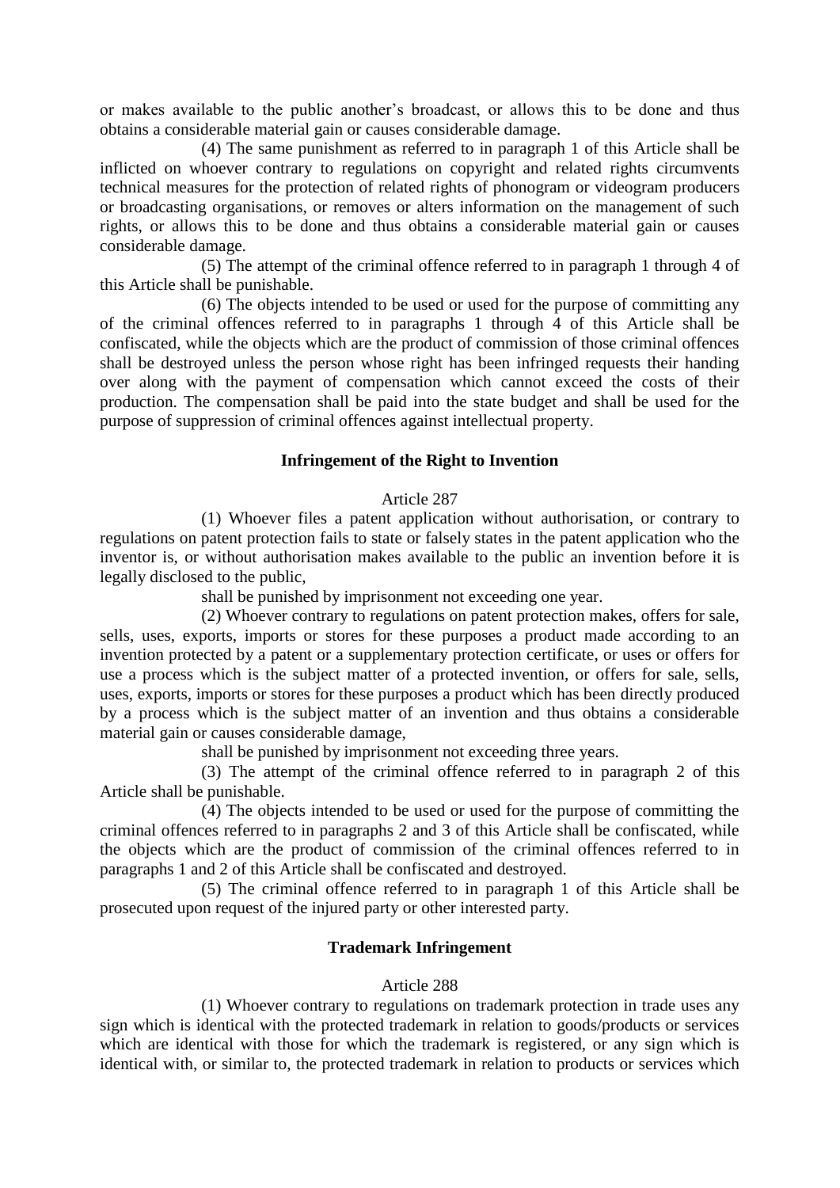or makes available to the public another's broadcast, or allows this to be done and thus obtains a considerable material gain or causes considerable damage.

(4) The same punishment as referred to in paragraph 1 of this Article shall be inflicted on whoever contrary to regulations on copyright and related rights circumvents technical measures for the protection of related rights of phonogram or videogram producers or broadcasting organisations, or removes or alters information on the management of such rights, or allows this to be done and thus obtains a considerable material gain or causes considerable damage.

(5) The attempt of the criminal offence referred to in paragraph 1 through 4 of this Article shall be punishable.

(6) The objects intended to be used or used for the purpose of committing any of the criminal offences referred to in paragraphs 1 through 4 of this Article shall be confiscated, while the objects which are the product of commission of those criminal offences shall be destroyed unless the person whose right has been infringed requests their handing over along with the payment of compensation which cannot exceed the costs of their production. The compensation shall be paid into the state budget and shall be used for the purpose of suppression of criminal offences against intellectual property.

**Infringement of the Right to Invention**

Article 287

(1) Whoever files a patent application without authorisation, or contrary to regulations on patent protection fails to state or falsely states in the patent application who the inventor is, or without authorisation makes available to the public an invention before it is legally disclosed to the public,

shall be punished by imprisonment not exceeding one year.

(2) Whoever contrary to regulations on patent protection makes, offers for sale, sells, uses, exports, imports or stores for these purposes a product made according to an invention protected by a patent or a supplementary protection certificate, or uses or offers for use a process which is the subject matter of a protected invention, or offers for sale, sells, uses, exports, imports or stores for these purposes a product which has been directly produced by a process which is the subject matter of an invention and thus obtains a considerable material gain or causes considerable damage,

shall be punished by imprisonment not exceeding three years.

(3) The attempt of the criminal offence referred to in paragraph 2 of this Article shall be punishable.

(4) The objects intended to be used or used for the purpose of committing the criminal offences referred to in paragraphs 2 and 3 of this Article shall be confiscated, while the objects which are the product of commission of the criminal offences referred to in paragraphs 1 and 2 of this Article shall be confiscated and destroyed.

(5) The criminal offence referred to in paragraph 1 of this Article shall be prosecuted upon request of the injured party or other interested party.

**Trademark Infringement**

Article 288

(1) Whoever contrary to regulations on trademark protection in trade uses any sign which is identical with the protected trademark in relation to goods/products or services which are identical with those for which the trademark is registered, or any sign which is identical with, or similar to, the protected trademark in relation to products or services which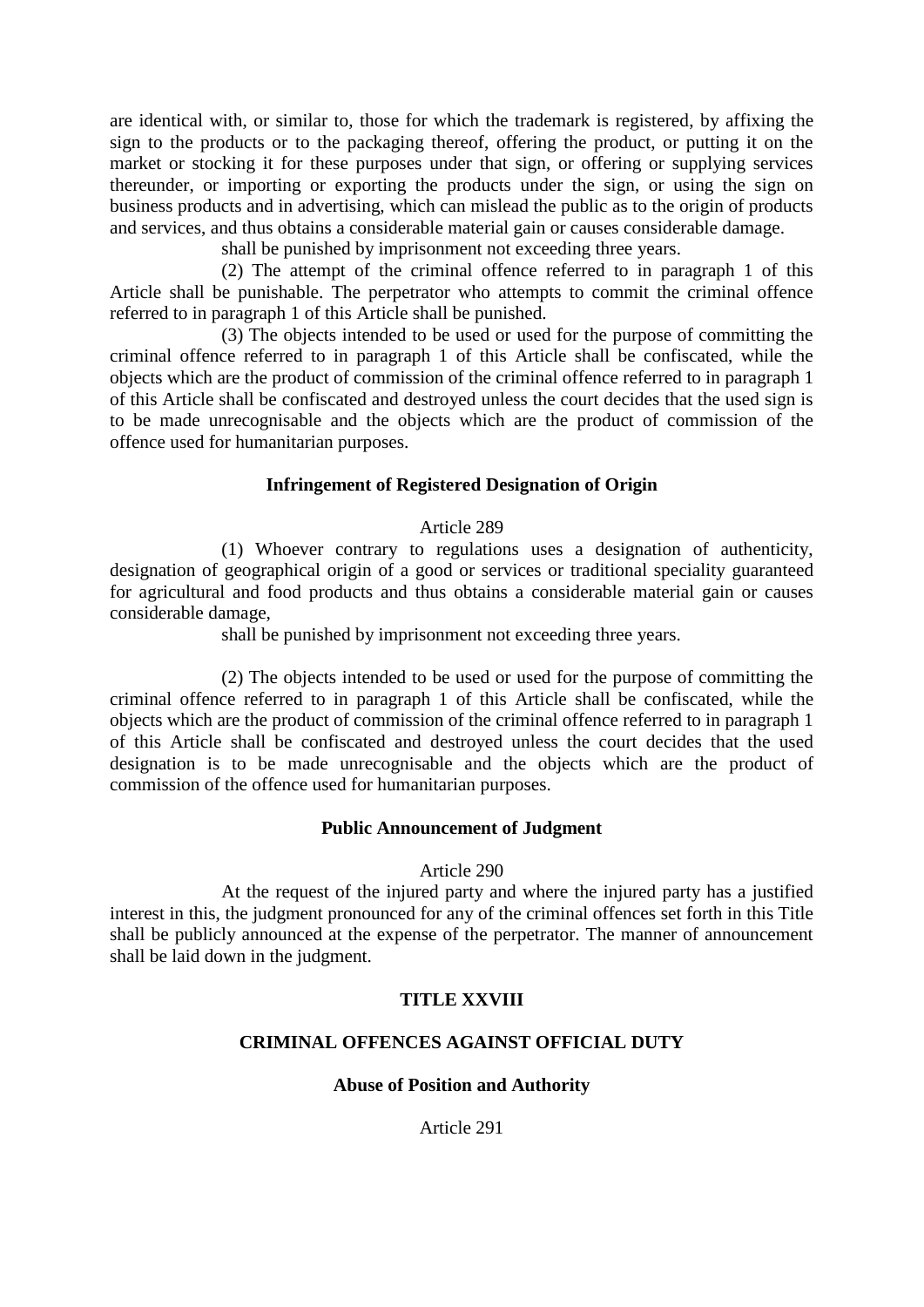are identical with, or similar to, those for which the trademark is registered, by affixing the sign to the products or to the packaging thereof, offering the product, or putting it on the market or stocking it for these purposes under that sign, or offering or supplying services thereunder, or importing or exporting the products under the sign, or using the sign on business products and in advertising, which can mislead the public as to the origin of products and services, and thus obtains a considerable material gain or causes considerable damage.

shall be punished by imprisonment not exceeding three years.

(2) The attempt of the criminal offence referred to in paragraph 1 of this Article shall be punishable. The perpetrator who attempts to commit the criminal offence referred to in paragraph 1 of this Article shall be punished.

(3) The objects intended to be used or used for the purpose of committing the criminal offence referred to in paragraph 1 of this Article shall be confiscated, while the objects which are the product of commission of the criminal offence referred to in paragraph 1 of this Article shall be confiscated and destroyed unless the court decides that the used sign is to be made unrecognisable and the objects which are the product of commission of the offence used for humanitarian purposes.

### Infringement of Registered Designation of Origin

Article 289

(1) Whoever contrary to regulations uses a designation of authenticity, designation of geographical origin of a good or services or traditional speciality guaranteed for agricultural and food products and thus obtains a considerable material gain or causes considerable damage,

shall be punished by imprisonment not exceeding three years.

(2) The objects intended to be used or used for the purpose of committing the criminal offence referred to in paragraph 1 of this Article shall be confiscated, while the objects which are the product of commission of the criminal offence referred to in paragraph 1 of this Article shall be confiscated and destroyed unless the court decides that the used designation is to be made unrecognisable and the objects which are the product of commission of the offence used for humanitarian purposes.

### Public Announcement of Judgment

Article 290

At the request of the injured party and where the injured party has a justified interest in this, the judgment pronounced for any of the criminal offences set forth in this Title shall be publicly announced at the expense of the perpetrator. The manner of announcement shall be laid down in the judgment.

## TITLE XXVIII

## CRIMINAL OFFENCES AGAINST OFFICIAL DUTY

### Abuse of Position and Authority

Article 291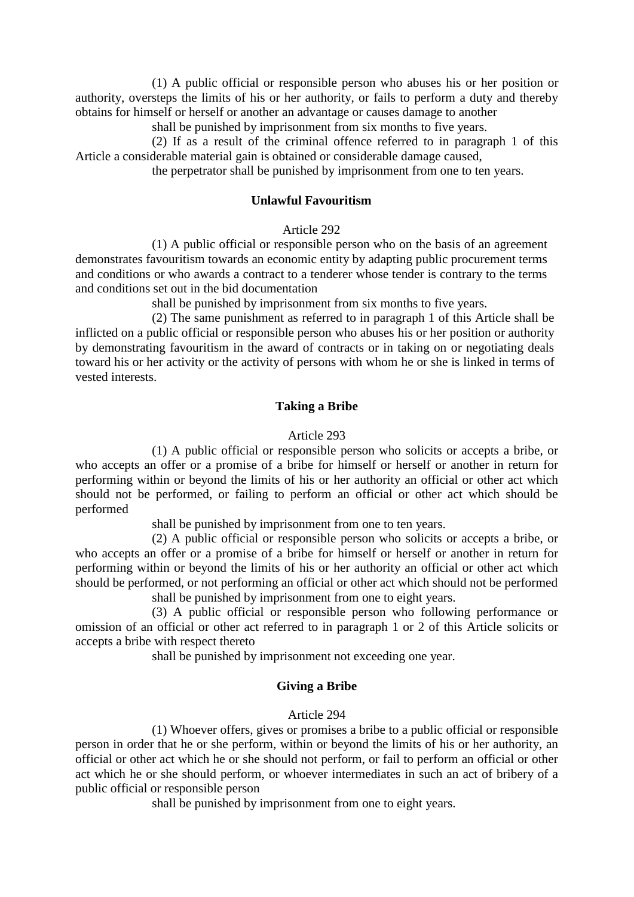(1) A public official or responsible person who abuses his or her position or authority, oversteps the limits of his or her authority, or fails to perform a duty and thereby obtains for himself or herself or another an advantage or causes damage to another

shall be punished by imprisonment from six months to five years.

(2) If as a result of the criminal offence referred to in paragraph 1 of this Article a considerable material gain is obtained or considerable damage caused,

the perpetrator shall be punished by imprisonment from one to ten years.

**Unlawful Favouritism**

Article 292

(1) A public official or responsible person who on the basis of an agreement demonstrates favouritism towards an economic entity by adapting public procurement terms and conditions or who awards a contract to a tenderer whose tender is contrary to the terms and conditions set out in the bid documentation

shall be punished by imprisonment from six months to five years.

(2) The same punishment as referred to in paragraph 1 of this Article shall be inflicted on a public official or responsible person who abuses his or her position or authority by demonstrating favouritism in the award of contracts or in taking on or negotiating deals toward his or her activity or the activity of persons with whom he or she is linked in terms of vested interests.

**Taking a Bribe**

Article 293

(1) A public official or responsible person who solicits or accepts a bribe, or who accepts an offer or a promise of a bribe for himself or herself or another in return for performing within or beyond the limits of his or her authority an official or other act which should not be performed, or failing to perform an official or other act which should be performed

shall be punished by imprisonment from one to ten years.

(2) A public official or responsible person who solicits or accepts a bribe, or who accepts an offer or a promise of a bribe for himself or herself or another in return for performing within or beyond the limits of his or her authority an official or other act which should be performed, or not performing an official or other act which should not be performed

shall be punished by imprisonment from one to eight years.

(3) A public official or responsible person who following performance or omission of an official or other act referred to in paragraph 1 or 2 of this Article solicits or accepts a bribe with respect thereto

shall be punished by imprisonment not exceeding one year.

**Giving a Bribe**

Article 294

(1) Whoever offers, gives or promises a bribe to a public official or responsible person in order that he or she perform, within or beyond the limits of his or her authority, an official or other act which he or she should not perform, or fail to perform an official or other act which he or she should perform, or whoever intermediates in such an act of bribery of a public official or responsible person

shall be punished by imprisonment from one to eight years.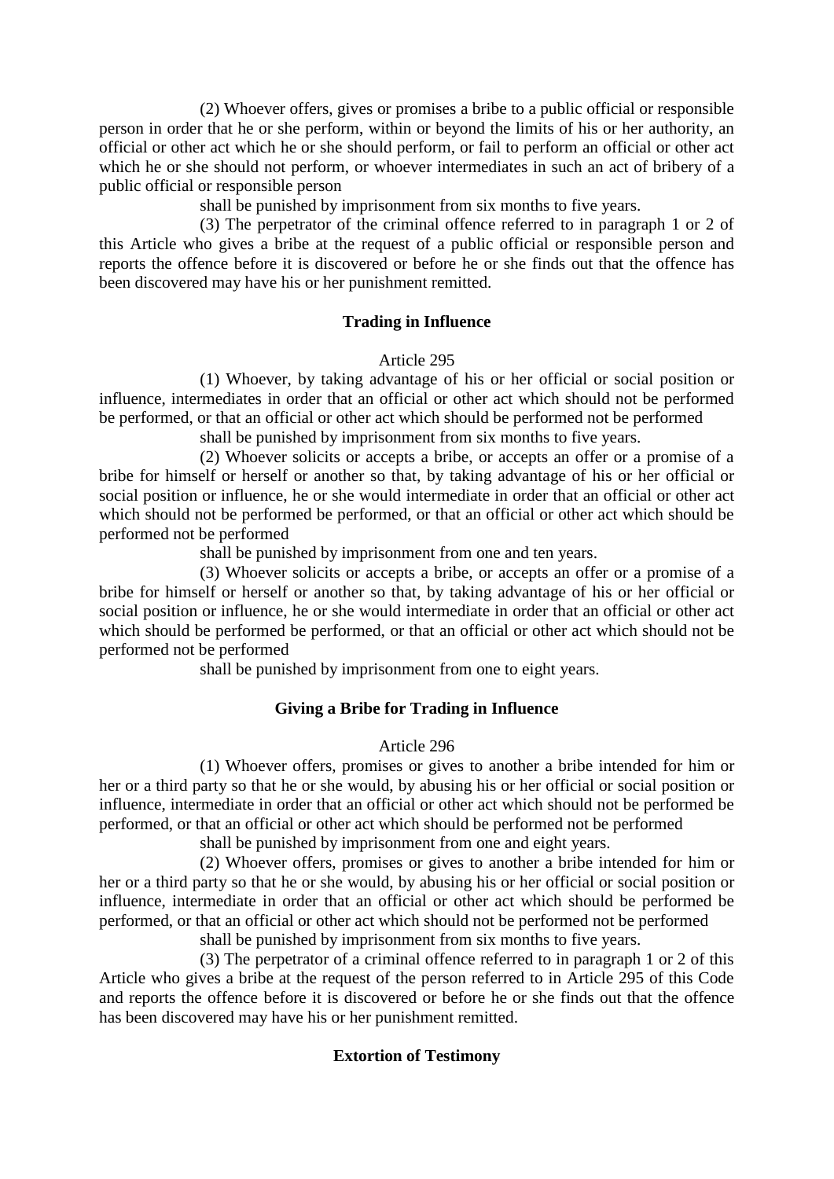(2) Whoever offers, gives or promises a bribe to a public official or responsible person in order that he or she perform, within or beyond the limits of his or her authority, an official or other act which he or she should perform, or fail to perform an official or other act which he or she should not perform, or whoever intermediates in such an act of bribery of a public official or responsible person

shall be punished by imprisonment from six months to five years.

(3) The perpetrator of the criminal offence referred to in paragraph 1 or 2 of this Article who gives a bribe at the request of a public official or responsible person and reports the offence before it is discovered or before he or she finds out that the offence has been discovered may have his or her punishment remitted.

**Trading in Influence**

Article 295

(1) Whoever, by taking advantage of his or her official or social position or influence, intermediates in order that an official or other act which should not be performed be performed, or that an official or other act which should be performed not be performed

shall be punished by imprisonment from six months to five years.

(2) Whoever solicits or accepts a bribe, or accepts an offer or a promise of a bribe for himself or herself or another so that, by taking advantage of his or her official or social position or influence, he or she would intermediate in order that an official or other act which should not be performed be performed, or that an official or other act which should be performed not be performed

shall be punished by imprisonment from one and ten years.

(3) Whoever solicits or accepts a bribe, or accepts an offer or a promise of a bribe for himself or herself or another so that, by taking advantage of his or her official or social position or influence, he or she would intermediate in order that an official or other act which should be performed be performed, or that an official or other act which should not be performed not be performed

shall be punished by imprisonment from one to eight years.

**Giving a Bribe for Trading in Influence**

Article 296

(1) Whoever offers, promises or gives to another a bribe intended for him or her or a third party so that he or she would, by abusing his or her official or social position or influence, intermediate in order that an official or other act which should not be performed be performed, or that an official or other act which should be performed not be performed

shall be punished by imprisonment from one and eight years.

(2) Whoever offers, promises or gives to another a bribe intended for him or her or a third party so that he or she would, by abusing his or her official or social position or influence, intermediate in order that an official or other act which should be performed be performed, or that an official or other act which should not be performed not be performed

shall be punished by imprisonment from six months to five years.

(3) The perpetrator of a criminal offence referred to in paragraph 1 or 2 of this Article who gives a bribe at the request of the person referred to in Article 295 of this Code and reports the offence before it is discovered or before he or she finds out that the offence has been discovered may have his or her punishment remitted.

**Extortion of Testimony**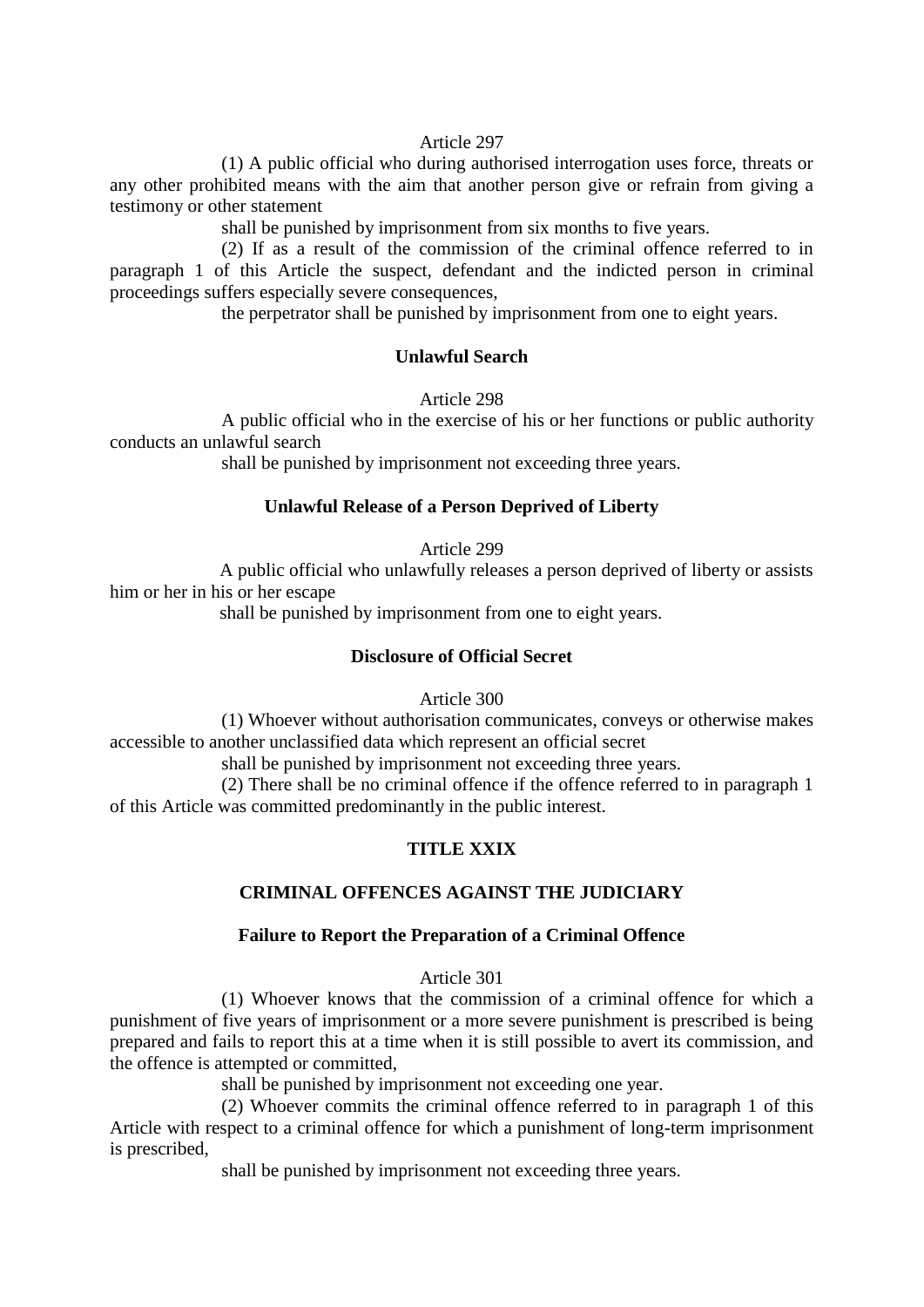Article 297

(1) A public official who during authorised interrogation uses force, threats or any other prohibited means with the aim that another person give or refrain from giving a testimony or other statement

shall be punished by imprisonment from six months to five years.

(2) If as a result of the commission of the criminal offence referred to in paragraph 1 of this Article the suspect, defendant and the indicted person in criminal proceedings suffers especially severe consequences,

the perpetrator shall be punished by imprisonment from one to eight years.

**Unlawful Search**

Article 298

A public official who in the exercise of his or her functions or public authority conducts an unlawful search

shall be punished by imprisonment not exceeding three years.

**Unlawful Release of a Person Deprived of Liberty**

Article 299

A public official who unlawfully releases a person deprived of liberty or assists him or her in his or her escape

shall be punished by imprisonment from one to eight years.

**Disclosure of Official Secret**

Article 300

(1) Whoever without authorisation communicates, conveys or otherwise makes accessible to another unclassified data which represent an official secret

shall be punished by imprisonment not exceeding three years.

(2) There shall be no criminal offence if the offence referred to in paragraph 1 of this Article was committed predominantly in the public interest.

## TITLE XXIX

## CRIMINAL OFFENCES AGAINST THE JUDICIARY

**Failure to Report the Preparation of a Criminal Offence**

Article 301

(1) Whoever knows that the commission of a criminal offence for which a punishment of five years of imprisonment or a more severe punishment is prescribed is being prepared and fails to report this at a time when it is still possible to avert its commission, and the offence is attempted or committed,

shall be punished by imprisonment not exceeding one year.

(2) Whoever commits the criminal offence referred to in paragraph 1 of this Article with respect to a criminal offence for which a punishment of long-term imprisonment is prescribed,

shall be punished by imprisonment not exceeding three years.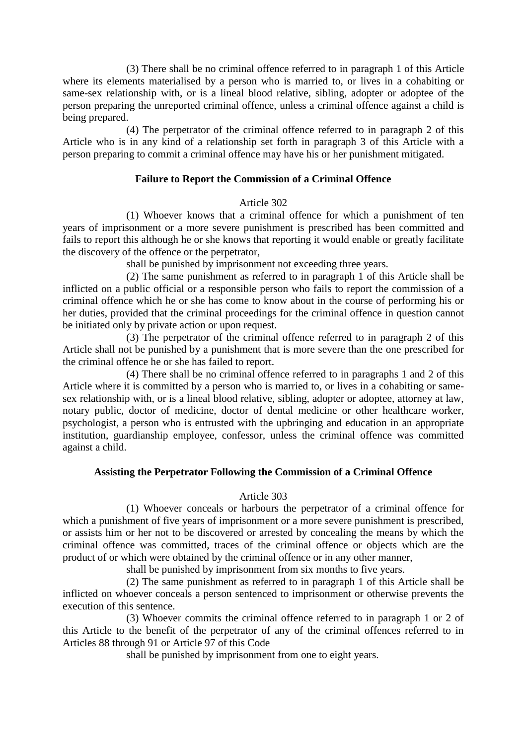(3) There shall be no criminal offence referred to in paragraph 1 of this Article where its elements materialised by a person who is married to, or lives in a cohabiting or same-sex relationship with, or is a lineal blood relative, sibling, adopter or adoptee of the person preparing the unreported criminal offence, unless a criminal offence against a child is being prepared.

(4) The perpetrator of the criminal offence referred to in paragraph 2 of this Article who is in any kind of a relationship set forth in paragraph 3 of this Article with a person preparing to commit a criminal offence may have his or her punishment mitigated.

### Failure to Report the Commission of a Criminal Offence

Article 302

(1) Whoever knows that a criminal offence for which a punishment of ten years of imprisonment or a more severe punishment is prescribed has been committed and fails to report this although he or she knows that reporting it would enable or greatly facilitate the discovery of the offence or the perpetrator,

shall be punished by imprisonment not exceeding three years.

(2) The same punishment as referred to in paragraph 1 of this Article shall be inflicted on a public official or a responsible person who fails to report the commission of a criminal offence which he or she has come to know about in the course of performing his or her duties, provided that the criminal proceedings for the criminal offence in question cannot be initiated only by private action or upon request.

(3) The perpetrator of the criminal offence referred to in paragraph 2 of this Article shall not be punished by a punishment that is more severe than the one prescribed for the criminal offence he or she has failed to report.

(4) There shall be no criminal offence referred to in paragraphs 1 and 2 of this Article where it is committed by a person who is married to, or lives in a cohabiting or same-sex relationship with, or is a lineal blood relative, sibling, adopter or adoptee, attorney at law, notary public, doctor of medicine, doctor of dental medicine or other healthcare worker, psychologist, a person who is entrusted with the upbringing and education in an appropriate institution, guardianship employee, confessor, unless the criminal offence was committed against a child.

### Assisting the Perpetrator Following the Commission of a Criminal Offence

Article 303

(1) Whoever conceals or harbours the perpetrator of a criminal offence for which a punishment of five years of imprisonment or a more severe punishment is prescribed, or assists him or her not to be discovered or arrested by concealing the means by which the criminal offence was committed, traces of the criminal offence or objects which are the product of or which were obtained by the criminal offence or in any other manner,

shall be punished by imprisonment from six months to five years.

(2) The same punishment as referred to in paragraph 1 of this Article shall be inflicted on whoever conceals a person sentenced to imprisonment or otherwise prevents the execution of this sentence.

(3) Whoever commits the criminal offence referred to in paragraph 1 or 2 of this Article to the benefit of the perpetrator of any of the criminal offences referred to in Articles 88 through 91 or Article 97 of this Code

shall be punished by imprisonment from one to eight years.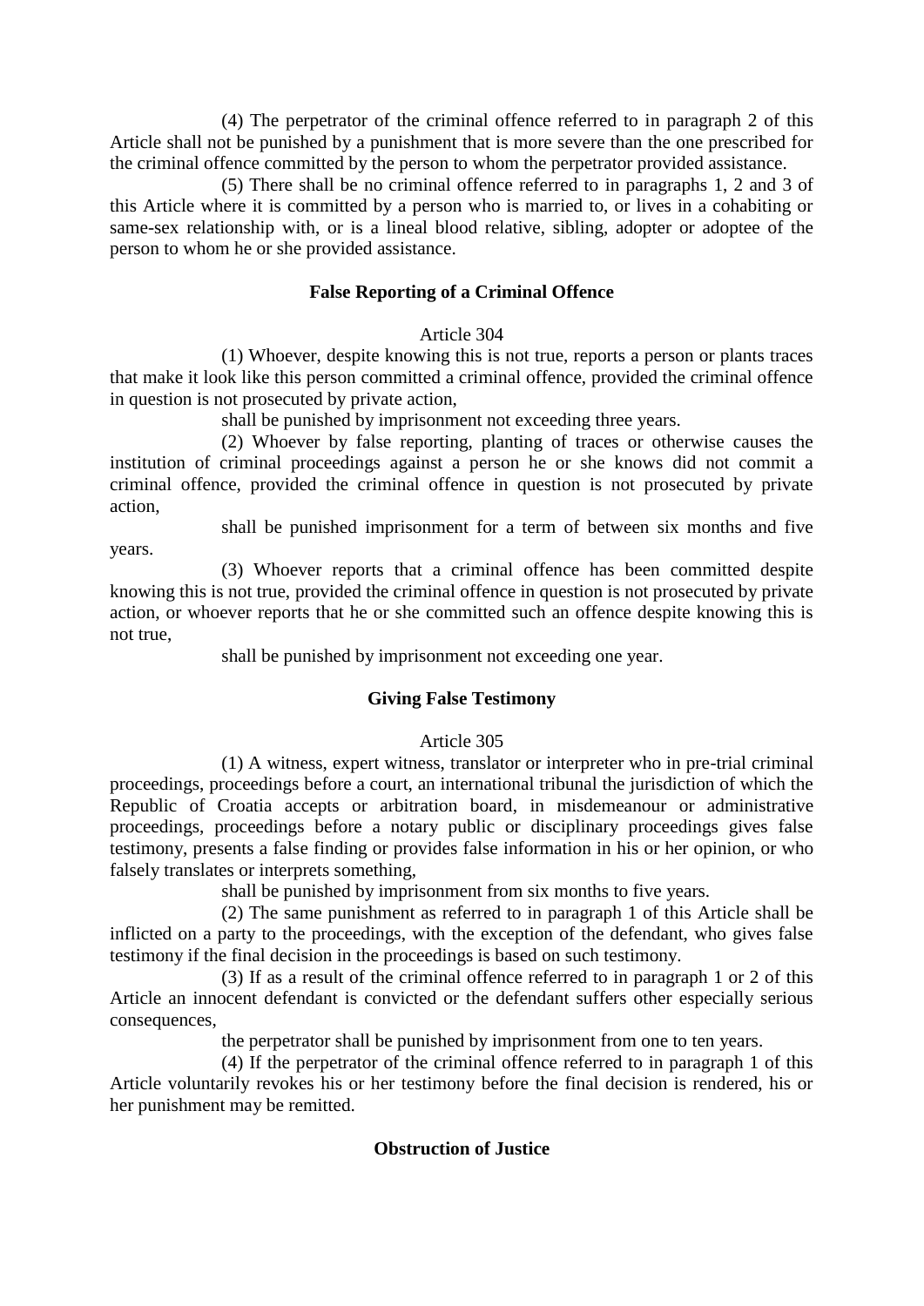(4) The perpetrator of the criminal offence referred to in paragraph 2 of this Article shall not be punished by a punishment that is more severe than the one prescribed for the criminal offence committed by the person to whom the perpetrator provided assistance.

(5) There shall be no criminal offence referred to in paragraphs 1, 2 and 3 of this Article where it is committed by a person who is married to, or lives in a cohabiting or same-sex relationship with, or is a lineal blood relative, sibling, adopter or adoptee of the person to whom he or she provided assistance.

**False Reporting of a Criminal Offence**

Article 304

(1) Whoever, despite knowing this is not true, reports a person or plants traces that make it look like this person committed a criminal offence, provided the criminal offence in question is not prosecuted by private action,

shall be punished by imprisonment not exceeding three years.

(2) Whoever by false reporting, planting of traces or otherwise causes the institution of criminal proceedings against a person he or she knows did not commit a criminal offence, provided the criminal offence in question is not prosecuted by private action,

shall be punished imprisonment for a term of between six months and five years.

(3) Whoever reports that a criminal offence has been committed despite knowing this is not true, provided the criminal offence in question is not prosecuted by private action, or whoever reports that he or she committed such an offence despite knowing this is not true,

shall be punished by imprisonment not exceeding one year.

**Giving False Testimony**

Article 305

(1) A witness, expert witness, translator or interpreter who in pre-trial criminal proceedings, proceedings before a court, an international tribunal the jurisdiction of which the Republic of Croatia accepts or arbitration board, in misdemeanour or administrative proceedings, proceedings before a notary public or disciplinary proceedings gives false testimony, presents a false finding or provides false information in his or her opinion, or who falsely translates or interprets something,

shall be punished by imprisonment from six months to five years.

(2) The same punishment as referred to in paragraph 1 of this Article shall be inflicted on a party to the proceedings, with the exception of the defendant, who gives false testimony if the final decision in the proceedings is based on such testimony.

(3) If as a result of the criminal offence referred to in paragraph 1 or 2 of this Article an innocent defendant is convicted or the defendant suffers other especially serious consequences,

the perpetrator shall be punished by imprisonment from one to ten years.

(4) If the perpetrator of the criminal offence referred to in paragraph 1 of this Article voluntarily revokes his or her testimony before the final decision is rendered, his or her punishment may be remitted.

**Obstruction of Justice**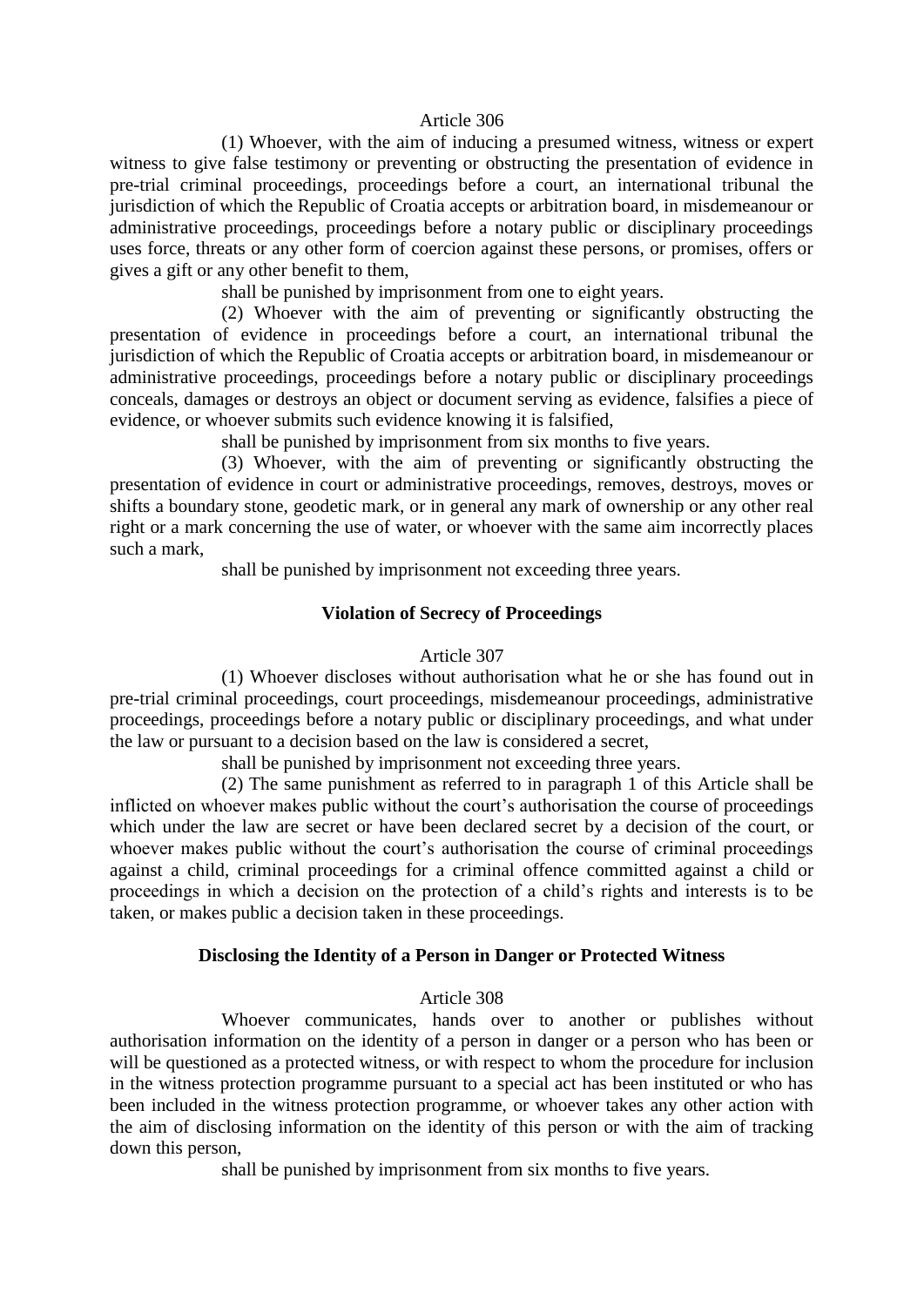Article 306

(1) Whoever, with the aim of inducing a presumed witness, witness or expert witness to give false testimony or preventing or obstructing the presentation of evidence in pre-trial criminal proceedings, proceedings before a court, an international tribunal the jurisdiction of which the Republic of Croatia accepts or arbitration board, in misdemeanour or administrative proceedings, proceedings before a notary public or disciplinary proceedings uses force, threats or any other form of coercion against these persons, or promises, offers or gives a gift or any other benefit to them,

shall be punished by imprisonment from one to eight years.

(2) Whoever with the aim of preventing or significantly obstructing the presentation of evidence in proceedings before a court, an international tribunal the jurisdiction of which the Republic of Croatia accepts or arbitration board, in misdemeanour or administrative proceedings, proceedings before a notary public or disciplinary proceedings conceals, damages or destroys an object or document serving as evidence, falsifies a piece of evidence, or whoever submits such evidence knowing it is falsified,

shall be punished by imprisonment from six months to five years.

(3) Whoever, with the aim of preventing or significantly obstructing the presentation of evidence in court or administrative proceedings, removes, destroys, moves or shifts a boundary stone, geodetic mark, or in general any mark of ownership or any other real right or a mark concerning the use of water, or whoever with the same aim incorrectly places such a mark,

shall be punished by imprisonment not exceeding three years.

### Violation of Secrecy of Proceedings

Article 307

(1) Whoever discloses without authorisation what he or she has found out in pre-trial criminal proceedings, court proceedings, misdemeanour proceedings, administrative proceedings, proceedings before a notary public or disciplinary proceedings, and what under the law or pursuant to a decision based on the law is considered a secret,

shall be punished by imprisonment not exceeding three years.

(2) The same punishment as referred to in paragraph 1 of this Article shall be inflicted on whoever makes public without the court's authorisation the course of proceedings which under the law are secret or have been declared secret by a decision of the court, or whoever makes public without the court's authorisation the course of criminal proceedings against a child, criminal proceedings for a criminal offence committed against a child or proceedings in which a decision on the protection of a child's rights and interests is to be taken, or makes public a decision taken in these proceedings.

### Disclosing the Identity of a Person in Danger or Protected Witness

Article 308

Whoever communicates, hands over to another or publishes without authorisation information on the identity of a person in danger or a person who has been or will be questioned as a protected witness, or with respect to whom the procedure for inclusion in the witness protection programme pursuant to a special act has been instituted or who has been included in the witness protection programme, or whoever takes any other action with the aim of disclosing information on the identity of this person or with the aim of tracking down this person,

shall be punished by imprisonment from six months to five years.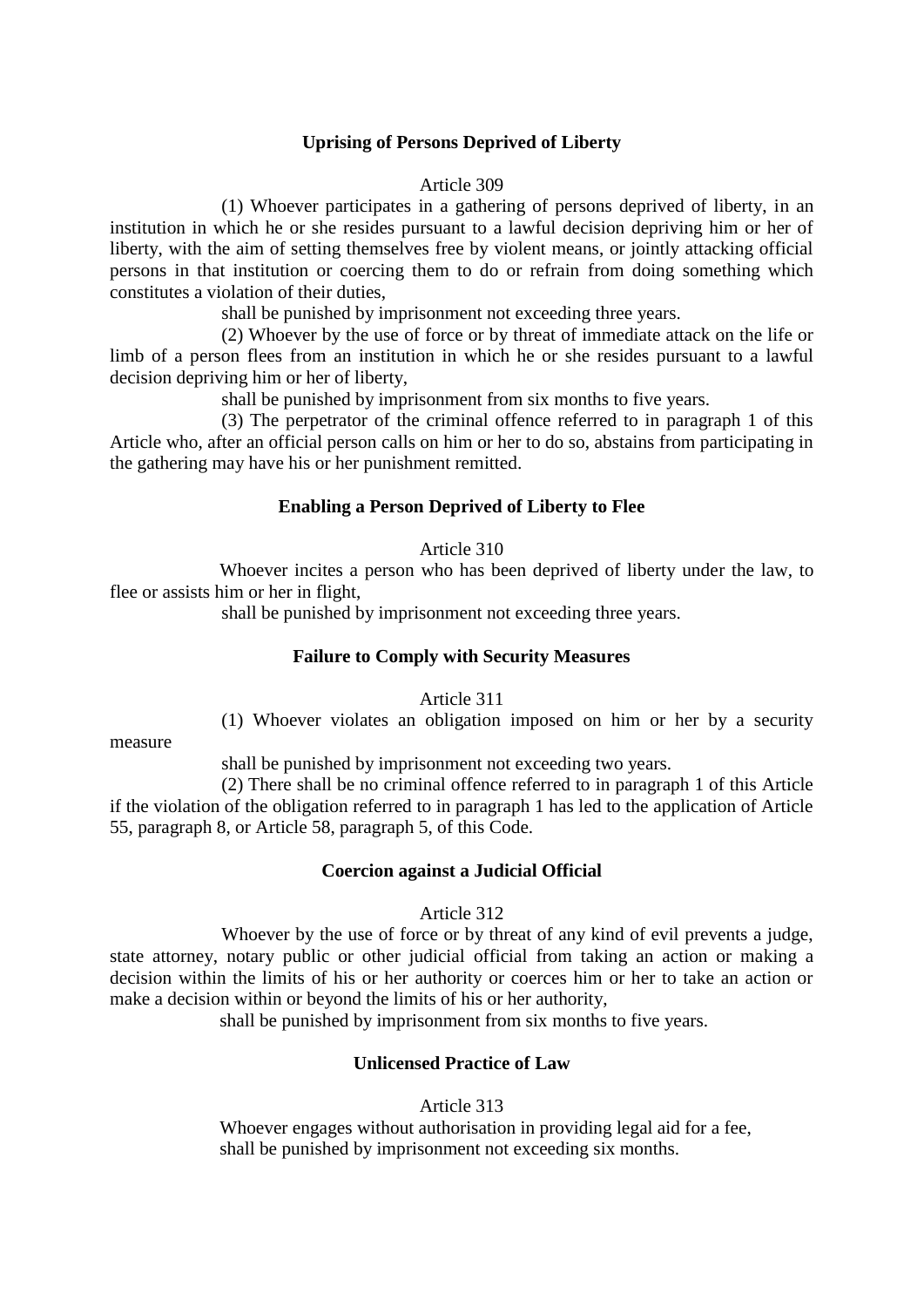### Uprising of Persons Deprived of Liberty

Article 309

(1) Whoever participates in a gathering of persons deprived of liberty, in an institution in which he or she resides pursuant to a lawful decision depriving him or her of liberty, with the aim of setting themselves free by violent means, or jointly attacking official persons in that institution or coercing them to do or refrain from doing something which constitutes a violation of their duties,

shall be punished by imprisonment not exceeding three years.

(2) Whoever by the use of force or by threat of immediate attack on the life or limb of a person flees from an institution in which he or she resides pursuant to a lawful decision depriving him or her of liberty,

shall be punished by imprisonment from six months to five years.

(3) The perpetrator of the criminal offence referred to in paragraph 1 of this Article who, after an official person calls on him or her to do so, abstains from participating in the gathering may have his or her punishment remitted.

### Enabling a Person Deprived of Liberty to Flee

Article 310

Whoever incites a person who has been deprived of liberty under the law, to flee or assists him or her in flight,

shall be punished by imprisonment not exceeding three years.

### Failure to Comply with Security Measures

Article 311

(1) Whoever violates an obligation imposed on him or her by a security measure

shall be punished by imprisonment not exceeding two years.

(2) There shall be no criminal offence referred to in paragraph 1 of this Article if the violation of the obligation referred to in paragraph 1 has led to the application of Article 55, paragraph 8, or Article 58, paragraph 5, of this Code.

### Coercion against a Judicial Official

Article 312

Whoever by the use of force or by threat of any kind of evil prevents a judge, state attorney, notary public or other judicial official from taking an action or making a decision within the limits of his or her authority or coerces him or her to take an action or make a decision within or beyond the limits of his or her authority,

shall be punished by imprisonment from six months to five years.

### Unlicensed Practice of Law

Article 313

Whoever engages without authorisation in providing legal aid for a fee,

shall be punished by imprisonment not exceeding six months.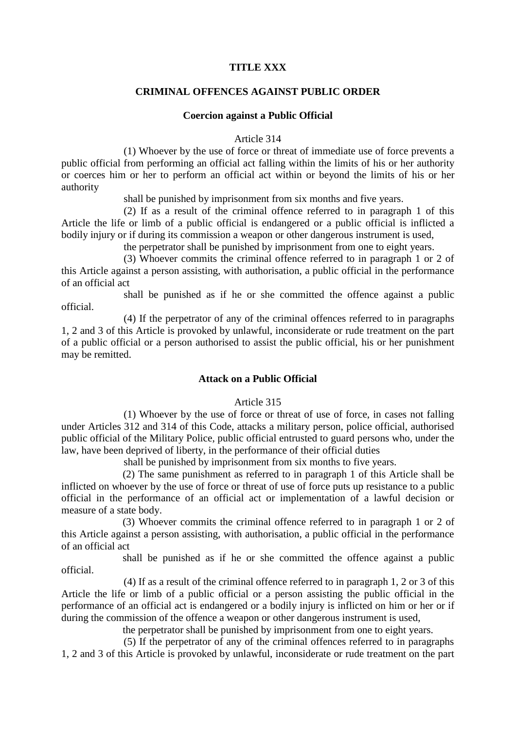## TITLE XXX

## CRIMINAL OFFENCES AGAINST PUBLIC ORDER

### Coercion against a Public Official

Article 314

(1) Whoever by the use of force or threat of immediate use of force prevents a public official from performing an official act falling within the limits of his or her authority or coerces him or her to perform an official act within or beyond the limits of his or her authority

shall be punished by imprisonment from six months and five years.

(2) If as a result of the criminal offence referred to in paragraph 1 of this Article the life or limb of a public official is endangered or a public official is inflicted a bodily injury or if during its commission a weapon or other dangerous instrument is used,

the perpetrator shall be punished by imprisonment from one to eight years.

(3) Whoever commits the criminal offence referred to in paragraph 1 or 2 of this Article against a person assisting, with authorisation, a public official in the performance of an official act

shall be punished as if he or she committed the offence against a public official.

(4) If the perpetrator of any of the criminal offences referred to in paragraphs 1, 2 and 3 of this Article is provoked by unlawful, inconsiderate or rude treatment on the part of a public official or a person authorised to assist the public official, his or her punishment may be remitted.

### Attack on a Public Official

Article 315

(1) Whoever by the use of force or threat of use of force, in cases not falling under Articles 312 and 314 of this Code, attacks a military person, police official, authorised public official of the Military Police, public official entrusted to guard persons who, under the law, have been deprived of liberty, in the performance of their official duties

shall be punished by imprisonment from six months to five years.

(2) The same punishment as referred to in paragraph 1 of this Article shall be inflicted on whoever by the use of force or threat of use of force puts up resistance to a public official in the performance of an official act or implementation of a lawful decision or measure of a state body.

(3) Whoever commits the criminal offence referred to in paragraph 1 or 2 of this Article against a person assisting, with authorisation, a public official in the performance of an official act

shall be punished as if he or she committed the offence against a public official.

(4) If as a result of the criminal offence referred to in paragraph 1, 2 or 3 of this Article the life or limb of a public official or a person assisting the public official in the performance of an official act is endangered or a bodily injury is inflicted on him or her or if during the commission of the offence a weapon or other dangerous instrument is used,

the perpetrator shall be punished by imprisonment from one to eight years.

(5) If the perpetrator of any of the criminal offences referred to in paragraphs 1, 2 and 3 of this Article is provoked by unlawful, inconsiderate or rude treatment on the part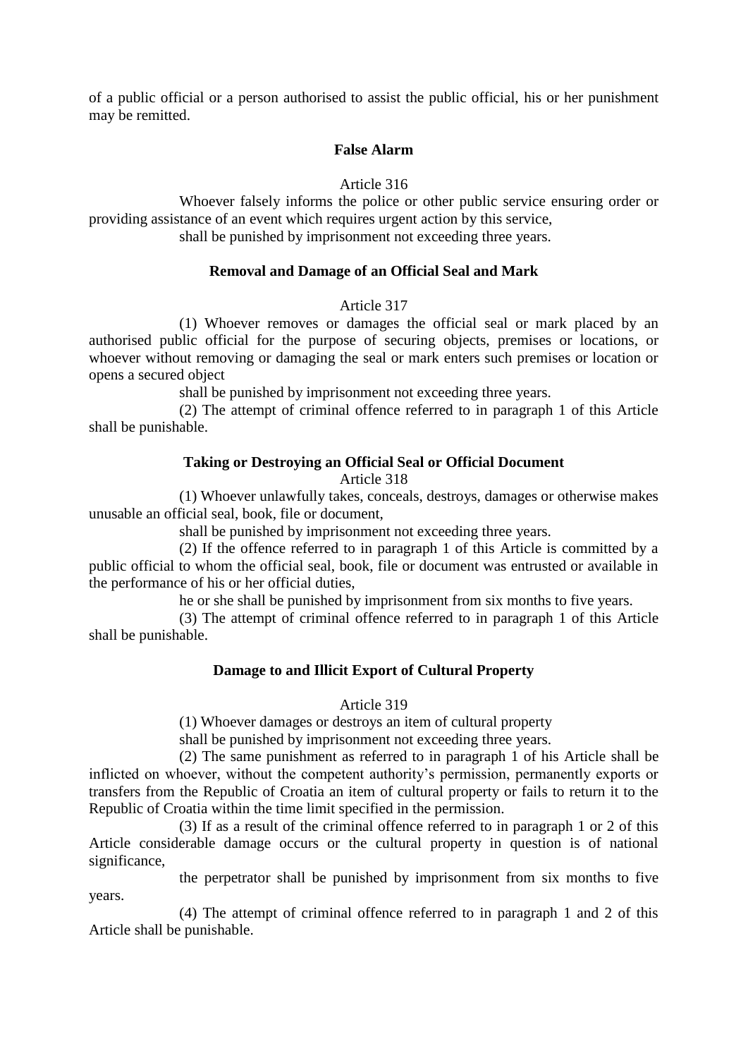of a public official or a person authorised to assist the public official, his or her punishment may be remitted.

### False Alarm

Article 316

Whoever falsely informs the police or other public service ensuring order or providing assistance of an event which requires urgent action by this service,

shall be punished by imprisonment not exceeding three years.

### Removal and Damage of an Official Seal and Mark

Article 317

(1) Whoever removes or damages the official seal or mark placed by an authorised public official for the purpose of securing objects, premises or locations, or whoever without removing or damaging the seal or mark enters such premises or location or opens a secured object

shall be punished by imprisonment not exceeding three years.

(2) The attempt of criminal offence referred to in paragraph 1 of this Article shall be punishable.

### Taking or Destroying an Official Seal or Official Document

Article 318

(1) Whoever unlawfully takes, conceals, destroys, damages or otherwise makes unusable an official seal, book, file or document,

shall be punished by imprisonment not exceeding three years.

(2) If the offence referred to in paragraph 1 of this Article is committed by a public official to whom the official seal, book, file or document was entrusted or available in the performance of his or her official duties,

he or she shall be punished by imprisonment from six months to five years.

(3) The attempt of criminal offence referred to in paragraph 1 of this Article shall be punishable.

### Damage to and Illicit Export of Cultural Property

Article 319

(1) Whoever damages or destroys an item of cultural property

shall be punished by imprisonment not exceeding three years.

(2) The same punishment as referred to in paragraph 1 of his Article shall be inflicted on whoever, without the competent authority's permission, permanently exports or transfers from the Republic of Croatia an item of cultural property or fails to return it to the Republic of Croatia within the time limit specified in the permission.

(3) If as a result of the criminal offence referred to in paragraph 1 or 2 of this Article considerable damage occurs or the cultural property in question is of national significance,

the perpetrator shall be punished by imprisonment from six months to five years.

(4) The attempt of criminal offence referred to in paragraph 1 and 2 of this Article shall be punishable.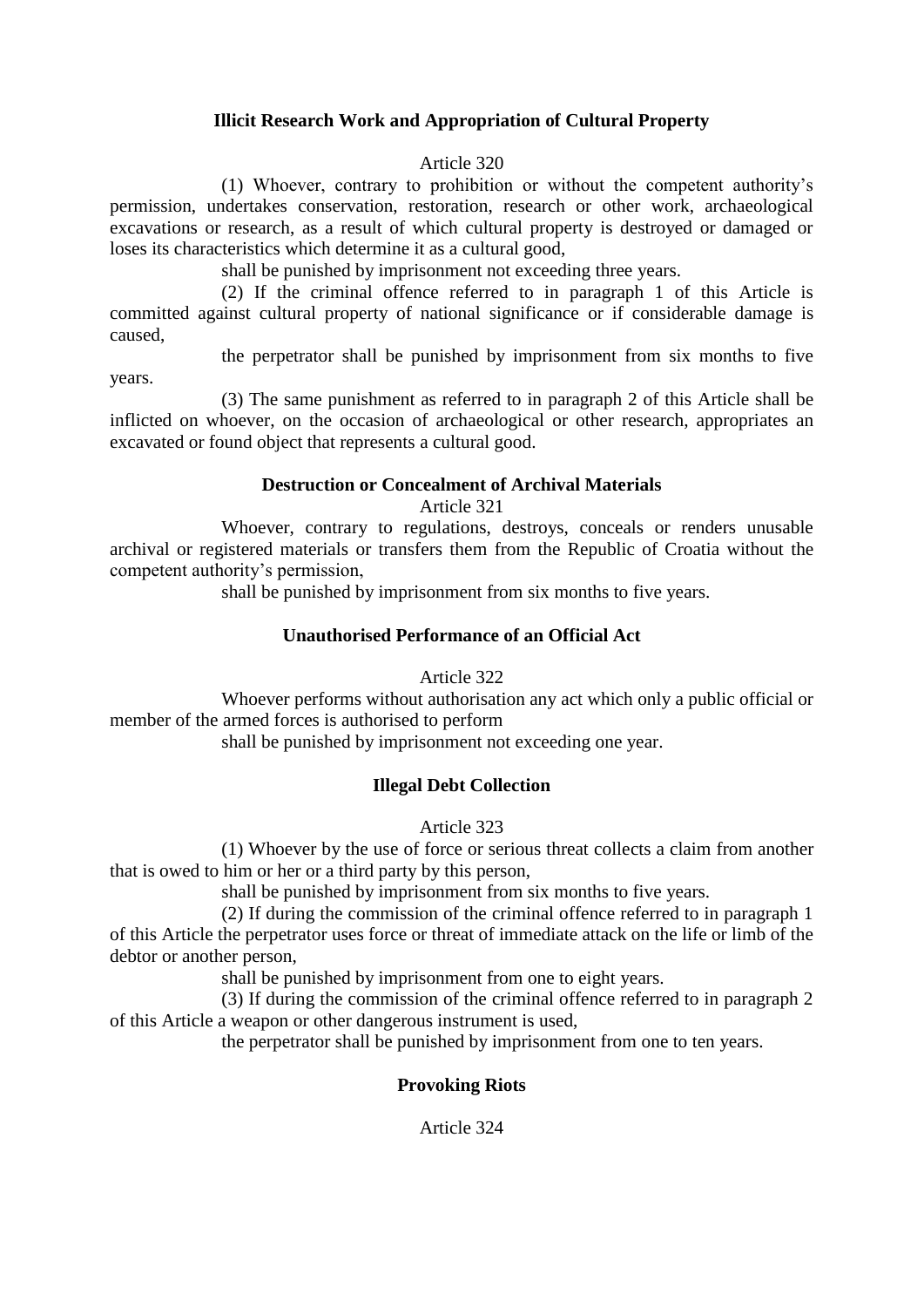### Illicit Research Work and Appropriation of Cultural Property

Article 320

(1) Whoever, contrary to prohibition or without the competent authority's permission, undertakes conservation, restoration, research or other work, archaeological excavations or research, as a result of which cultural property is destroyed or damaged or loses its characteristics which determine it as a cultural good,

shall be punished by imprisonment not exceeding three years.

(2) If the criminal offence referred to in paragraph 1 of this Article is committed against cultural property of national significance or if considerable damage is caused,

the perpetrator shall be punished by imprisonment from six months to five years.

(3) The same punishment as referred to in paragraph 2 of this Article shall be inflicted on whoever, on the occasion of archaeological or other research, appropriates an excavated or found object that represents a cultural good.

### Destruction or Concealment of Archival Materials

Article 321

Whoever, contrary to regulations, destroys, conceals or renders unusable archival or registered materials or transfers them from the Republic of Croatia without the competent authority's permission,

shall be punished by imprisonment from six months to five years.

### Unauthorised Performance of an Official Act

Article 322

Whoever performs without authorisation any act which only a public official or member of the armed forces is authorised to perform

shall be punished by imprisonment not exceeding one year.

### Illegal Debt Collection

Article 323

(1) Whoever by the use of force or serious threat collects a claim from another that is owed to him or her or a third party by this person,

shall be punished by imprisonment from six months to five years.

(2) If during the commission of the criminal offence referred to in paragraph 1 of this Article the perpetrator uses force or threat of immediate attack on the life or limb of the debtor or another person,

shall be punished by imprisonment from one to eight years.

(3) If during the commission of the criminal offence referred to in paragraph 2 of this Article a weapon or other dangerous instrument is used,

the perpetrator shall be punished by imprisonment from one to ten years.

### Provoking Riots

Article 324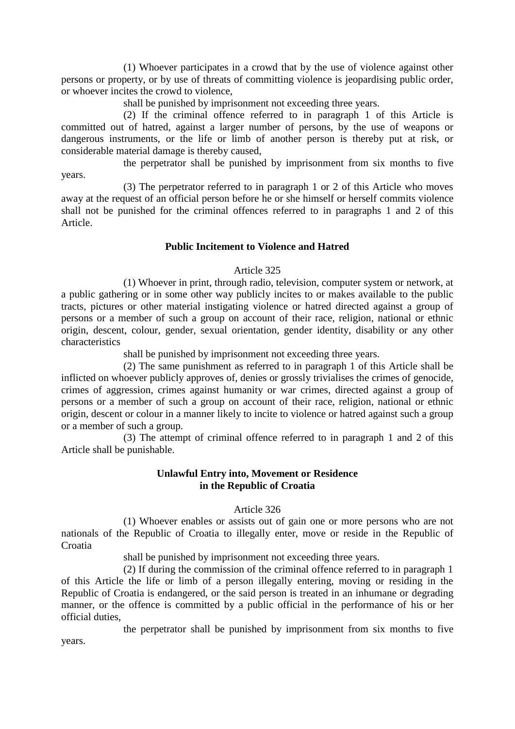(1) Whoever participates in a crowd that by the use of violence against other persons or property, or by use of threats of committing violence is jeopardising public order, or whoever incites the crowd to violence,

shall be punished by imprisonment not exceeding three years.

(2) If the criminal offence referred to in paragraph 1 of this Article is committed out of hatred, against a larger number of persons, by the use of weapons or dangerous instruments, or the life or limb of another person is thereby put at risk, or considerable material damage is thereby caused,

the perpetrator shall be punished by imprisonment from six months to five years.

(3) The perpetrator referred to in paragraph 1 or 2 of this Article who moves away at the request of an official person before he or she himself or herself commits violence shall not be punished for the criminal offences referred to in paragraphs 1 and 2 of this Article.

### Public Incitement to Violence and Hatred

Article 325

(1) Whoever in print, through radio, television, computer system or network, at a public gathering or in some other way publicly incites to or makes available to the public tracts, pictures or other material instigating violence or hatred directed against a group of persons or a member of such a group on account of their race, religion, national or ethnic origin, descent, colour, gender, sexual orientation, gender identity, disability or any other characteristics

shall be punished by imprisonment not exceeding three years.

(2) The same punishment as referred to in paragraph 1 of this Article shall be inflicted on whoever publicly approves of, denies or grossly trivialises the crimes of genocide, crimes of aggression, crimes against humanity or war crimes, directed against a group of persons or a member of such a group on account of their race, religion, national or ethnic origin, descent or colour in a manner likely to incite to violence or hatred against such a group or a member of such a group.

(3) The attempt of criminal offence referred to in paragraph 1 and 2 of this Article shall be punishable.

### Unlawful Entry into, Movement or Residence in the Republic of Croatia

Article 326

(1) Whoever enables or assists out of gain one or more persons who are not nationals of the Republic of Croatia to illegally enter, move or reside in the Republic of Croatia

shall be punished by imprisonment not exceeding three years.

(2) If during the commission of the criminal offence referred to in paragraph 1 of this Article the life or limb of a person illegally entering, moving or residing in the Republic of Croatia is endangered, or the said person is treated in an inhumane or degrading manner, or the offence is committed by a public official in the performance of his or her official duties,

the perpetrator shall be punished by imprisonment from six months to five years.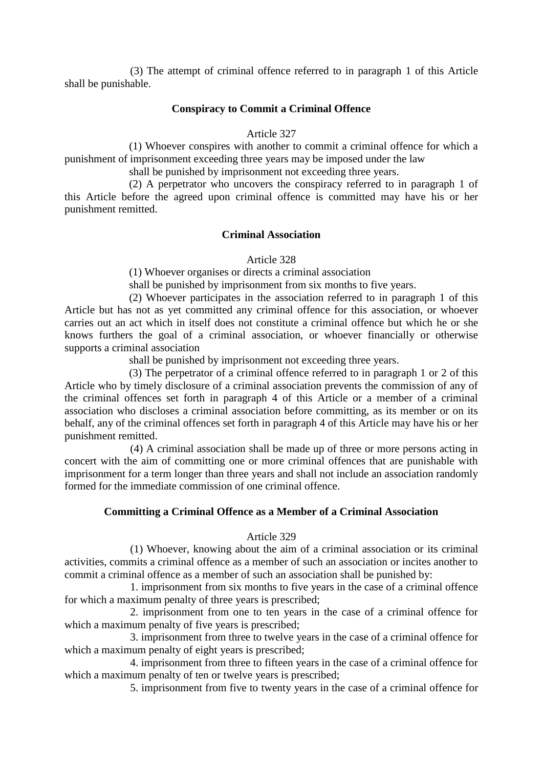(3) The attempt of criminal offence referred to in paragraph 1 of this Article shall be punishable.

**Conspiracy to Commit a Criminal Offence**

Article 327

(1) Whoever conspires with another to commit a criminal offence for which a punishment of imprisonment exceeding three years may be imposed under the law

shall be punished by imprisonment not exceeding three years.

(2) A perpetrator who uncovers the conspiracy referred to in paragraph 1 of this Article before the agreed upon criminal offence is committed may have his or her punishment remitted.

**Criminal Association**

Article 328

(1) Whoever organises or directs a criminal association

shall be punished by imprisonment from six months to five years.

(2) Whoever participates in the association referred to in paragraph 1 of this Article but has not as yet committed any criminal offence for this association, or whoever carries out an act which in itself does not constitute a criminal offence but which he or she knows furthers the goal of a criminal association, or whoever financially or otherwise supports a criminal association

shall be punished by imprisonment not exceeding three years.

(3) The perpetrator of a criminal offence referred to in paragraph 1 or 2 of this Article who by timely disclosure of a criminal association prevents the commission of any of the criminal offences set forth in paragraph 4 of this Article or a member of a criminal association who discloses a criminal association before committing, as its member or on its behalf, any of the criminal offences set forth in paragraph 4 of this Article may have his or her punishment remitted.

(4) A criminal association shall be made up of three or more persons acting in concert with the aim of committing one or more criminal offences that are punishable with imprisonment for a term longer than three years and shall not include an association randomly formed for the immediate commission of one criminal offence.

**Committing a Criminal Offence as a Member of a Criminal Association**

Article 329

(1) Whoever, knowing about the aim of a criminal association or its criminal activities, commits a criminal offence as a member of such an association or incites another to commit a criminal offence as a member of such an association shall be punished by:

1. imprisonment from six months to five years in the case of a criminal offence for which a maximum penalty of three years is prescribed;

2. imprisonment from one to ten years in the case of a criminal offence for which a maximum penalty of five years is prescribed;

3. imprisonment from three to twelve years in the case of a criminal offence for which a maximum penalty of eight years is prescribed;

4. imprisonment from three to fifteen years in the case of a criminal offence for which a maximum penalty of ten or twelve years is prescribed;

5. imprisonment from five to twenty years in the case of a criminal offence for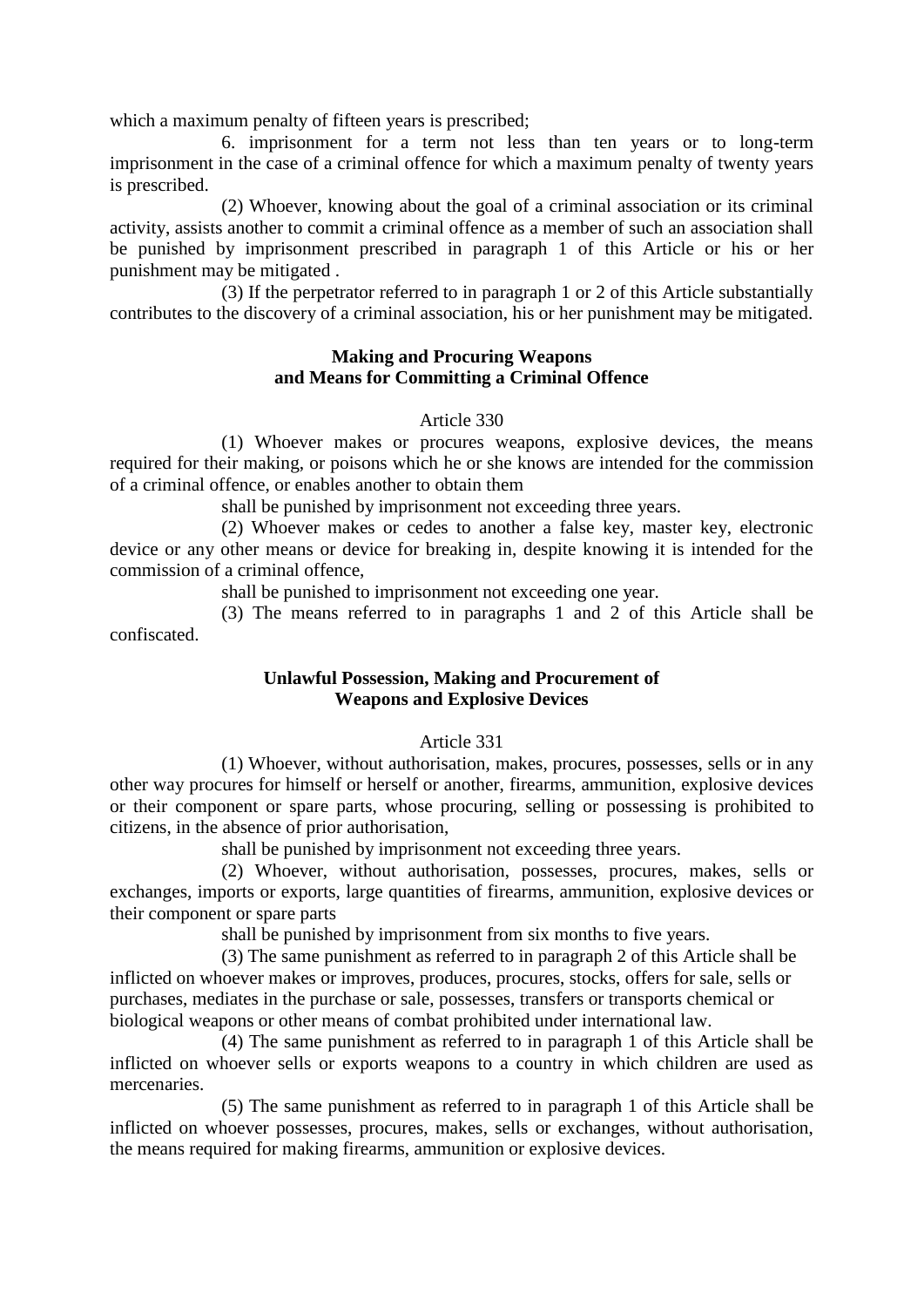which a maximum penalty of fifteen years is prescribed;

6. imprisonment for a term not less than ten years or to long-term imprisonment in the case of a criminal offence for which a maximum penalty of twenty years is prescribed.

(2) Whoever, knowing about the goal of a criminal association or its criminal activity, assists another to commit a criminal offence as a member of such an association shall be punished by imprisonment prescribed in paragraph 1 of this Article or his or her punishment may be mitigated .

(3) If the perpetrator referred to in paragraph 1 or 2 of this Article substantially contributes to the discovery of a criminal association, his or her punishment may be mitigated.

**Making and Procuring Weapons and Means for Committing a Criminal Offence**

Article 330

(1) Whoever makes or procures weapons, explosive devices, the means required for their making, or poisons which he or she knows are intended for the commission of a criminal offence, or enables another to obtain them

shall be punished by imprisonment not exceeding three years.

(2) Whoever makes or cedes to another a false key, master key, electronic device or any other means or device for breaking in, despite knowing it is intended for the commission of a criminal offence,

shall be punished to imprisonment not exceeding one year.

(3) The means referred to in paragraphs 1 and 2 of this Article shall be confiscated.

**Unlawful Possession, Making and Procurement of Weapons and Explosive Devices**

Article 331

(1) Whoever, without authorisation, makes, procures, possesses, sells or in any other way procures for himself or herself or another, firearms, ammunition, explosive devices or their component or spare parts, whose procuring, selling or possessing is prohibited to citizens, in the absence of prior authorisation,

shall be punished by imprisonment not exceeding three years.

(2) Whoever, without authorisation, possesses, procures, makes, sells or exchanges, imports or exports, large quantities of firearms, ammunition, explosive devices or their component or spare parts

shall be punished by imprisonment from six months to five years.

(3) The same punishment as referred to in paragraph 2 of this Article shall be inflicted on whoever makes or improves, produces, procures, stocks, offers for sale, sells or purchases, mediates in the purchase or sale, possesses, transfers or transports chemical or biological weapons or other means of combat prohibited under international law.

(4) The same punishment as referred to in paragraph 1 of this Article shall be inflicted on whoever sells or exports weapons to a country in which children are used as mercenaries.

(5) The same punishment as referred to in paragraph 1 of this Article shall be inflicted on whoever possesses, procures, makes, sells or exchanges, without authorisation, the means required for making firearms, ammunition or explosive devices.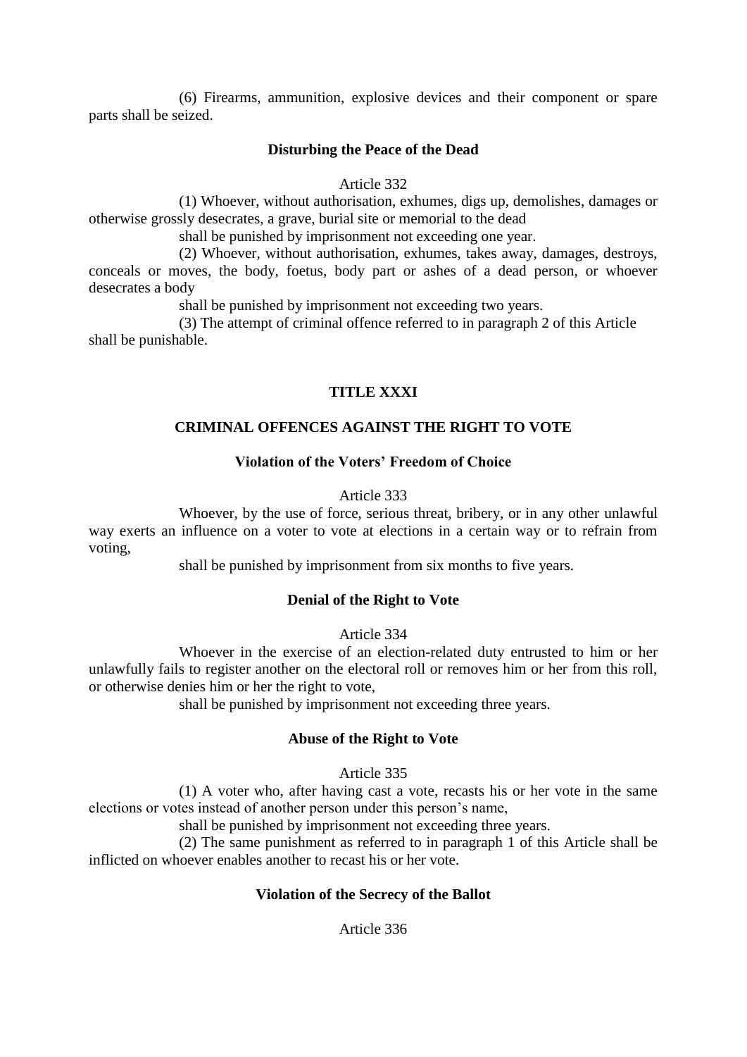(6) Firearms, ammunition, explosive devices and their component or spare parts shall be seized.

### Disturbing the Peace of the Dead

Article 332

(1) Whoever, without authorisation, exhumes, digs up, demolishes, damages or otherwise grossly desecrates, a grave, burial site or memorial to the dead

shall be punished by imprisonment not exceeding one year.

(2) Whoever, without authorisation, exhumes, takes away, damages, destroys, conceals or moves, the body, foetus, body part or ashes of a dead person, or whoever desecrates a body

shall be punished by imprisonment not exceeding two years.

(3) The attempt of criminal offence referred to in paragraph 2 of this Article shall be punishable.

## TITLE XXXI

## CRIMINAL OFFENCES AGAINST THE RIGHT TO VOTE

### Violation of the Voters' Freedom of Choice

Article 333

Whoever, by the use of force, serious threat, bribery, or in any other unlawful way exerts an influence on a voter to vote at elections in a certain way or to refrain from voting,

shall be punished by imprisonment from six months to five years.

### Denial of the Right to Vote

Article 334

Whoever in the exercise of an election-related duty entrusted to him or her unlawfully fails to register another on the electoral roll or removes him or her from this roll, or otherwise denies him or her the right to vote,

shall be punished by imprisonment not exceeding three years.

### Abuse of the Right to Vote

Article 335

(1) A voter who, after having cast a vote, recasts his or her vote in the same elections or votes instead of another person under this person's name,

shall be punished by imprisonment not exceeding three years.

(2) The same punishment as referred to in paragraph 1 of this Article shall be inflicted on whoever enables another to recast his or her vote.

### Violation of the Secrecy of the Ballot

Article 336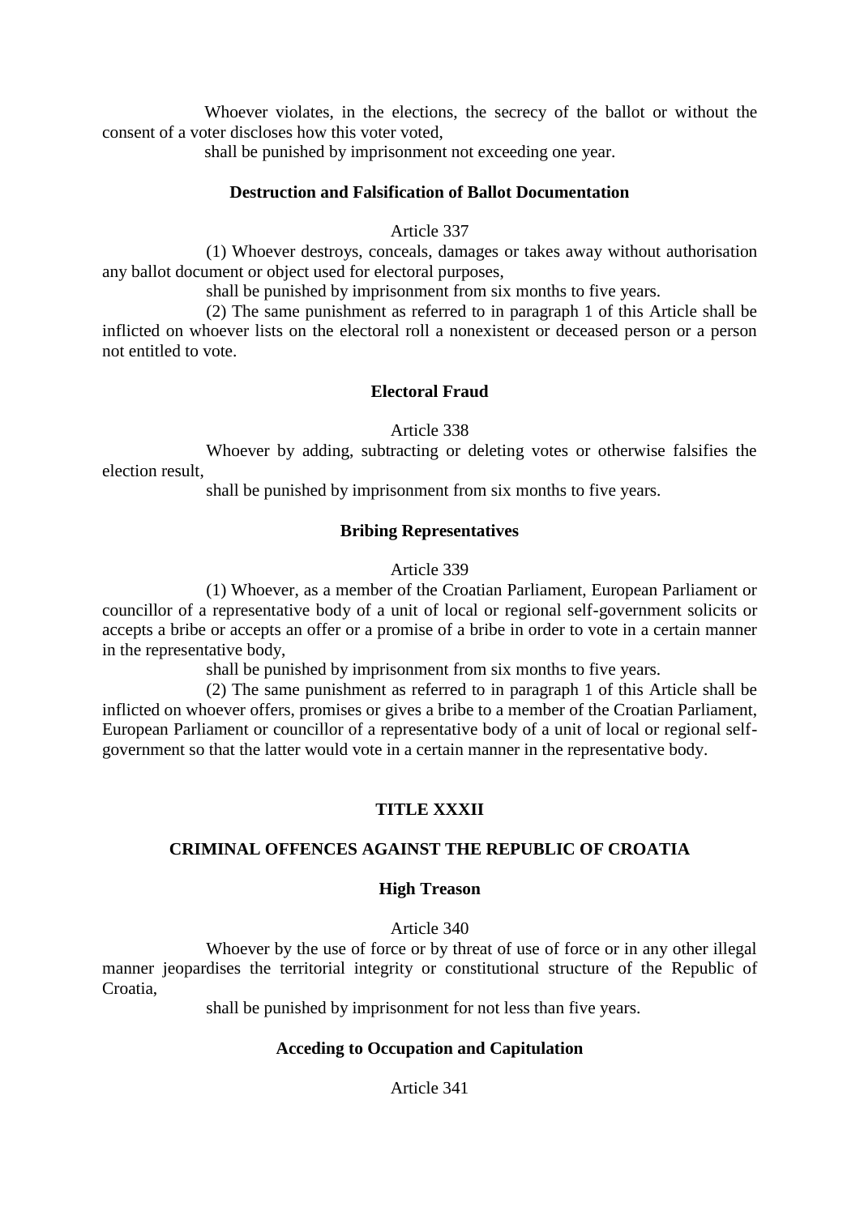Whoever violates, in the elections, the secrecy of the ballot or without the consent of a voter discloses how this voter voted,

shall be punished by imprisonment not exceeding one year.

**Destruction and Falsification of Ballot Documentation**

Article 337

(1) Whoever destroys, conceals, damages or takes away without authorisation any ballot document or object used for electoral purposes,

shall be punished by imprisonment from six months to five years.

(2) The same punishment as referred to in paragraph 1 of this Article shall be inflicted on whoever lists on the electoral roll a nonexistent or deceased person or a person not entitled to vote.

**Electoral Fraud**

Article 338

Whoever by adding, subtracting or deleting votes or otherwise falsifies the election result,

shall be punished by imprisonment from six months to five years.

**Bribing Representatives**

Article 339

(1) Whoever, as a member of the Croatian Parliament, European Parliament or councillor of a representative body of a unit of local or regional self-government solicits or accepts a bribe or accepts an offer or a promise of a bribe in order to vote in a certain manner in the representative body,

shall be punished by imprisonment from six months to five years.

(2) The same punishment as referred to in paragraph 1 of this Article shall be inflicted on whoever offers, promises or gives a bribe to a member of the Croatian Parliament, European Parliament or councillor of a representative body of a unit of local or regional self-government so that the latter would vote in a certain manner in the representative body.

## TITLE XXXII

## CRIMINAL OFFENCES AGAINST THE REPUBLIC OF CROATIA

**High Treason**

Article 340

Whoever by the use of force or by threat of use of force or in any other illegal manner jeopardises the territorial integrity or constitutional structure of the Republic of Croatia,

shall be punished by imprisonment for not less than five years.

**Acceding to Occupation and Capitulation**

Article 341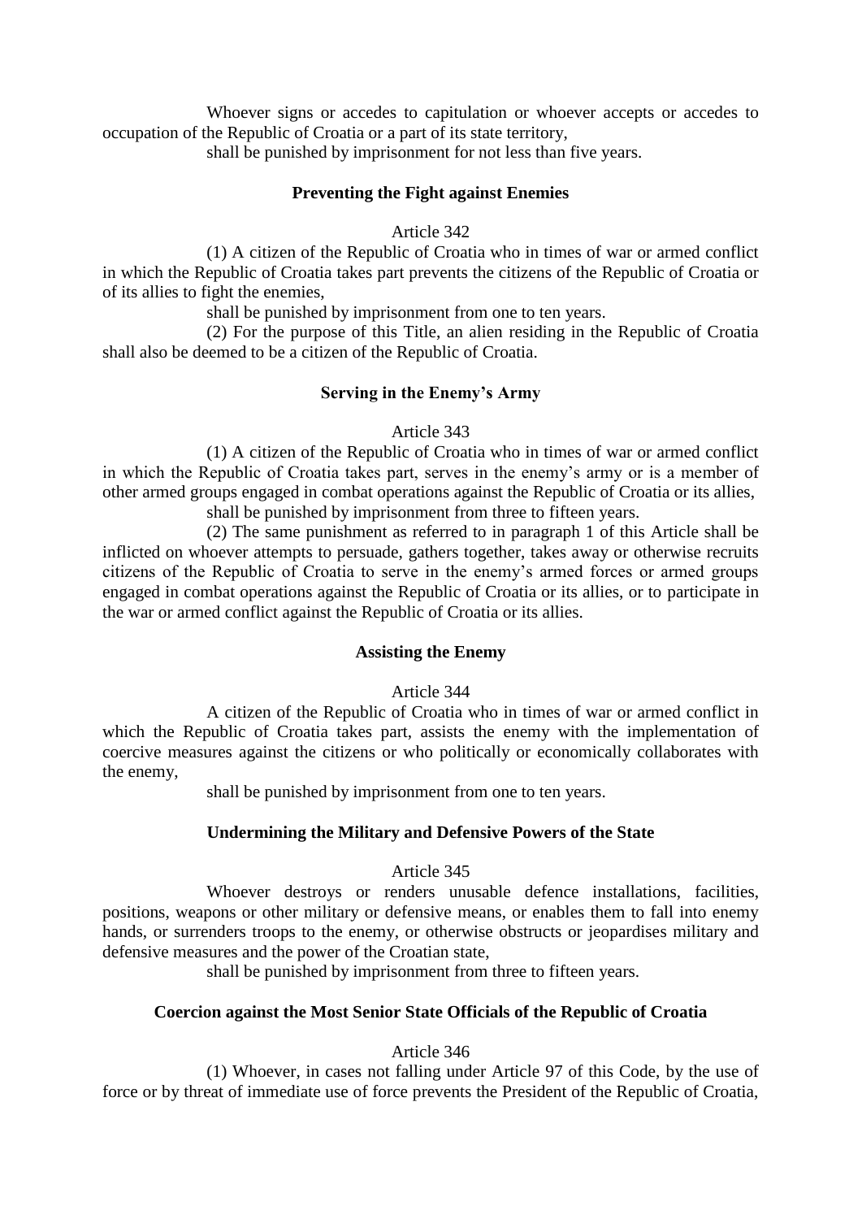Whoever signs or accedes to capitulation or whoever accepts or accedes to occupation of the Republic of Croatia or a part of its state territory,

shall be punished by imprisonment for not less than five years.

**Preventing the Fight against Enemies**

Article 342

(1) A citizen of the Republic of Croatia who in times of war or armed conflict in which the Republic of Croatia takes part prevents the citizens of the Republic of Croatia or of its allies to fight the enemies,

shall be punished by imprisonment from one to ten years.

(2) For the purpose of this Title, an alien residing in the Republic of Croatia shall also be deemed to be a citizen of the Republic of Croatia.

**Serving in the Enemy's Army**

Article 343

(1) A citizen of the Republic of Croatia who in times of war or armed conflict in which the Republic of Croatia takes part, serves in the enemy's army or is a member of other armed groups engaged in combat operations against the Republic of Croatia or its allies,

shall be punished by imprisonment from three to fifteen years.

(2) The same punishment as referred to in paragraph 1 of this Article shall be inflicted on whoever attempts to persuade, gathers together, takes away or otherwise recruits citizens of the Republic of Croatia to serve in the enemy's armed forces or armed groups engaged in combat operations against the Republic of Croatia or its allies, or to participate in the war or armed conflict against the Republic of Croatia or its allies.

**Assisting the Enemy**

Article 344

A citizen of the Republic of Croatia who in times of war or armed conflict in which the Republic of Croatia takes part, assists the enemy with the implementation of coercive measures against the citizens or who politically or economically collaborates with the enemy,

shall be punished by imprisonment from one to ten years.

**Undermining the Military and Defensive Powers of the State**

Article 345

Whoever destroys or renders unusable defence installations, facilities, positions, weapons or other military or defensive means, or enables them to fall into enemy hands, or surrenders troops to the enemy, or otherwise obstructs or jeopardises military and defensive measures and the power of the Croatian state,

shall be punished by imprisonment from three to fifteen years.

**Coercion against the Most Senior State Officials of the Republic of Croatia**

Article 346

(1) Whoever, in cases not falling under Article 97 of this Code, by the use of force or by threat of immediate use of force prevents the President of the Republic of Croatia,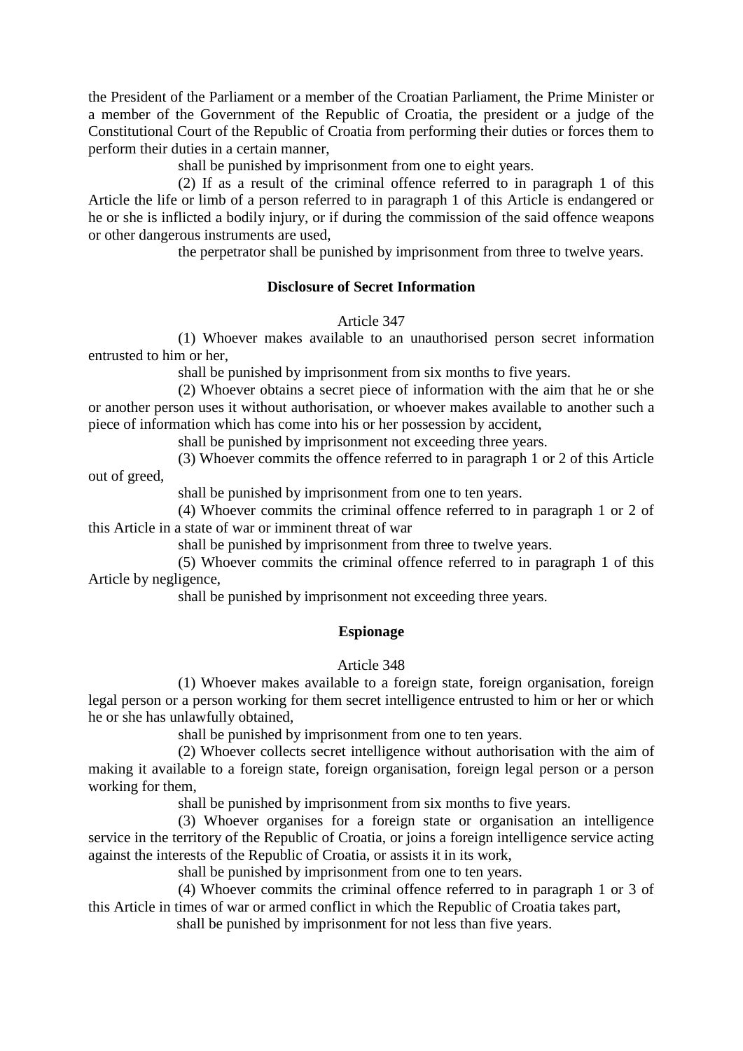the President of the Parliament or a member of the Croatian Parliament, the Prime Minister or a member of the Government of the Republic of Croatia, the president or a judge of the Constitutional Court of the Republic of Croatia from performing their duties or forces them to perform their duties in a certain manner,

shall be punished by imprisonment from one to eight years.

(2) If as a result of the criminal offence referred to in paragraph 1 of this Article the life or limb of a person referred to in paragraph 1 of this Article is endangered or he or she is inflicted a bodily injury, or if during the commission of the said offence weapons or other dangerous instruments are used,

the perpetrator shall be punished by imprisonment from three to twelve years.

### Disclosure of Secret Information

Article 347

(1) Whoever makes available to an unauthorised person secret information entrusted to him or her,

shall be punished by imprisonment from six months to five years.

(2) Whoever obtains a secret piece of information with the aim that he or she or another person uses it without authorisation, or whoever makes available to another such a piece of information which has come into his or her possession by accident,

shall be punished by imprisonment not exceeding three years.

(3) Whoever commits the offence referred to in paragraph 1 or 2 of this Article out of greed,

shall be punished by imprisonment from one to ten years.

(4) Whoever commits the criminal offence referred to in paragraph 1 or 2 of this Article in a state of war or imminent threat of war

shall be punished by imprisonment from three to twelve years.

(5) Whoever commits the criminal offence referred to in paragraph 1 of this Article by negligence,

shall be punished by imprisonment not exceeding three years.

### Espionage

Article 348

(1) Whoever makes available to a foreign state, foreign organisation, foreign legal person or a person working for them secret intelligence entrusted to him or her or which he or she has unlawfully obtained,

shall be punished by imprisonment from one to ten years.

(2) Whoever collects secret intelligence without authorisation with the aim of making it available to a foreign state, foreign organisation, foreign legal person or a person working for them,

shall be punished by imprisonment from six months to five years.

(3) Whoever organises for a foreign state or organisation an intelligence service in the territory of the Republic of Croatia, or joins a foreign intelligence service acting against the interests of the Republic of Croatia, or assists it in its work,

shall be punished by imprisonment from one to ten years.

(4) Whoever commits the criminal offence referred to in paragraph 1 or 3 of this Article in times of war or armed conflict in which the Republic of Croatia takes part,

shall be punished by imprisonment for not less than five years.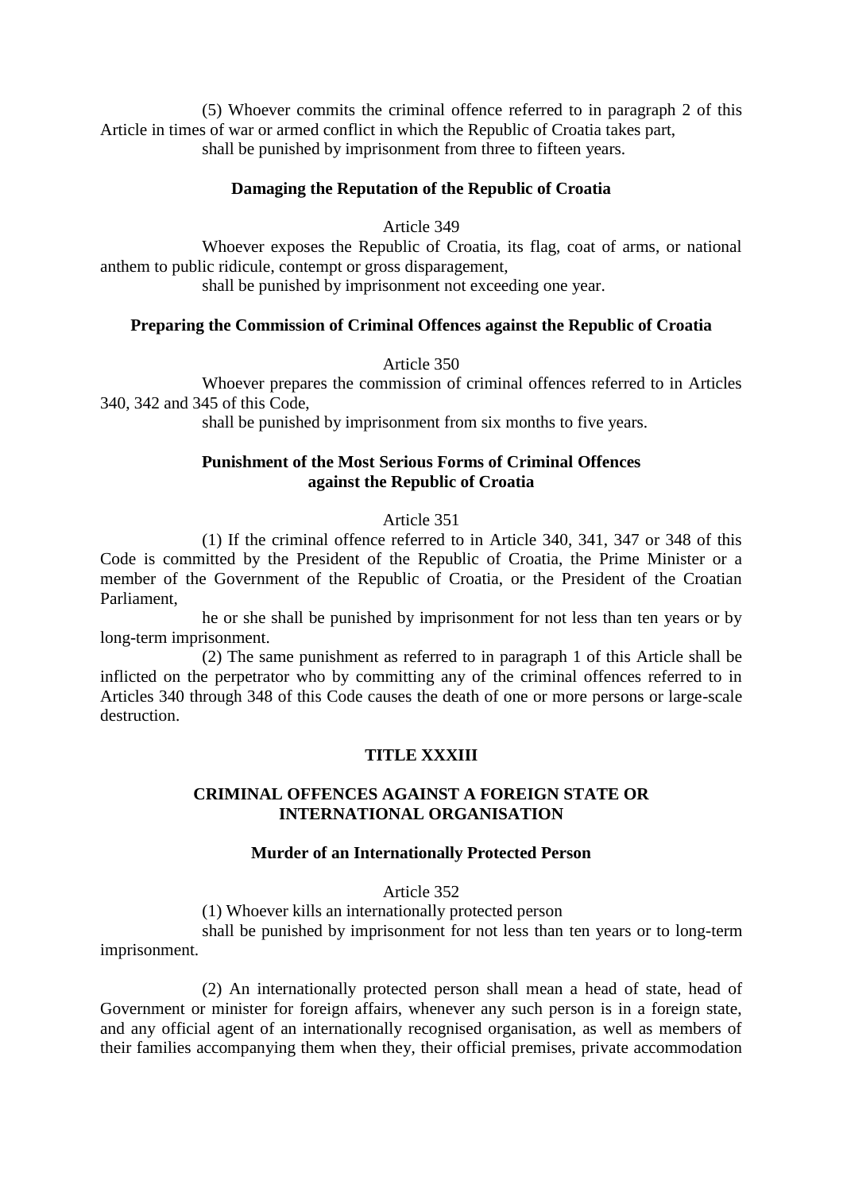(5) Whoever commits the criminal offence referred to in paragraph 2 of this Article in times of war or armed conflict in which the Republic of Croatia takes part,

shall be punished by imprisonment from three to fifteen years.

**Damaging the Reputation of the Republic of Croatia**

Article 349

Whoever exposes the Republic of Croatia, its flag, coat of arms, or national anthem to public ridicule, contempt or gross disparagement,

shall be punished by imprisonment not exceeding one year.

**Preparing the Commission of Criminal Offences against the Republic of Croatia**

Article 350

Whoever prepares the commission of criminal offences referred to in Articles 340, 342 and 345 of this Code,

shall be punished by imprisonment from six months to five years.

**Punishment of the Most Serious Forms of Criminal Offences against the Republic of Croatia**

Article 351

(1) If the criminal offence referred to in Article 340, 341, 347 or 348 of this Code is committed by the President of the Republic of Croatia, the Prime Minister or a member of the Government of the Republic of Croatia, or the President of the Croatian Parliament,

he or she shall be punished by imprisonment for not less than ten years or by long-term imprisonment.

(2) The same punishment as referred to in paragraph 1 of this Article shall be inflicted on the perpetrator who by committing any of the criminal offences referred to in Articles 340 through 348 of this Code causes the death of one or more persons or large-scale destruction.

## TITLE XXXIII

## CRIMINAL OFFENCES AGAINST A FOREIGN STATE OR INTERNATIONAL ORGANISATION

**Murder of an Internationally Protected Person**

Article 352

(1) Whoever kills an internationally protected person

shall be punished by imprisonment for not less than ten years or to long-term imprisonment.

(2) An internationally protected person shall mean a head of state, head of Government or minister for foreign affairs, whenever any such person is in a foreign state, and any official agent of an internationally recognised organisation, as well as members of their families accompanying them when they, their official premises, private accommodation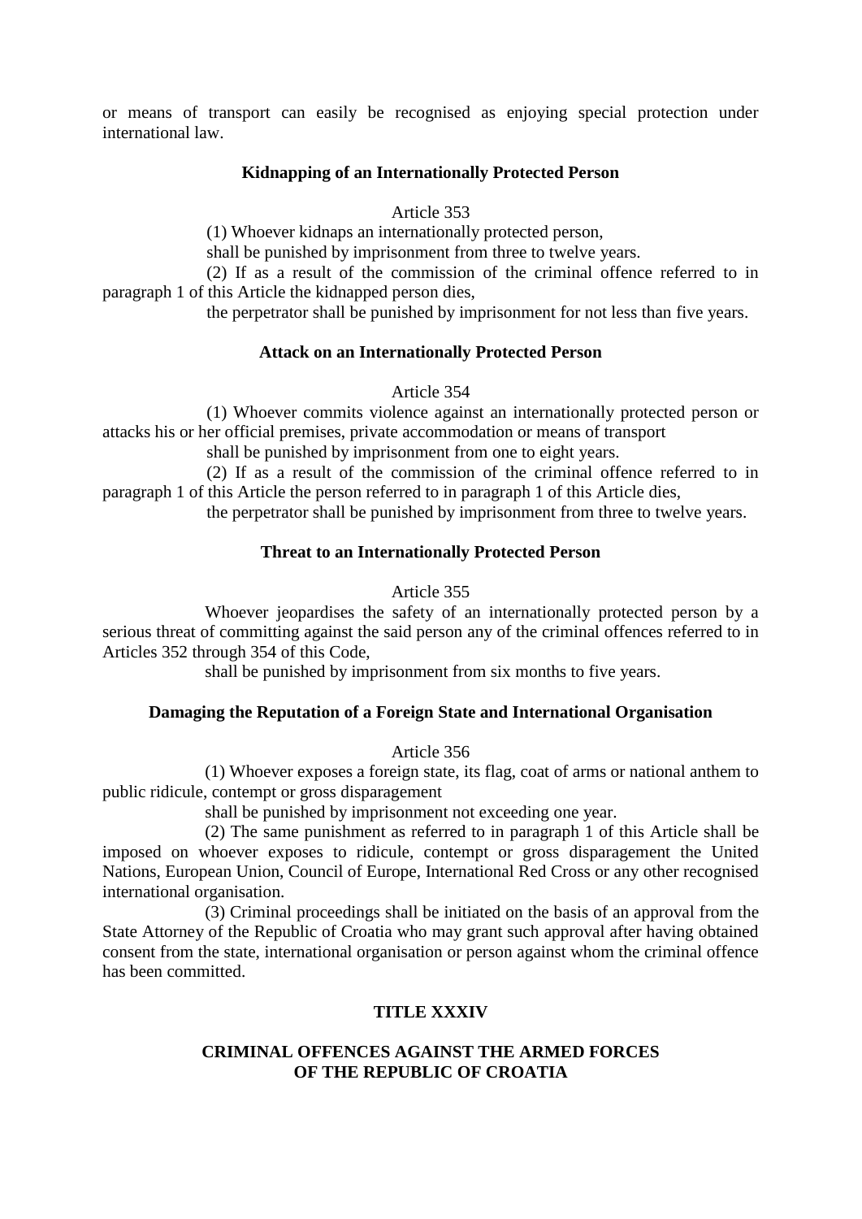or means of transport can easily be recognised as enjoying special protection under international law.

**Kidnapping of an Internationally Protected Person**

Article 353

(1) Whoever kidnaps an internationally protected person,

shall be punished by imprisonment from three to twelve years.

(2) If as a result of the commission of the criminal offence referred to in paragraph 1 of this Article the kidnapped person dies,

the perpetrator shall be punished by imprisonment for not less than five years.

**Attack on an Internationally Protected Person**

Article 354

(1) Whoever commits violence against an internationally protected person or attacks his or her official premises, private accommodation or means of transport

shall be punished by imprisonment from one to eight years.

(2) If as a result of the commission of the criminal offence referred to in paragraph 1 of this Article the person referred to in paragraph 1 of this Article dies,

the perpetrator shall be punished by imprisonment from three to twelve years.

**Threat to an Internationally Protected Person**

Article 355

Whoever jeopardises the safety of an internationally protected person by a serious threat of committing against the said person any of the criminal offences referred to in Articles 352 through 354 of this Code,

shall be punished by imprisonment from six months to five years.

**Damaging the Reputation of a Foreign State and International Organisation**

Article 356

(1) Whoever exposes a foreign state, its flag, coat of arms or national anthem to public ridicule, contempt or gross disparagement

shall be punished by imprisonment not exceeding one year.

(2) The same punishment as referred to in paragraph 1 of this Article shall be imposed on whoever exposes to ridicule, contempt or gross disparagement the United Nations, European Union, Council of Europe, International Red Cross or any other recognised international organisation.

(3) Criminal proceedings shall be initiated on the basis of an approval from the State Attorney of the Republic of Croatia who may grant such approval after having obtained consent from the state, international organisation or person against whom the criminal offence has been committed.

## TITLE XXXIV

## CRIMINAL OFFENCES AGAINST THE ARMED FORCES OF THE REPUBLIC OF CROATIA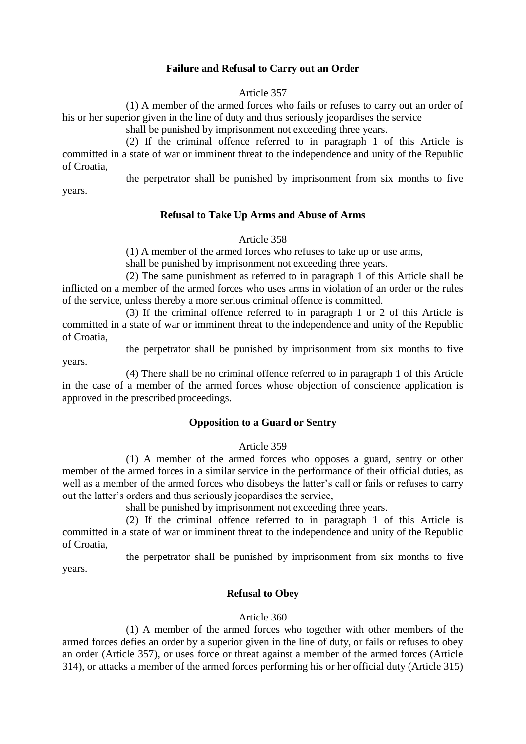**Failure and Refusal to Carry out an Order**

Article 357

(1) A member of the armed forces who fails or refuses to carry out an order of his or her superior given in the line of duty and thus seriously jeopardises the service

shall be punished by imprisonment not exceeding three years.

(2) If the criminal offence referred to in paragraph 1 of this Article is committed in a state of war or imminent threat to the independence and unity of the Republic of Croatia,

the perpetrator shall be punished by imprisonment from six months to five years.

**Refusal to Take Up Arms and Abuse of Arms**

Article 358

(1) A member of the armed forces who refuses to take up or use arms,

shall be punished by imprisonment not exceeding three years.

(2) The same punishment as referred to in paragraph 1 of this Article shall be inflicted on a member of the armed forces who uses arms in violation of an order or the rules of the service, unless thereby a more serious criminal offence is committed.

(3) If the criminal offence referred to in paragraph 1 or 2 of this Article is committed in a state of war or imminent threat to the independence and unity of the Republic of Croatia,

the perpetrator shall be punished by imprisonment from six months to five years.

(4) There shall be no criminal offence referred to in paragraph 1 of this Article in the case of a member of the armed forces whose objection of conscience application is approved in the prescribed proceedings.

**Opposition to a Guard or Sentry**

Article 359

(1) A member of the armed forces who opposes a guard, sentry or other member of the armed forces in a similar service in the performance of their official duties, as well as a member of the armed forces who disobeys the latter's call or fails or refuses to carry out the latter's orders and thus seriously jeopardises the service,

shall be punished by imprisonment not exceeding three years.

(2) If the criminal offence referred to in paragraph 1 of this Article is committed in a state of war or imminent threat to the independence and unity of the Republic of Croatia,

the perpetrator shall be punished by imprisonment from six months to five years.

**Refusal to Obey**

Article 360

(1) A member of the armed forces who together with other members of the armed forces defies an order by a superior given in the line of duty, or fails or refuses to obey an order (Article 357), or uses force or threat against a member of the armed forces (Article 314), or attacks a member of the armed forces performing his or her official duty (Article 315)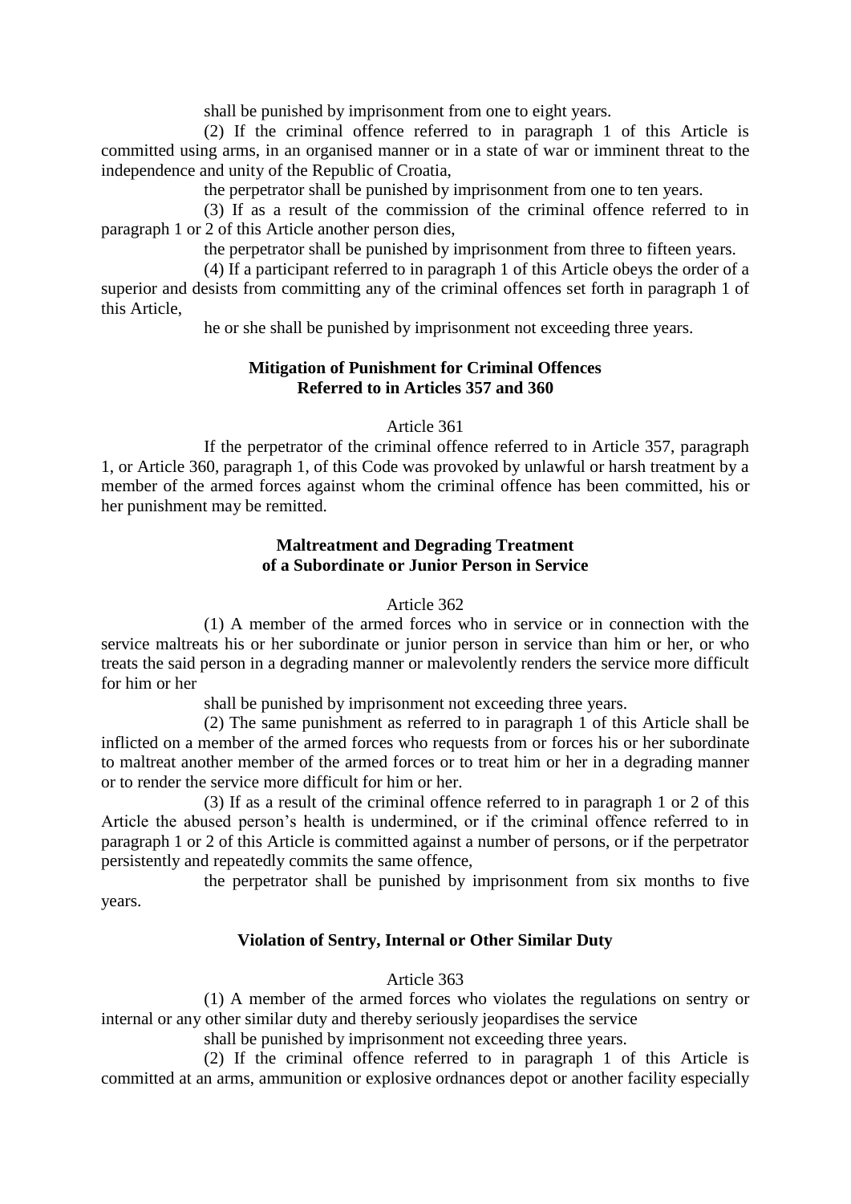shall be punished by imprisonment from one to eight years.

(2) If the criminal offence referred to in paragraph 1 of this Article is committed using arms, in an organised manner or in a state of war or imminent threat to the independence and unity of the Republic of Croatia,

the perpetrator shall be punished by imprisonment from one to ten years.

(3) If as a result of the commission of the criminal offence referred to in paragraph 1 or 2 of this Article another person dies,

the perpetrator shall be punished by imprisonment from three to fifteen years.

(4) If a participant referred to in paragraph 1 of this Article obeys the order of a superior and desists from committing any of the criminal offences set forth in paragraph 1 of this Article,

he or she shall be punished by imprisonment not exceeding three years.

### Mitigation of Punishment for Criminal Offences Referred to in Articles 357 and 360

Article 361

If the perpetrator of the criminal offence referred to in Article 357, paragraph 1, or Article 360, paragraph 1, of this Code was provoked by unlawful or harsh treatment by a member of the armed forces against whom the criminal offence has been committed, his or her punishment may be remitted.

### Maltreatment and Degrading Treatment of a Subordinate or Junior Person in Service

Article 362

(1) A member of the armed forces who in service or in connection with the service maltreats his or her subordinate or junior person in service than him or her, or who treats the said person in a degrading manner or malevolently renders the service more difficult for him or her

shall be punished by imprisonment not exceeding three years.

(2) The same punishment as referred to in paragraph 1 of this Article shall be inflicted on a member of the armed forces who requests from or forces his or her subordinate to maltreat another member of the armed forces or to treat him or her in a degrading manner or to render the service more difficult for him or her.

(3) If as a result of the criminal offence referred to in paragraph 1 or 2 of this Article the abused person's health is undermined, or if the criminal offence referred to in paragraph 1 or 2 of this Article is committed against a number of persons, or if the perpetrator persistently and repeatedly commits the same offence,

the perpetrator shall be punished by imprisonment from six months to five years.

### Violation of Sentry, Internal or Other Similar Duty

Article 363

(1) A member of the armed forces who violates the regulations on sentry or internal or any other similar duty and thereby seriously jeopardises the service

shall be punished by imprisonment not exceeding three years.

(2) If the criminal offence referred to in paragraph 1 of this Article is committed at an arms, ammunition or explosive ordnances depot or another facility especially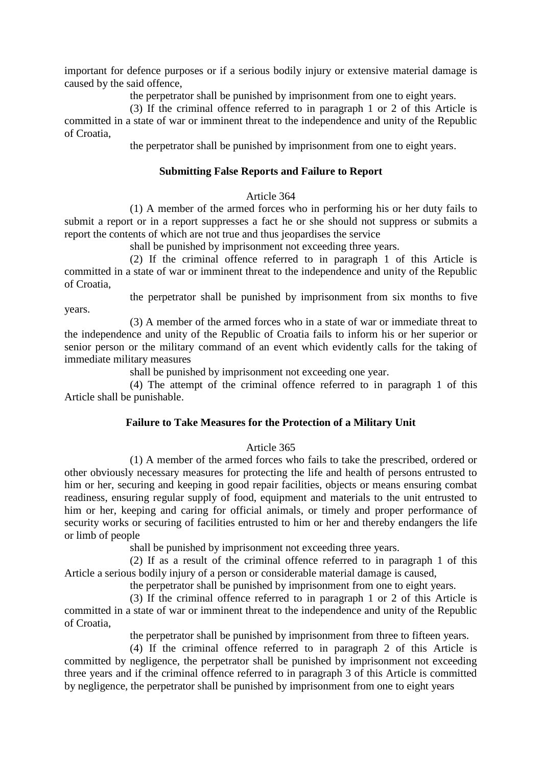important for defence purposes or if a serious bodily injury or extensive material damage is caused by the said offence,

the perpetrator shall be punished by imprisonment from one to eight years.

(3) If the criminal offence referred to in paragraph 1 or 2 of this Article is committed in a state of war or imminent threat to the independence and unity of the Republic of Croatia,

the perpetrator shall be punished by imprisonment from one to eight years.

### Submitting False Reports and Failure to Report

Article 364

(1) A member of the armed forces who in performing his or her duty fails to submit a report or in a report suppresses a fact he or she should not suppress or submits a report the contents of which are not true and thus jeopardises the service

shall be punished by imprisonment not exceeding three years.

(2) If the criminal offence referred to in paragraph 1 of this Article is committed in a state of war or imminent threat to the independence and unity of the Republic of Croatia,

the perpetrator shall be punished by imprisonment from six months to five years.

(3) A member of the armed forces who in a state of war or immediate threat to the independence and unity of the Republic of Croatia fails to inform his or her superior or senior person or the military command of an event which evidently calls for the taking of immediate military measures

shall be punished by imprisonment not exceeding one year.

(4) The attempt of the criminal offence referred to in paragraph 1 of this Article shall be punishable.

### Failure to Take Measures for the Protection of a Military Unit

Article 365

(1) A member of the armed forces who fails to take the prescribed, ordered or other obviously necessary measures for protecting the life and health of persons entrusted to him or her, securing and keeping in good repair facilities, objects or means ensuring combat readiness, ensuring regular supply of food, equipment and materials to the unit entrusted to him or her, keeping and caring for official animals, or timely and proper performance of security works or securing of facilities entrusted to him or her and thereby endangers the life or limb of people

shall be punished by imprisonment not exceeding three years.

(2) If as a result of the criminal offence referred to in paragraph 1 of this Article a serious bodily injury of a person or considerable material damage is caused,

the perpetrator shall be punished by imprisonment from one to eight years.

(3) If the criminal offence referred to in paragraph 1 or 2 of this Article is committed in a state of war or imminent threat to the independence and unity of the Republic of Croatia,

the perpetrator shall be punished by imprisonment from three to fifteen years.

(4) If the criminal offence referred to in paragraph 2 of this Article is committed by negligence, the perpetrator shall be punished by imprisonment not exceeding three years and if the criminal offence referred to in paragraph 3 of this Article is committed by negligence, the perpetrator shall be punished by imprisonment from one to eight years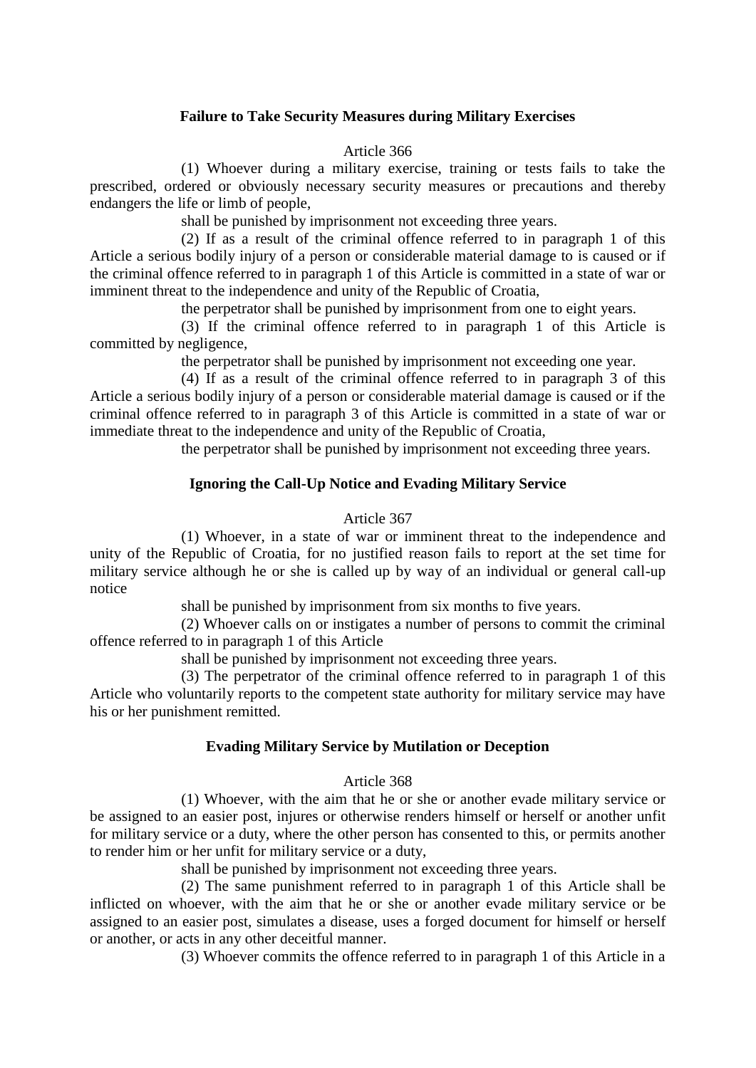**Failure to Take Security Measures during Military Exercises**

Article 366

(1) Whoever during a military exercise, training or tests fails to take the prescribed, ordered or obviously necessary security measures or precautions and thereby endangers the life or limb of people,

shall be punished by imprisonment not exceeding three years.

(2) If as a result of the criminal offence referred to in paragraph 1 of this Article a serious bodily injury of a person or considerable material damage to is caused or if the criminal offence referred to in paragraph 1 of this Article is committed in a state of war or imminent threat to the independence and unity of the Republic of Croatia,

the perpetrator shall be punished by imprisonment from one to eight years.

(3) If the criminal offence referred to in paragraph 1 of this Article is committed by negligence,

the perpetrator shall be punished by imprisonment not exceeding one year.

(4) If as a result of the criminal offence referred to in paragraph 3 of this Article a serious bodily injury of a person or considerable material damage is caused or if the criminal offence referred to in paragraph 3 of this Article is committed in a state of war or immediate threat to the independence and unity of the Republic of Croatia,

the perpetrator shall be punished by imprisonment not exceeding three years.

**Ignoring the Call-Up Notice and Evading Military Service**

Article 367

(1) Whoever, in a state of war or imminent threat to the independence and unity of the Republic of Croatia, for no justified reason fails to report at the set time for military service although he or she is called up by way of an individual or general call-up notice

shall be punished by imprisonment from six months to five years.

(2) Whoever calls on or instigates a number of persons to commit the criminal offence referred to in paragraph 1 of this Article

shall be punished by imprisonment not exceeding three years.

(3) The perpetrator of the criminal offence referred to in paragraph 1 of this Article who voluntarily reports to the competent state authority for military service may have his or her punishment remitted.

**Evading Military Service by Mutilation or Deception**

Article 368

(1) Whoever, with the aim that he or she or another evade military service or be assigned to an easier post, injures or otherwise renders himself or herself or another unfit for military service or a duty, where the other person has consented to this, or permits another to render him or her unfit for military service or a duty,

shall be punished by imprisonment not exceeding three years.

(2) The same punishment referred to in paragraph 1 of this Article shall be inflicted on whoever, with the aim that he or she or another evade military service or be assigned to an easier post, simulates a disease, uses a forged document for himself or herself or another, or acts in any other deceitful manner.

(3) Whoever commits the offence referred to in paragraph 1 of this Article in a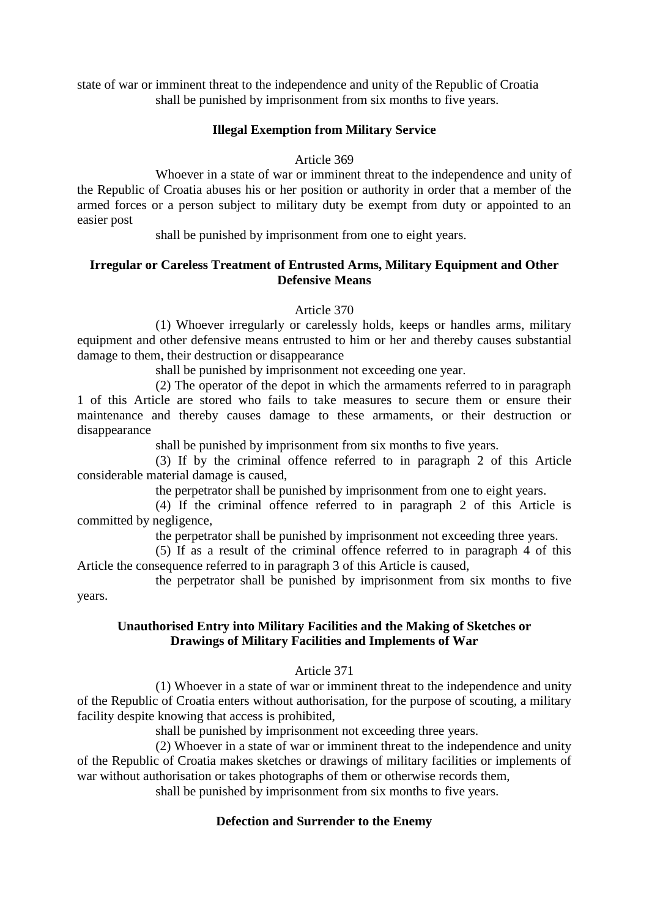state of war or imminent threat to the independence and unity of the Republic of Croatia
shall be punished by imprisonment from six months to five years.

**Illegal Exemption from Military Service**

Article 369

Whoever in a state of war or imminent threat to the independence and unity of the Republic of Croatia abuses his or her position or authority in order that a member of the armed forces or a person subject to military duty be exempt from duty or appointed to an easier post

shall be punished by imprisonment from one to eight years.

**Irregular or Careless Treatment of Entrusted Arms, Military Equipment and Other Defensive Means**

Article 370

(1) Whoever irregularly or carelessly holds, keeps or handles arms, military equipment and other defensive means entrusted to him or her and thereby causes substantial damage to them, their destruction or disappearance

shall be punished by imprisonment not exceeding one year.

(2) The operator of the depot in which the armaments referred to in paragraph 1 of this Article are stored who fails to take measures to secure them or ensure their maintenance and thereby causes damage to these armaments, or their destruction or disappearance

shall be punished by imprisonment from six months to five years.

(3) If by the criminal offence referred to in paragraph 2 of this Article considerable material damage is caused,

the perpetrator shall be punished by imprisonment from one to eight years.

(4) If the criminal offence referred to in paragraph 2 of this Article is committed by negligence,

the perpetrator shall be punished by imprisonment not exceeding three years.

(5) If as a result of the criminal offence referred to in paragraph 4 of this Article the consequence referred to in paragraph 3 of this Article is caused,

the perpetrator shall be punished by imprisonment from six months to five years.

**Unauthorised Entry into Military Facilities and the Making of Sketches or Drawings of Military Facilities and Implements of War**

Article 371

(1) Whoever in a state of war or imminent threat to the independence and unity of the Republic of Croatia enters without authorisation, for the purpose of scouting, a military facility despite knowing that access is prohibited,

shall be punished by imprisonment not exceeding three years.

(2) Whoever in a state of war or imminent threat to the independence and unity of the Republic of Croatia makes sketches or drawings of military facilities or implements of war without authorisation or takes photographs of them or otherwise records them,

shall be punished by imprisonment from six months to five years.

**Defection and Surrender to the Enemy**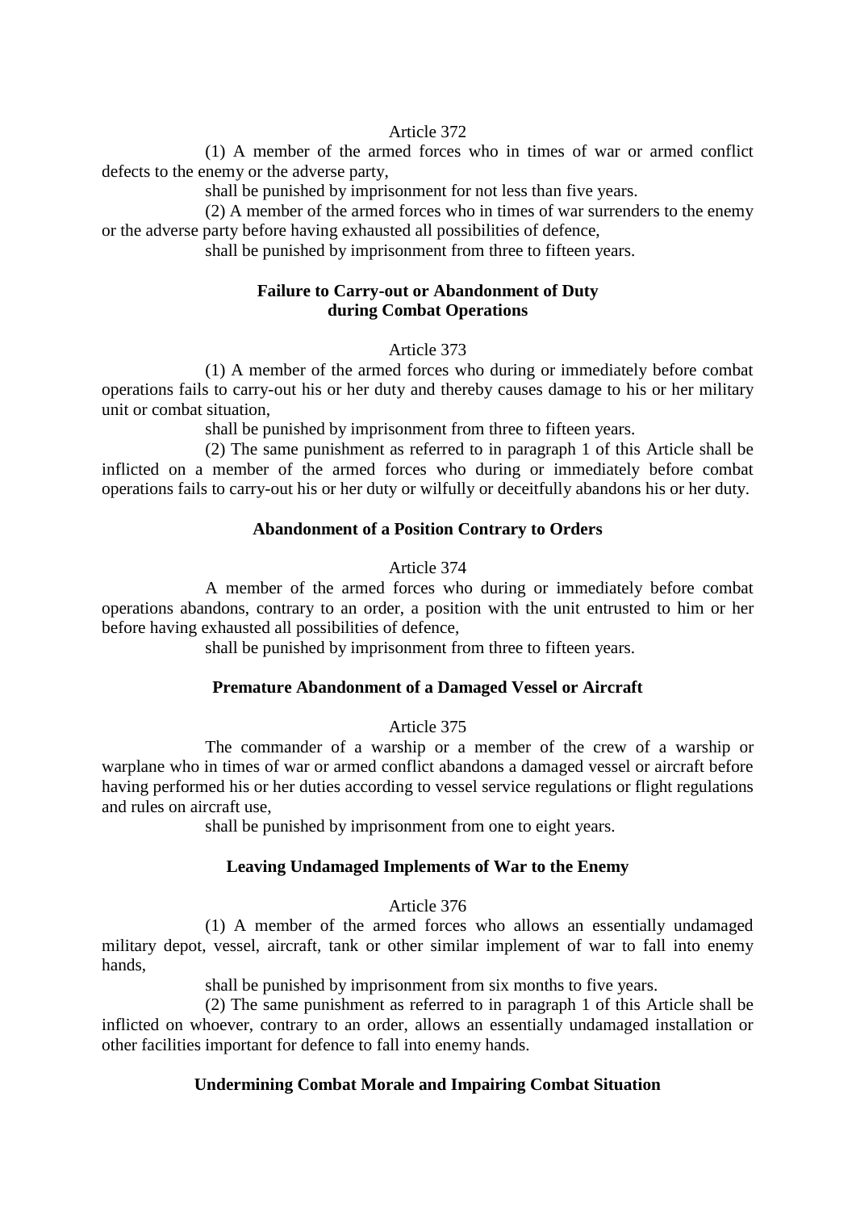Article 372

(1) A member of the armed forces who in times of war or armed conflict defects to the enemy or the adverse party,

shall be punished by imprisonment for not less than five years.

(2) A member of the armed forces who in times of war surrenders to the enemy or the adverse party before having exhausted all possibilities of defence,

shall be punished by imprisonment from three to fifteen years.

**Failure to Carry-out or Abandonment of Duty during Combat Operations**

Article 373

(1) A member of the armed forces who during or immediately before combat operations fails to carry-out his or her duty and thereby causes damage to his or her military unit or combat situation,

shall be punished by imprisonment from three to fifteen years.

(2) The same punishment as referred to in paragraph 1 of this Article shall be inflicted on a member of the armed forces who during or immediately before combat operations fails to carry-out his or her duty or wilfully or deceitfully abandons his or her duty.

**Abandonment of a Position Contrary to Orders**

Article 374

A member of the armed forces who during or immediately before combat operations abandons, contrary to an order, a position with the unit entrusted to him or her before having exhausted all possibilities of defence,

shall be punished by imprisonment from three to fifteen years.

**Premature Abandonment of a Damaged Vessel or Aircraft**

Article 375

The commander of a warship or a member of the crew of a warship or warplane who in times of war or armed conflict abandons a damaged vessel or aircraft before having performed his or her duties according to vessel service regulations or flight regulations and rules on aircraft use,

shall be punished by imprisonment from one to eight years.

**Leaving Undamaged Implements of War to the Enemy**

Article 376

(1) A member of the armed forces who allows an essentially undamaged military depot, vessel, aircraft, tank or other similar implement of war to fall into enemy hands,

shall be punished by imprisonment from six months to five years.

(2) The same punishment as referred to in paragraph 1 of this Article shall be inflicted on whoever, contrary to an order, allows an essentially undamaged installation or other facilities important for defence to fall into enemy hands.

**Undermining Combat Morale and Impairing Combat Situation**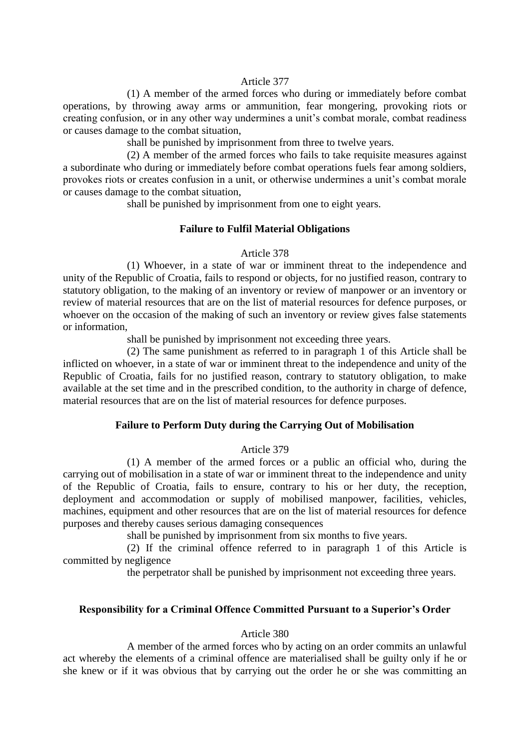Article 377

(1) A member of the armed forces who during or immediately before combat operations, by throwing away arms or ammunition, fear mongering, provoking riots or creating confusion, or in any other way undermines a unit's combat morale, combat readiness or causes damage to the combat situation,

shall be punished by imprisonment from three to twelve years.

(2) A member of the armed forces who fails to take requisite measures against a subordinate who during or immediately before combat operations fuels fear among soldiers, provokes riots or creates confusion in a unit, or otherwise undermines a unit's combat morale or causes damage to the combat situation,

shall be punished by imprisonment from one to eight years.

### Failure to Fulfil Material Obligations

Article 378

(1) Whoever, in a state of war or imminent threat to the independence and unity of the Republic of Croatia, fails to respond or objects, for no justified reason, contrary to statutory obligation, to the making of an inventory or review of manpower or an inventory or review of material resources that are on the list of material resources for defence purposes, or whoever on the occasion of the making of such an inventory or review gives false statements or information,

shall be punished by imprisonment not exceeding three years.

(2) The same punishment as referred to in paragraph 1 of this Article shall be inflicted on whoever, in a state of war or imminent threat to the independence and unity of the Republic of Croatia, fails for no justified reason, contrary to statutory obligation, to make available at the set time and in the prescribed condition, to the authority in charge of defence, material resources that are on the list of material resources for defence purposes.

### Failure to Perform Duty during the Carrying Out of Mobilisation

Article 379

(1) A member of the armed forces or a public an official who, during the carrying out of mobilisation in a state of war or imminent threat to the independence and unity of the Republic of Croatia, fails to ensure, contrary to his or her duty, the reception, deployment and accommodation or supply of mobilised manpower, facilities, vehicles, machines, equipment and other resources that are on the list of material resources for defence purposes and thereby causes serious damaging consequences

shall be punished by imprisonment from six months to five years.

(2) If the criminal offence referred to in paragraph 1 of this Article is committed by negligence

the perpetrator shall be punished by imprisonment not exceeding three years.

### Responsibility for a Criminal Offence Committed Pursuant to a Superior's Order

Article 380

A member of the armed forces who by acting on an order commits an unlawful act whereby the elements of a criminal offence are materialised shall be guilty only if he or she knew or if it was obvious that by carrying out the order he or she was committing an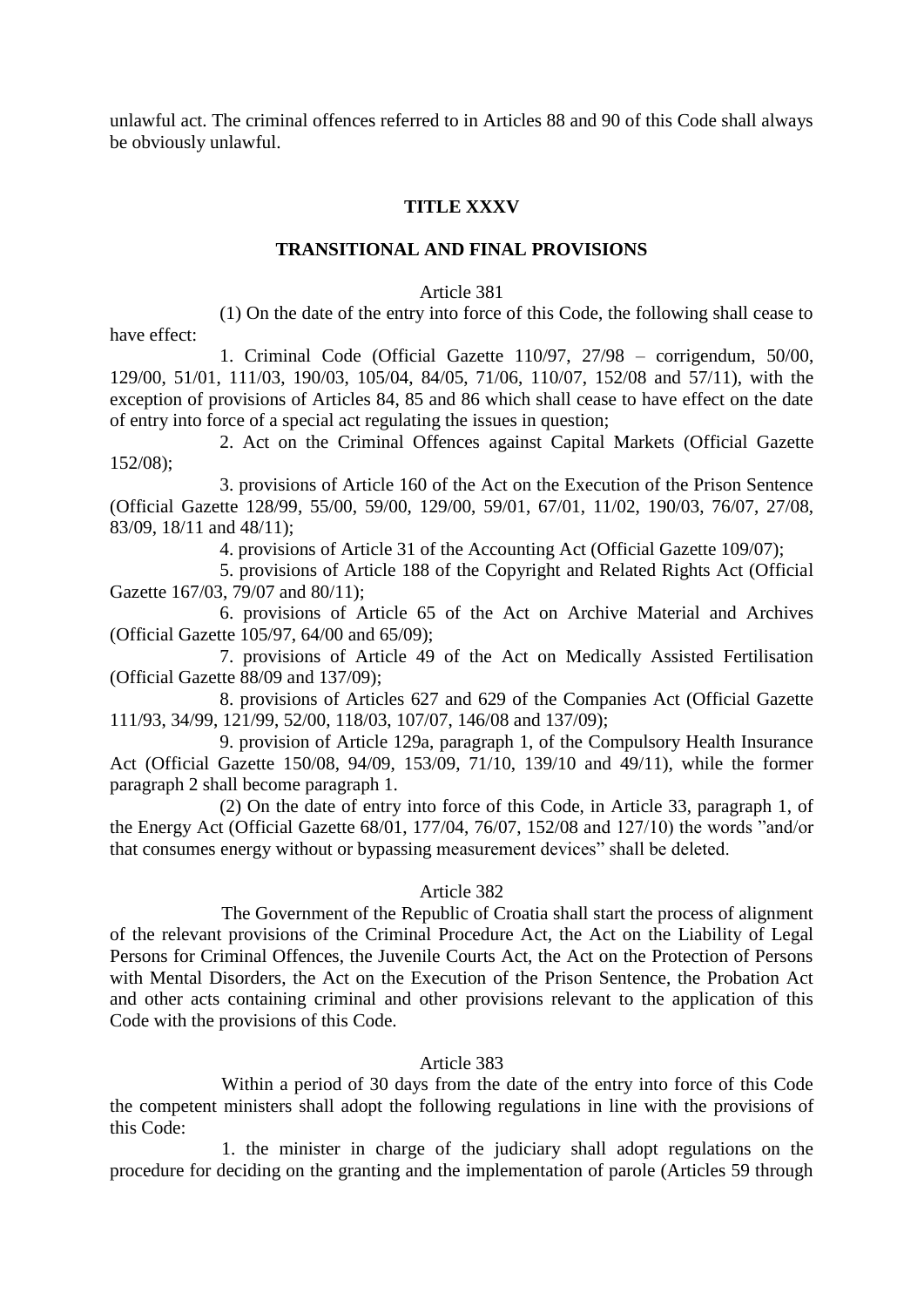unlawful act. The criminal offences referred to in Articles 88 and 90 of this Code shall always be obviously unlawful.

## TITLE XXXV

## TRANSITIONAL AND FINAL PROVISIONS

Article 381

(1) On the date of the entry into force of this Code, the following shall cease to have effect:

1. Criminal Code (Official Gazette 110/97, 27/98 – corrigendum, 50/00, 129/00, 51/01, 111/03, 190/03, 105/04, 84/05, 71/06, 110/07, 152/08 and 57/11), with the exception of provisions of Articles 84, 85 and 86 which shall cease to have effect on the date of entry into force of a special act regulating the issues in question;

2. Act on the Criminal Offences against Capital Markets (Official Gazette 152/08);

3. provisions of Article 160 of the Act on the Execution of the Prison Sentence (Official Gazette 128/99, 55/00, 59/00, 129/00, 59/01, 67/01, 11/02, 190/03, 76/07, 27/08, 83/09, 18/11 and 48/11);

4. provisions of Article 31 of the Accounting Act (Official Gazette 109/07);

5. provisions of Article 188 of the Copyright and Related Rights Act (Official Gazette 167/03, 79/07 and 80/11);

6. provisions of Article 65 of the Act on Archive Material and Archives (Official Gazette 105/97, 64/00 and 65/09);

7. provisions of Article 49 of the Act on Medically Assisted Fertilisation (Official Gazette 88/09 and 137/09);

8. provisions of Articles 627 and 629 of the Companies Act (Official Gazette 111/93, 34/99, 121/99, 52/00, 118/03, 107/07, 146/08 and 137/09);

9. provision of Article 129a, paragraph 1, of the Compulsory Health Insurance Act (Official Gazette 150/08, 94/09, 153/09, 71/10, 139/10 and 49/11), while the former paragraph 2 shall become paragraph 1.

(2) On the date of entry into force of this Code, in Article 33, paragraph 1, of the Energy Act (Official Gazette 68/01, 177/04, 76/07, 152/08 and 127/10) the words "and/or that consumes energy without or bypassing measurement devices" shall be deleted.

Article 382

The Government of the Republic of Croatia shall start the process of alignment of the relevant provisions of the Criminal Procedure Act, the Act on the Liability of Legal Persons for Criminal Offences, the Juvenile Courts Act, the Act on the Protection of Persons with Mental Disorders, the Act on the Execution of the Prison Sentence, the Probation Act and other acts containing criminal and other provisions relevant to the application of this Code with the provisions of this Code.

Article 383

Within a period of 30 days from the date of the entry into force of this Code the competent ministers shall adopt the following regulations in line with the provisions of this Code:

1. the minister in charge of the judiciary shall adopt regulations on the procedure for deciding on the granting and the implementation of parole (Articles 59 through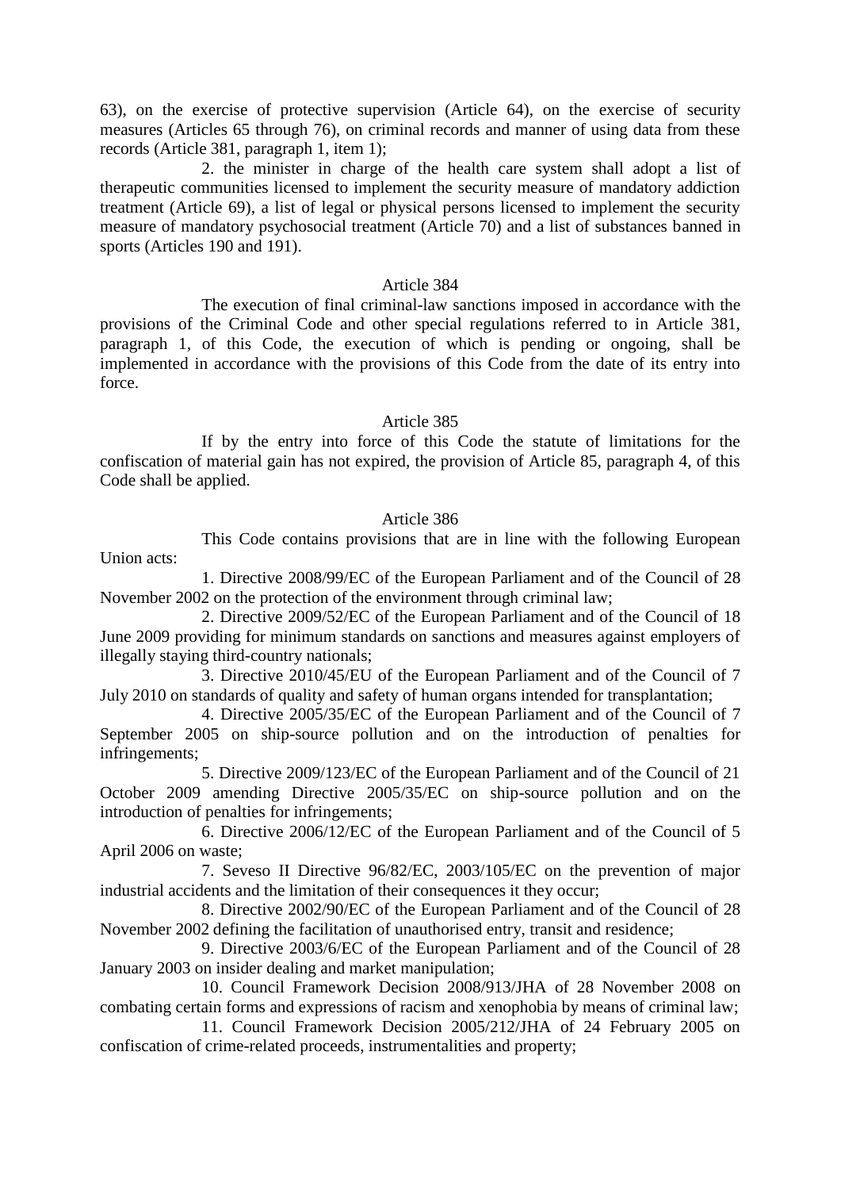63), on the exercise of protective supervision (Article 64), on the exercise of security measures (Articles 65 through 76), on criminal records and manner of using data from these records (Article 381, paragraph 1, item 1);

2. the minister in charge of the health care system shall adopt a list of therapeutic communities licensed to implement the security measure of mandatory addiction treatment (Article 69), a list of legal or physical persons licensed to implement the security measure of mandatory psychosocial treatment (Article 70) and a list of substances banned in sports (Articles 190 and 191).

Article 384

The execution of final criminal-law sanctions imposed in accordance with the provisions of the Criminal Code and other special regulations referred to in Article 381, paragraph 1, of this Code, the execution of which is pending or ongoing, shall be implemented in accordance with the provisions of this Code from the date of its entry into force.

Article 385

If by the entry into force of this Code the statute of limitations for the confiscation of material gain has not expired, the provision of Article 85, paragraph 4, of this Code shall be applied.

Article 386

This Code contains provisions that are in line with the following European Union acts:

1. Directive 2008/99/EC of the European Parliament and of the Council of 28 November 2002 on the protection of the environment through criminal law;

2. Directive 2009/52/EC of the European Parliament and of the Council of 18 June 2009 providing for minimum standards on sanctions and measures against employers of illegally staying third-country nationals;

3. Directive 2010/45/EU of the European Parliament and of the Council of 7 July 2010 on standards of quality and safety of human organs intended for transplantation;

4. Directive 2005/35/EC of the European Parliament and of the Council of 7 September 2005 on ship-source pollution and on the introduction of penalties for infringements;

5. Directive 2009/123/EC of the European Parliament and of the Council of 21 October 2009 amending Directive 2005/35/EC on ship-source pollution and on the introduction of penalties for infringements;

6. Directive 2006/12/EC of the European Parliament and of the Council of 5 April 2006 on waste;

7. Seveso II Directive 96/82/EC, 2003/105/EC on the prevention of major industrial accidents and the limitation of their consequences it they occur;

8. Directive 2002/90/EC of the European Parliament and of the Council of 28 November 2002 defining the facilitation of unauthorised entry, transit and residence;

9. Directive 2003/6/EC of the European Parliament and of the Council of 28 January 2003 on insider dealing and market manipulation;

10. Council Framework Decision 2008/913/JHA of 28 November 2008 on combating certain forms and expressions of racism and xenophobia by means of criminal law;

11. Council Framework Decision 2005/212/JHA of 24 February 2005 on confiscation of crime-related proceeds, instrumentalities and property;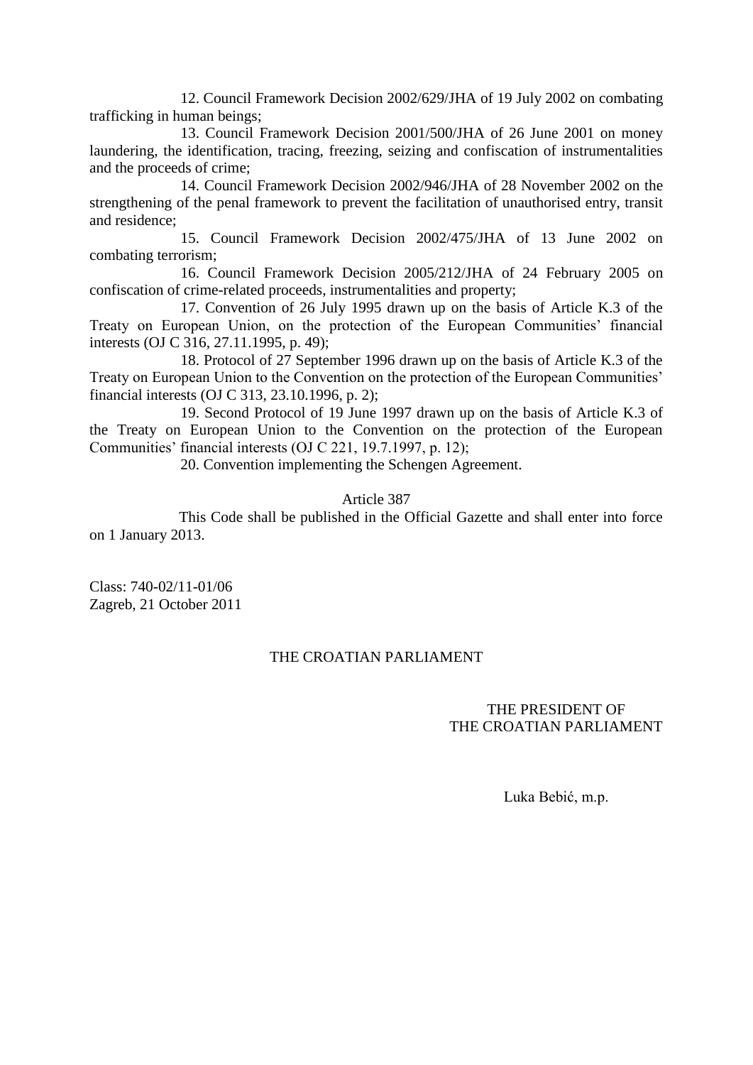12. Council Framework Decision 2002/629/JHA of 19 July 2002 on combating trafficking in human beings;

13. Council Framework Decision 2001/500/JHA of 26 June 2001 on money laundering, the identification, tracing, freezing, seizing and confiscation of instrumentalities and the proceeds of crime;

14. Council Framework Decision 2002/946/JHA of 28 November 2002 on the strengthening of the penal framework to prevent the facilitation of unauthorised entry, transit and residence;

15. Council Framework Decision 2002/475/JHA of 13 June 2002 on combating terrorism;

16. Council Framework Decision 2005/212/JHA of 24 February 2005 on confiscation of crime-related proceeds, instrumentalities and property;

17. Convention of 26 July 1995 drawn up on the basis of Article K.3 of the Treaty on European Union, on the protection of the European Communities' financial interests (OJ C 316, 27.11.1995, p. 49);

18. Protocol of 27 September 1996 drawn up on the basis of Article K.3 of the Treaty on European Union to the Convention on the protection of the European Communities' financial interests (OJ C 313, 23.10.1996, p. 2);

19. Second Protocol of 19 June 1997 drawn up on the basis of Article K.3 of the Treaty on European Union to the Convention on the protection of the European Communities' financial interests (OJ C 221, 19.7.1997, p. 12);

20. Convention implementing the Schengen Agreement.

Article 387

This Code shall be published in the Official Gazette and shall enter into force on 1 January 2013.

Class: 740-02/11-01/06
Zagreb, 21 October 2011

THE CROATIAN PARLIAMENT

THE PRESIDENT OF
THE CROATIAN PARLIAMENT

Luka Bebić, m.p.